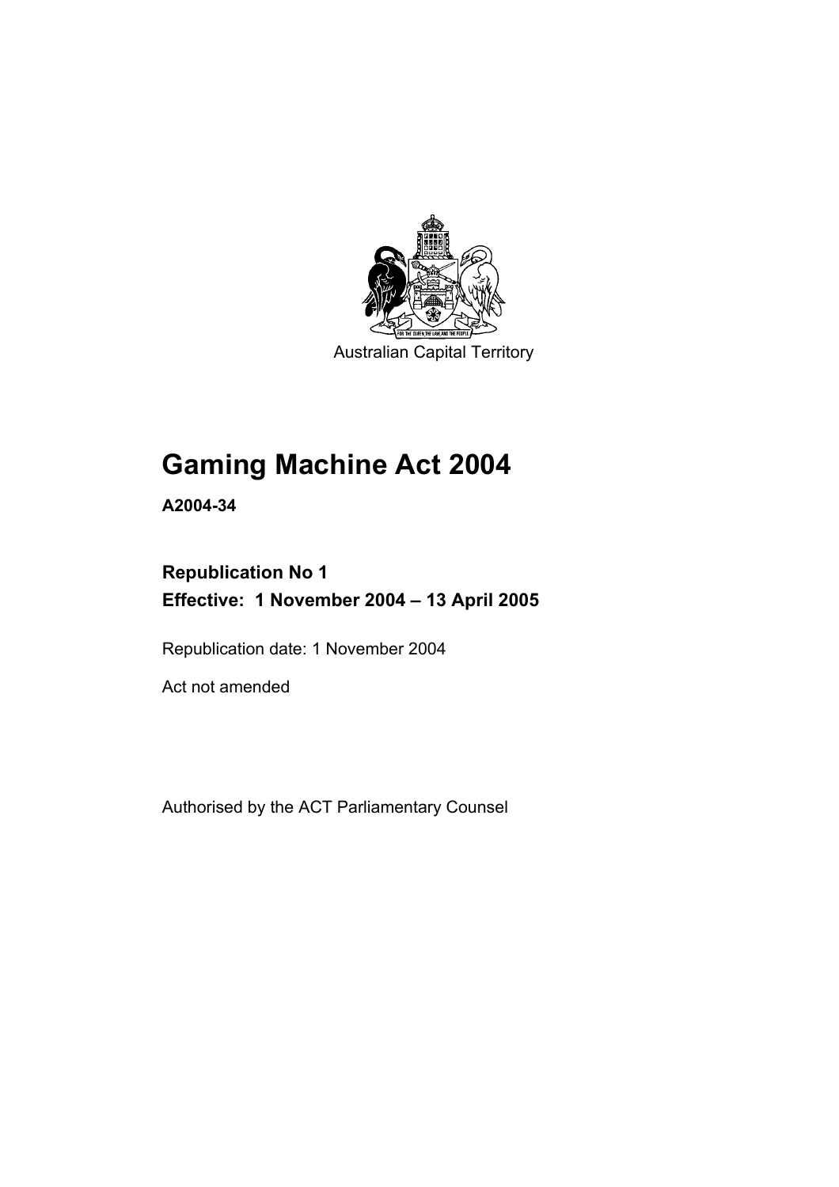Australian Capital Territory

# Gaming Machine Act 2004

**A2004-34**

**Republication No 1**
**Effective: 1 November 2004 – 13 April 2005**

Republication date: 1 November 2004

Act not amended

Authorised by the ACT Parliamentary Counsel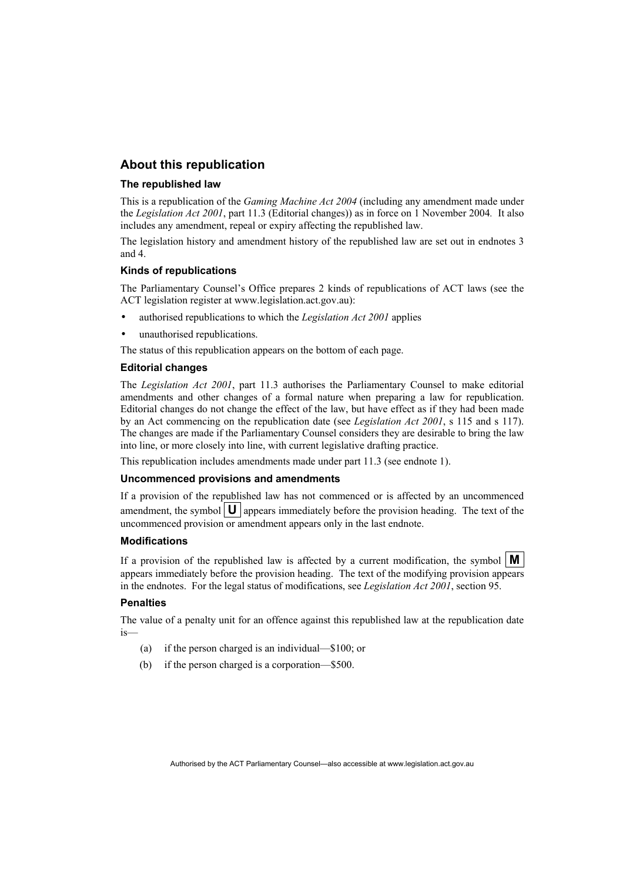## About this republication

### The republished law

This is a republication of the *Gaming Machine Act 2004* (including any amendment made under the *Legislation Act 2001*, part 11.3 (Editorial changes)) as in force on 1 November 2004*.* It also includes any amendment, repeal or expiry affecting the republished law.

The legislation history and amendment history of the republished law are set out in endnotes 3 and 4.

### Kinds of republications

The Parliamentary Counsel's Office prepares 2 kinds of republications of ACT laws (see the ACT legislation register at www.legislation.act.gov.au):

- authorised republications to which the *Legislation Act 2001* applies
- unauthorised republications.

The status of this republication appears on the bottom of each page.

### Editorial changes

The *Legislation Act 2001*, part 11.3 authorises the Parliamentary Counsel to make editorial amendments and other changes of a formal nature when preparing a law for republication. Editorial changes do not change the effect of the law, but have effect as if they had been made by an Act commencing on the republication date (see *Legislation Act 2001*, s 115 and s 117). The changes are made if the Parliamentary Counsel considers they are desirable to bring the law into line, or more closely into line, with current legislative drafting practice.

This republication includes amendments made under part 11.3 (see endnote 1).

### Uncommenced provisions and amendments

If a provision of the republished law has not commenced or is affected by an uncommenced amendment, the symbol **U** appears immediately before the provision heading. The text of the uncommenced provision or amendment appears only in the last endnote.

### Modifications

If a provision of the republished law is affected by a current modification, the symbol **M** appears immediately before the provision heading. The text of the modifying provision appears in the endnotes. For the legal status of modifications, see *Legislation Act 2001*, section 95.

### Penalties

The value of a penalty unit for an offence against this republished law at the republication date is—

(a) if the person charged is an individual—$100; or

(b) if the person charged is a corporation—$500.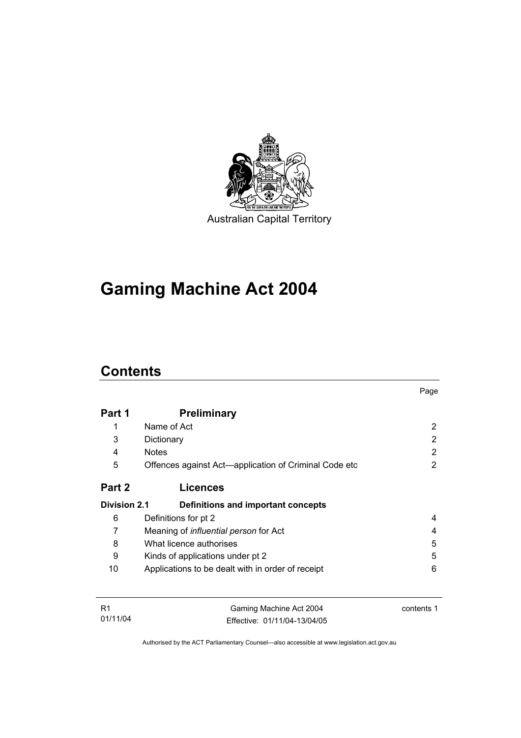Australian Capital Territory

# Gaming Machine Act 2004

## Contents

| | | Page |
|---|---|---|
| **Part 1** | **Preliminary** | |
| 1 | Name of Act | 2 |
| 3 | Dictionary | 2 |
| 4 | Notes | 2 |
| 5 | Offences against Act—application of Criminal Code etc | 2 |
| **Part 2** | **Licences** | |
| **Division 2.1** | **Definitions and important concepts** | |
| 6 | Definitions for pt 2 | 4 |
| 7 | Meaning of *influential person* for Act | 4 |
| 8 | What licence authorises | 5 |
| 9 | Kinds of applications under pt 2 | 5 |
| 10 | Applications to be dealt with in order of receipt | 6 |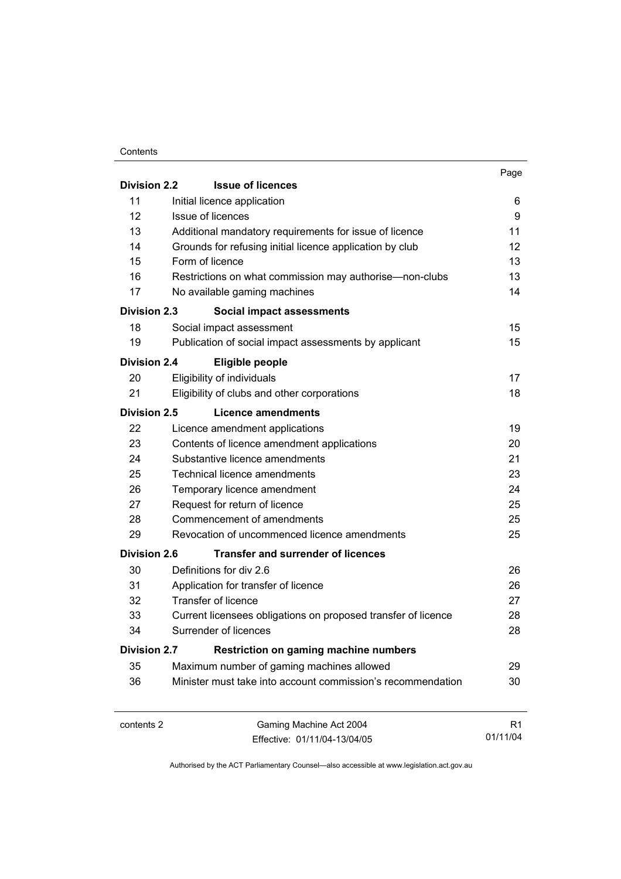| | | Page |
|---|---|---|
| **Division 2.2** | **Issue of licences** | |
| 11 | Initial licence application | 6 |
| 12 | Issue of licences | 9 |
| 13 | Additional mandatory requirements for issue of licence | 11 |
| 14 | Grounds for refusing initial licence application by club | 12 |
| 15 | Form of licence | 13 |
| 16 | Restrictions on what commission may authorise—non-clubs | 13 |
| 17 | No available gaming machines | 14 |
| **Division 2.3** | **Social impact assessments** | |
| 18 | Social impact assessment | 15 |
| 19 | Publication of social impact assessments by applicant | 15 |
| **Division 2.4** | **Eligible people** | |
| 20 | Eligibility of individuals | 17 |
| 21 | Eligibility of clubs and other corporations | 18 |
| **Division 2.5** | **Licence amendments** | |
| 22 | Licence amendment applications | 19 |
| 23 | Contents of licence amendment applications | 20 |
| 24 | Substantive licence amendments | 21 |
| 25 | Technical licence amendments | 23 |
| 26 | Temporary licence amendment | 24 |
| 27 | Request for return of licence | 25 |
| 28 | Commencement of amendments | 25 |
| 29 | Revocation of uncommenced licence amendments | 25 |
| **Division 2.6** | **Transfer and surrender of licences** | |
| 30 | Definitions for div 2.6 | 26 |
| 31 | Application for transfer of licence | 26 |
| 32 | Transfer of licence | 27 |
| 33 | Current licensees obligations on proposed transfer of licence | 28 |
| 34 | Surrender of licences | 28 |
| **Division 2.7** | **Restriction on gaming machine numbers** | |
| 35 | Maximum number of gaming machines allowed | 29 |
| 36 | Minister must take into account commission's recommendation | 30 |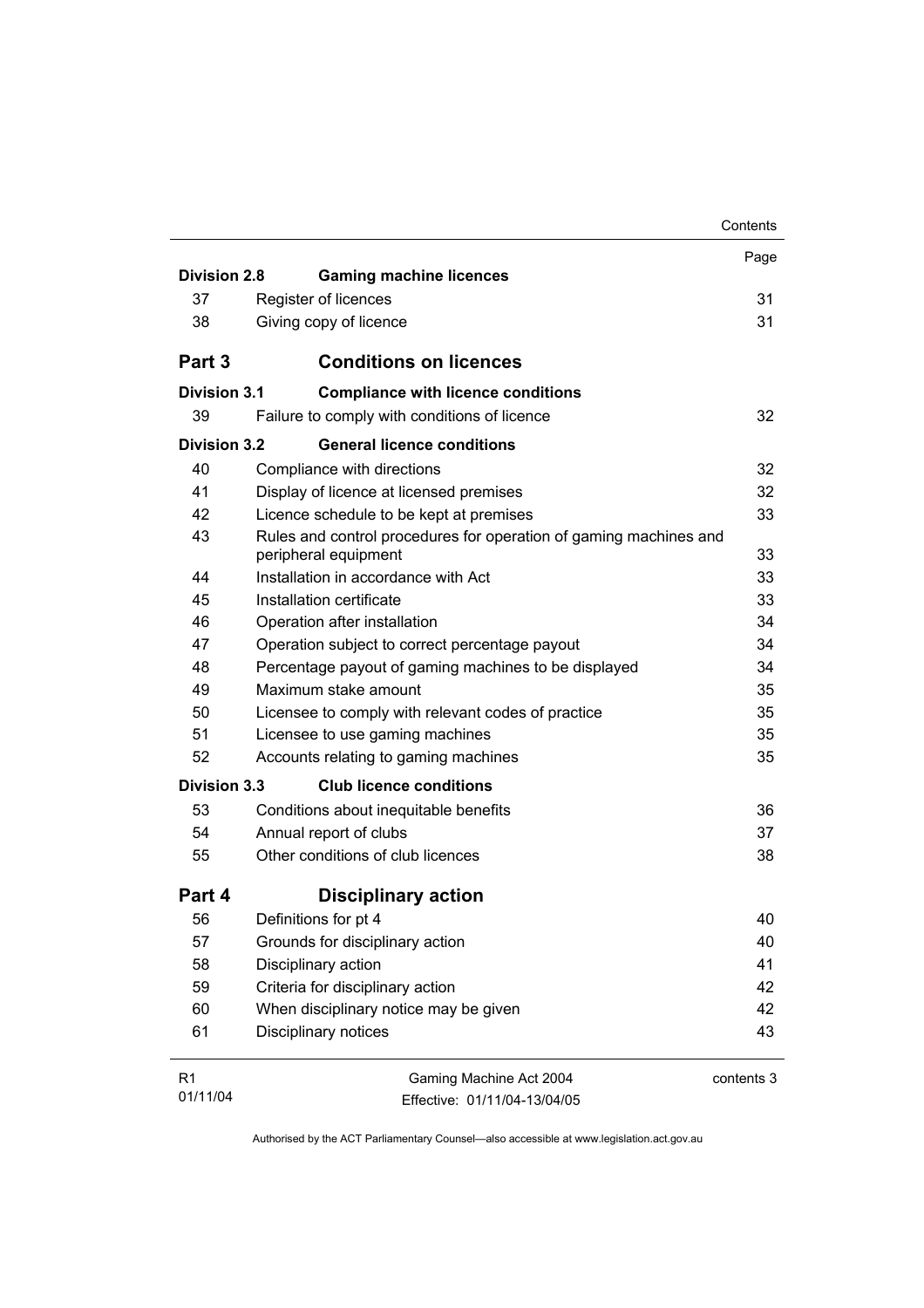| | | Page |
|---|---|---|
| **Division 2.8** | **Gaming machine licences** | |
| 37 | Register of licences | 31 |
| 38 | Giving copy of licence | 31 |
| **Part 3** | **Conditions on licences** | |
| **Division 3.1** | **Compliance with licence conditions** | |
| 39 | Failure to comply with conditions of licence | 32 |
| **Division 3.2** | **General licence conditions** | |
| 40 | Compliance with directions | 32 |
| 41 | Display of licence at licensed premises | 32 |
| 42 | Licence schedule to be kept at premises | 33 |
| 43 | Rules and control procedures for operation of gaming machines and peripheral equipment | 33 |
| 44 | Installation in accordance with Act | 33 |
| 45 | Installation certificate | 33 |
| 46 | Operation after installation | 34 |
| 47 | Operation subject to correct percentage payout | 34 |
| 48 | Percentage payout of gaming machines to be displayed | 34 |
| 49 | Maximum stake amount | 35 |
| 50 | Licensee to comply with relevant codes of practice | 35 |
| 51 | Licensee to use gaming machines | 35 |
| 52 | Accounts relating to gaming machines | 35 |
| **Division 3.3** | **Club licence conditions** | |
| 53 | Conditions about inequitable benefits | 36 |
| 54 | Annual report of clubs | 37 |
| 55 | Other conditions of club licences | 38 |
| **Part 4** | **Disciplinary action** | |
| 56 | Definitions for pt 4 | 40 |
| 57 | Grounds for disciplinary action | 40 |
| 58 | Disciplinary action | 41 |
| 59 | Criteria for disciplinary action | 42 |
| 60 | When disciplinary notice may be given | 42 |
| 61 | Disciplinary notices | 43 |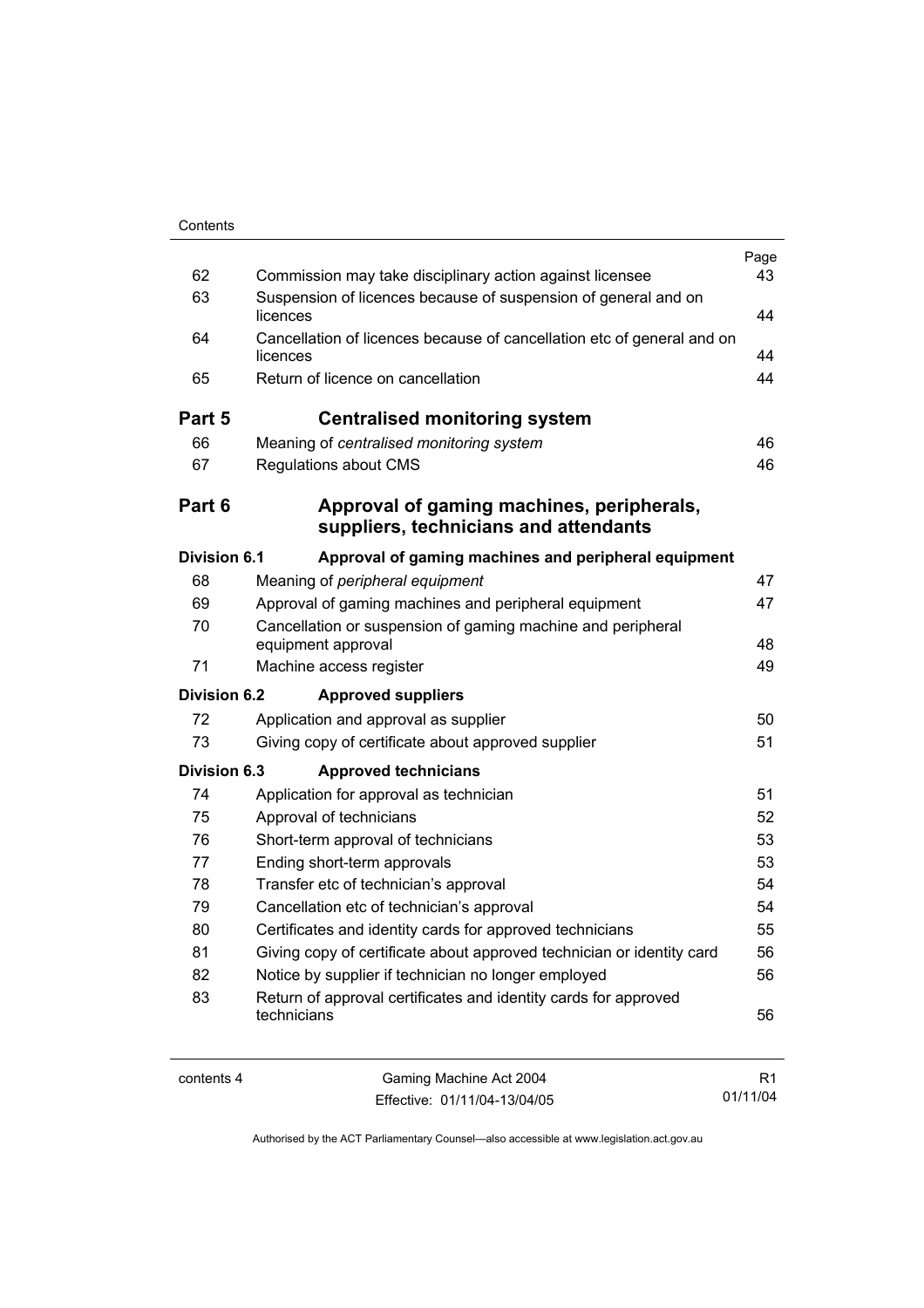| | | Page |
|---|---|---|
| 62 | Commission may take disciplinary action against licensee | 43 |
| 63 | Suspension of licences because of suspension of general and on licences | 44 |
| 64 | Cancellation of licences because of cancellation etc of general and on licences | 44 |
| 65 | Return of licence on cancellation | 44 |
| **Part 5** | **Centralised monitoring system** | |
| 66 | Meaning of *centralised monitoring system* | 46 |
| 67 | Regulations about CMS | 46 |
| **Part 6** | **Approval of gaming machines, peripherals, suppliers, technicians and attendants** | |
| **Division 6.1** | **Approval of gaming machines and peripheral equipment** | |
| 68 | Meaning of *peripheral equipment* | 47 |
| 69 | Approval of gaming machines and peripheral equipment | 47 |
| 70 | Cancellation or suspension of gaming machine and peripheral equipment approval | 48 |
| 71 | Machine access register | 49 |
| **Division 6.2** | **Approved suppliers** | |
| 72 | Application and approval as supplier | 50 |
| 73 | Giving copy of certificate about approved supplier | 51 |
| **Division 6.3** | **Approved technicians** | |
| 74 | Application for approval as technician | 51 |
| 75 | Approval of technicians | 52 |
| 76 | Short-term approval of technicians | 53 |
| 77 | Ending short-term approvals | 53 |
| 78 | Transfer etc of technician's approval | 54 |
| 79 | Cancellation etc of technician's approval | 54 |
| 80 | Certificates and identity cards for approved technicians | 55 |
| 81 | Giving copy of certificate about approved technician or identity card | 56 |
| 82 | Notice by supplier if technician no longer employed | 56 |
| 83 | Return of approval certificates and identity cards for approved technicians | 56 |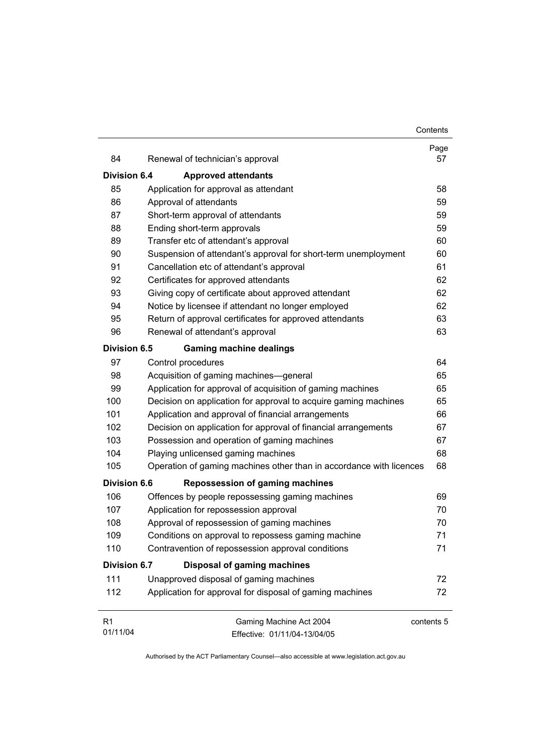| | | Page |
|---|---|---|
| 84 | Renewal of technician's approval | 57 |
| **Division 6.4** | **Approved attendants** | |
| 85 | Application for approval as attendant | 58 |
| 86 | Approval of attendants | 59 |
| 87 | Short-term approval of attendants | 59 |
| 88 | Ending short-term approvals | 59 |
| 89 | Transfer etc of attendant's approval | 60 |
| 90 | Suspension of attendant's approval for short-term unemployment | 60 |
| 91 | Cancellation etc of attendant's approval | 61 |
| 92 | Certificates for approved attendants | 62 |
| 93 | Giving copy of certificate about approved attendant | 62 |
| 94 | Notice by licensee if attendant no longer employed | 62 |
| 95 | Return of approval certificates for approved attendants | 63 |
| 96 | Renewal of attendant's approval | 63 |
| **Division 6.5** | **Gaming machine dealings** | |
| 97 | Control procedures | 64 |
| 98 | Acquisition of gaming machines—general | 65 |
| 99 | Application for approval of acquisition of gaming machines | 65 |
| 100 | Decision on application for approval to acquire gaming machines | 65 |
| 101 | Application and approval of financial arrangements | 66 |
| 102 | Decision on application for approval of financial arrangements | 67 |
| 103 | Possession and operation of gaming machines | 67 |
| 104 | Playing unlicensed gaming machines | 68 |
| 105 | Operation of gaming machines other than in accordance with licences | 68 |
| **Division 6.6** | **Repossession of gaming machines** | |
| 106 | Offences by people repossessing gaming machines | 69 |
| 107 | Application for repossession approval | 70 |
| 108 | Approval of repossession of gaming machines | 70 |
| 109 | Conditions on approval to repossess gaming machine | 71 |
| 110 | Contravention of repossession approval conditions | 71 |
| **Division 6.7** | **Disposal of gaming machines** | |
| 111 | Unapproved disposal of gaming machines | 72 |
| 112 | Application for approval for disposal of gaming machines | 72 |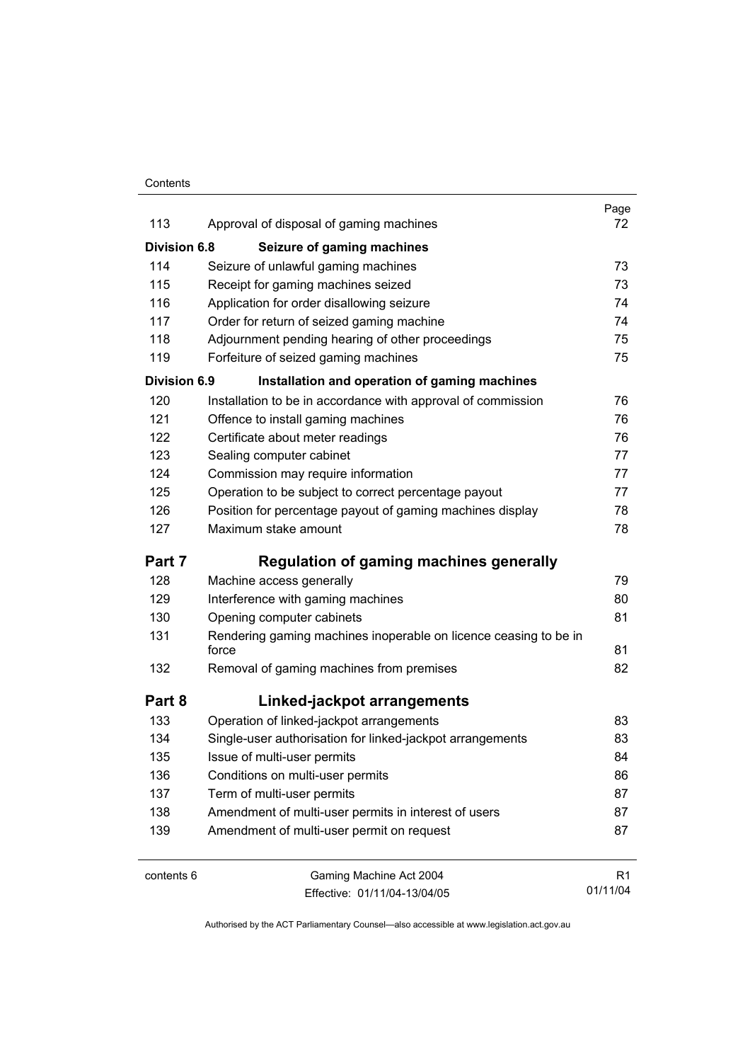| | | Page |
|---|---|---|
| 113 | Approval of disposal of gaming machines | 72 |
| **Division 6.8** | **Seizure of gaming machines** | |
| 114 | Seizure of unlawful gaming machines | 73 |
| 115 | Receipt for gaming machines seized | 73 |
| 116 | Application for order disallowing seizure | 74 |
| 117 | Order for return of seized gaming machine | 74 |
| 118 | Adjournment pending hearing of other proceedings | 75 |
| 119 | Forfeiture of seized gaming machines | 75 |
| **Division 6.9** | **Installation and operation of gaming machines** | |
| 120 | Installation to be in accordance with approval of commission | 76 |
| 121 | Offence to install gaming machines | 76 |
| 122 | Certificate about meter readings | 76 |
| 123 | Sealing computer cabinet | 77 |
| 124 | Commission may require information | 77 |
| 125 | Operation to be subject to correct percentage payout | 77 |
| 126 | Position for percentage payout of gaming machines display | 78 |
| 127 | Maximum stake amount | 78 |
| **Part 7** | **Regulation of gaming machines generally** | |
| 128 | Machine access generally | 79 |
| 129 | Interference with gaming machines | 80 |
| 130 | Opening computer cabinets | 81 |
| 131 | Rendering gaming machines inoperable on licence ceasing to be in force | 81 |
| 132 | Removal of gaming machines from premises | 82 |
| **Part 8** | **Linked-jackpot arrangements** | |
| 133 | Operation of linked-jackpot arrangements | 83 |
| 134 | Single-user authorisation for linked-jackpot arrangements | 83 |
| 135 | Issue of multi-user permits | 84 |
| 136 | Conditions on multi-user permits | 86 |
| 137 | Term of multi-user permits | 87 |
| 138 | Amendment of multi-user permits in interest of users | 87 |
| 139 | Amendment of multi-user permit on request | 87 |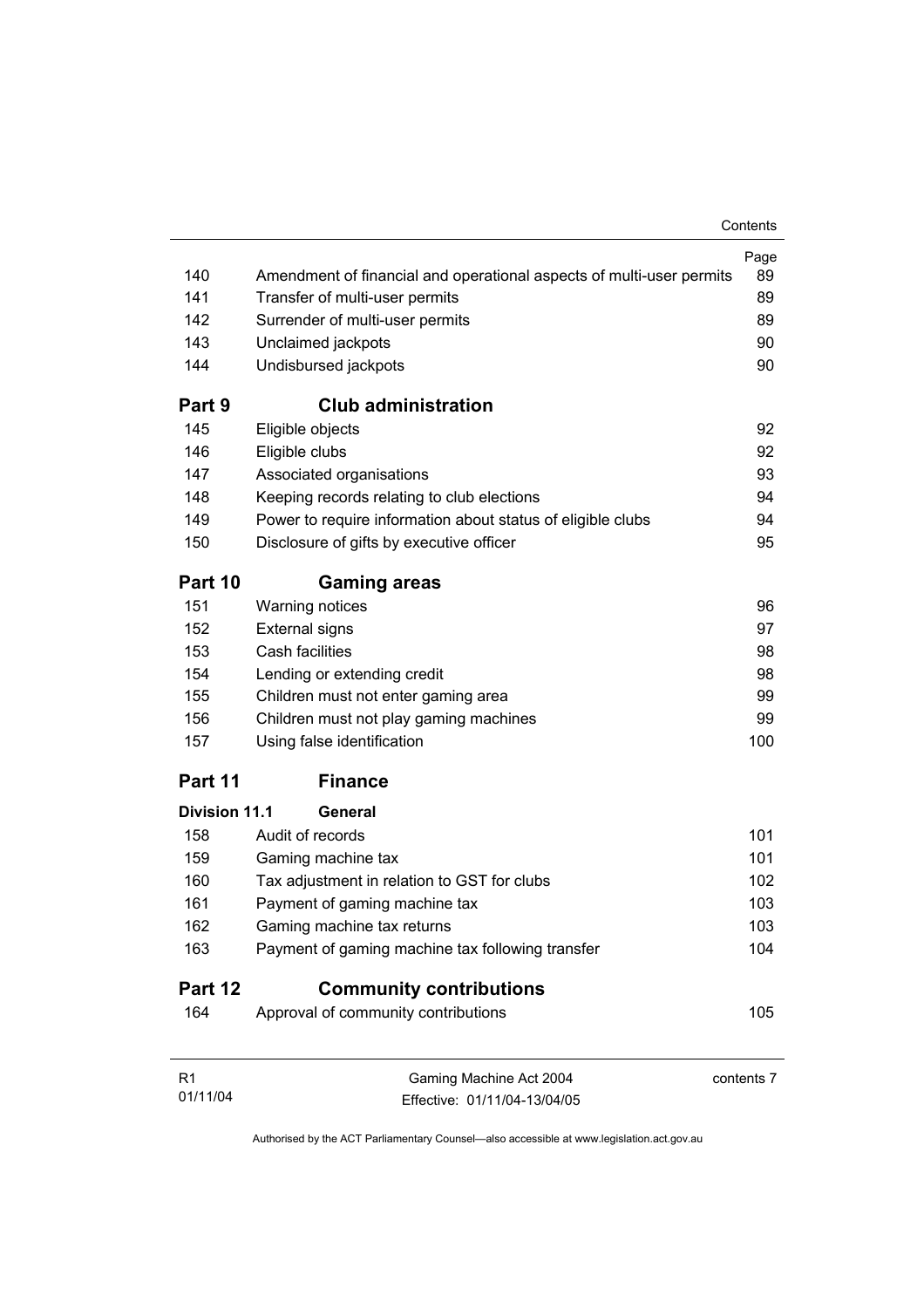| | | Page |
|---|---|---|
| 140 | Amendment of financial and operational aspects of multi-user permits | 89 |
| 141 | Transfer of multi-user permits | 89 |
| 142 | Surrender of multi-user permits | 89 |
| 143 | Unclaimed jackpots | 90 |
| 144 | Undisbursed jackpots | 90 |

## Part 9 Club administration

| | | |
|---|---|---|
| 145 | Eligible objects | 92 |
| 146 | Eligible clubs | 92 |
| 147 | Associated organisations | 93 |
| 148 | Keeping records relating to club elections | 94 |
| 149 | Power to require information about status of eligible clubs | 94 |
| 150 | Disclosure of gifts by executive officer | 95 |

## Part 10 Gaming areas

| | | |
|---|---|---|
| 151 | Warning notices | 96 |
| 152 | External signs | 97 |
| 153 | Cash facilities | 98 |
| 154 | Lending or extending credit | 98 |
| 155 | Children must not enter gaming area | 99 |
| 156 | Children must not play gaming machines | 99 |
| 157 | Using false identification | 100 |

## Part 11 Finance

### Division 11.1 General

| | | |
|---|---|---|
| 158 | Audit of records | 101 |
| 159 | Gaming machine tax | 101 |
| 160 | Tax adjustment in relation to GST for clubs | 102 |
| 161 | Payment of gaming machine tax | 103 |
| 162 | Gaming machine tax returns | 103 |
| 163 | Payment of gaming machine tax following transfer | 104 |

## Part 12 Community contributions

| | | |
|---|---|---|
| 164 | Approval of community contributions | 105 |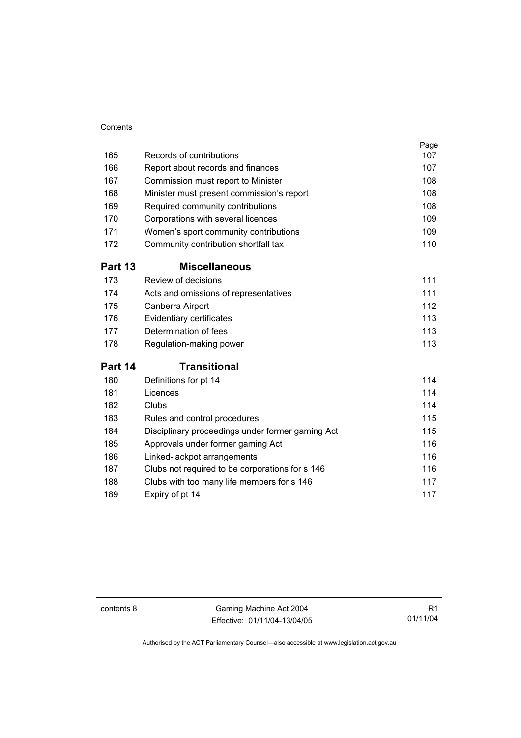| | | Page |
|---|---|---|
| 165 | Records of contributions | 107 |
| 166 | Report about records and finances | 107 |
| 167 | Commission must report to Minister | 108 |
| 168 | Minister must present commission's report | 108 |
| 169 | Required community contributions | 108 |
| 170 | Corporations with several licences | 109 |
| 171 | Women's sport community contributions | 109 |
| 172 | Community contribution shortfall tax | 110 |

## Part 13 Miscellaneous

| | | |
|---|---|---|
| 173 | Review of decisions | 111 |
| 174 | Acts and omissions of representatives | 111 |
| 175 | Canberra Airport | 112 |
| 176 | Evidentiary certificates | 113 |
| 177 | Determination of fees | 113 |
| 178 | Regulation-making power | 113 |

## Part 14 Transitional

| | | |
|---|---|---|
| 180 | Definitions for pt 14 | 114 |
| 181 | Licences | 114 |
| 182 | Clubs | 114 |
| 183 | Rules and control procedures | 115 |
| 184 | Disciplinary proceedings under former gaming Act | 115 |
| 185 | Approvals under former gaming Act | 116 |
| 186 | Linked-jackpot arrangements | 116 |
| 187 | Clubs not required to be corporations for s 146 | 116 |
| 188 | Clubs with too many life members for s 146 | 117 |
| 189 | Expiry of pt 14 | 117 |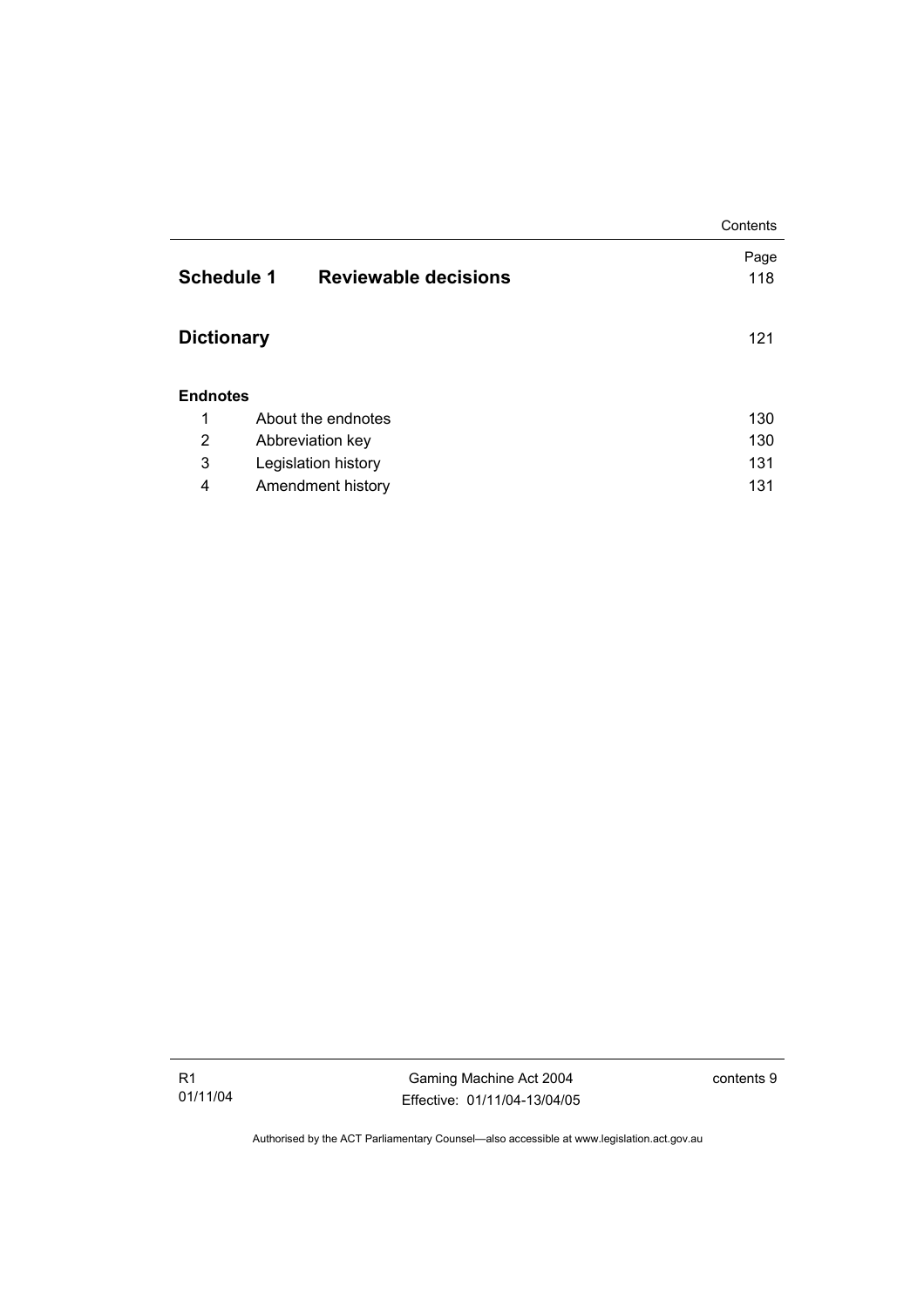| | | Page |
|---|---|---|
| **Schedule 1** | **Reviewable decisions** | 118 |
| **Dictionary** | | 121 |
| **Endnotes** | | |
| 1 | About the endnotes | 130 |
| 2 | Abbreviation key | 130 |
| 3 | Legislation history | 131 |
| 4 | Amendment history | 131 |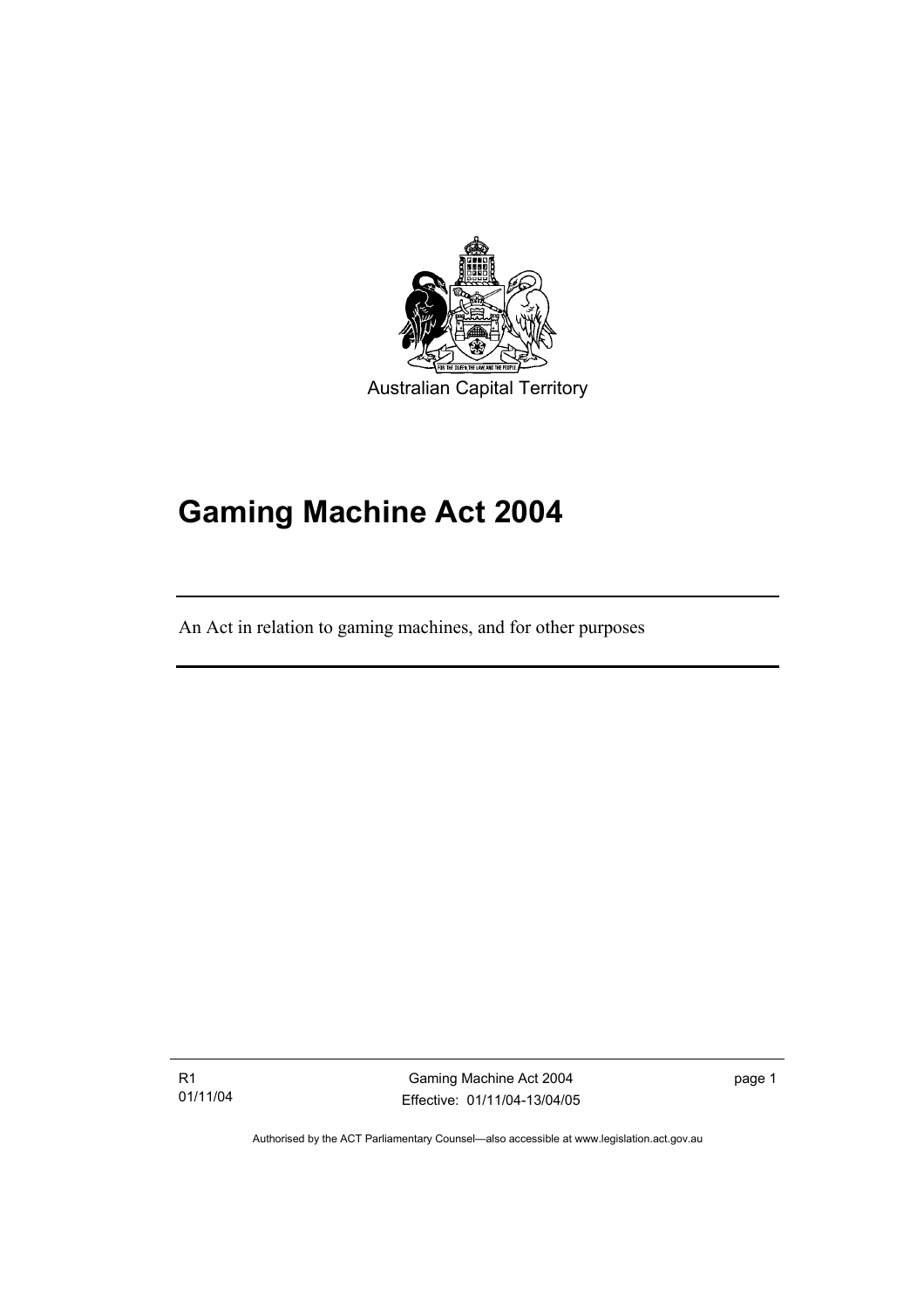Australian Capital Territory

# Gaming Machine Act 2004

An Act in relation to gaming machines, and for other purposes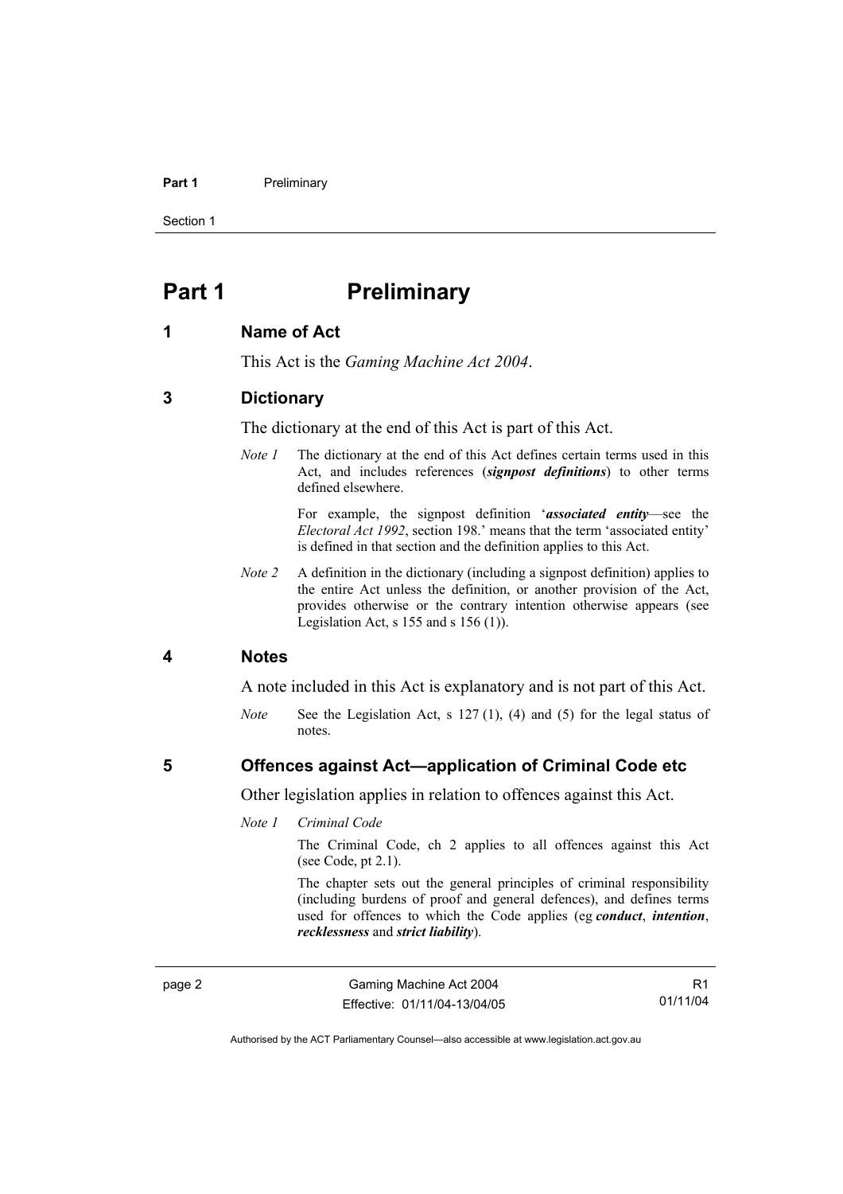# Part 1 Preliminary

## 1 Name of Act

This Act is the *Gaming Machine Act 2004*.

## 3 Dictionary

The dictionary at the end of this Act is part of this Act.

*Note 1* The dictionary at the end of this Act defines certain terms used in this Act, and includes references (***signpost definitions***) to other terms defined elsewhere.

For example, the signpost definition '***associated entity***—see the *Electoral Act 1992*, section 198.' means that the term 'associated entity' is defined in that section and the definition applies to this Act.

*Note 2* A definition in the dictionary (including a signpost definition) applies to the entire Act unless the definition, or another provision of the Act, provides otherwise or the contrary intention otherwise appears (see Legislation Act, s 155 and s 156 (1)).

## 4 Notes

A note included in this Act is explanatory and is not part of this Act.

*Note* See the Legislation Act, s 127 (1), (4) and (5) for the legal status of notes.

## 5 Offences against Act—application of Criminal Code etc

Other legislation applies in relation to offences against this Act.

*Note 1* *Criminal Code*

The Criminal Code, ch 2 applies to all offences against this Act (see Code, pt 2.1).

The chapter sets out the general principles of criminal responsibility (including burdens of proof and general defences), and defines terms used for offences to which the Code applies (eg ***conduct***, ***intention***, ***recklessness*** and ***strict liability***).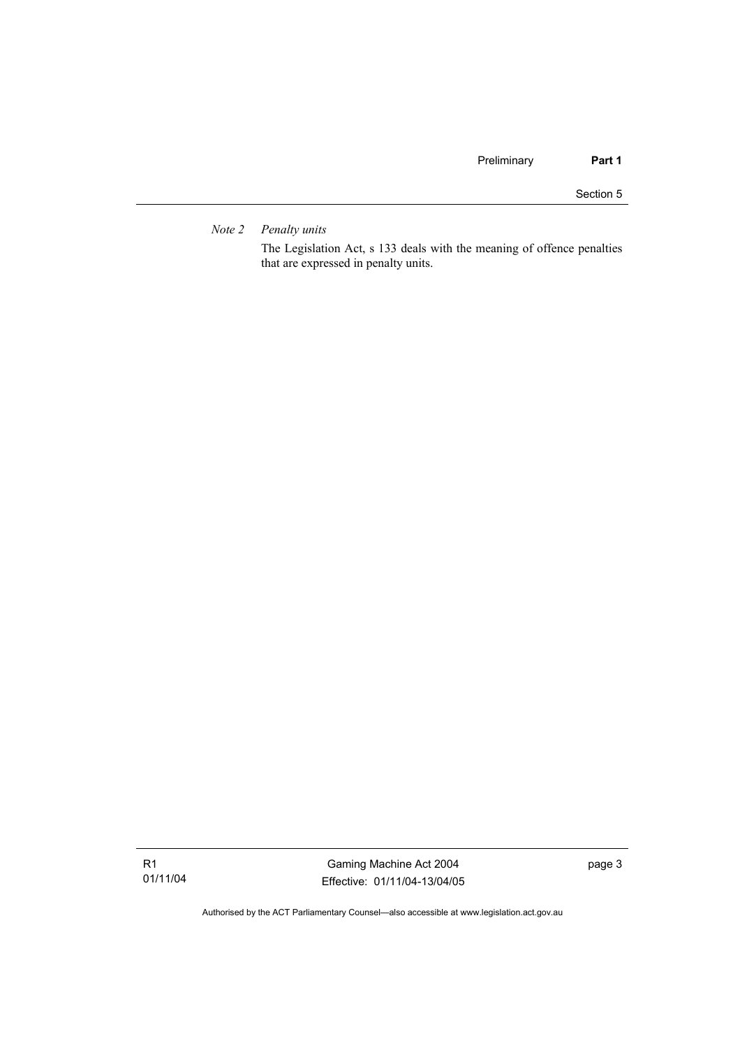*Note 2 Penalty units*

The Legislation Act, s 133 deals with the meaning of offence penalties that are expressed in penalty units.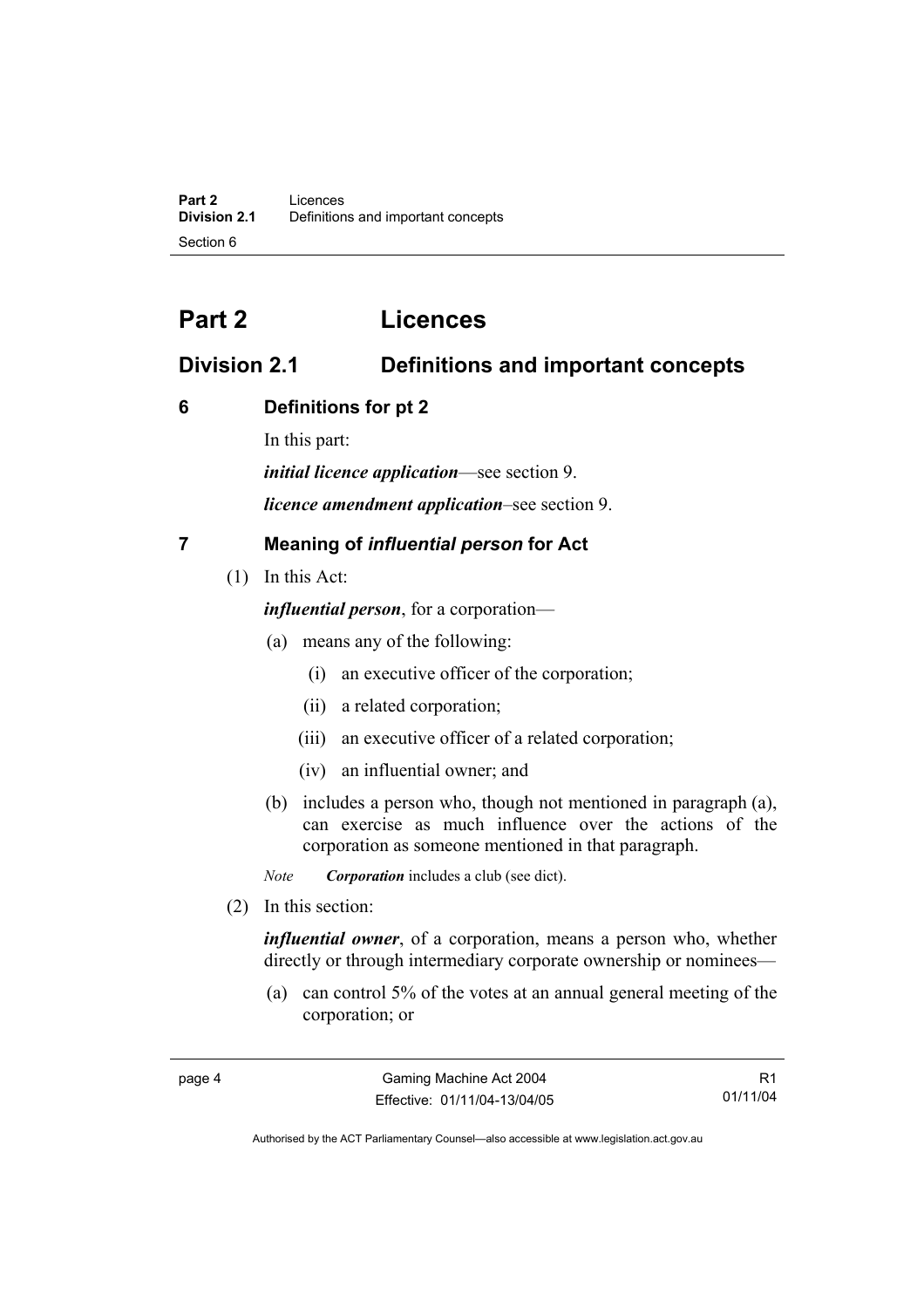# Part 2 Licences

## Division 2.1 Definitions and important concepts

### 6 Definitions for pt 2

In this part:

***initial licence application***—see section 9.

***licence amendment application***–see section 9.

### 7 Meaning of *influential person* for Act

(1) In this Act:

***influential person***, for a corporation—

(a) means any of the following:

(i) an executive officer of the corporation;

(ii) a related corporation;

(iii) an executive officer of a related corporation;

(iv) an influential owner; and

(b) includes a person who, though not mentioned in paragraph (a), can exercise as much influence over the actions of the corporation as someone mentioned in that paragraph.

*Note* ***Corporation*** includes a club (see dict).

(2) In this section:

***influential owner***, of a corporation, means a person who, whether directly or through intermediary corporate ownership or nominees—

(a) can control 5% of the votes at an annual general meeting of the corporation; or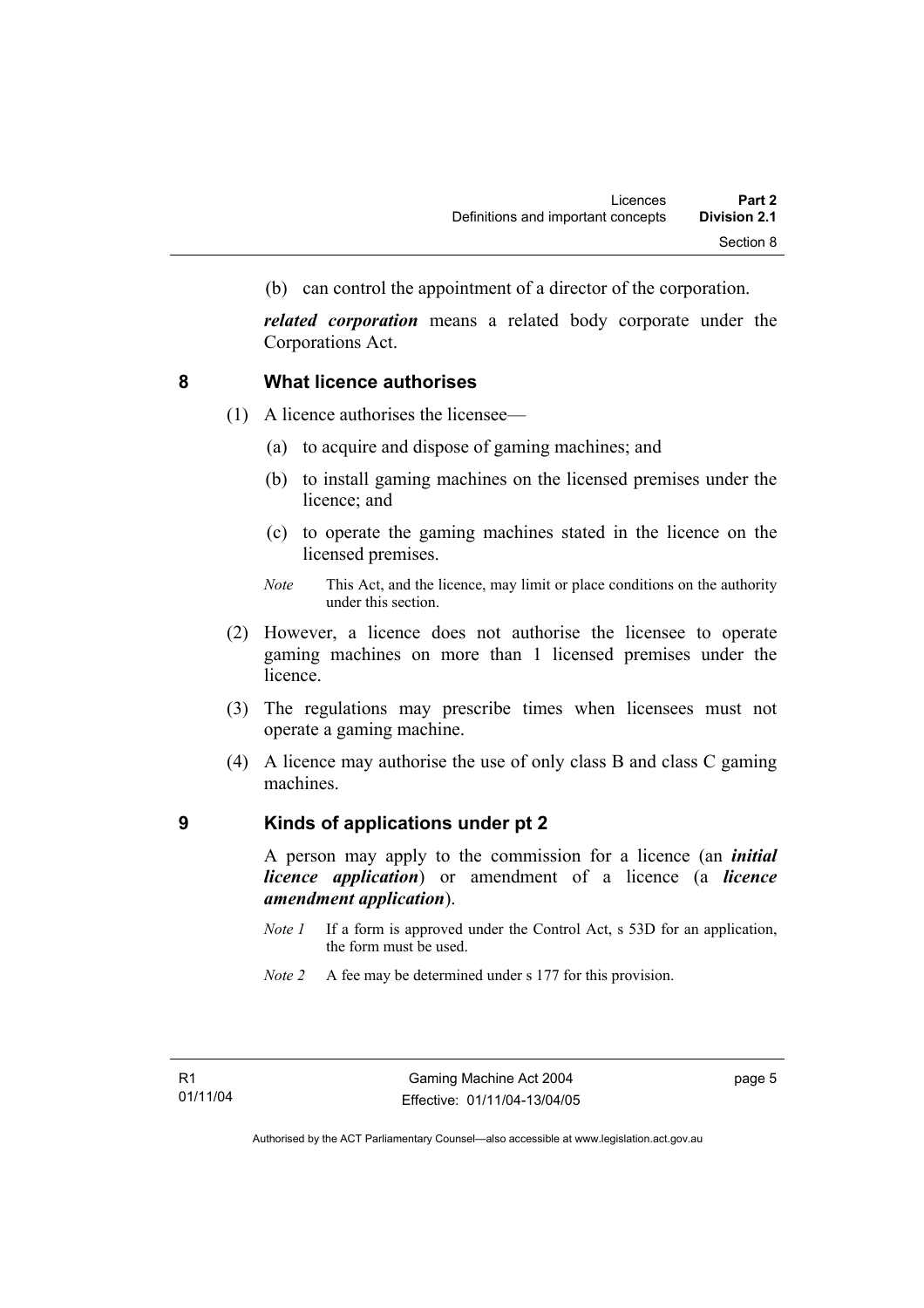(b) can control the appointment of a director of the corporation.

***related corporation*** means a related body corporate under the Corporations Act.

## 8 What licence authorises

(1) A licence authorises the licensee—

(a) to acquire and dispose of gaming machines; and

(b) to install gaming machines on the licensed premises under the licence; and

(c) to operate the gaming machines stated in the licence on the licensed premises.

*Note* This Act, and the licence, may limit or place conditions on the authority under this section.

(2) However, a licence does not authorise the licensee to operate gaming machines on more than 1 licensed premises under the licence.

(3) The regulations may prescribe times when licensees must not operate a gaming machine.

(4) A licence may authorise the use of only class B and class C gaming machines.

## 9 Kinds of applications under pt 2

A person may apply to the commission for a licence (an ***initial licence application***) or amendment of a licence (a ***licence amendment application***).

*Note 1* If a form is approved under the Control Act, s 53D for an application, the form must be used.

*Note 2* A fee may be determined under s 177 for this provision.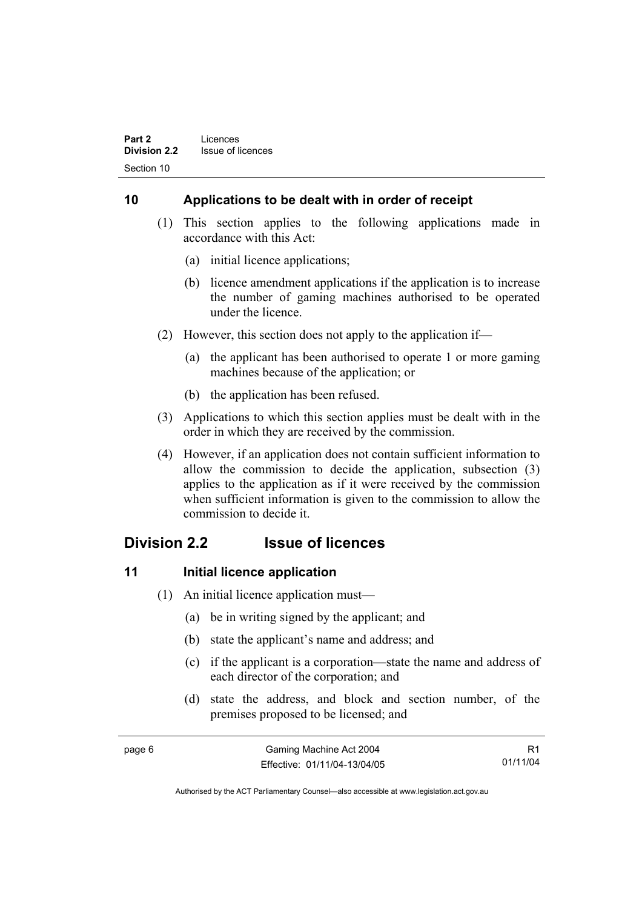### 10 Applications to be dealt with in order of receipt

(1) This section applies to the following applications made in accordance with this Act:

(a) initial licence applications;

(b) licence amendment applications if the application is to increase the number of gaming machines authorised to be operated under the licence.

(2) However, this section does not apply to the application if—

(a) the applicant has been authorised to operate 1 or more gaming machines because of the application; or

(b) the application has been refused.

(3) Applications to which this section applies must be dealt with in the order in which they are received by the commission.

(4) However, if an application does not contain sufficient information to allow the commission to decide the application, subsection (3) applies to the application as if it were received by the commission when sufficient information is given to the commission to allow the commission to decide it.

## Division 2.2 Issue of licences

### 11 Initial licence application

(1) An initial licence application must—

(a) be in writing signed by the applicant; and

(b) state the applicant's name and address; and

(c) if the applicant is a corporation—state the name and address of each director of the corporation; and

(d) state the address, and block and section number, of the premises proposed to be licensed; and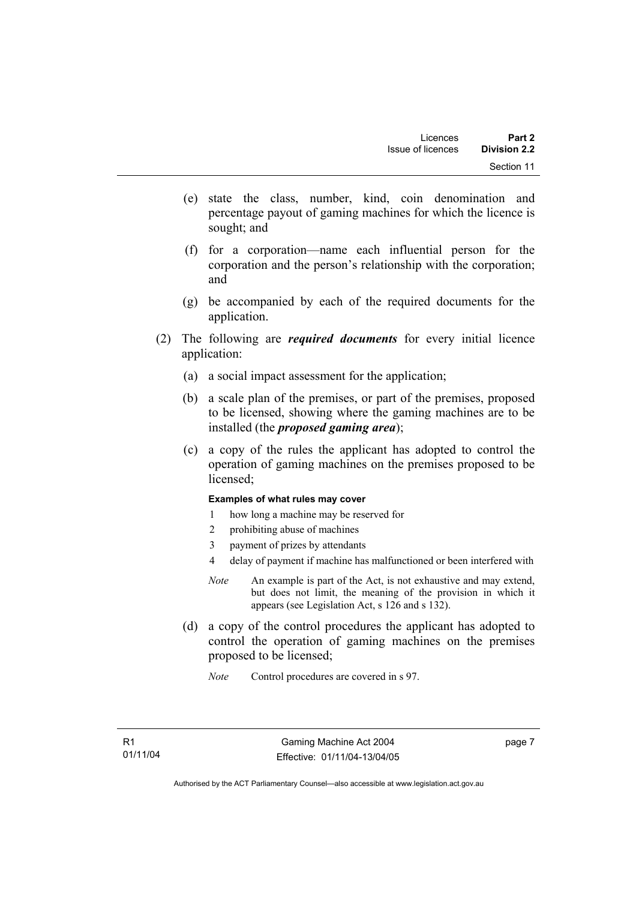(e) state the class, number, kind, coin denomination and percentage payout of gaming machines for which the licence is sought; and

(f) for a corporation—name each influential person for the corporation and the person's relationship with the corporation; and

(g) be accompanied by each of the required documents for the application.

(2) The following are ***required documents*** for every initial licence application:

(a) a social impact assessment for the application;

(b) a scale plan of the premises, or part of the premises, proposed to be licensed, showing where the gaming machines are to be installed (the ***proposed gaming area***);

(c) a copy of the rules the applicant has adopted to control the operation of gaming machines on the premises proposed to be licensed;

**Examples of what rules may cover**

1 how long a machine may be reserved for

2 prohibiting abuse of machines

3 payment of prizes by attendants

4 delay of payment if machine has malfunctioned or been interfered with

*Note* An example is part of the Act, is not exhaustive and may extend, but does not limit, the meaning of the provision in which it appears (see Legislation Act, s 126 and s 132).

(d) a copy of the control procedures the applicant has adopted to control the operation of gaming machines on the premises proposed to be licensed;

*Note* Control procedures are covered in s 97.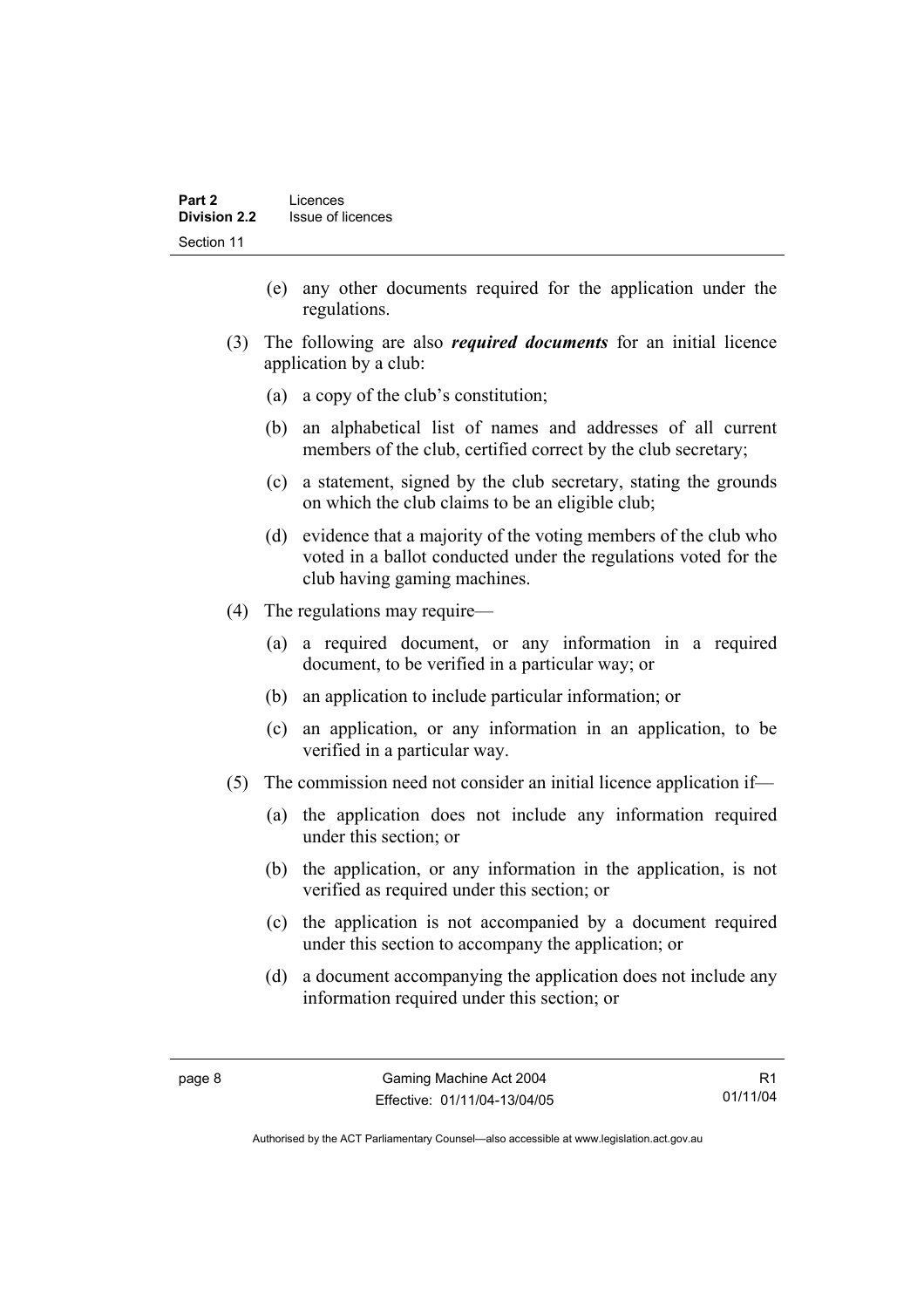(e) any other documents required for the application under the regulations.

(3) The following are also ***required documents*** for an initial licence application by a club:

(a) a copy of the club's constitution;

(b) an alphabetical list of names and addresses of all current members of the club, certified correct by the club secretary;

(c) a statement, signed by the club secretary, stating the grounds on which the club claims to be an eligible club;

(d) evidence that a majority of the voting members of the club who voted in a ballot conducted under the regulations voted for the club having gaming machines.

(4) The regulations may require—

(a) a required document, or any information in a required document, to be verified in a particular way; or

(b) an application to include particular information; or

(c) an application, or any information in an application, to be verified in a particular way.

(5) The commission need not consider an initial licence application if—

(a) the application does not include any information required under this section; or

(b) the application, or any information in the application, is not verified as required under this section; or

(c) the application is not accompanied by a document required under this section to accompany the application; or

(d) a document accompanying the application does not include any information required under this section; or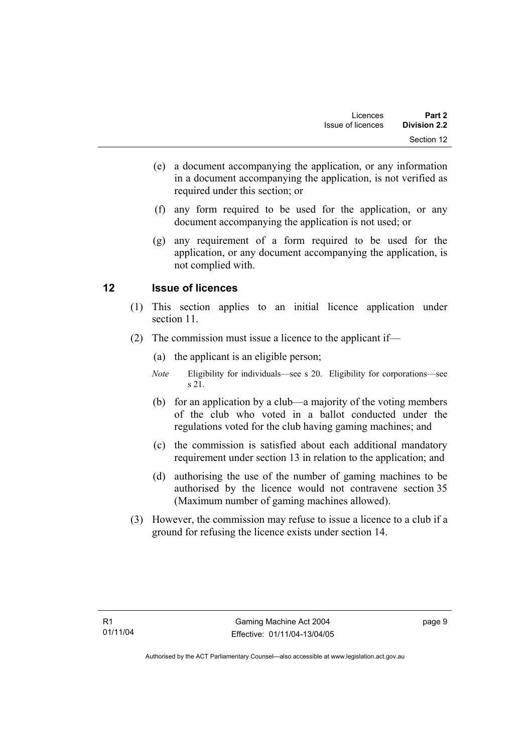(e) a document accompanying the application, or any information in a document accompanying the application, is not verified as required under this section; or

(f) any form required to be used for the application, or any document accompanying the application is not used; or

(g) any requirement of a form required to be used for the application, or any document accompanying the application, is not complied with.

## 12 Issue of licences

(1) This section applies to an initial licence application under section 11.

(2) The commission must issue a licence to the applicant if—

(a) the applicant is an eligible person;

*Note* Eligibility for individuals—see s 20. Eligibility for corporations—see s 21.

(b) for an application by a club—a majority of the voting members of the club who voted in a ballot conducted under the regulations voted for the club having gaming machines; and

(c) the commission is satisfied about each additional mandatory requirement under section 13 in relation to the application; and

(d) authorising the use of the number of gaming machines to be authorised by the licence would not contravene section 35 (Maximum number of gaming machines allowed).

(3) However, the commission may refuse to issue a licence to a club if a ground for refusing the licence exists under section 14.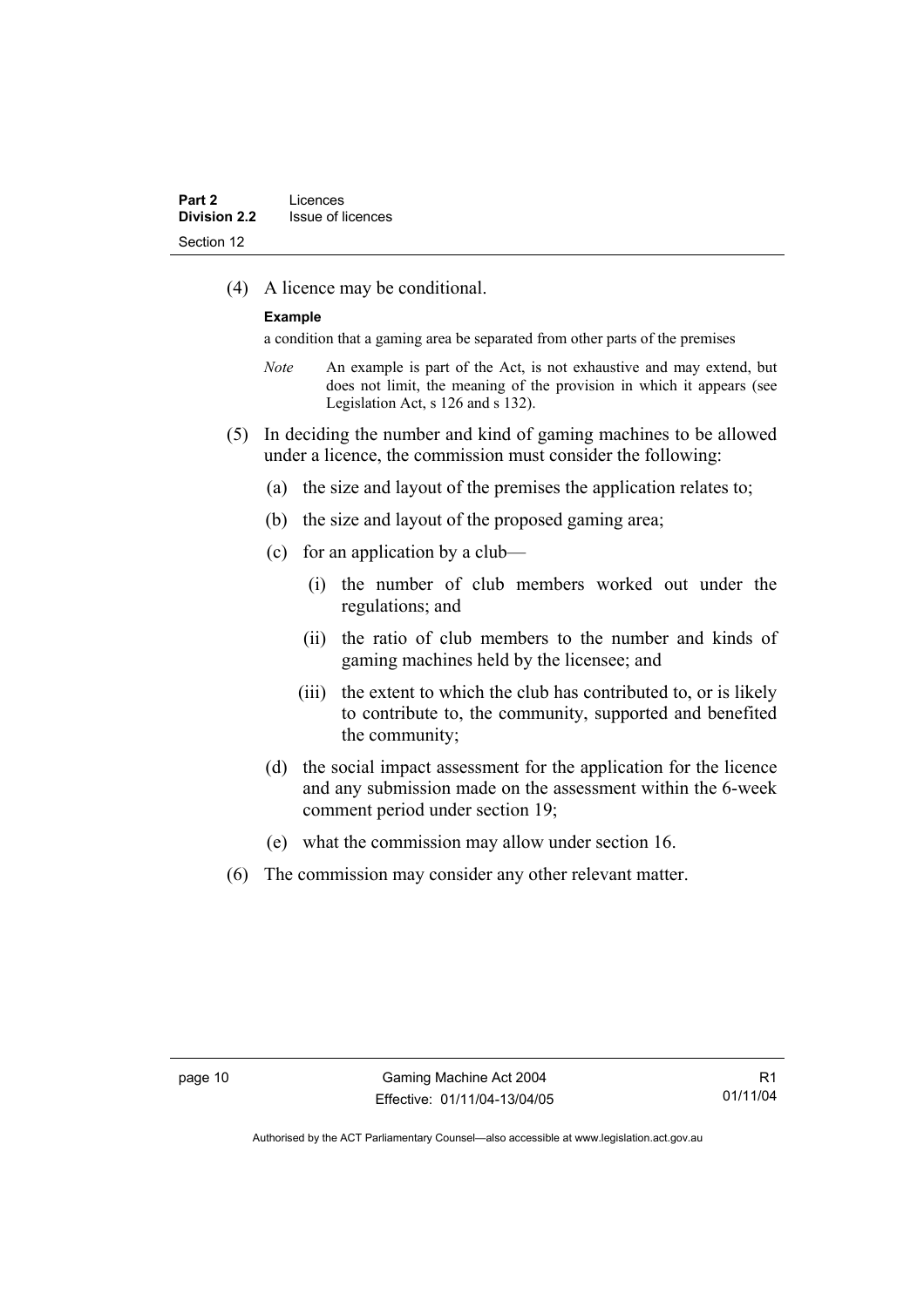(4) A licence may be conditional.

**Example**

a condition that a gaming area be separated from other parts of the premises

*Note* An example is part of the Act, is not exhaustive and may extend, but does not limit, the meaning of the provision in which it appears (see Legislation Act, s 126 and s 132).

(5) In deciding the number and kind of gaming machines to be allowed under a licence, the commission must consider the following:

(a) the size and layout of the premises the application relates to;

(b) the size and layout of the proposed gaming area;

(c) for an application by a club—

(i) the number of club members worked out under the regulations; and

(ii) the ratio of club members to the number and kinds of gaming machines held by the licensee; and

(iii) the extent to which the club has contributed to, or is likely to contribute to, the community, supported and benefited the community;

(d) the social impact assessment for the application for the licence and any submission made on the assessment within the 6-week comment period under section 19;

(e) what the commission may allow under section 16.

(6) The commission may consider any other relevant matter.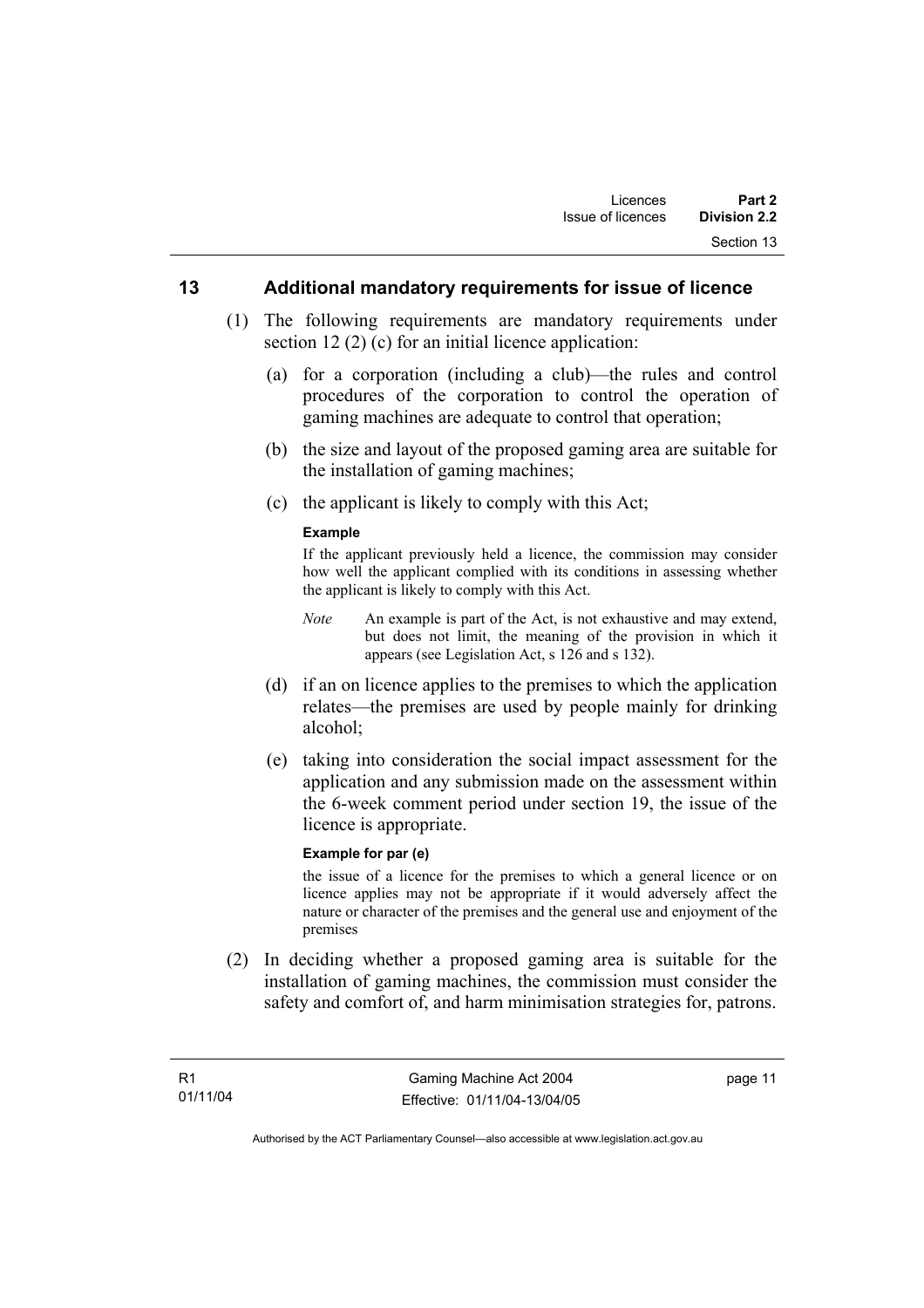## 13 Additional mandatory requirements for issue of licence

(1) The following requirements are mandatory requirements under section 12 (2) (c) for an initial licence application:

(a) for a corporation (including a club)—the rules and control procedures of the corporation to control the operation of gaming machines are adequate to control that operation;

(b) the size and layout of the proposed gaming area are suitable for the installation of gaming machines;

(c) the applicant is likely to comply with this Act;

**Example**

If the applicant previously held a licence, the commission may consider how well the applicant complied with its conditions in assessing whether the applicant is likely to comply with this Act.

*Note* An example is part of the Act, is not exhaustive and may extend, but does not limit, the meaning of the provision in which it appears (see Legislation Act, s 126 and s 132).

(d) if an on licence applies to the premises to which the application relates—the premises are used by people mainly for drinking alcohol;

(e) taking into consideration the social impact assessment for the application and any submission made on the assessment within the 6-week comment period under section 19, the issue of the licence is appropriate.

**Example for par (e)**

the issue of a licence for the premises to which a general licence or on licence applies may not be appropriate if it would adversely affect the nature or character of the premises and the general use and enjoyment of the premises

(2) In deciding whether a proposed gaming area is suitable for the installation of gaming machines, the commission must consider the safety and comfort of, and harm minimisation strategies for, patrons.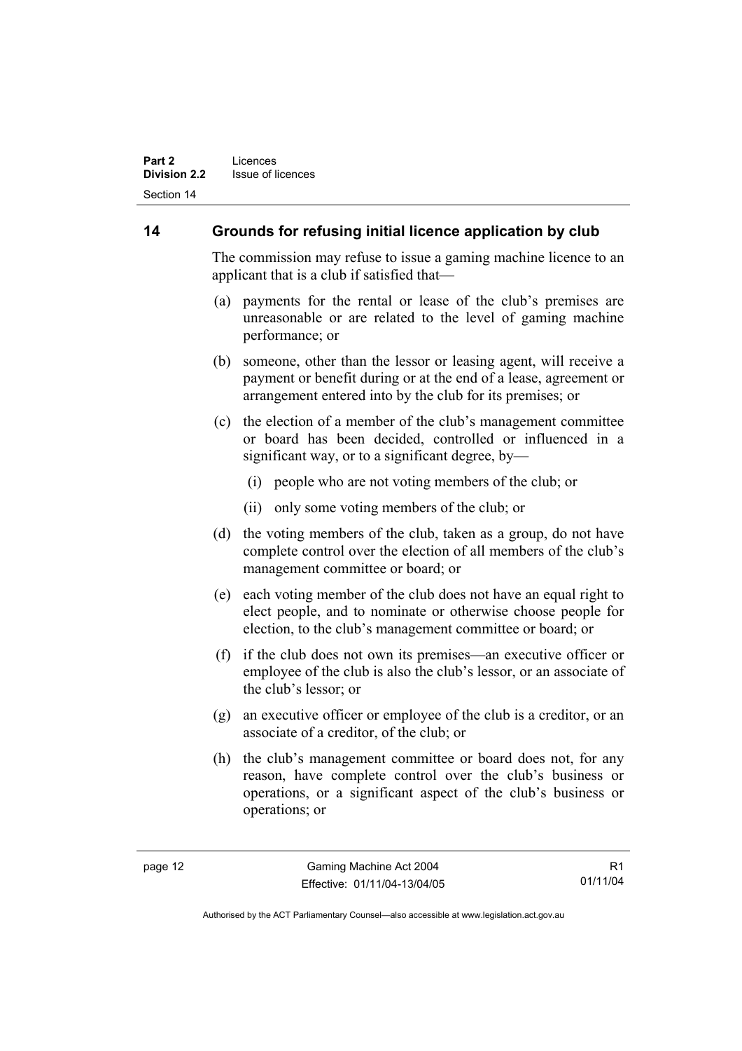## 14 Grounds for refusing initial licence application by club

The commission may refuse to issue a gaming machine licence to an applicant that is a club if satisfied that—

(a) payments for the rental or lease of the club's premises are unreasonable or are related to the level of gaming machine performance; or

(b) someone, other than the lessor or leasing agent, will receive a payment or benefit during or at the end of a lease, agreement or arrangement entered into by the club for its premises; or

(c) the election of a member of the club's management committee or board has been decided, controlled or influenced in a significant way, or to a significant degree, by—

  (i) people who are not voting members of the club; or

  (ii) only some voting members of the club; or

(d) the voting members of the club, taken as a group, do not have complete control over the election of all members of the club's management committee or board; or

(e) each voting member of the club does not have an equal right to elect people, and to nominate or otherwise choose people for election, to the club's management committee or board; or

(f) if the club does not own its premises—an executive officer or employee of the club is also the club's lessor, or an associate of the club's lessor; or

(g) an executive officer or employee of the club is a creditor, or an associate of a creditor, of the club; or

(h) the club's management committee or board does not, for any reason, have complete control over the club's business or operations, or a significant aspect of the club's business or operations; or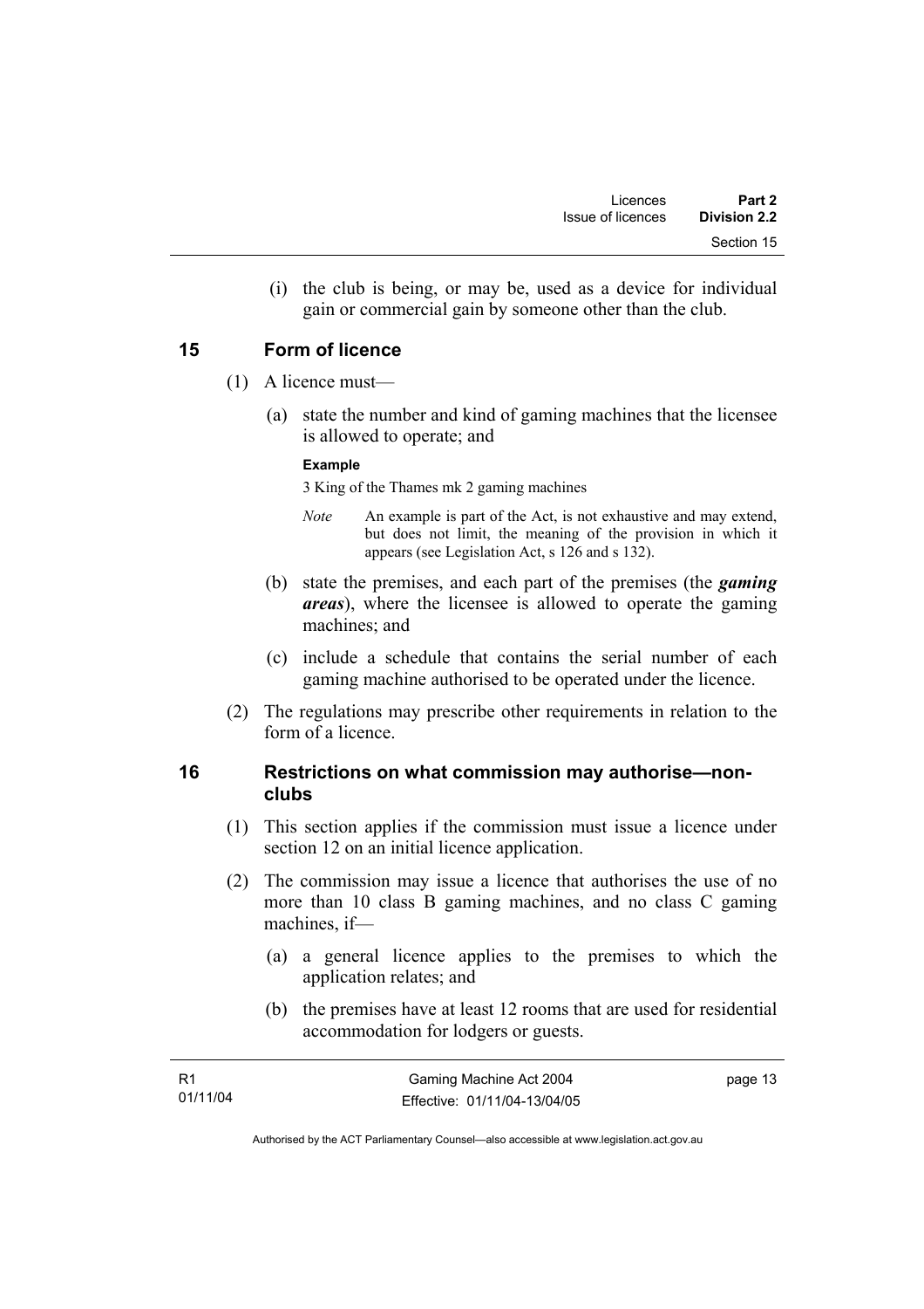(i) the club is being, or may be, used as a device for individual gain or commercial gain by someone other than the club.

## 15 Form of licence

(1) A licence must—

(a) state the number and kind of gaming machines that the licensee is allowed to operate; and

**Example**

3 King of the Thames mk 2 gaming machines

*Note* An example is part of the Act, is not exhaustive and may extend, but does not limit, the meaning of the provision in which it appears (see Legislation Act, s 126 and s 132).

(b) state the premises, and each part of the premises (the ***gaming areas***), where the licensee is allowed to operate the gaming machines; and

(c) include a schedule that contains the serial number of each gaming machine authorised to be operated under the licence.

(2) The regulations may prescribe other requirements in relation to the form of a licence.

## 16 Restrictions on what commission may authorise—non-clubs

(1) This section applies if the commission must issue a licence under section 12 on an initial licence application.

(2) The commission may issue a licence that authorises the use of no more than 10 class B gaming machines, and no class C gaming machines, if—

(a) a general licence applies to the premises to which the application relates; and

(b) the premises have at least 12 rooms that are used for residential accommodation for lodgers or guests.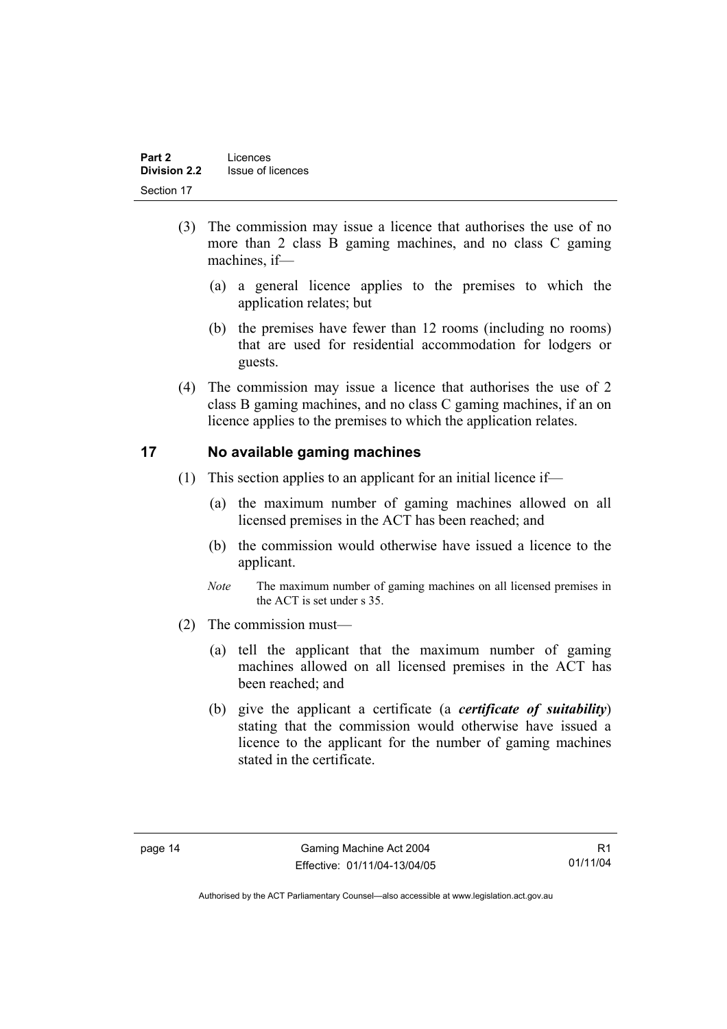(3) The commission may issue a licence that authorises the use of no more than 2 class B gaming machines, and no class C gaming machines, if—

(a) a general licence applies to the premises to which the application relates; but

(b) the premises have fewer than 12 rooms (including no rooms) that are used for residential accommodation for lodgers or guests.

(4) The commission may issue a licence that authorises the use of 2 class B gaming machines, and no class C gaming machines, if an on licence applies to the premises to which the application relates.

## 17 No available gaming machines

(1) This section applies to an applicant for an initial licence if—

(a) the maximum number of gaming machines allowed on all licensed premises in the ACT has been reached; and

(b) the commission would otherwise have issued a licence to the applicant.

*Note* The maximum number of gaming machines on all licensed premises in the ACT is set under s 35.

(2) The commission must—

(a) tell the applicant that the maximum number of gaming machines allowed on all licensed premises in the ACT has been reached; and

(b) give the applicant a certificate (a ***certificate of suitability***) stating that the commission would otherwise have issued a licence to the applicant for the number of gaming machines stated in the certificate.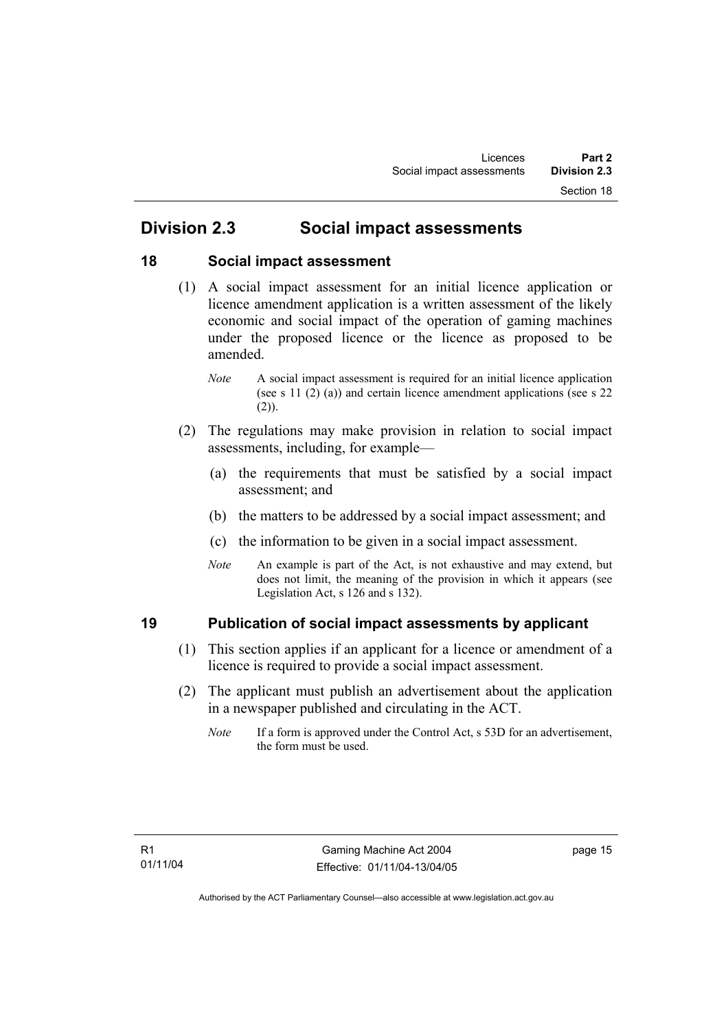## Division 2.3 Social impact assessments

### 18 Social impact assessment

(1) A social impact assessment for an initial licence application or licence amendment application is a written assessment of the likely economic and social impact of the operation of gaming machines under the proposed licence or the licence as proposed to be amended.

*Note* A social impact assessment is required for an initial licence application (see s 11 (2) (a)) and certain licence amendment applications (see s 22 (2)).

(2) The regulations may make provision in relation to social impact assessments, including, for example—

(a) the requirements that must be satisfied by a social impact assessment; and

(b) the matters to be addressed by a social impact assessment; and

(c) the information to be given in a social impact assessment.

*Note* An example is part of the Act, is not exhaustive and may extend, but does not limit, the meaning of the provision in which it appears (see Legislation Act, s 126 and s 132).

### 19 Publication of social impact assessments by applicant

(1) This section applies if an applicant for a licence or amendment of a licence is required to provide a social impact assessment.

(2) The applicant must publish an advertisement about the application in a newspaper published and circulating in the ACT.

*Note* If a form is approved under the Control Act, s 53D for an advertisement, the form must be used.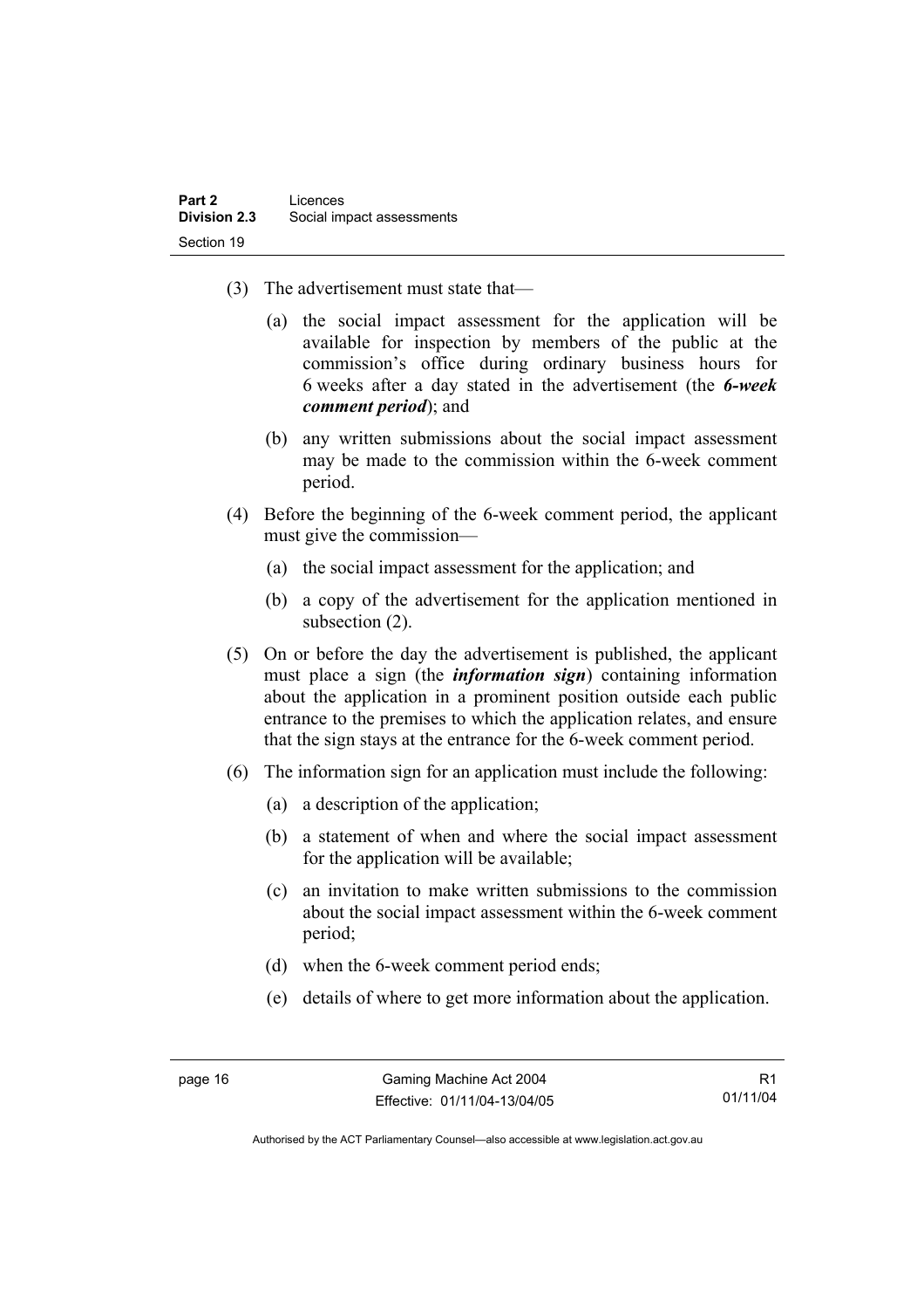(3) The advertisement must state that—

(a) the social impact assessment for the application will be available for inspection by members of the public at the commission's office during ordinary business hours for 6 weeks after a day stated in the advertisement (the ***6-week comment period***); and

(b) any written submissions about the social impact assessment may be made to the commission within the 6-week comment period.

(4) Before the beginning of the 6-week comment period, the applicant must give the commission—

(a) the social impact assessment for the application; and

(b) a copy of the advertisement for the application mentioned in subsection (2).

(5) On or before the day the advertisement is published, the applicant must place a sign (the ***information sign***) containing information about the application in a prominent position outside each public entrance to the premises to which the application relates, and ensure that the sign stays at the entrance for the 6-week comment period.

(6) The information sign for an application must include the following:

(a) a description of the application;

(b) a statement of when and where the social impact assessment for the application will be available;

(c) an invitation to make written submissions to the commission about the social impact assessment within the 6-week comment period;

(d) when the 6-week comment period ends;

(e) details of where to get more information about the application.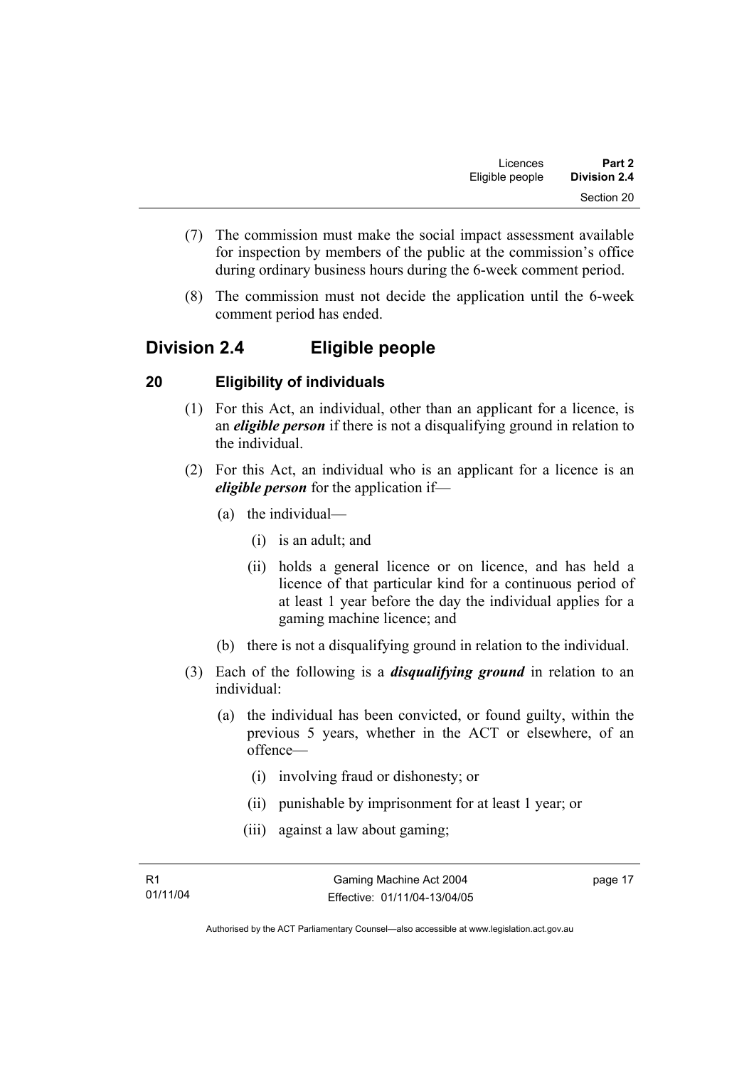(7) The commission must make the social impact assessment available for inspection by members of the public at the commission's office during ordinary business hours during the 6-week comment period.

(8) The commission must not decide the application until the 6-week comment period has ended.

## Division 2.4 Eligible people

### 20 Eligibility of individuals

(1) For this Act, an individual, other than an applicant for a licence, is an ***eligible person*** if there is not a disqualifying ground in relation to the individual.

(2) For this Act, an individual who is an applicant for a licence is an ***eligible person*** for the application if—

- (a) the individual—
  - (i) is an adult; and
  - (ii) holds a general licence or on licence, and has held a licence of that particular kind for a continuous period of at least 1 year before the day the individual applies for a gaming machine licence; and
- (b) there is not a disqualifying ground in relation to the individual.

(3) Each of the following is a ***disqualifying ground*** in relation to an individual:

- (a) the individual has been convicted, or found guilty, within the previous 5 years, whether in the ACT or elsewhere, of an offence—
  - (i) involving fraud or dishonesty; or
  - (ii) punishable by imprisonment for at least 1 year; or
  - (iii) against a law about gaming;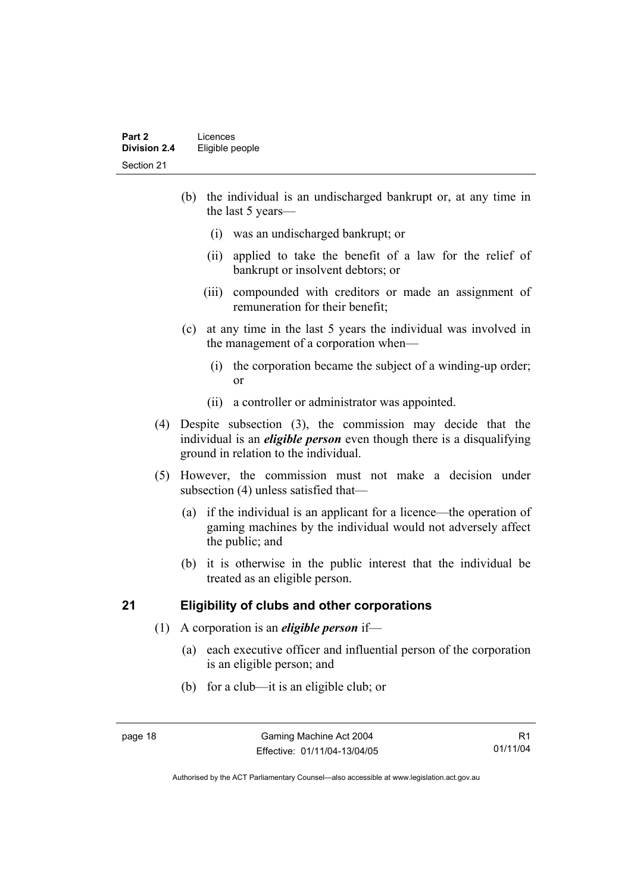(b) the individual is an undischarged bankrupt or, at any time in the last 5 years—

   (i) was an undischarged bankrupt; or

   (ii) applied to take the benefit of a law for the relief of bankrupt or insolvent debtors; or

   (iii) compounded with creditors or made an assignment of remuneration for their benefit;

(c) at any time in the last 5 years the individual was involved in the management of a corporation when—

   (i) the corporation became the subject of a winding-up order; or

   (ii) a controller or administrator was appointed.

(4) Despite subsection (3), the commission may decide that the individual is an ***eligible person*** even though there is a disqualifying ground in relation to the individual.

(5) However, the commission must not make a decision under subsection (4) unless satisfied that—

   (a) if the individual is an applicant for a licence—the operation of gaming machines by the individual would not adversely affect the public; and

   (b) it is otherwise in the public interest that the individual be treated as an eligible person.

## 21 Eligibility of clubs and other corporations

(1) A corporation is an ***eligible person*** if—

   (a) each executive officer and influential person of the corporation is an eligible person; and

   (b) for a club—it is an eligible club; or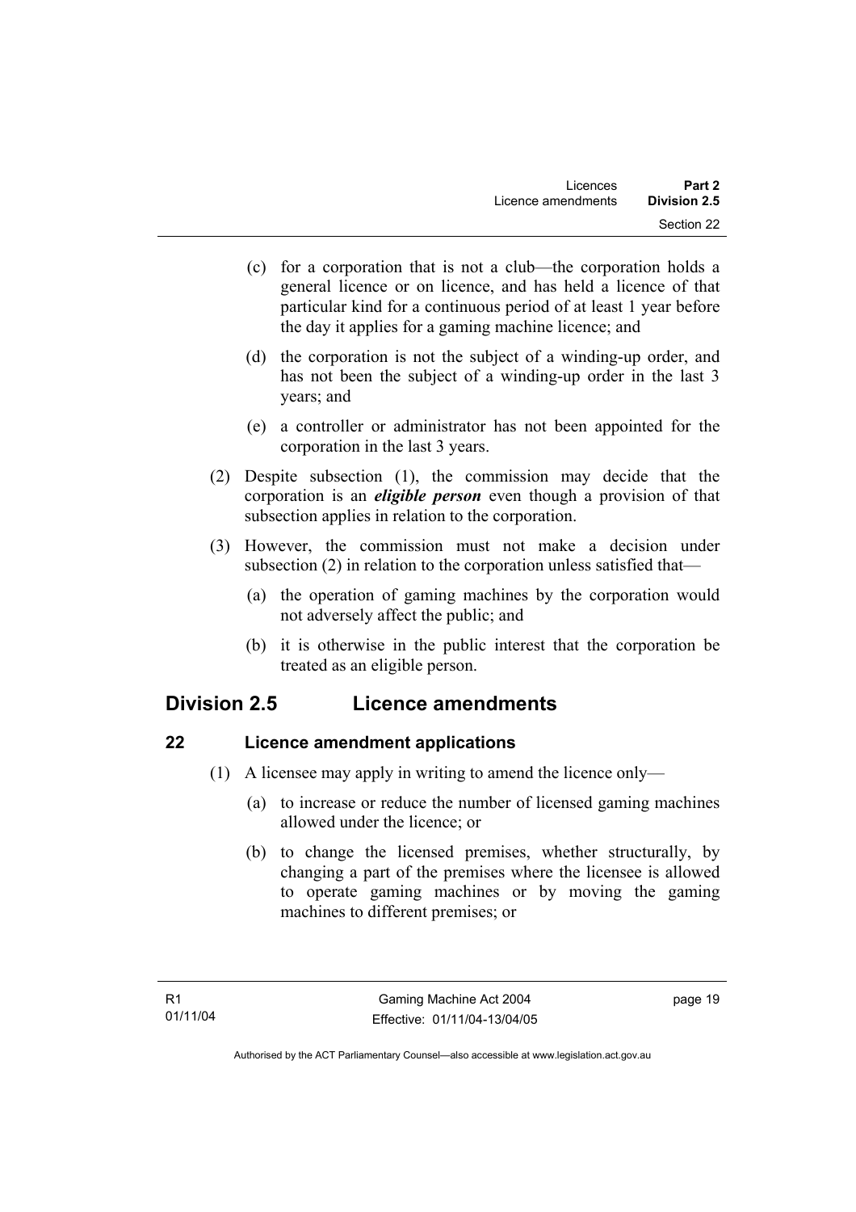(c) for a corporation that is not a club—the corporation holds a general licence or on licence, and has held a licence of that particular kind for a continuous period of at least 1 year before the day it applies for a gaming machine licence; and

(d) the corporation is not the subject of a winding-up order, and has not been the subject of a winding-up order in the last 3 years; and

(e) a controller or administrator has not been appointed for the corporation in the last 3 years.

(2) Despite subsection (1), the commission may decide that the corporation is an ***eligible person*** even though a provision of that subsection applies in relation to the corporation.

(3) However, the commission must not make a decision under subsection (2) in relation to the corporation unless satisfied that—

(a) the operation of gaming machines by the corporation would not adversely affect the public; and

(b) it is otherwise in the public interest that the corporation be treated as an eligible person.

## Division 2.5 Licence amendments

### 22 Licence amendment applications

(1) A licensee may apply in writing to amend the licence only—

(a) to increase or reduce the number of licensed gaming machines allowed under the licence; or

(b) to change the licensed premises, whether structurally, by changing a part of the premises where the licensee is allowed to operate gaming machines or by moving the gaming machines to different premises; or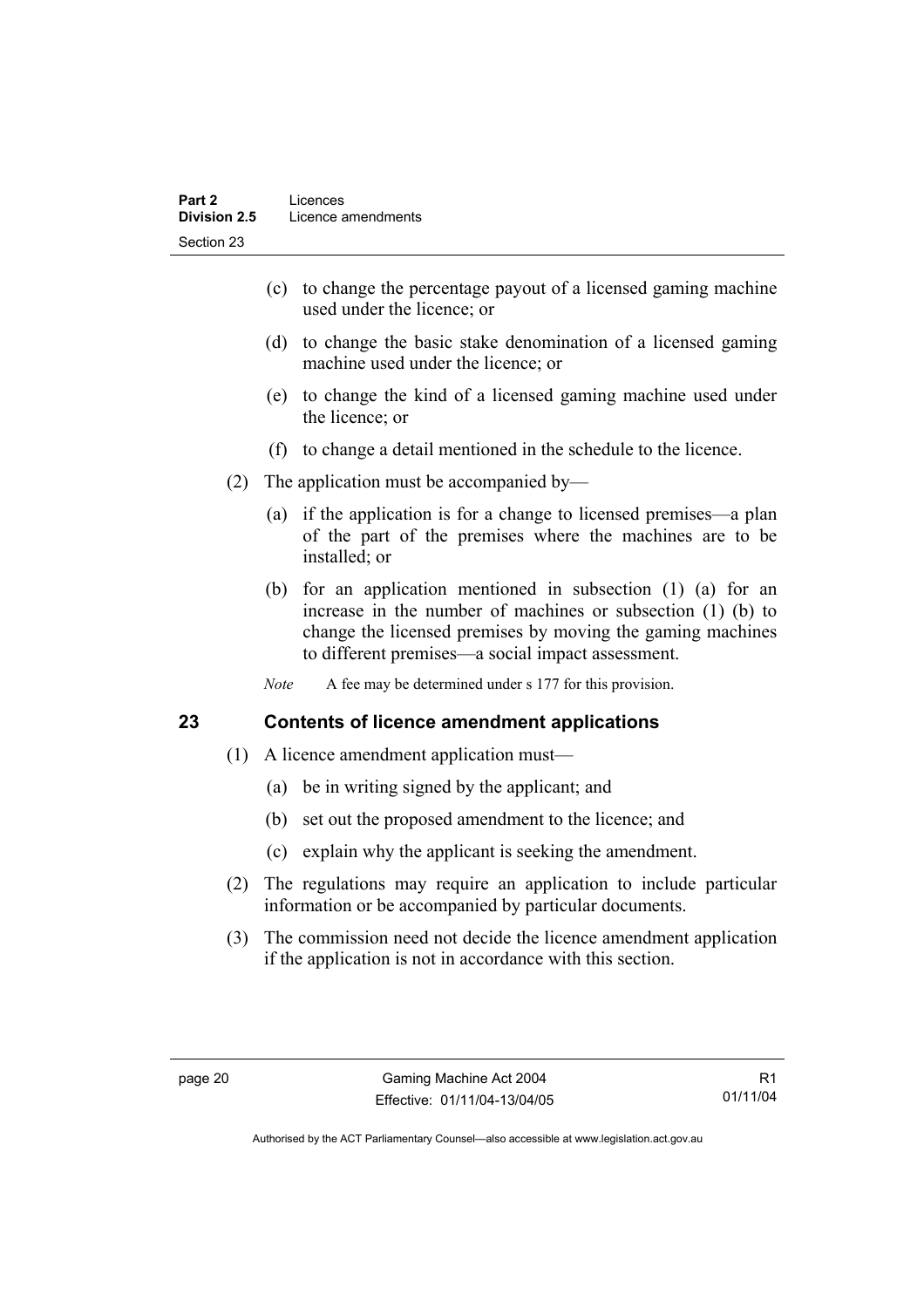(c) to change the percentage payout of a licensed gaming machine used under the licence; or

(d) to change the basic stake denomination of a licensed gaming machine used under the licence; or

(e) to change the kind of a licensed gaming machine used under the licence; or

(f) to change a detail mentioned in the schedule to the licence.

(2) The application must be accompanied by—

(a) if the application is for a change to licensed premises—a plan of the part of the premises where the machines are to be installed; or

(b) for an application mentioned in subsection (1) (a) for an increase in the number of machines or subsection (1) (b) to change the licensed premises by moving the gaming machines to different premises—a social impact assessment.

*Note* A fee may be determined under s 177 for this provision.

## 23 Contents of licence amendment applications

(1) A licence amendment application must—

(a) be in writing signed by the applicant; and

(b) set out the proposed amendment to the licence; and

(c) explain why the applicant is seeking the amendment.

(2) The regulations may require an application to include particular information or be accompanied by particular documents.

(3) The commission need not decide the licence amendment application if the application is not in accordance with this section.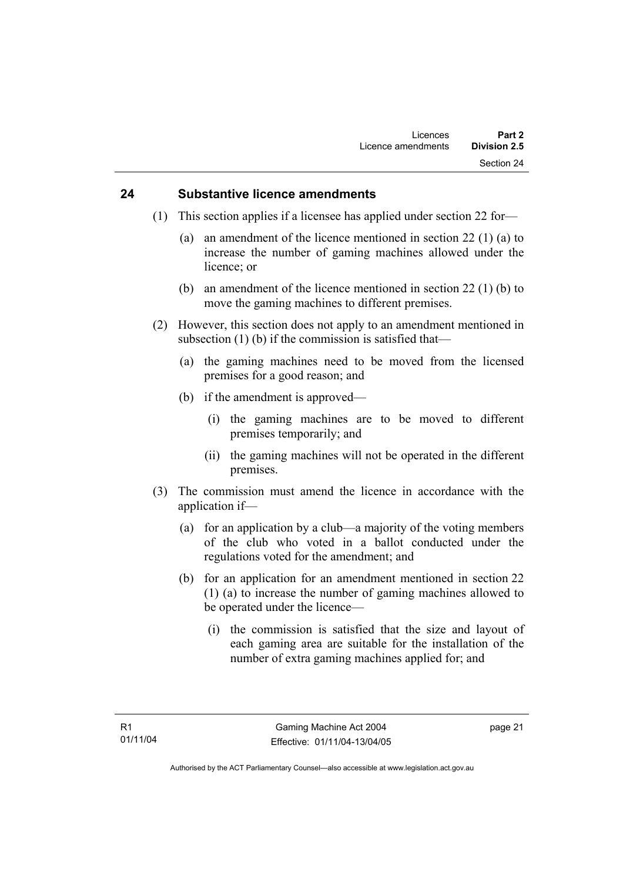## 24 Substantive licence amendments

(1) This section applies if a licensee has applied under section 22 for—

(a) an amendment of the licence mentioned in section 22 (1) (a) to increase the number of gaming machines allowed under the licence; or

(b) an amendment of the licence mentioned in section 22 (1) (b) to move the gaming machines to different premises.

(2) However, this section does not apply to an amendment mentioned in subsection (1) (b) if the commission is satisfied that—

(a) the gaming machines need to be moved from the licensed premises for a good reason; and

(b) if the amendment is approved—

(i) the gaming machines are to be moved to different premises temporarily; and

(ii) the gaming machines will not be operated in the different premises.

(3) The commission must amend the licence in accordance with the application if—

(a) for an application by a club—a majority of the voting members of the club who voted in a ballot conducted under the regulations voted for the amendment; and

(b) for an application for an amendment mentioned in section 22 (1) (a) to increase the number of gaming machines allowed to be operated under the licence—

(i) the commission is satisfied that the size and layout of each gaming area are suitable for the installation of the number of extra gaming machines applied for; and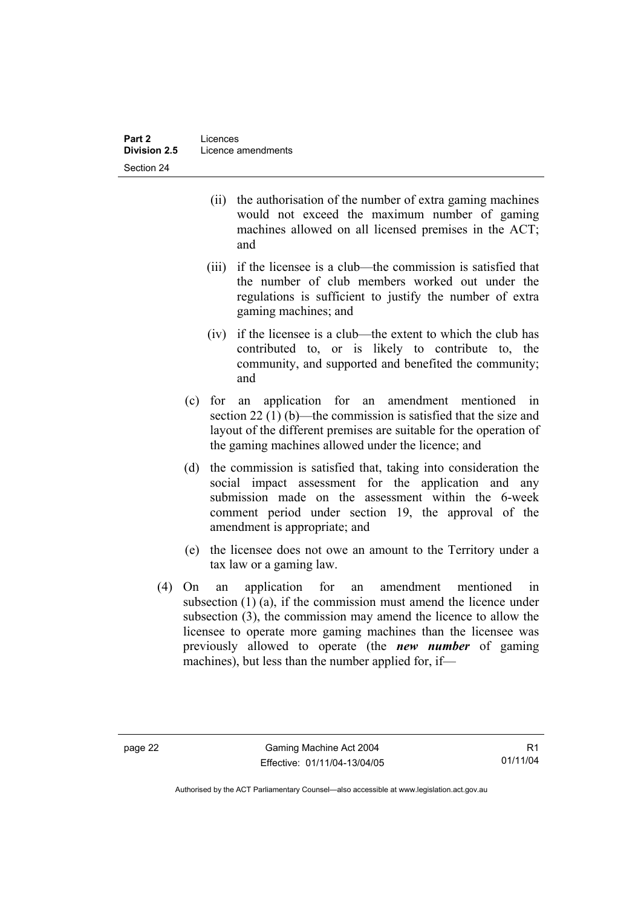(ii) the authorisation of the number of extra gaming machines would not exceed the maximum number of gaming machines allowed on all licensed premises in the ACT; and

(iii) if the licensee is a club—the commission is satisfied that the number of club members worked out under the regulations is sufficient to justify the number of extra gaming machines; and

(iv) if the licensee is a club—the extent to which the club has contributed to, or is likely to contribute to, the community, and supported and benefited the community; and

(c) for an application for an amendment mentioned in section 22 (1) (b)—the commission is satisfied that the size and layout of the different premises are suitable for the operation of the gaming machines allowed under the licence; and

(d) the commission is satisfied that, taking into consideration the social impact assessment for the application and any submission made on the assessment within the 6-week comment period under section 19, the approval of the amendment is appropriate; and

(e) the licensee does not owe an amount to the Territory under a tax law or a gaming law.

(4) On an application for an amendment mentioned in subsection (1) (a), if the commission must amend the licence under subsection (3), the commission may amend the licence to allow the licensee to operate more gaming machines than the licensee was previously allowed to operate (the ***new number*** of gaming machines), but less than the number applied for, if—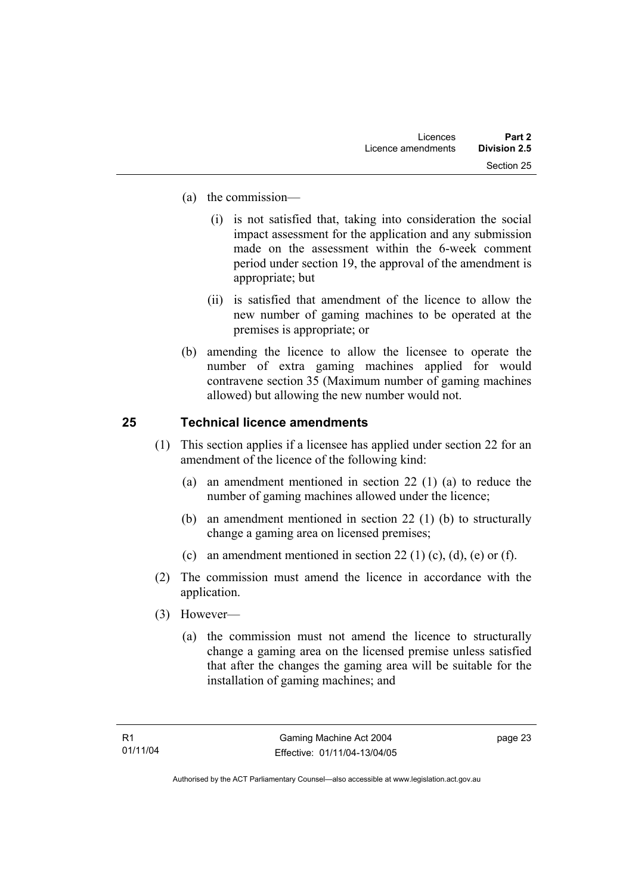(a) the commission—

(i) is not satisfied that, taking into consideration the social impact assessment for the application and any submission made on the assessment within the 6-week comment period under section 19, the approval of the amendment is appropriate; but

(ii) is satisfied that amendment of the licence to allow the new number of gaming machines to be operated at the premises is appropriate; or

(b) amending the licence to allow the licensee to operate the number of extra gaming machines applied for would contravene section 35 (Maximum number of gaming machines allowed) but allowing the new number would not.

## 25 Technical licence amendments

(1) This section applies if a licensee has applied under section 22 for an amendment of the licence of the following kind:

(a) an amendment mentioned in section 22 (1) (a) to reduce the number of gaming machines allowed under the licence;

(b) an amendment mentioned in section 22 (1) (b) to structurally change a gaming area on licensed premises;

(c) an amendment mentioned in section 22 (1) (c), (d), (e) or (f).

(2) The commission must amend the licence in accordance with the application.

(3) However—

(a) the commission must not amend the licence to structurally change a gaming area on the licensed premise unless satisfied that after the changes the gaming area will be suitable for the installation of gaming machines; and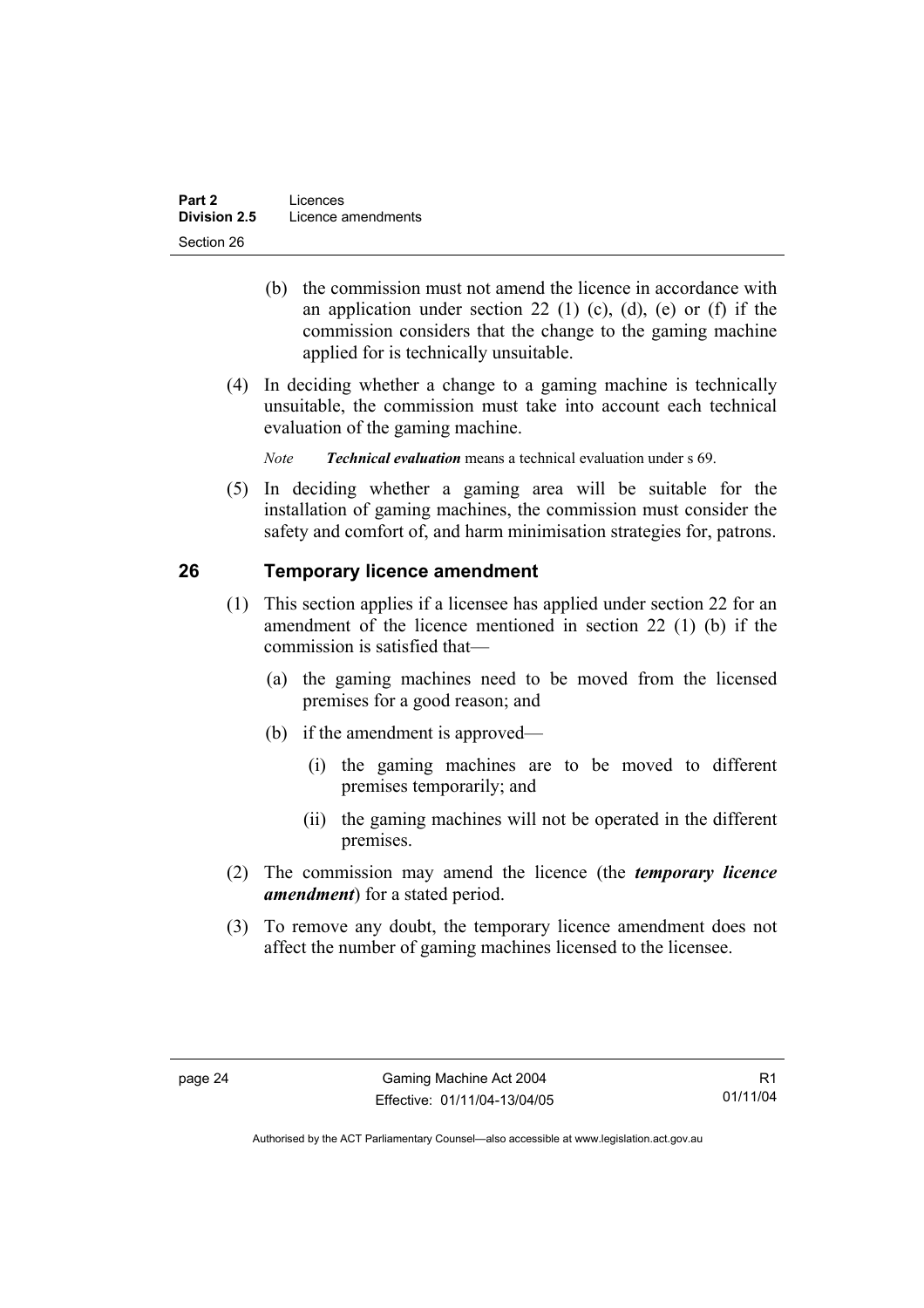(b) the commission must not amend the licence in accordance with an application under section 22 (1) (c), (d), (e) or (f) if the commission considers that the change to the gaming machine applied for is technically unsuitable.

(4) In deciding whether a change to a gaming machine is technically unsuitable, the commission must take into account each technical evaluation of the gaming machine.

*Note* ***Technical evaluation*** means a technical evaluation under s 69.

(5) In deciding whether a gaming area will be suitable for the installation of gaming machines, the commission must consider the safety and comfort of, and harm minimisation strategies for, patrons.

## 26 Temporary licence amendment

(1) This section applies if a licensee has applied under section 22 for an amendment of the licence mentioned in section 22 (1) (b) if the commission is satisfied that—

(a) the gaming machines need to be moved from the licensed premises for a good reason; and

(b) if the amendment is approved—

(i) the gaming machines are to be moved to different premises temporarily; and

(ii) the gaming machines will not be operated in the different premises.

(2) The commission may amend the licence (the ***temporary licence amendment***) for a stated period.

(3) To remove any doubt, the temporary licence amendment does not affect the number of gaming machines licensed to the licensee.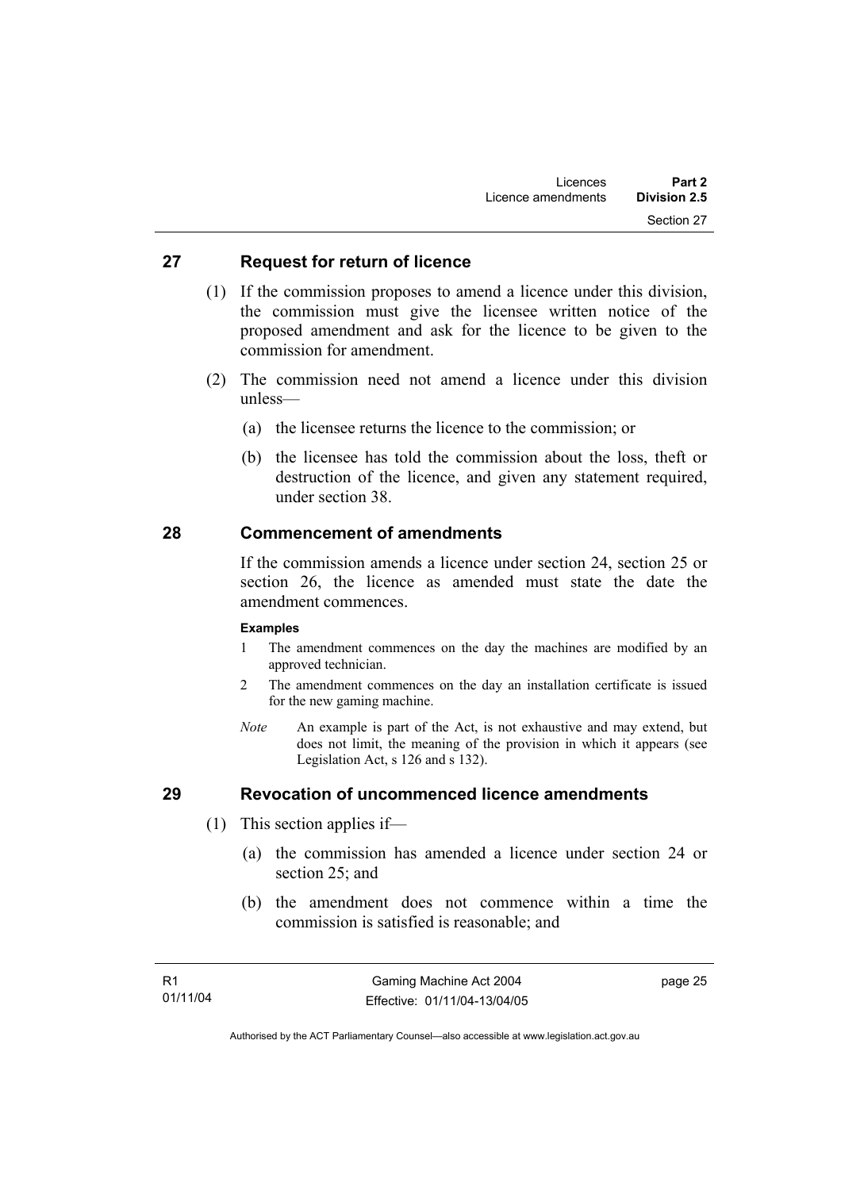## 27 Request for return of licence

(1) If the commission proposes to amend a licence under this division, the commission must give the licensee written notice of the proposed amendment and ask for the licence to be given to the commission for amendment.

(2) The commission need not amend a licence under this division unless—

(a) the licensee returns the licence to the commission; or

(b) the licensee has told the commission about the loss, theft or destruction of the licence, and given any statement required, under section 38.

## 28 Commencement of amendments

If the commission amends a licence under section 24, section 25 or section 26, the licence as amended must state the date the amendment commences.

**Examples**

1 The amendment commences on the day the machines are modified by an approved technician.

2 The amendment commences on the day an installation certificate is issued for the new gaming machine.

*Note* An example is part of the Act, is not exhaustive and may extend, but does not limit, the meaning of the provision in which it appears (see Legislation Act, s 126 and s 132).

## 29 Revocation of uncommenced licence amendments

(1) This section applies if—

(a) the commission has amended a licence under section 24 or section 25; and

(b) the amendment does not commence within a time the commission is satisfied is reasonable; and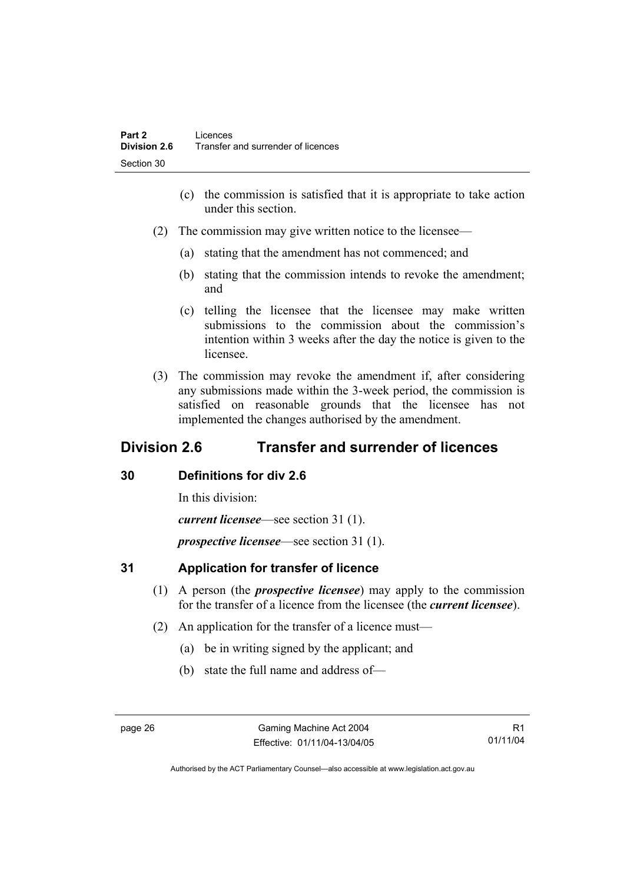(c) the commission is satisfied that it is appropriate to take action under this section.

(2) The commission may give written notice to the licensee—

(a) stating that the amendment has not commenced; and

(b) stating that the commission intends to revoke the amendment; and

(c) telling the licensee that the licensee may make written submissions to the commission about the commission's intention within 3 weeks after the day the notice is given to the licensee.

(3) The commission may revoke the amendment if, after considering any submissions made within the 3-week period, the commission is satisfied on reasonable grounds that the licensee has not implemented the changes authorised by the amendment.

## Division 2.6 Transfer and surrender of licences

### 30 Definitions for div 2.6

In this division:

***current licensee***—see section 31 (1).

***prospective licensee***—see section 31 (1).

### 31 Application for transfer of licence

(1) A person (the ***prospective licensee***) may apply to the commission for the transfer of a licence from the licensee (the ***current licensee***).

(2) An application for the transfer of a licence must—

(a) be in writing signed by the applicant; and

(b) state the full name and address of—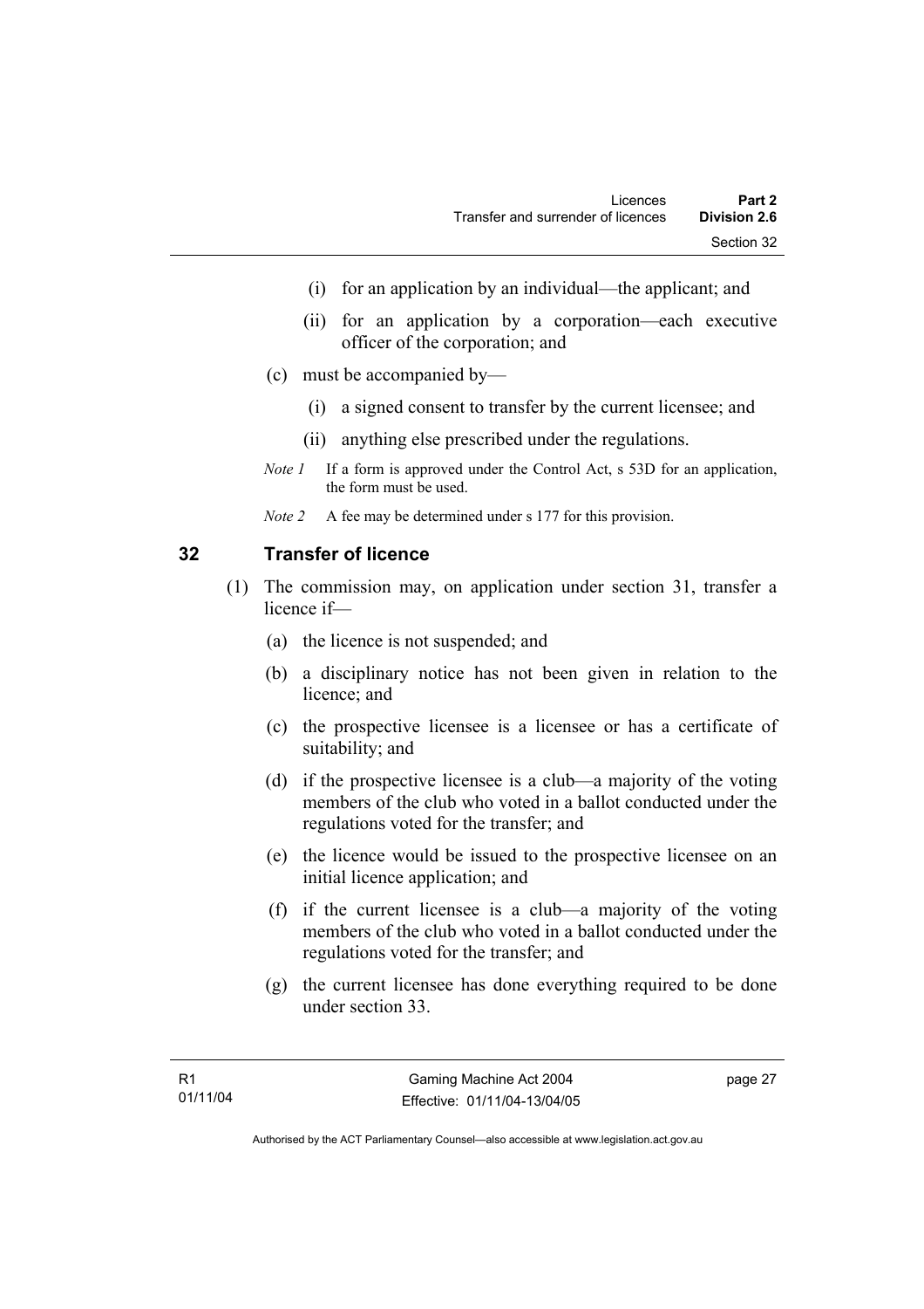(i) for an application by an individual—the applicant; and

(ii) for an application by a corporation—each executive officer of the corporation; and

(c) must be accompanied by—

(i) a signed consent to transfer by the current licensee; and

(ii) anything else prescribed under the regulations.

*Note 1* If a form is approved under the Control Act, s 53D for an application, the form must be used.

*Note 2* A fee may be determined under s 177 for this provision.

## 32 Transfer of licence

(1) The commission may, on application under section 31, transfer a licence if—

(a) the licence is not suspended; and

(b) a disciplinary notice has not been given in relation to the licence; and

(c) the prospective licensee is a licensee or has a certificate of suitability; and

(d) if the prospective licensee is a club—a majority of the voting members of the club who voted in a ballot conducted under the regulations voted for the transfer; and

(e) the licence would be issued to the prospective licensee on an initial licence application; and

(f) if the current licensee is a club—a majority of the voting members of the club who voted in a ballot conducted under the regulations voted for the transfer; and

(g) the current licensee has done everything required to be done under section 33.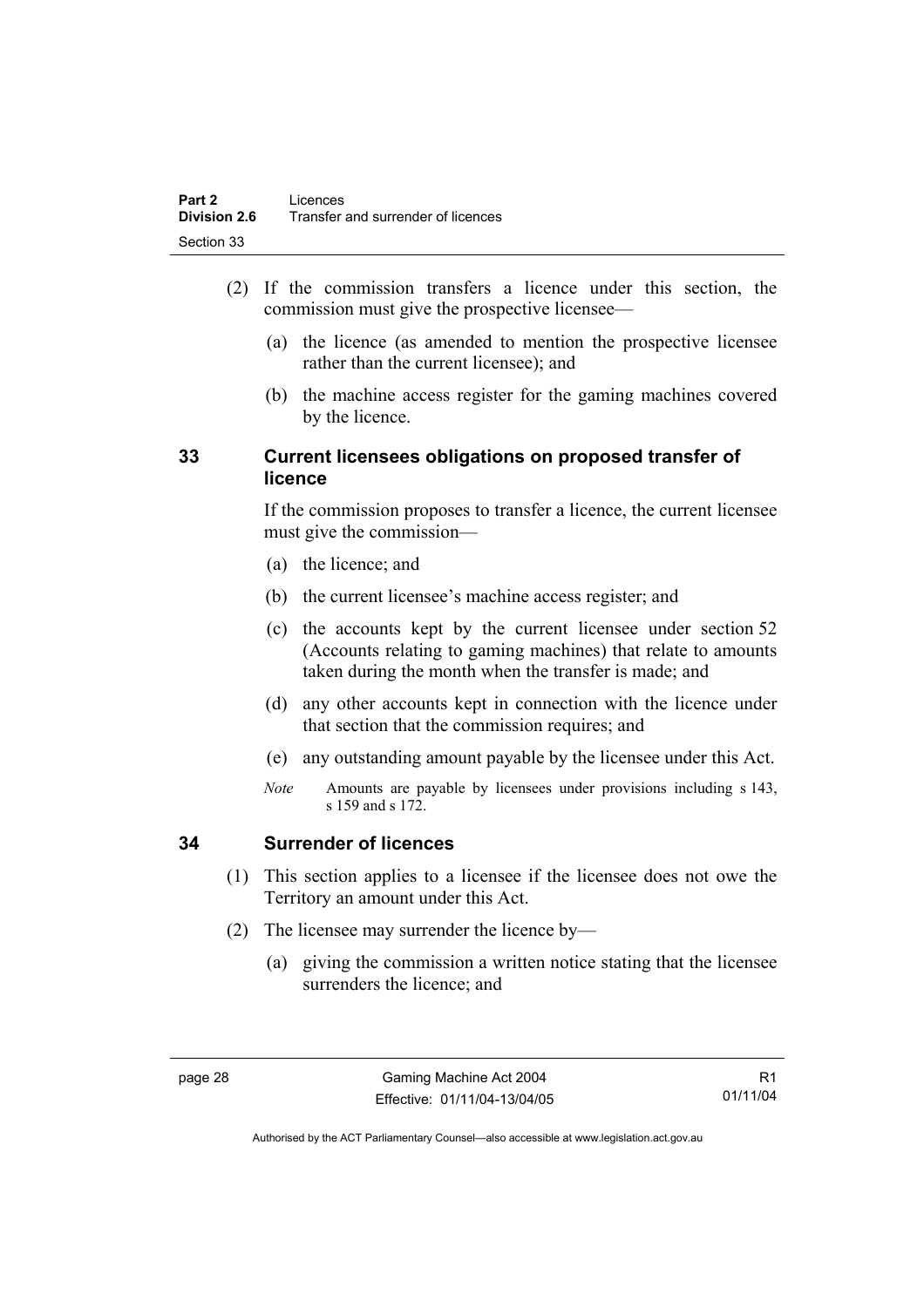(2) If the commission transfers a licence under this section, the commission must give the prospective licensee—

(a) the licence (as amended to mention the prospective licensee rather than the current licensee); and

(b) the machine access register for the gaming machines covered by the licence.

## 33 Current licensees obligations on proposed transfer of licence

If the commission proposes to transfer a licence, the current licensee must give the commission—

(a) the licence; and

(b) the current licensee's machine access register; and

(c) the accounts kept by the current licensee under section 52 (Accounts relating to gaming machines) that relate to amounts taken during the month when the transfer is made; and

(d) any other accounts kept in connection with the licence under that section that the commission requires; and

(e) any outstanding amount payable by the licensee under this Act.

*Note* Amounts are payable by licensees under provisions including s 143, s 159 and s 172.

## 34 Surrender of licences

(1) This section applies to a licensee if the licensee does not owe the Territory an amount under this Act.

(2) The licensee may surrender the licence by—

(a) giving the commission a written notice stating that the licensee surrenders the licence; and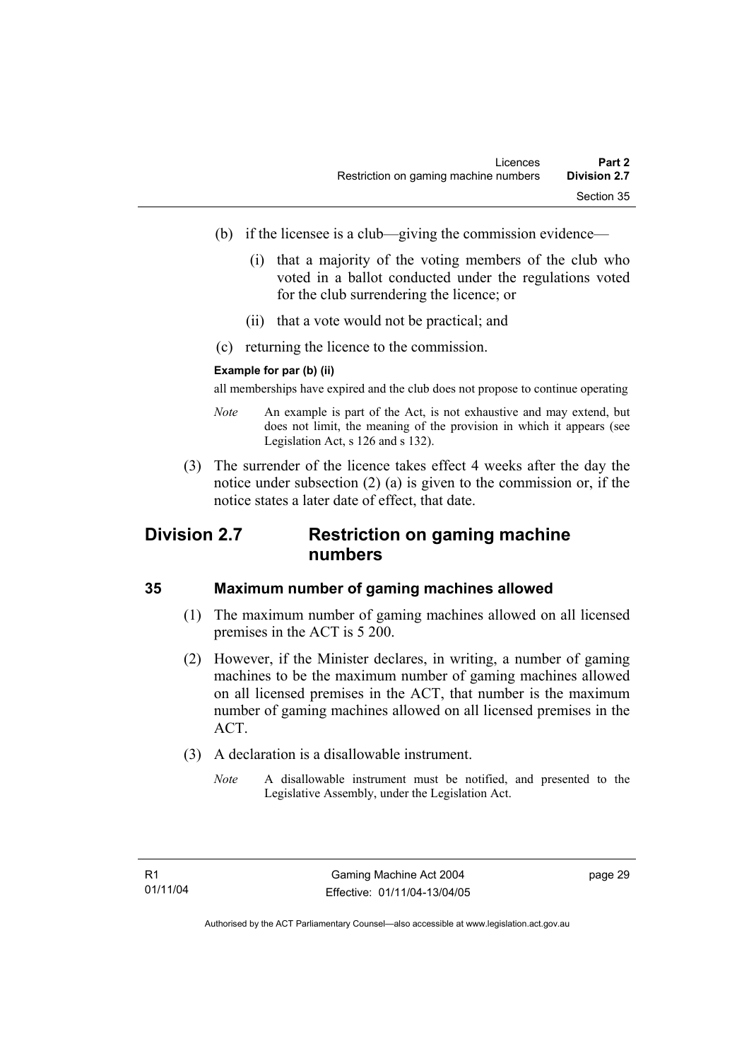(b) if the licensee is a club—giving the commission evidence—

(i) that a majority of the voting members of the club who voted in a ballot conducted under the regulations voted for the club surrendering the licence; or

(ii) that a vote would not be practical; and

(c) returning the licence to the commission.

**Example for par (b) (ii)**

all memberships have expired and the club does not propose to continue operating

*Note* An example is part of the Act, is not exhaustive and may extend, but does not limit, the meaning of the provision in which it appears (see Legislation Act, s 126 and s 132).

(3) The surrender of the licence takes effect 4 weeks after the day the notice under subsection (2) (a) is given to the commission or, if the notice states a later date of effect, that date.

## Division 2.7 Restriction on gaming machine numbers

### 35 Maximum number of gaming machines allowed

(1) The maximum number of gaming machines allowed on all licensed premises in the ACT is 5 200.

(2) However, if the Minister declares, in writing, a number of gaming machines to be the maximum number of gaming machines allowed on all licensed premises in the ACT, that number is the maximum number of gaming machines allowed on all licensed premises in the ACT.

(3) A declaration is a disallowable instrument.

*Note* A disallowable instrument must be notified, and presented to the Legislative Assembly, under the Legislation Act.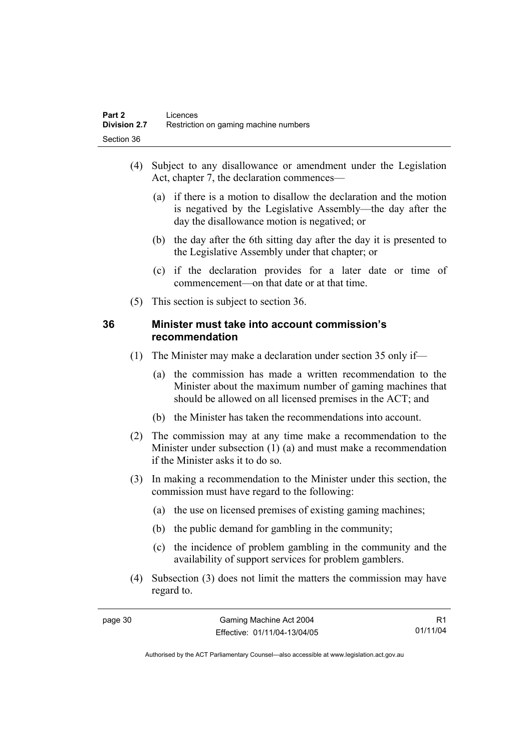(4) Subject to any disallowance or amendment under the Legislation Act, chapter 7, the declaration commences—

(a) if there is a motion to disallow the declaration and the motion is negatived by the Legislative Assembly—the day after the day the disallowance motion is negatived; or

(b) the day after the 6th sitting day after the day it is presented to the Legislative Assembly under that chapter; or

(c) if the declaration provides for a later date or time of commencement—on that date or at that time.

(5) This section is subject to section 36.

### 36 Minister must take into account commission's recommendation

(1) The Minister may make a declaration under section 35 only if—

(a) the commission has made a written recommendation to the Minister about the maximum number of gaming machines that should be allowed on all licensed premises in the ACT; and

(b) the Minister has taken the recommendations into account.

(2) The commission may at any time make a recommendation to the Minister under subsection (1) (a) and must make a recommendation if the Minister asks it to do so.

(3) In making a recommendation to the Minister under this section, the commission must have regard to the following:

(a) the use on licensed premises of existing gaming machines;

(b) the public demand for gambling in the community;

(c) the incidence of problem gambling in the community and the availability of support services for problem gamblers.

(4) Subsection (3) does not limit the matters the commission may have regard to.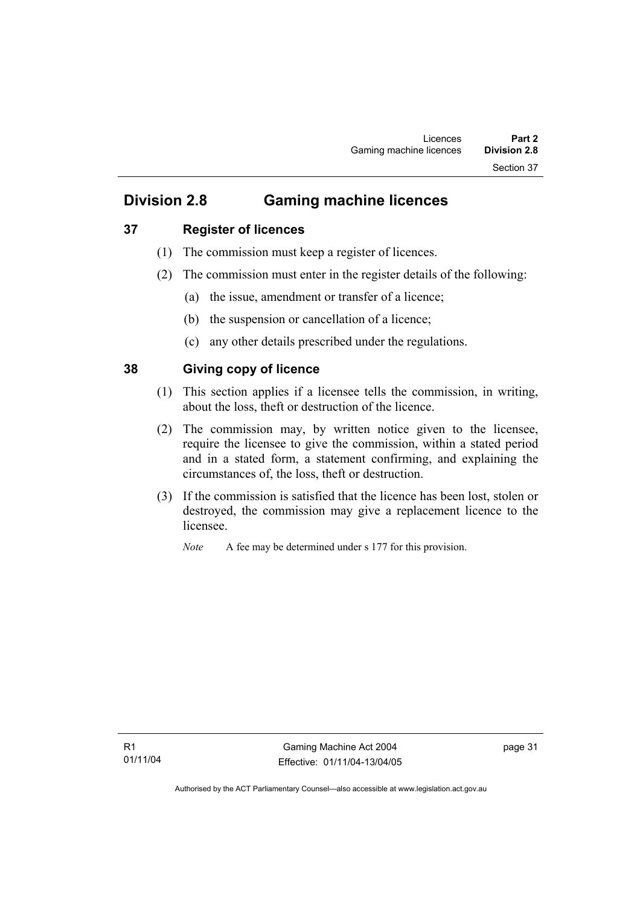## Division 2.8 Gaming machine licences

### 37 Register of licences

(1) The commission must keep a register of licences.

(2) The commission must enter in the register details of the following:

(a) the issue, amendment or transfer of a licence;

(b) the suspension or cancellation of a licence;

(c) any other details prescribed under the regulations.

### 38 Giving copy of licence

(1) This section applies if a licensee tells the commission, in writing, about the loss, theft or destruction of the licence.

(2) The commission may, by written notice given to the licensee, require the licensee to give the commission, within a stated period and in a stated form, a statement confirming, and explaining the circumstances of, the loss, theft or destruction.

(3) If the commission is satisfied that the licence has been lost, stolen or destroyed, the commission may give a replacement licence to the licensee.

*Note* A fee may be determined under s 177 for this provision.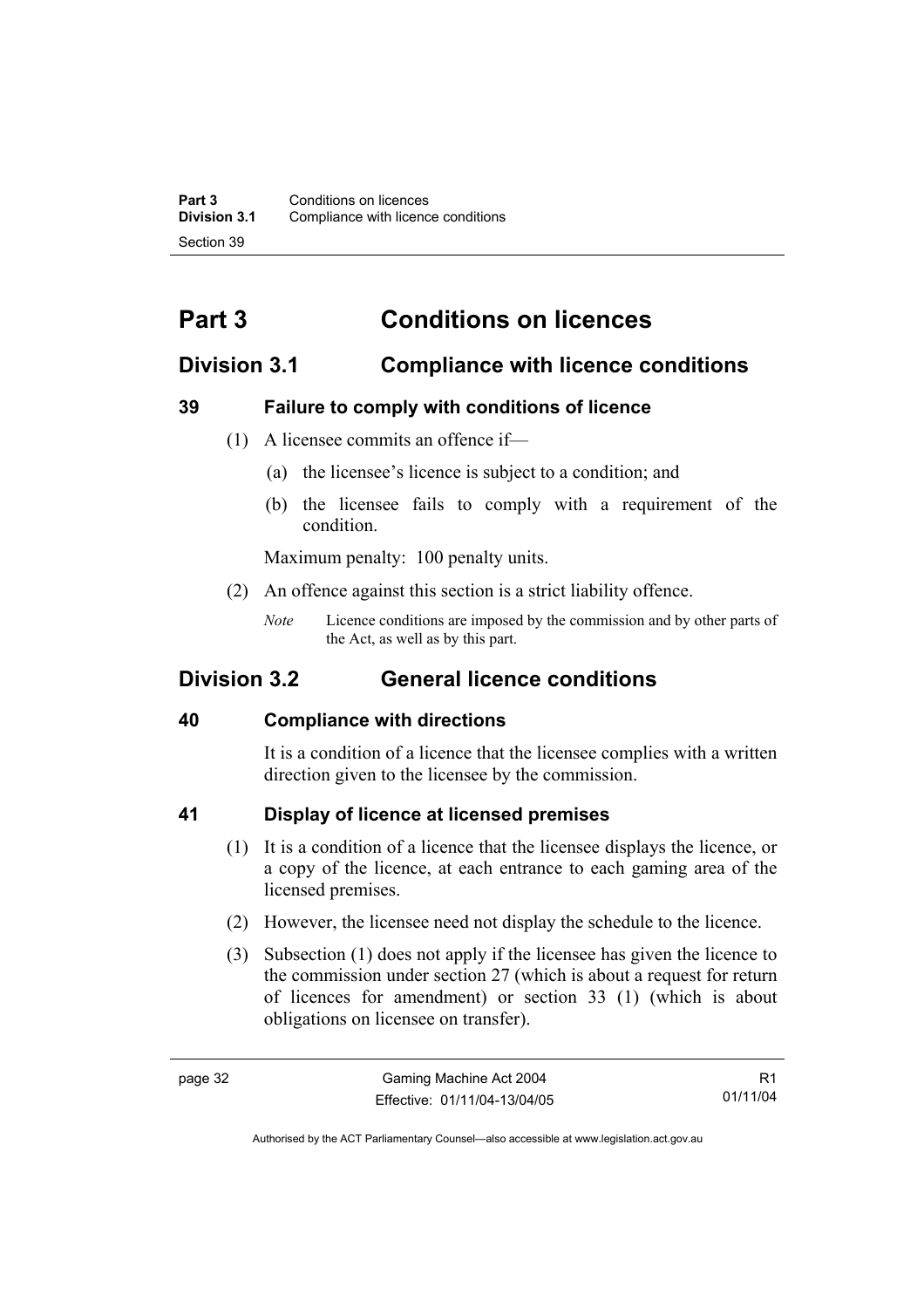# Part 3 Conditions on licences

## Division 3.1 Compliance with licence conditions

### 39 Failure to comply with conditions of licence

(1) A licensee commits an offence if—

  (a) the licensee's licence is subject to a condition; and

  (b) the licensee fails to comply with a requirement of the condition.

Maximum penalty: 100 penalty units.

(2) An offence against this section is a strict liability offence.

*Note* Licence conditions are imposed by the commission and by other parts of the Act, as well as by this part.

## Division 3.2 General licence conditions

### 40 Compliance with directions

It is a condition of a licence that the licensee complies with a written direction given to the licensee by the commission.

### 41 Display of licence at licensed premises

(1) It is a condition of a licence that the licensee displays the licence, or a copy of the licence, at each entrance to each gaming area of the licensed premises.

(2) However, the licensee need not display the schedule to the licence.

(3) Subsection (1) does not apply if the licensee has given the licence to the commission under section 27 (which is about a request for return of licences for amendment) or section 33 (1) (which is about obligations on licensee on transfer).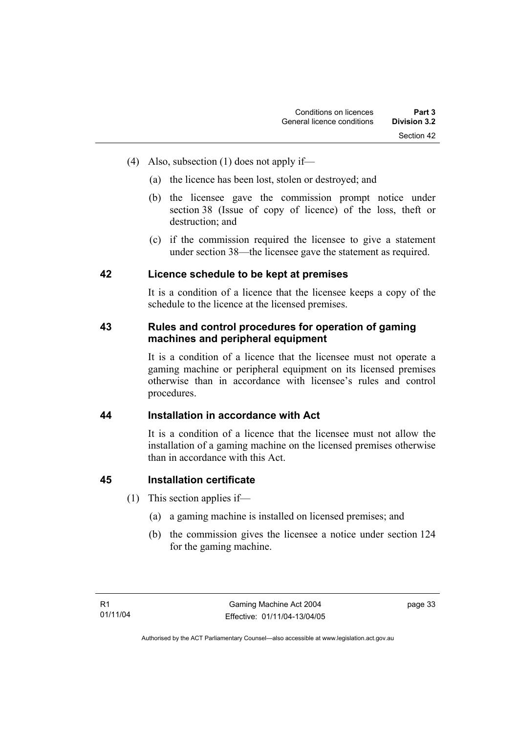(4) Also, subsection (1) does not apply if—

(a) the licence has been lost, stolen or destroyed; and

(b) the licensee gave the commission prompt notice under section 38 (Issue of copy of licence) of the loss, theft or destruction; and

(c) if the commission required the licensee to give a statement under section 38—the licensee gave the statement as required.

## 42 Licence schedule to be kept at premises

It is a condition of a licence that the licensee keeps a copy of the schedule to the licence at the licensed premises.

## 43 Rules and control procedures for operation of gaming machines and peripheral equipment

It is a condition of a licence that the licensee must not operate a gaming machine or peripheral equipment on its licensed premises otherwise than in accordance with licensee's rules and control procedures.

## 44 Installation in accordance with Act

It is a condition of a licence that the licensee must not allow the installation of a gaming machine on the licensed premises otherwise than in accordance with this Act.

## 45 Installation certificate

(1) This section applies if—

(a) a gaming machine is installed on licensed premises; and

(b) the commission gives the licensee a notice under section 124 for the gaming machine.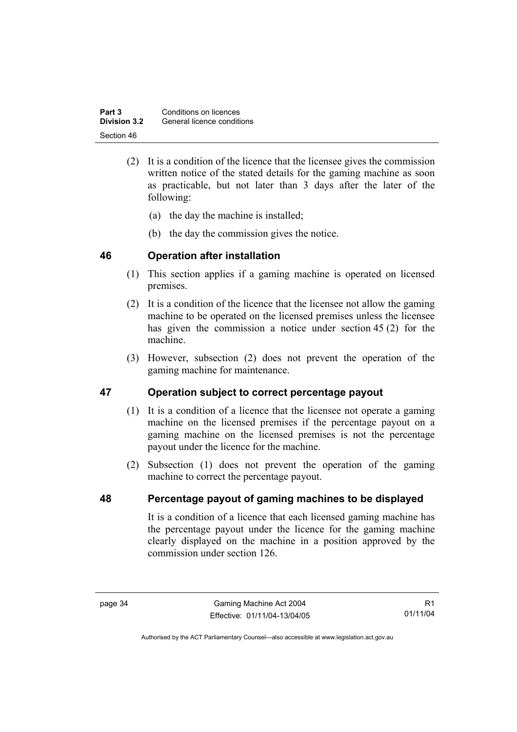(2) It is a condition of the licence that the licensee gives the commission written notice of the stated details for the gaming machine as soon as practicable, but not later than 3 days after the later of the following:

(a) the day the machine is installed;

(b) the day the commission gives the notice.

## 46 Operation after installation

(1) This section applies if a gaming machine is operated on licensed premises.

(2) It is a condition of the licence that the licensee not allow the gaming machine to be operated on the licensed premises unless the licensee has given the commission a notice under section 45 (2) for the machine.

(3) However, subsection (2) does not prevent the operation of the gaming machine for maintenance.

## 47 Operation subject to correct percentage payout

(1) It is a condition of a licence that the licensee not operate a gaming machine on the licensed premises if the percentage payout on a gaming machine on the licensed premises is not the percentage payout under the licence for the machine.

(2) Subsection (1) does not prevent the operation of the gaming machine to correct the percentage payout.

## 48 Percentage payout of gaming machines to be displayed

It is a condition of a licence that each licensed gaming machine has the percentage payout under the licence for the gaming machine clearly displayed on the machine in a position approved by the commission under section 126.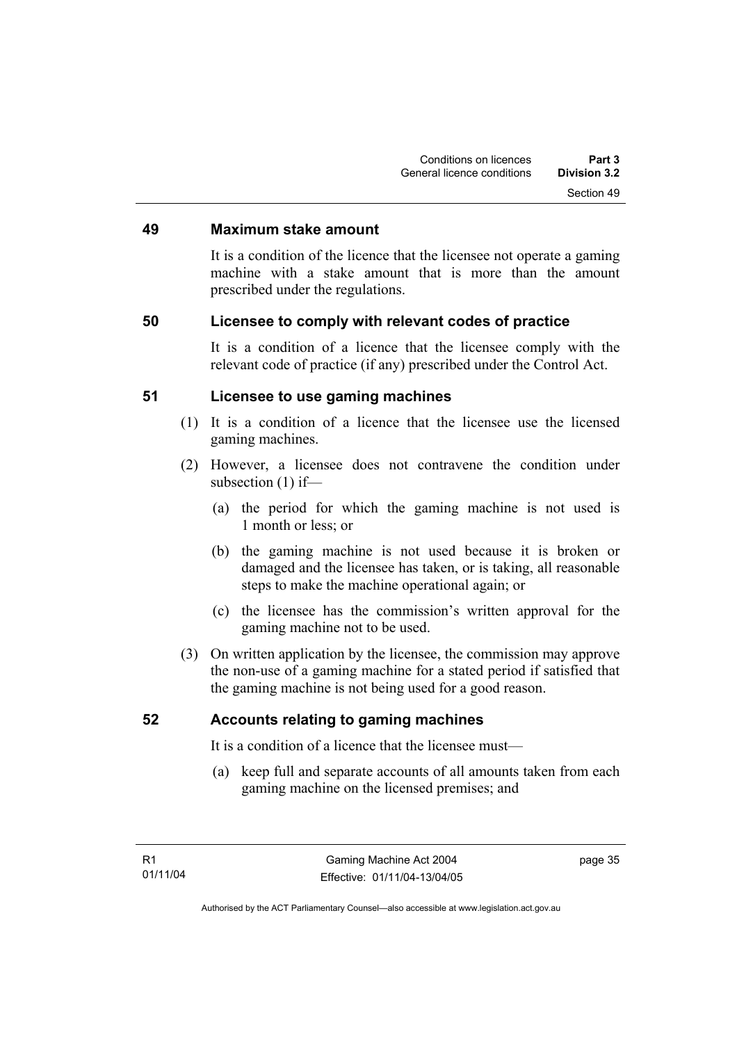## 49 Maximum stake amount

It is a condition of the licence that the licensee not operate a gaming machine with a stake amount that is more than the amount prescribed under the regulations.

## 50 Licensee to comply with relevant codes of practice

It is a condition of a licence that the licensee comply with the relevant code of practice (if any) prescribed under the Control Act.

## 51 Licensee to use gaming machines

(1) It is a condition of a licence that the licensee use the licensed gaming machines.

(2) However, a licensee does not contravene the condition under subsection (1) if—

   (a) the period for which the gaming machine is not used is 1 month or less; or

   (b) the gaming machine is not used because it is broken or damaged and the licensee has taken, or is taking, all reasonable steps to make the machine operational again; or

   (c) the licensee has the commission's written approval for the gaming machine not to be used.

(3) On written application by the licensee, the commission may approve the non-use of a gaming machine for a stated period if satisfied that the gaming machine is not being used for a good reason.

## 52 Accounts relating to gaming machines

It is a condition of a licence that the licensee must—

   (a) keep full and separate accounts of all amounts taken from each gaming machine on the licensed premises; and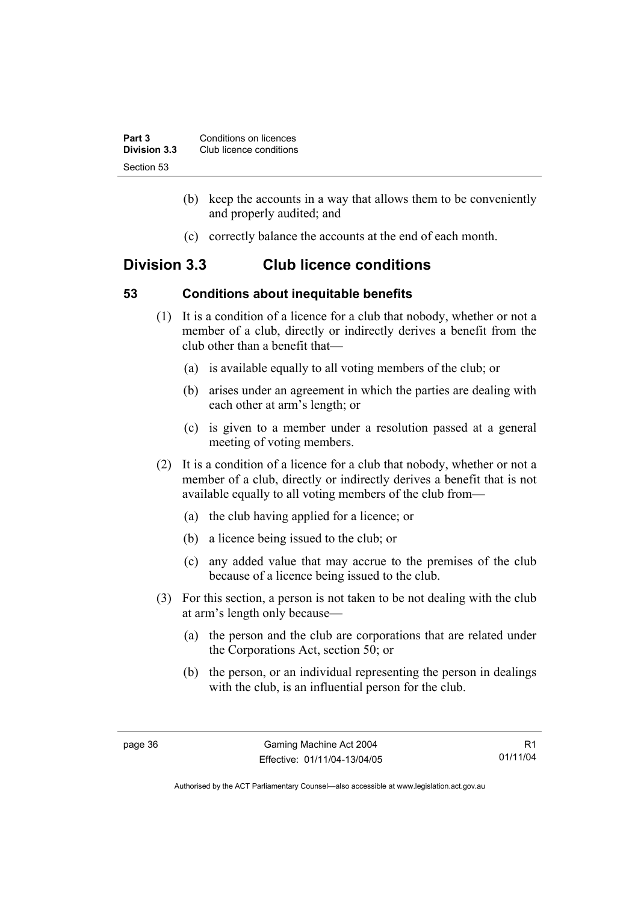(b) keep the accounts in a way that allows them to be conveniently and properly audited; and

(c) correctly balance the accounts at the end of each month.

## Division 3.3 Club licence conditions

### 53 Conditions about inequitable benefits

(1) It is a condition of a licence for a club that nobody, whether or not a member of a club, directly or indirectly derives a benefit from the club other than a benefit that—

(a) is available equally to all voting members of the club; or

(b) arises under an agreement in which the parties are dealing with each other at arm's length; or

(c) is given to a member under a resolution passed at a general meeting of voting members.

(2) It is a condition of a licence for a club that nobody, whether or not a member of a club, directly or indirectly derives a benefit that is not available equally to all voting members of the club from—

(a) the club having applied for a licence; or

(b) a licence being issued to the club; or

(c) any added value that may accrue to the premises of the club because of a licence being issued to the club.

(3) For this section, a person is not taken to be not dealing with the club at arm's length only because—

(a) the person and the club are corporations that are related under the Corporations Act, section 50; or

(b) the person, or an individual representing the person in dealings with the club, is an influential person for the club.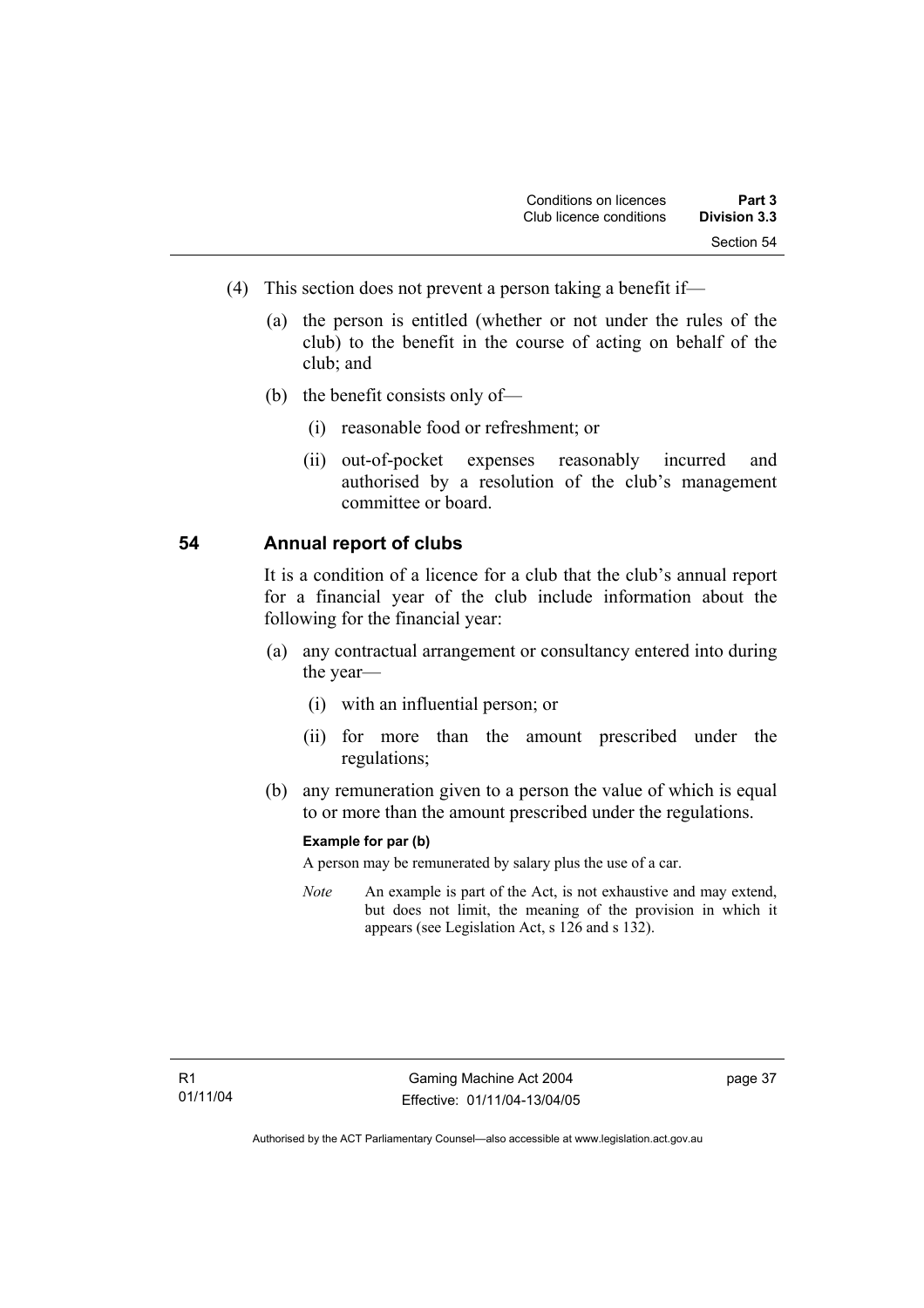(4) This section does not prevent a person taking a benefit if—

(a) the person is entitled (whether or not under the rules of the club) to the benefit in the course of acting on behalf of the club; and

(b) the benefit consists only of—

(i) reasonable food or refreshment; or

(ii) out-of-pocket expenses reasonably incurred and authorised by a resolution of the club's management committee or board.

## 54 Annual report of clubs

It is a condition of a licence for a club that the club's annual report for a financial year of the club include information about the following for the financial year:

(a) any contractual arrangement or consultancy entered into during the year—

(i) with an influential person; or

(ii) for more than the amount prescribed under the regulations;

(b) any remuneration given to a person the value of which is equal to or more than the amount prescribed under the regulations.

**Example for par (b)**

A person may be remunerated by salary plus the use of a car.

*Note* An example is part of the Act, is not exhaustive and may extend, but does not limit, the meaning of the provision in which it appears (see Legislation Act, s 126 and s 132).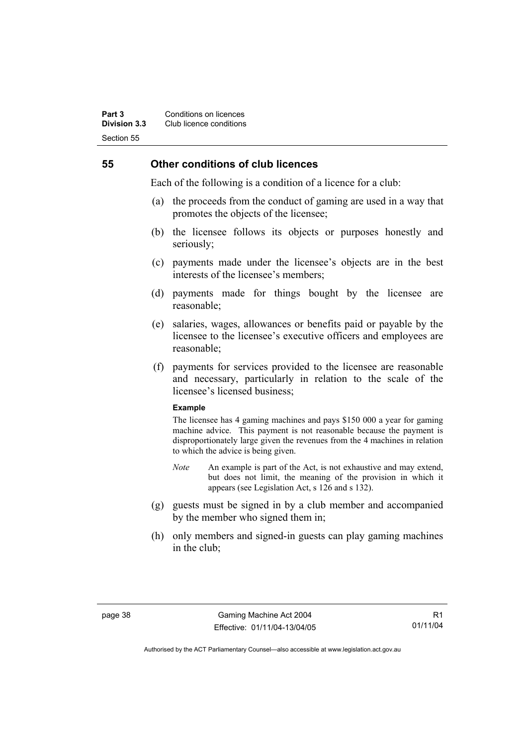## 55 Other conditions of club licences

Each of the following is a condition of a licence for a club:

(a) the proceeds from the conduct of gaming are used in a way that promotes the objects of the licensee;

(b) the licensee follows its objects or purposes honestly and seriously;

(c) payments made under the licensee's objects are in the best interests of the licensee's members;

(d) payments made for things bought by the licensee are reasonable;

(e) salaries, wages, allowances or benefits paid or payable by the licensee to the licensee's executive officers and employees are reasonable;

(f) payments for services provided to the licensee are reasonable and necessary, particularly in relation to the scale of the licensee's licensed business;

**Example**

The licensee has 4 gaming machines and pays $150 000 a year for gaming machine advice. This payment is not reasonable because the payment is disproportionately large given the revenues from the 4 machines in relation to which the advice is being given.

*Note* An example is part of the Act, is not exhaustive and may extend, but does not limit, the meaning of the provision in which it appears (see Legislation Act, s 126 and s 132).

(g) guests must be signed in by a club member and accompanied by the member who signed them in;

(h) only members and signed-in guests can play gaming machines in the club;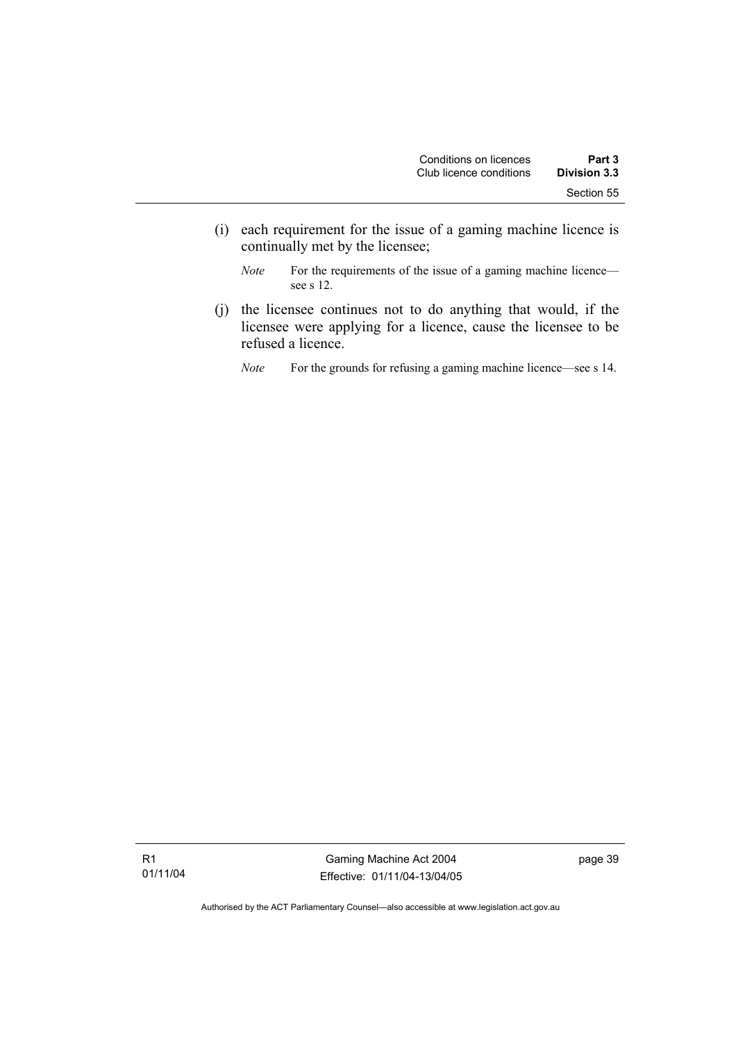(i) each requirement for the issue of a gaming machine licence is continually met by the licensee;

*Note* For the requirements of the issue of a gaming machine licence—see s 12.

(j) the licensee continues not to do anything that would, if the licensee were applying for a licence, cause the licensee to be refused a licence.

*Note* For the grounds for refusing a gaming machine licence—see s 14.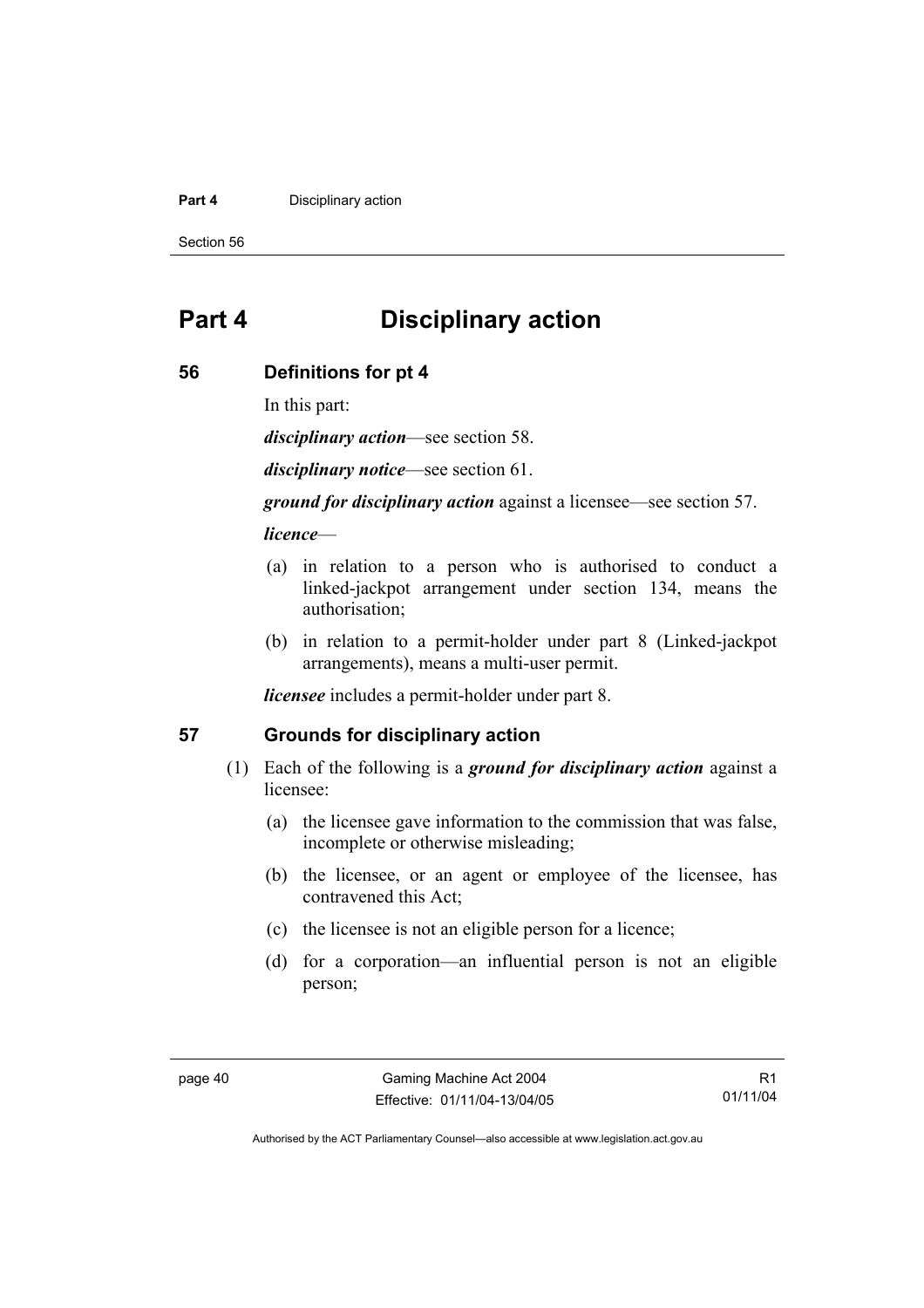# Part 4 Disciplinary action

## 56 Definitions for pt 4

In this part:

***disciplinary action***—see section 58.

***disciplinary notice***—see section 61.

***ground for disciplinary action*** against a licensee—see section 57.

***licence***—

(a) in relation to a person who is authorised to conduct a linked-jackpot arrangement under section 134, means the authorisation;

(b) in relation to a permit-holder under part 8 (Linked-jackpot arrangements), means a multi-user permit.

***licensee*** includes a permit-holder under part 8.

## 57 Grounds for disciplinary action

(1) Each of the following is a ***ground for disciplinary action*** against a licensee:

(a) the licensee gave information to the commission that was false, incomplete or otherwise misleading;

(b) the licensee, or an agent or employee of the licensee, has contravened this Act;

(c) the licensee is not an eligible person for a licence;

(d) for a corporation—an influential person is not an eligible person;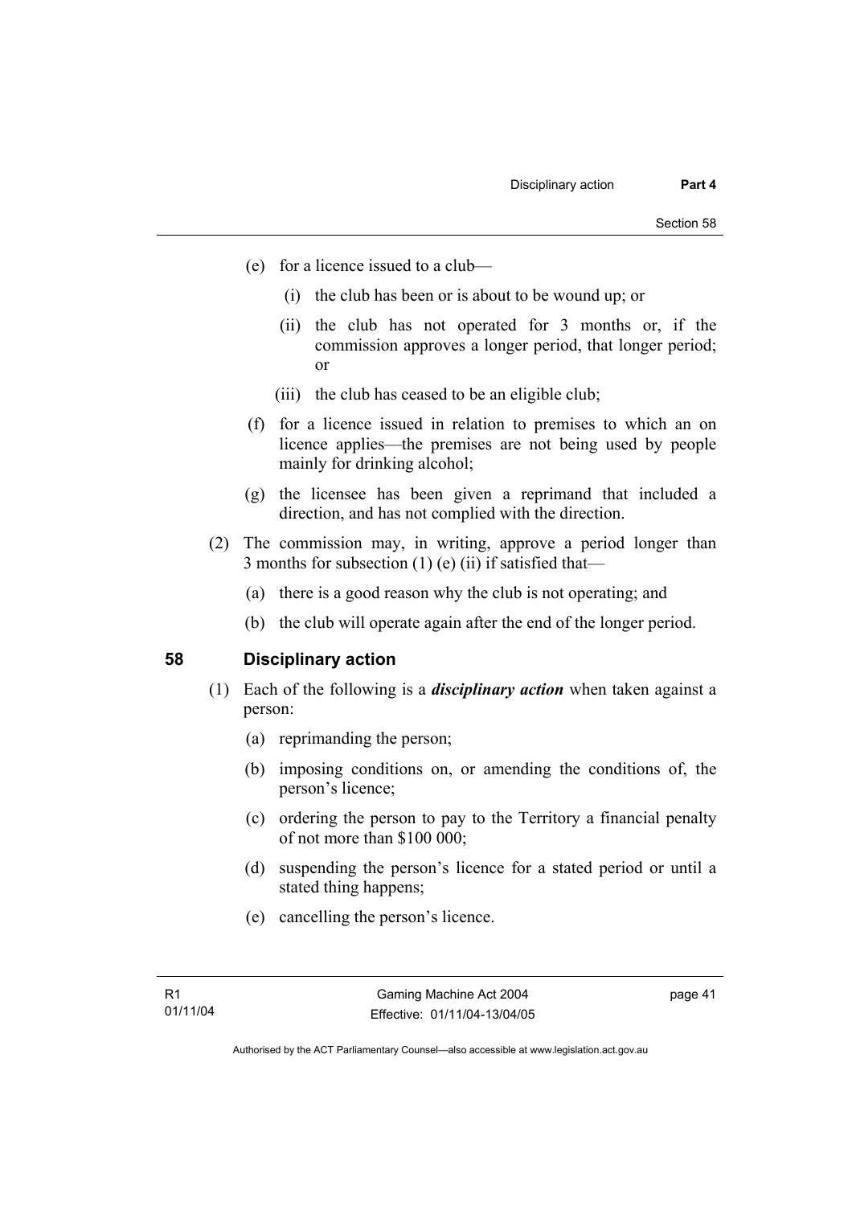(e) for a licence issued to a club—

  (i) the club has been or is about to be wound up; or

  (ii) the club has not operated for 3 months or, if the commission approves a longer period, that longer period; or

  (iii) the club has ceased to be an eligible club;

(f) for a licence issued in relation to premises to which an on licence applies—the premises are not being used by people mainly for drinking alcohol;

(g) the licensee has been given a reprimand that included a direction, and has not complied with the direction.

(2) The commission may, in writing, approve a period longer than 3 months for subsection (1) (e) (ii) if satisfied that—

  (a) there is a good reason why the club is not operating; and

  (b) the club will operate again after the end of the longer period.

## 58 Disciplinary action

(1) Each of the following is a ***disciplinary action*** when taken against a person:

  (a) reprimanding the person;

  (b) imposing conditions on, or amending the conditions of, the person's licence;

  (c) ordering the person to pay to the Territory a financial penalty of not more than $100 000;

  (d) suspending the person's licence for a stated period or until a stated thing happens;

  (e) cancelling the person's licence.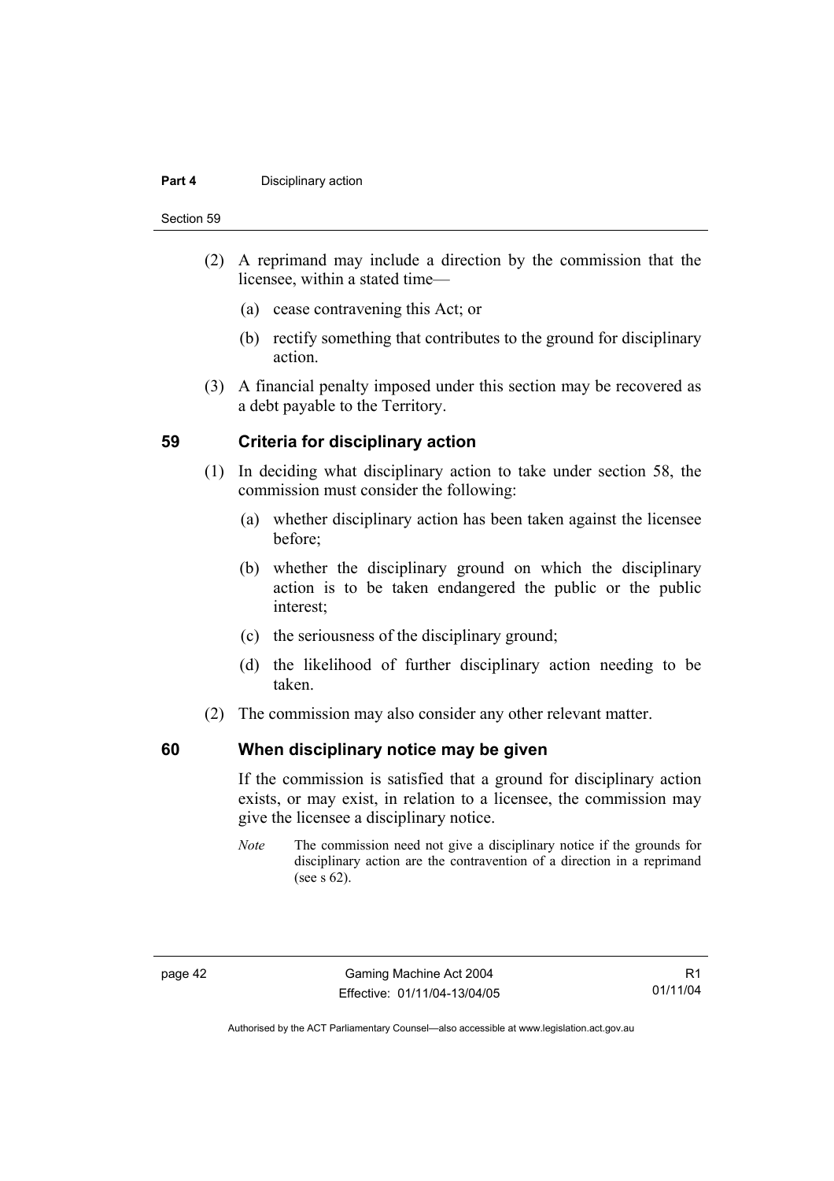(2) A reprimand may include a direction by the commission that the licensee, within a stated time—

(a) cease contravening this Act; or

(b) rectify something that contributes to the ground for disciplinary action.

(3) A financial penalty imposed under this section may be recovered as a debt payable to the Territory.

## 59 Criteria for disciplinary action

(1) In deciding what disciplinary action to take under section 58, the commission must consider the following:

(a) whether disciplinary action has been taken against the licensee before;

(b) whether the disciplinary ground on which the disciplinary action is to be taken endangered the public or the public interest;

(c) the seriousness of the disciplinary ground;

(d) the likelihood of further disciplinary action needing to be taken.

(2) The commission may also consider any other relevant matter.

## 60 When disciplinary notice may be given

If the commission is satisfied that a ground for disciplinary action exists, or may exist, in relation to a licensee, the commission may give the licensee a disciplinary notice.

*Note* The commission need not give a disciplinary notice if the grounds for disciplinary action are the contravention of a direction in a reprimand (see s 62).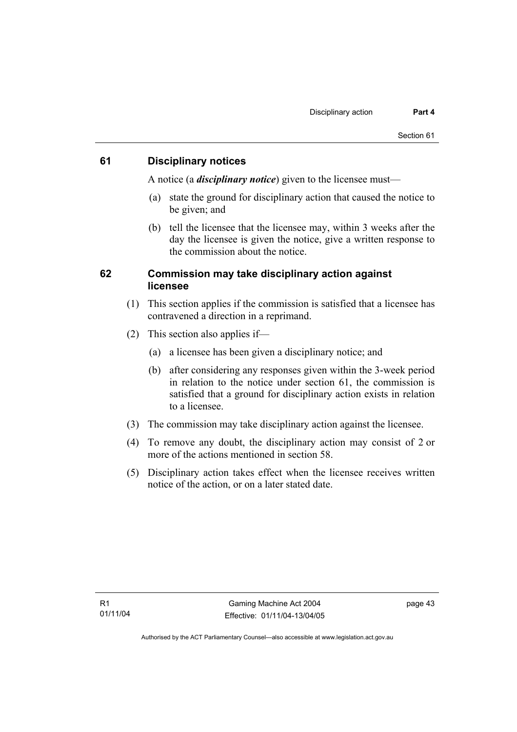## 61 Disciplinary notices

A notice (a ***disciplinary notice***) given to the licensee must—

(a) state the ground for disciplinary action that caused the notice to be given; and

(b) tell the licensee that the licensee may, within 3 weeks after the day the licensee is given the notice, give a written response to the commission about the notice.

## 62 Commission may take disciplinary action against licensee

(1) This section applies if the commission is satisfied that a licensee has contravened a direction in a reprimand.

(2) This section also applies if—

(a) a licensee has been given a disciplinary notice; and

(b) after considering any responses given within the 3-week period in relation to the notice under section 61, the commission is satisfied that a ground for disciplinary action exists in relation to a licensee.

(3) The commission may take disciplinary action against the licensee.

(4) To remove any doubt, the disciplinary action may consist of 2 or more of the actions mentioned in section 58.

(5) Disciplinary action takes effect when the licensee receives written notice of the action, or on a later stated date.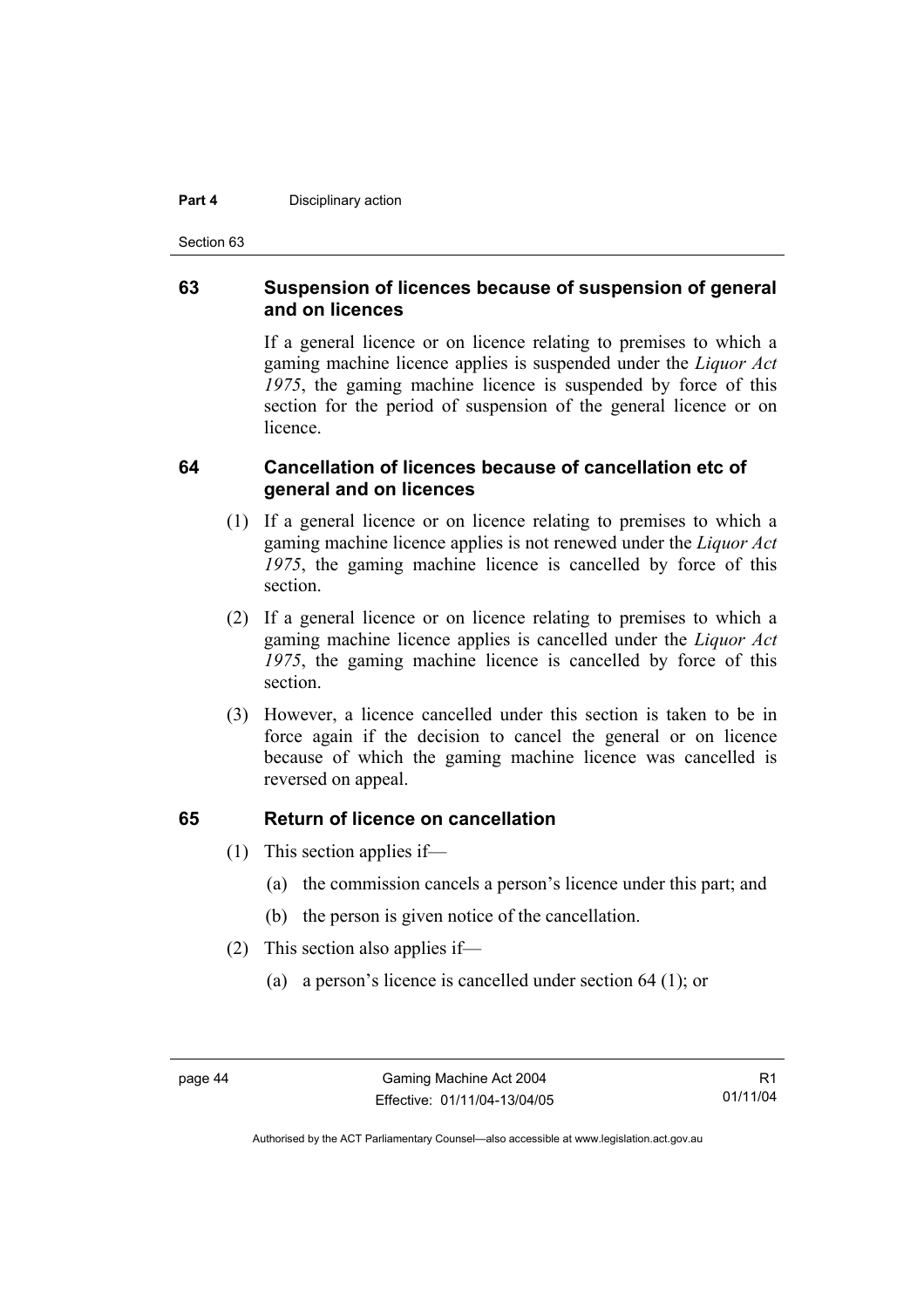## 63 Suspension of licences because of suspension of general and on licences

If a general licence or on licence relating to premises to which a gaming machine licence applies is suspended under the *Liquor Act 1975*, the gaming machine licence is suspended by force of this section for the period of suspension of the general licence or on licence.

## 64 Cancellation of licences because of cancellation etc of general and on licences

(1) If a general licence or on licence relating to premises to which a gaming machine licence applies is not renewed under the *Liquor Act 1975*, the gaming machine licence is cancelled by force of this section.

(2) If a general licence or on licence relating to premises to which a gaming machine licence applies is cancelled under the *Liquor Act 1975*, the gaming machine licence is cancelled by force of this section.

(3) However, a licence cancelled under this section is taken to be in force again if the decision to cancel the general or on licence because of which the gaming machine licence was cancelled is reversed on appeal.

## 65 Return of licence on cancellation

(1) This section applies if—

(a) the commission cancels a person's licence under this part; and

(b) the person is given notice of the cancellation.

(2) This section also applies if—

(a) a person's licence is cancelled under section 64 (1); or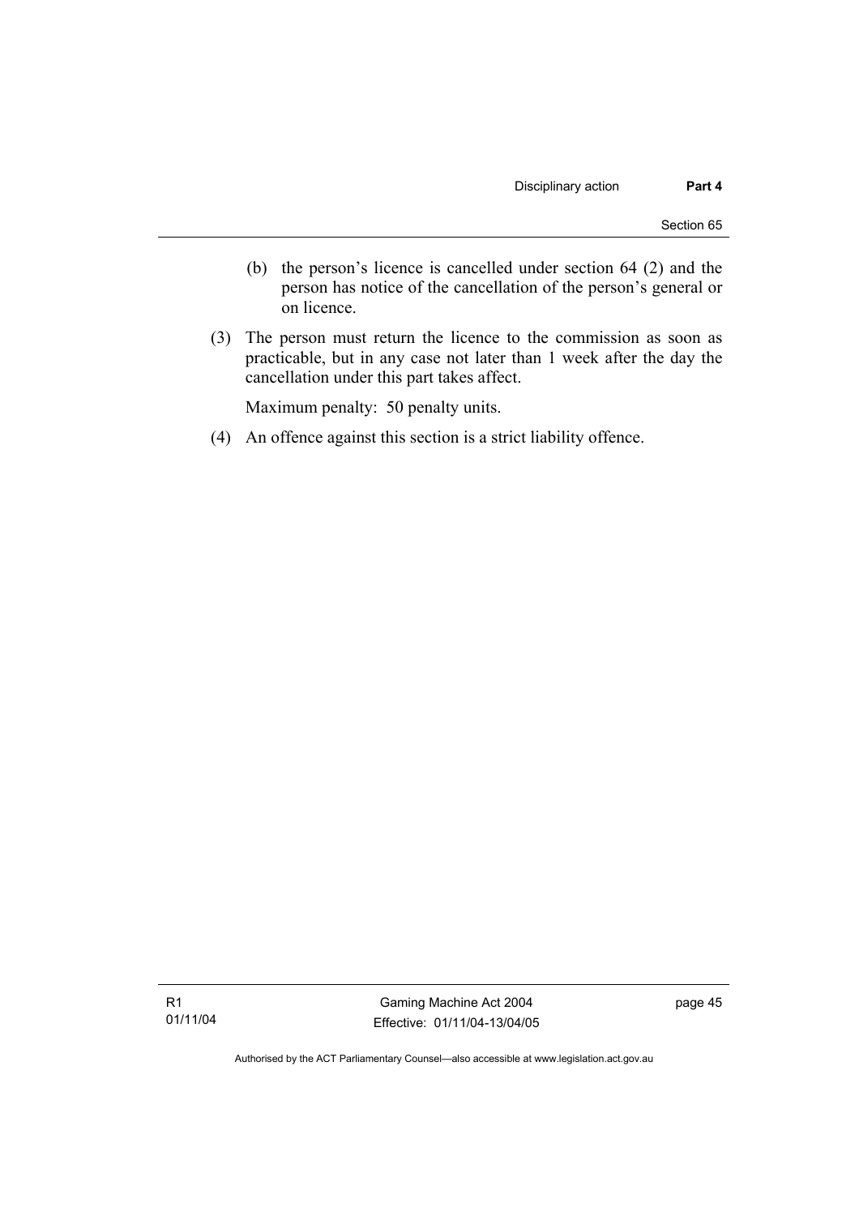(b) the person's licence is cancelled under section 64 (2) and the person has notice of the cancellation of the person's general or on licence.

(3) The person must return the licence to the commission as soon as practicable, but in any case not later than 1 week after the day the cancellation under this part takes affect.

Maximum penalty: 50 penalty units.

(4) An offence against this section is a strict liability offence.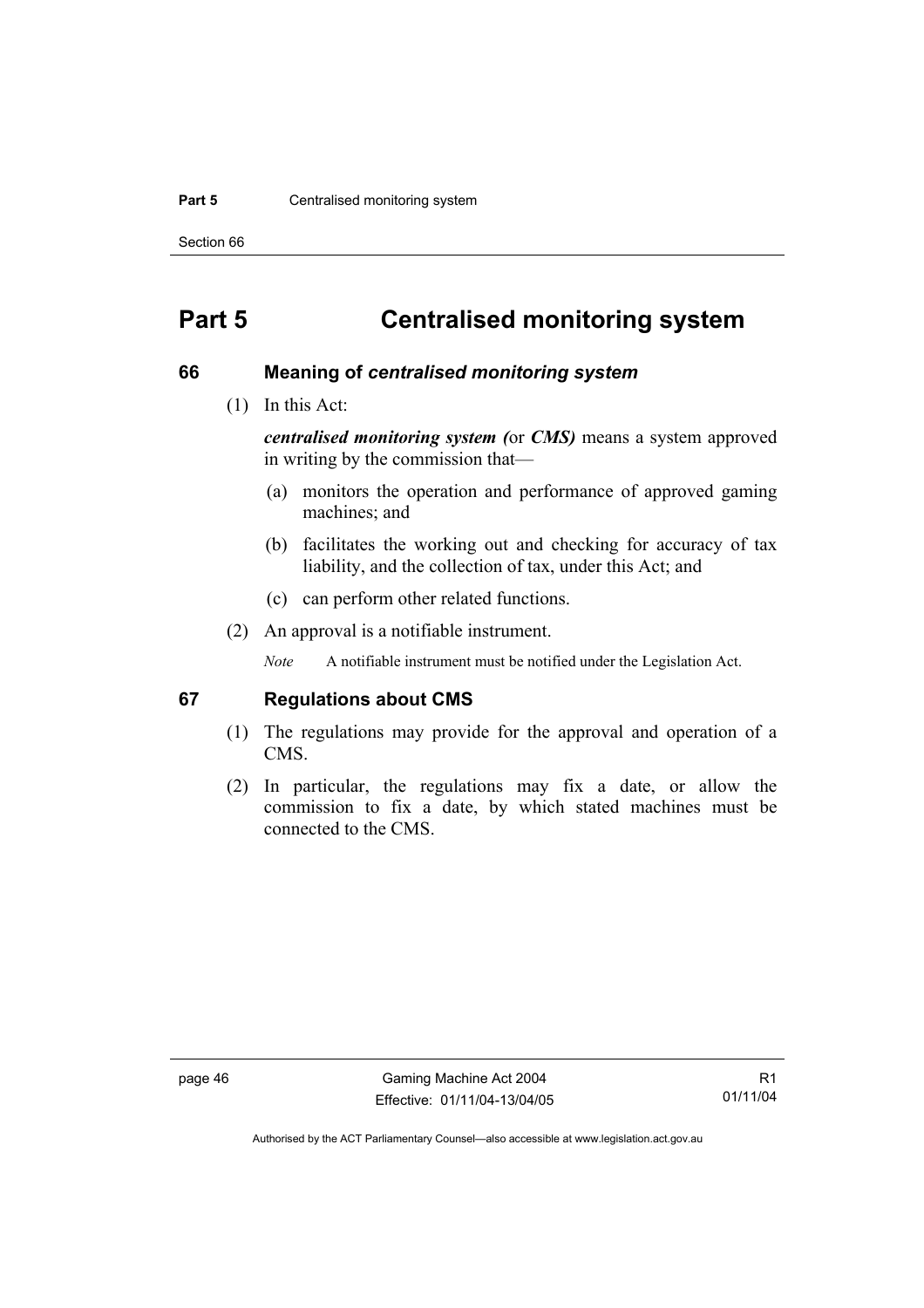# Part 5 Centralised monitoring system

## 66 Meaning of *centralised monitoring system*

(1) In this Act:

***centralised monitoring system (*****or** ***CMS)*** means a system approved in writing by the commission that—

(a) monitors the operation and performance of approved gaming machines; and

(b) facilitates the working out and checking for accuracy of tax liability, and the collection of tax, under this Act; and

(c) can perform other related functions.

(2) An approval is a notifiable instrument.

*Note* A notifiable instrument must be notified under the Legislation Act.

## 67 Regulations about CMS

(1) The regulations may provide for the approval and operation of a CMS.

(2) In particular, the regulations may fix a date, or allow the commission to fix a date, by which stated machines must be connected to the CMS.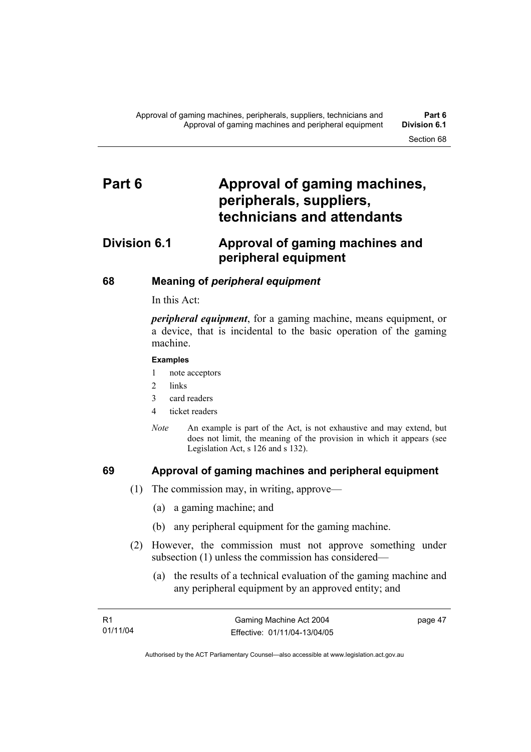# Part 6 Approval of gaming machines, peripherals, suppliers, technicians and attendants

## Division 6.1 Approval of gaming machines and peripheral equipment

### 68 Meaning of *peripheral equipment*

In this Act:

***peripheral equipment***, for a gaming machine, means equipment, or a device, that is incidental to the basic operation of the gaming machine.

**Examples**

1. note acceptors
2. links
3. card readers
4. ticket readers

*Note* An example is part of the Act, is not exhaustive and may extend, but does not limit, the meaning of the provision in which it appears (see Legislation Act, s 126 and s 132).

### 69 Approval of gaming machines and peripheral equipment

(1) The commission may, in writing, approve—

(a) a gaming machine; and

(b) any peripheral equipment for the gaming machine.

(2) However, the commission must not approve something under subsection (1) unless the commission has considered—

(a) the results of a technical evaluation of the gaming machine and any peripheral equipment by an approved entity; and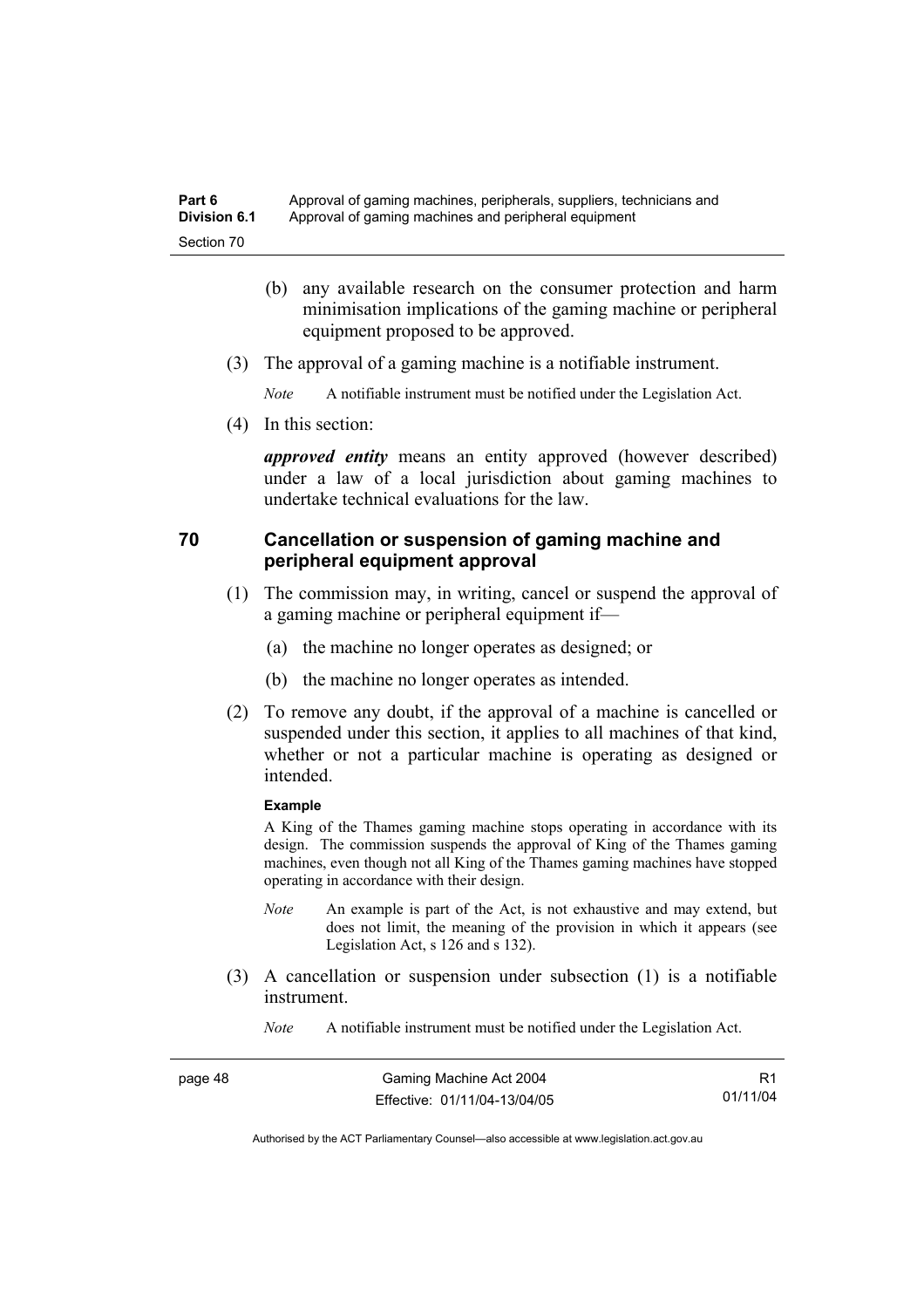(b) any available research on the consumer protection and harm minimisation implications of the gaming machine or peripheral equipment proposed to be approved.

(3) The approval of a gaming machine is a notifiable instrument.

*Note* A notifiable instrument must be notified under the Legislation Act.

(4) In this section:

***approved entity*** means an entity approved (however described) under a law of a local jurisdiction about gaming machines to undertake technical evaluations for the law.

## 70 Cancellation or suspension of gaming machine and peripheral equipment approval

(1) The commission may, in writing, cancel or suspend the approval of a gaming machine or peripheral equipment if—

(a) the machine no longer operates as designed; or

(b) the machine no longer operates as intended.

(2) To remove any doubt, if the approval of a machine is cancelled or suspended under this section, it applies to all machines of that kind, whether or not a particular machine is operating as designed or intended.

**Example**

A King of the Thames gaming machine stops operating in accordance with its design. The commission suspends the approval of King of the Thames gaming machines, even though not all King of the Thames gaming machines have stopped operating in accordance with their design.

*Note* An example is part of the Act, is not exhaustive and may extend, but does not limit, the meaning of the provision in which it appears (see Legislation Act, s 126 and s 132).

(3) A cancellation or suspension under subsection (1) is a notifiable instrument.

*Note* A notifiable instrument must be notified under the Legislation Act.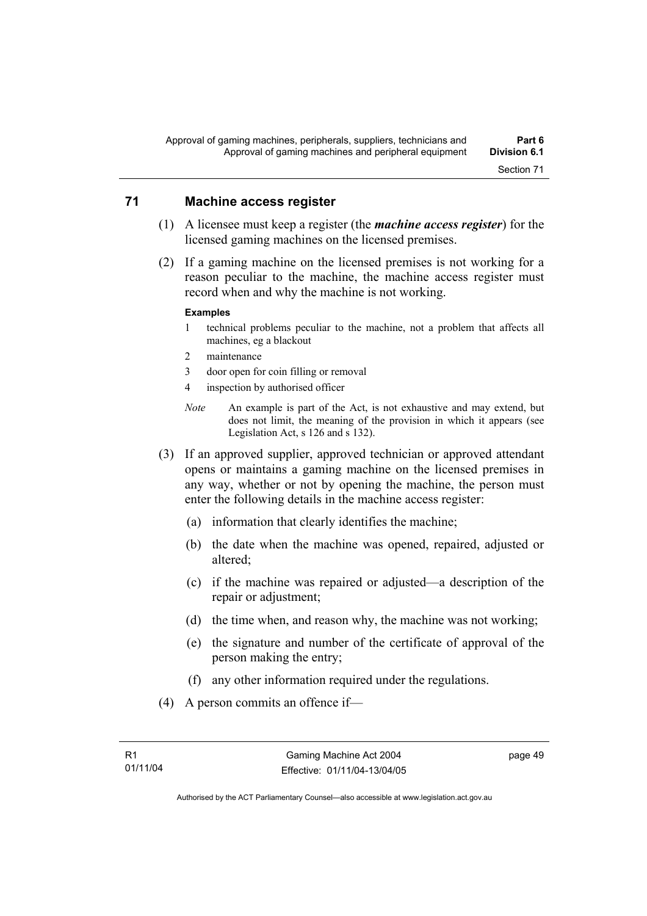## 71 Machine access register

(1) A licensee must keep a register (the ***machine access register***) for the licensed gaming machines on the licensed premises.

(2) If a gaming machine on the licensed premises is not working for a reason peculiar to the machine, the machine access register must record when and why the machine is not working.

**Examples**

1 technical problems peculiar to the machine, not a problem that affects all machines, eg a blackout

2 maintenance

3 door open for coin filling or removal

4 inspection by authorised officer

*Note* An example is part of the Act, is not exhaustive and may extend, but does not limit, the meaning of the provision in which it appears (see Legislation Act, s 126 and s 132).

(3) If an approved supplier, approved technician or approved attendant opens or maintains a gaming machine on the licensed premises in any way, whether or not by opening the machine, the person must enter the following details in the machine access register:

(a) information that clearly identifies the machine;

(b) the date when the machine was opened, repaired, adjusted or altered;

(c) if the machine was repaired or adjusted—a description of the repair or adjustment;

(d) the time when, and reason why, the machine was not working;

(e) the signature and number of the certificate of approval of the person making the entry;

(f) any other information required under the regulations.

(4) A person commits an offence if—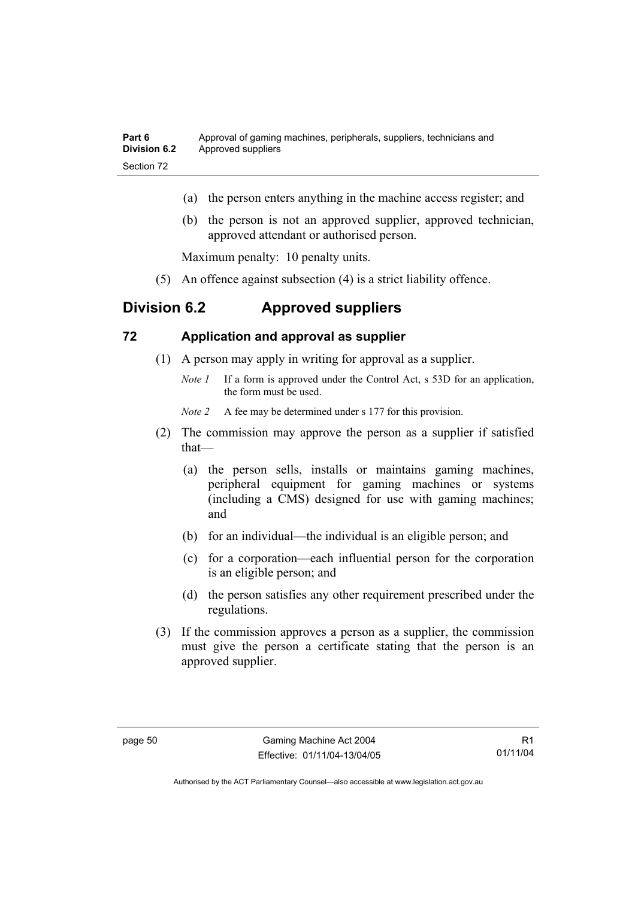(a) the person enters anything in the machine access register; and

(b) the person is not an approved supplier, approved technician, approved attendant or authorised person.

Maximum penalty: 10 penalty units.

(5) An offence against subsection (4) is a strict liability offence.

## Division 6.2 Approved suppliers

### 72 Application and approval as supplier

(1) A person may apply in writing for approval as a supplier.

*Note 1* If a form is approved under the Control Act, s 53D for an application, the form must be used.

*Note 2* A fee may be determined under s 177 for this provision.

(2) The commission may approve the person as a supplier if satisfied that—

(a) the person sells, installs or maintains gaming machines, peripheral equipment for gaming machines or systems (including a CMS) designed for use with gaming machines; and

(b) for an individual—the individual is an eligible person; and

(c) for a corporation—each influential person for the corporation is an eligible person; and

(d) the person satisfies any other requirement prescribed under the regulations.

(3) If the commission approves a person as a supplier, the commission must give the person a certificate stating that the person is an approved supplier.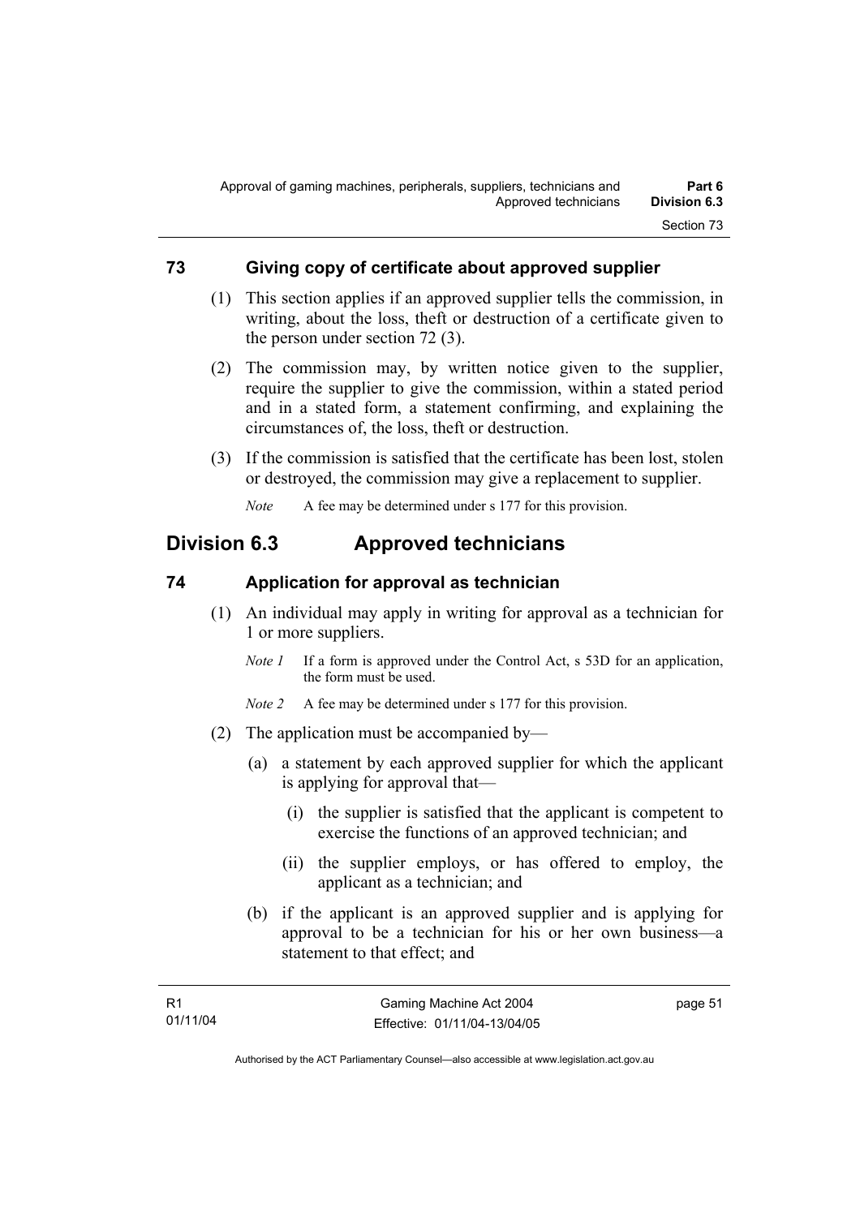### 73 Giving copy of certificate about approved supplier

(1) This section applies if an approved supplier tells the commission, in writing, about the loss, theft or destruction of a certificate given to the person under section 72 (3).

(2) The commission may, by written notice given to the supplier, require the supplier to give the commission, within a stated period and in a stated form, a statement confirming, and explaining the circumstances of, the loss, theft or destruction.

(3) If the commission is satisfied that the certificate has been lost, stolen or destroyed, the commission may give a replacement to supplier.

*Note* A fee may be determined under s 177 for this provision.

## Division 6.3 Approved technicians

### 74 Application for approval as technician

(1) An individual may apply in writing for approval as a technician for 1 or more suppliers.

*Note 1* If a form is approved under the Control Act, s 53D for an application, the form must be used.

*Note 2* A fee may be determined under s 177 for this provision.

(2) The application must be accompanied by—

(a) a statement by each approved supplier for which the applicant is applying for approval that—

(i) the supplier is satisfied that the applicant is competent to exercise the functions of an approved technician; and

(ii) the supplier employs, or has offered to employ, the applicant as a technician; and

(b) if the applicant is an approved supplier and is applying for approval to be a technician for his or her own business—a statement to that effect; and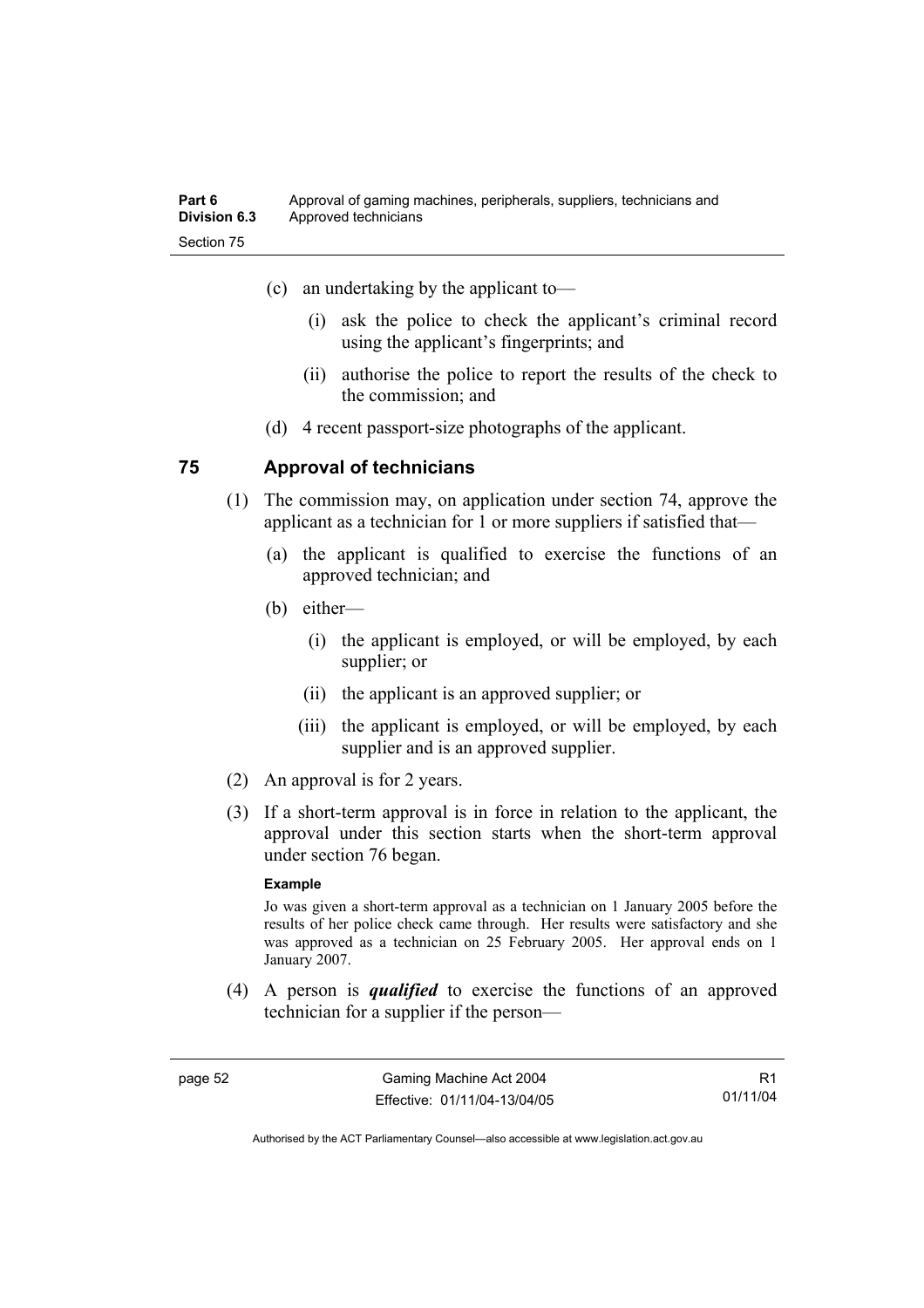(c) an undertaking by the applicant to—

(i) ask the police to check the applicant's criminal record using the applicant's fingerprints; and

(ii) authorise the police to report the results of the check to the commission; and

(d) 4 recent passport-size photographs of the applicant.

## 75 Approval of technicians

(1) The commission may, on application under section 74, approve the applicant as a technician for 1 or more suppliers if satisfied that—

(a) the applicant is qualified to exercise the functions of an approved technician; and

(b) either—

(i) the applicant is employed, or will be employed, by each supplier; or

(ii) the applicant is an approved supplier; or

(iii) the applicant is employed, or will be employed, by each supplier and is an approved supplier.

(2) An approval is for 2 years.

(3) If a short-term approval is in force in relation to the applicant, the approval under this section starts when the short-term approval under section 76 began.

**Example**

Jo was given a short-term approval as a technician on 1 January 2005 before the results of her police check came through. Her results were satisfactory and she was approved as a technician on 25 February 2005. Her approval ends on 1 January 2007.

(4) A person is ***qualified*** to exercise the functions of an approved technician for a supplier if the person—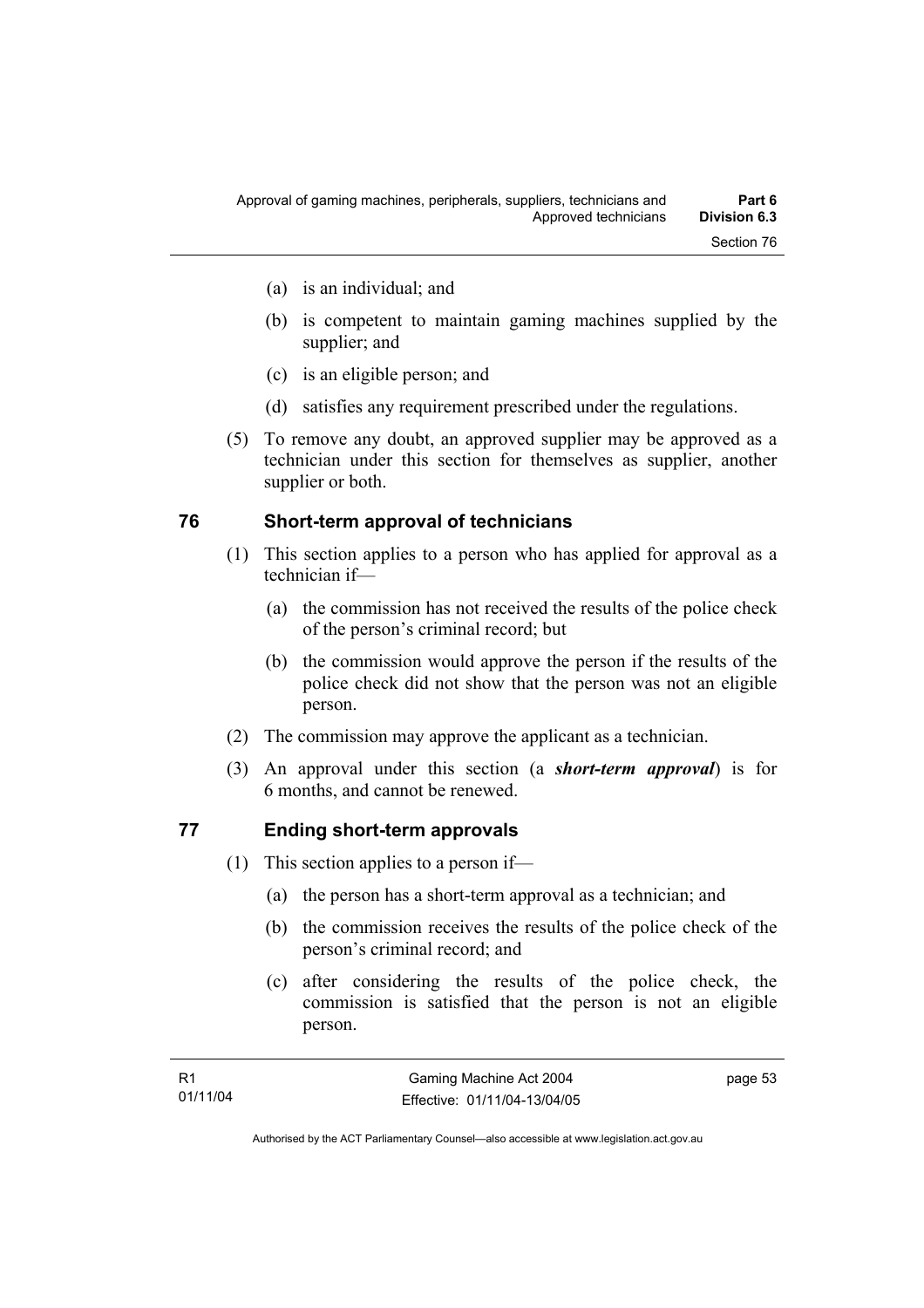(a) is an individual; and

(b) is competent to maintain gaming machines supplied by the supplier; and

(c) is an eligible person; and

(d) satisfies any requirement prescribed under the regulations.

(5) To remove any doubt, an approved supplier may be approved as a technician under this section for themselves as supplier, another supplier or both.

## 76 Short-term approval of technicians

(1) This section applies to a person who has applied for approval as a technician if—

(a) the commission has not received the results of the police check of the person's criminal record; but

(b) the commission would approve the person if the results of the police check did not show that the person was not an eligible person.

(2) The commission may approve the applicant as a technician.

(3) An approval under this section (a ***short-term approval***) is for 6 months, and cannot be renewed.

## 77 Ending short-term approvals

(1) This section applies to a person if—

(a) the person has a short-term approval as a technician; and

(b) the commission receives the results of the police check of the person's criminal record; and

(c) after considering the results of the police check, the commission is satisfied that the person is not an eligible person.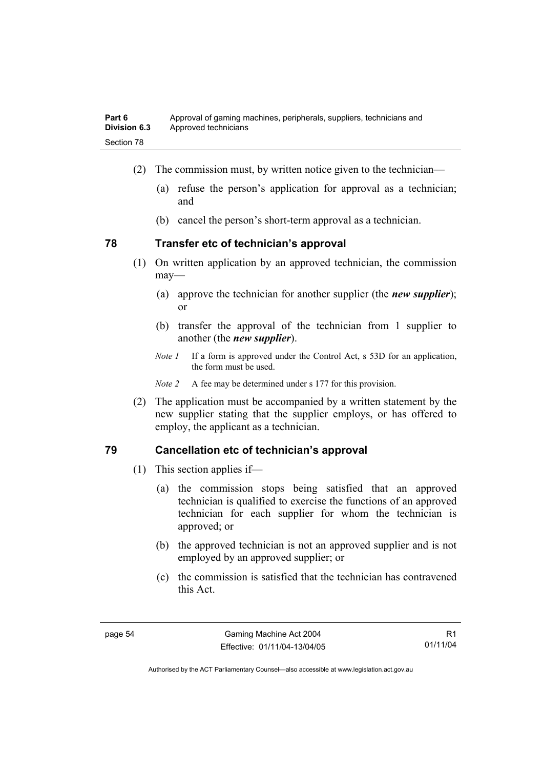(2) The commission must, by written notice given to the technician—

(a) refuse the person's application for approval as a technician; and

(b) cancel the person's short-term approval as a technician.

## 78 Transfer etc of technician's approval

(1) On written application by an approved technician, the commission may—

(a) approve the technician for another supplier (the ***new supplier***); or

(b) transfer the approval of the technician from 1 supplier to another (the ***new supplier***).

*Note 1* If a form is approved under the Control Act, s 53D for an application, the form must be used.

*Note 2* A fee may be determined under s 177 for this provision.

(2) The application must be accompanied by a written statement by the new supplier stating that the supplier employs, or has offered to employ, the applicant as a technician.

## 79 Cancellation etc of technician's approval

(1) This section applies if—

(a) the commission stops being satisfied that an approved technician is qualified to exercise the functions of an approved technician for each supplier for whom the technician is approved; or

(b) the approved technician is not an approved supplier and is not employed by an approved supplier; or

(c) the commission is satisfied that the technician has contravened this Act.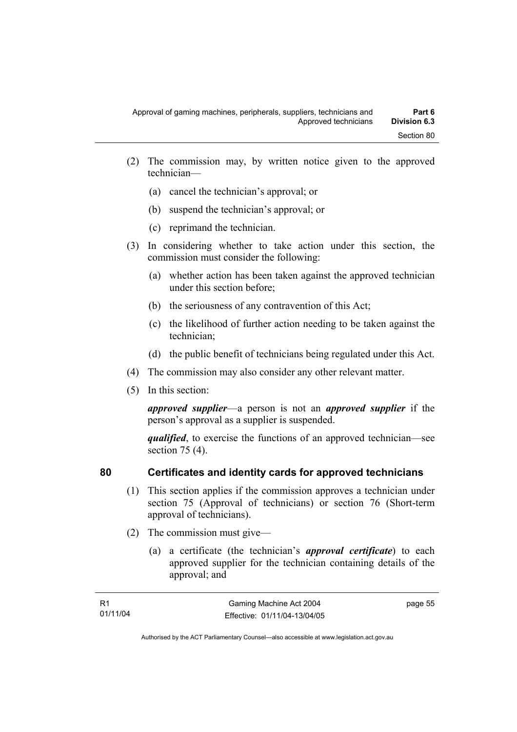(2) The commission may, by written notice given to the approved technician—

(a) cancel the technician's approval; or

(b) suspend the technician's approval; or

(c) reprimand the technician.

(3) In considering whether to take action under this section, the commission must consider the following:

(a) whether action has been taken against the approved technician under this section before;

(b) the seriousness of any contravention of this Act;

(c) the likelihood of further action needing to be taken against the technician;

(d) the public benefit of technicians being regulated under this Act.

(4) The commission may also consider any other relevant matter.

(5) In this section:

***approved supplier***—a person is not an ***approved supplier*** if the person's approval as a supplier is suspended.

***qualified***, to exercise the functions of an approved technician—see section 75 (4).

## 80 Certificates and identity cards for approved technicians

(1) This section applies if the commission approves a technician under section 75 (Approval of technicians) or section 76 (Short-term approval of technicians).

(2) The commission must give—

(a) a certificate (the technician's ***approval certificate***) to each approved supplier for the technician containing details of the approval; and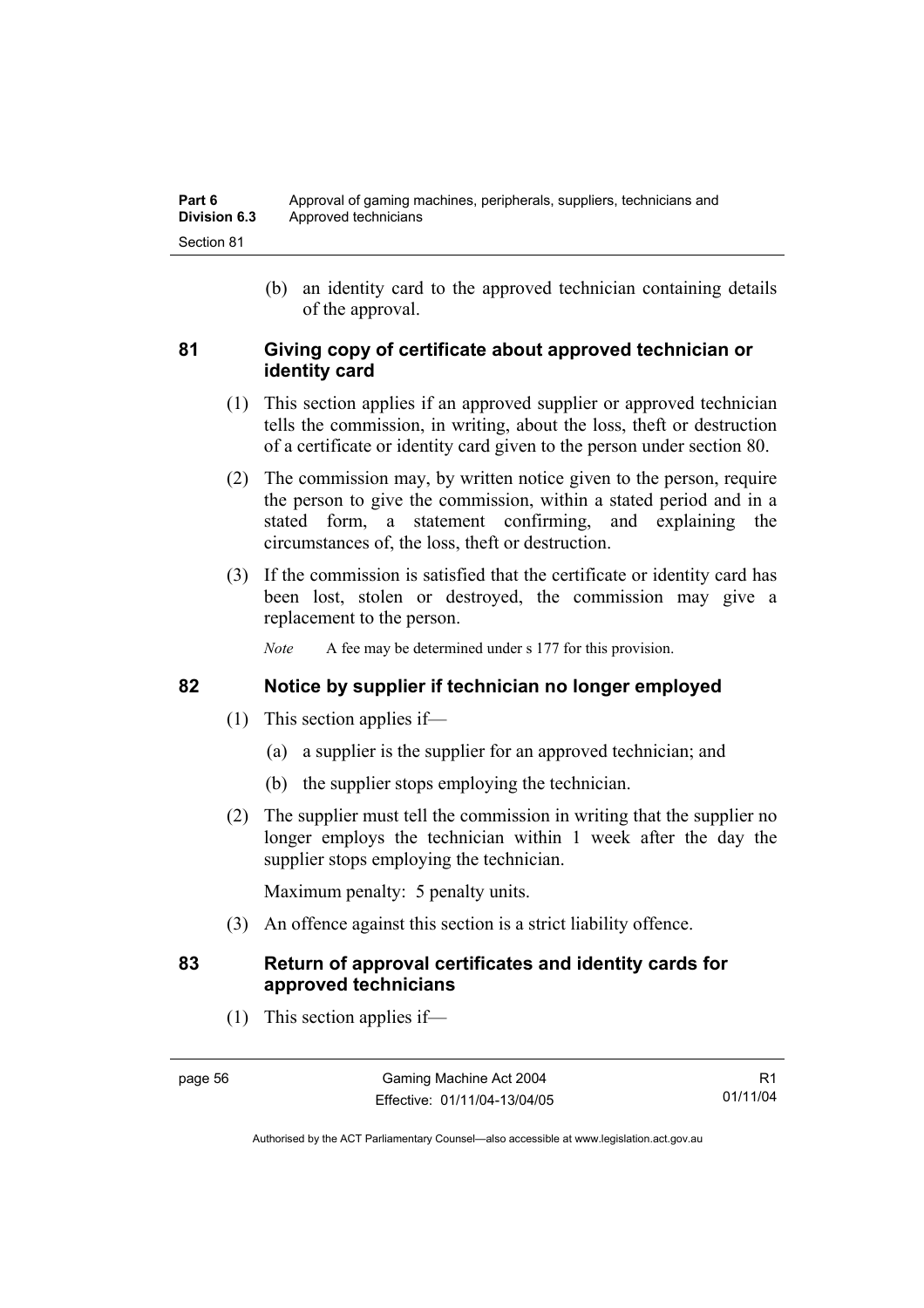(b) an identity card to the approved technician containing details of the approval.

## 81 Giving copy of certificate about approved technician or identity card

(1) This section applies if an approved supplier or approved technician tells the commission, in writing, about the loss, theft or destruction of a certificate or identity card given to the person under section 80.

(2) The commission may, by written notice given to the person, require the person to give the commission, within a stated period and in a stated form, a statement confirming, and explaining the circumstances of, the loss, theft or destruction.

(3) If the commission is satisfied that the certificate or identity card has been lost, stolen or destroyed, the commission may give a replacement to the person.

*Note* A fee may be determined under s 177 for this provision.

## 82 Notice by supplier if technician no longer employed

(1) This section applies if—

(a) a supplier is the supplier for an approved technician; and

(b) the supplier stops employing the technician.

(2) The supplier must tell the commission in writing that the supplier no longer employs the technician within 1 week after the day the supplier stops employing the technician.

Maximum penalty: 5 penalty units.

(3) An offence against this section is a strict liability offence.

## 83 Return of approval certificates and identity cards for approved technicians

(1) This section applies if—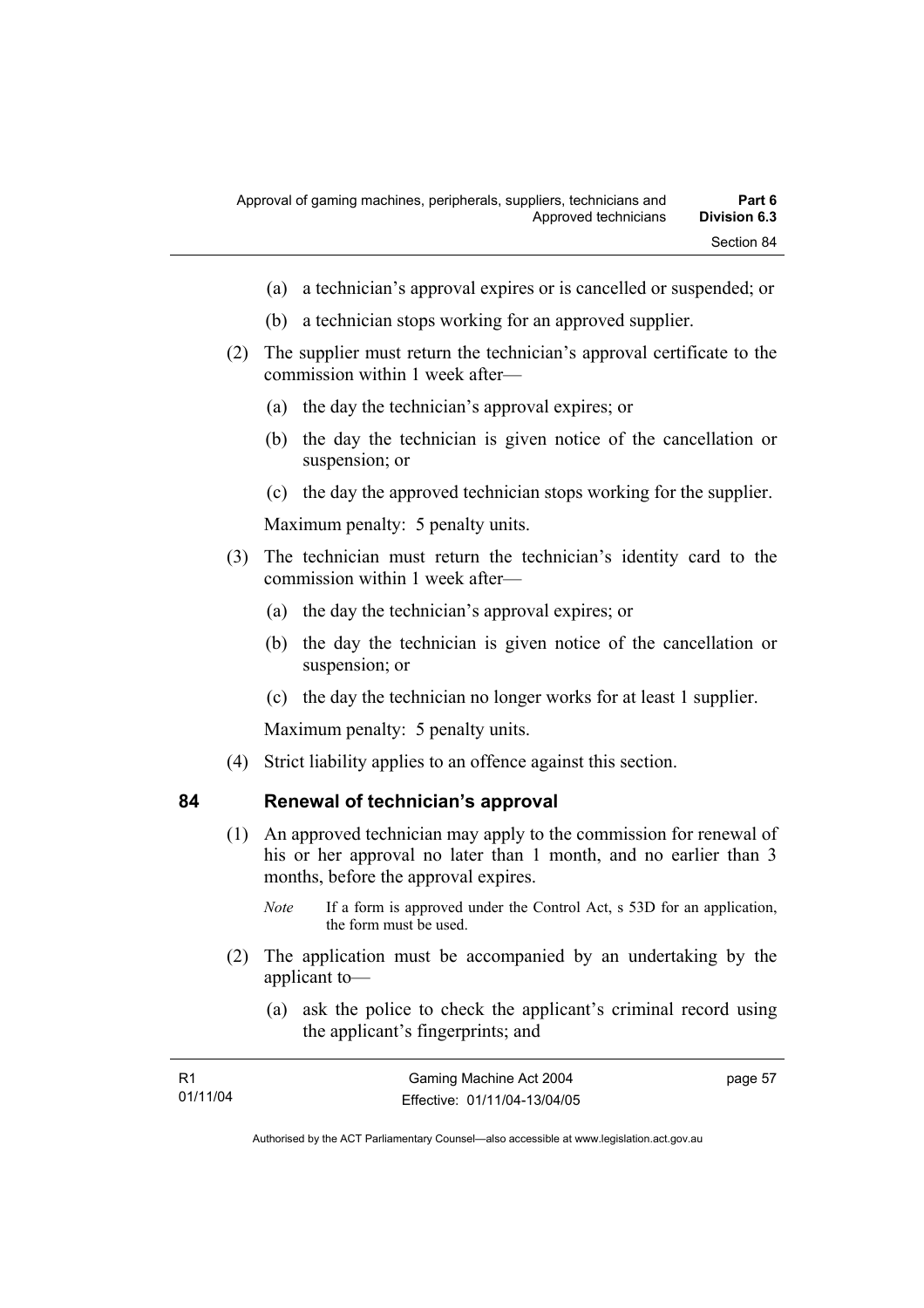(a) a technician's approval expires or is cancelled or suspended; or

(b) a technician stops working for an approved supplier.

(2) The supplier must return the technician's approval certificate to the commission within 1 week after—

(a) the day the technician's approval expires; or

(b) the day the technician is given notice of the cancellation or suspension; or

(c) the day the approved technician stops working for the supplier.

Maximum penalty: 5 penalty units.

(3) The technician must return the technician's identity card to the commission within 1 week after—

(a) the day the technician's approval expires; or

(b) the day the technician is given notice of the cancellation or suspension; or

(c) the day the technician no longer works for at least 1 supplier.

Maximum penalty: 5 penalty units.

(4) Strict liability applies to an offence against this section.

### 84 Renewal of technician's approval

(1) An approved technician may apply to the commission for renewal of his or her approval no later than 1 month, and no earlier than 3 months, before the approval expires.

*Note* If a form is approved under the Control Act, s 53D for an application, the form must be used.

(2) The application must be accompanied by an undertaking by the applicant to—

(a) ask the police to check the applicant's criminal record using the applicant's fingerprints; and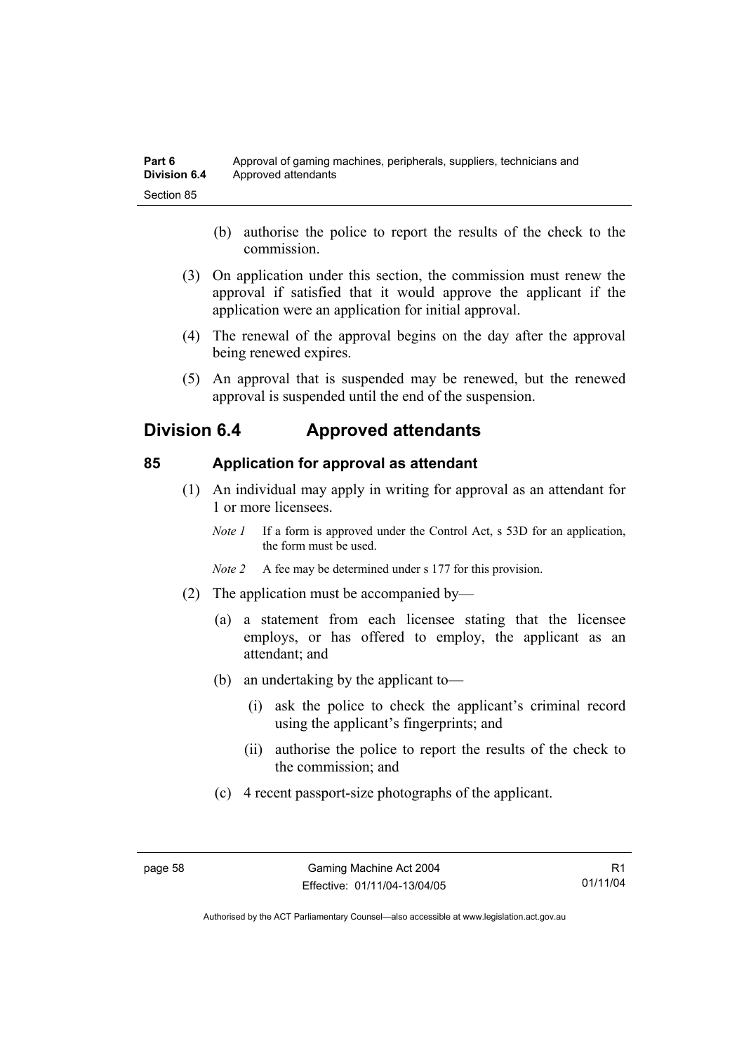(b) authorise the police to report the results of the check to the commission.

(3) On application under this section, the commission must renew the approval if satisfied that it would approve the applicant if the application were an application for initial approval.

(4) The renewal of the approval begins on the day after the approval being renewed expires.

(5) An approval that is suspended may be renewed, but the renewed approval is suspended until the end of the suspension.

## Division 6.4 Approved attendants

### 85 Application for approval as attendant

(1) An individual may apply in writing for approval as an attendant for 1 or more licensees.

*Note 1* If a form is approved under the Control Act, s 53D for an application, the form must be used.

*Note 2* A fee may be determined under s 177 for this provision.

(2) The application must be accompanied by—

(a) a statement from each licensee stating that the licensee employs, or has offered to employ, the applicant as an attendant; and

(b) an undertaking by the applicant to—

(i) ask the police to check the applicant's criminal record using the applicant's fingerprints; and

(ii) authorise the police to report the results of the check to the commission; and

(c) 4 recent passport-size photographs of the applicant.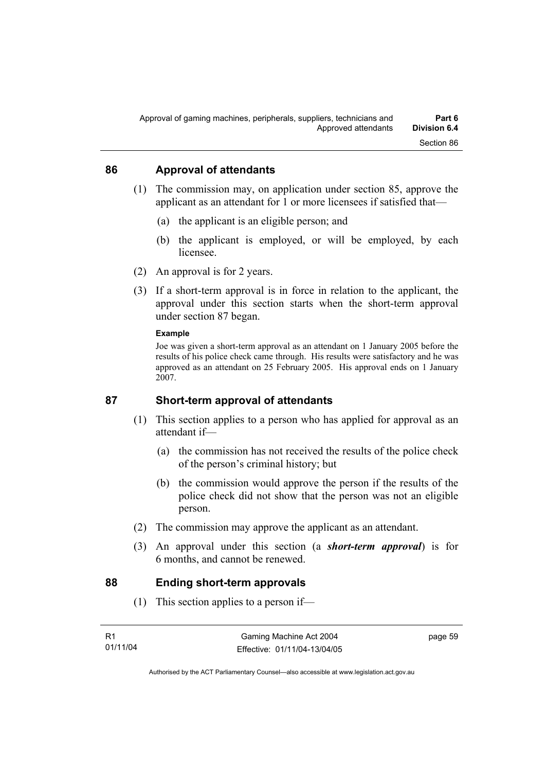## 86 Approval of attendants

(1) The commission may, on application under section 85, approve the applicant as an attendant for 1 or more licensees if satisfied that—

(a) the applicant is an eligible person; and

(b) the applicant is employed, or will be employed, by each licensee.

(2) An approval is for 2 years.

(3) If a short-term approval is in force in relation to the applicant, the approval under this section starts when the short-term approval under section 87 began.

**Example**

Joe was given a short-term approval as an attendant on 1 January 2005 before the results of his police check came through. His results were satisfactory and he was approved as an attendant on 25 February 2005. His approval ends on 1 January 2007.

## 87 Short-term approval of attendants

(1) This section applies to a person who has applied for approval as an attendant if—

(a) the commission has not received the results of the police check of the person's criminal history; but

(b) the commission would approve the person if the results of the police check did not show that the person was not an eligible person.

(2) The commission may approve the applicant as an attendant.

(3) An approval under this section (a ***short-term approval***) is for 6 months, and cannot be renewed.

## 88 Ending short-term approvals

(1) This section applies to a person if—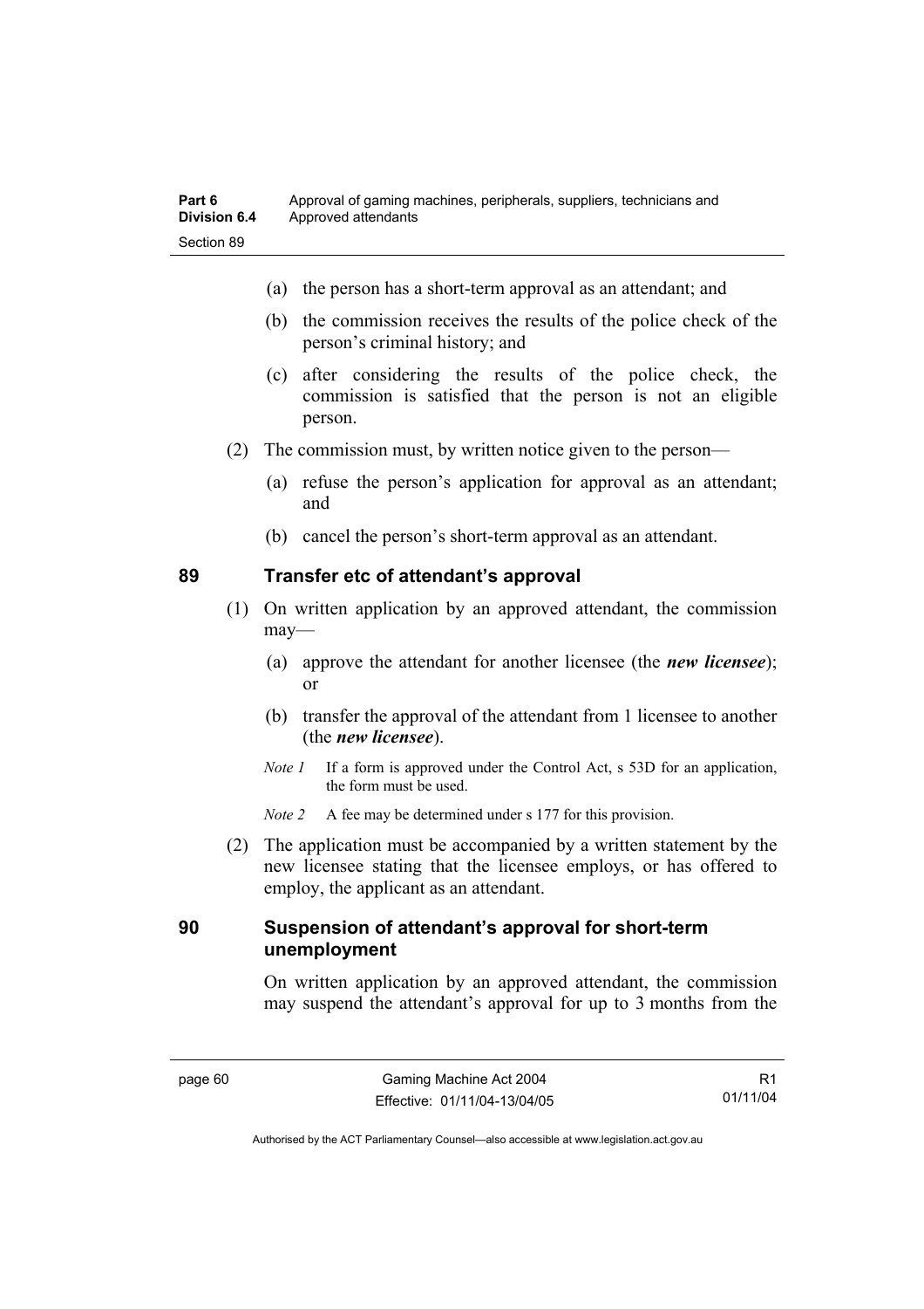(a) the person has a short-term approval as an attendant; and

(b) the commission receives the results of the police check of the person's criminal history; and

(c) after considering the results of the police check, the commission is satisfied that the person is not an eligible person.

(2) The commission must, by written notice given to the person—

(a) refuse the person's application for approval as an attendant; and

(b) cancel the person's short-term approval as an attendant.

## 89 Transfer etc of attendant's approval

(1) On written application by an approved attendant, the commission may—

(a) approve the attendant for another licensee (the ***new licensee***); or

(b) transfer the approval of the attendant from 1 licensee to another (the ***new licensee***).

*Note 1* If a form is approved under the Control Act, s 53D for an application, the form must be used.

*Note 2* A fee may be determined under s 177 for this provision.

(2) The application must be accompanied by a written statement by the new licensee stating that the licensee employs, or has offered to employ, the applicant as an attendant.

## 90 Suspension of attendant's approval for short-term unemployment

On written application by an approved attendant, the commission may suspend the attendant's approval for up to 3 months from the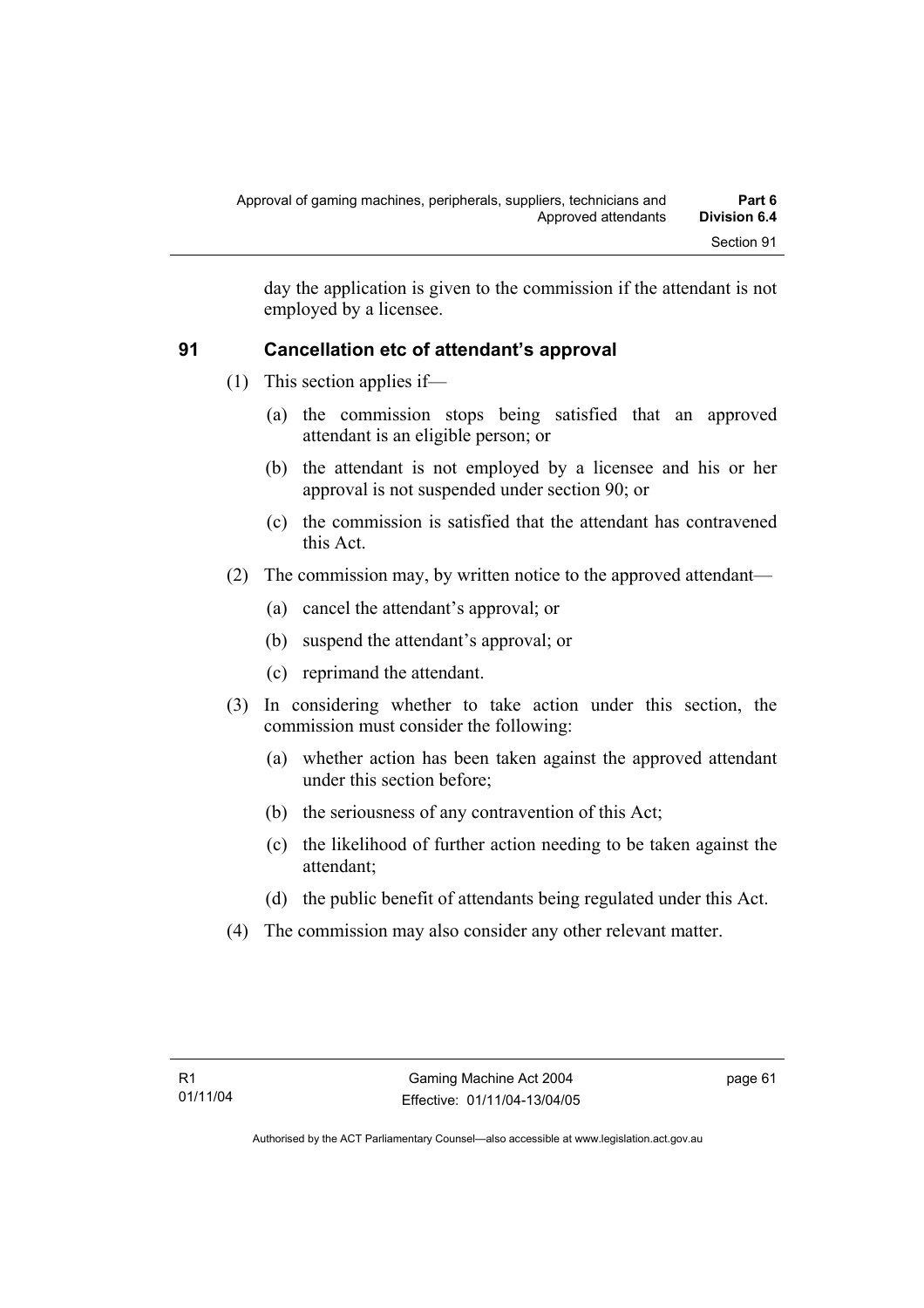day the application is given to the commission if the attendant is not employed by a licensee.

## 91 Cancellation etc of attendant's approval

(1) This section applies if—

   (a) the commission stops being satisfied that an approved attendant is an eligible person; or

   (b) the attendant is not employed by a licensee and his or her approval is not suspended under section 90; or

   (c) the commission is satisfied that the attendant has contravened this Act.

(2) The commission may, by written notice to the approved attendant—

   (a) cancel the attendant's approval; or

   (b) suspend the attendant's approval; or

   (c) reprimand the attendant.

(3) In considering whether to take action under this section, the commission must consider the following:

   (a) whether action has been taken against the approved attendant under this section before;

   (b) the seriousness of any contravention of this Act;

   (c) the likelihood of further action needing to be taken against the attendant;

   (d) the public benefit of attendants being regulated under this Act.

(4) The commission may also consider any other relevant matter.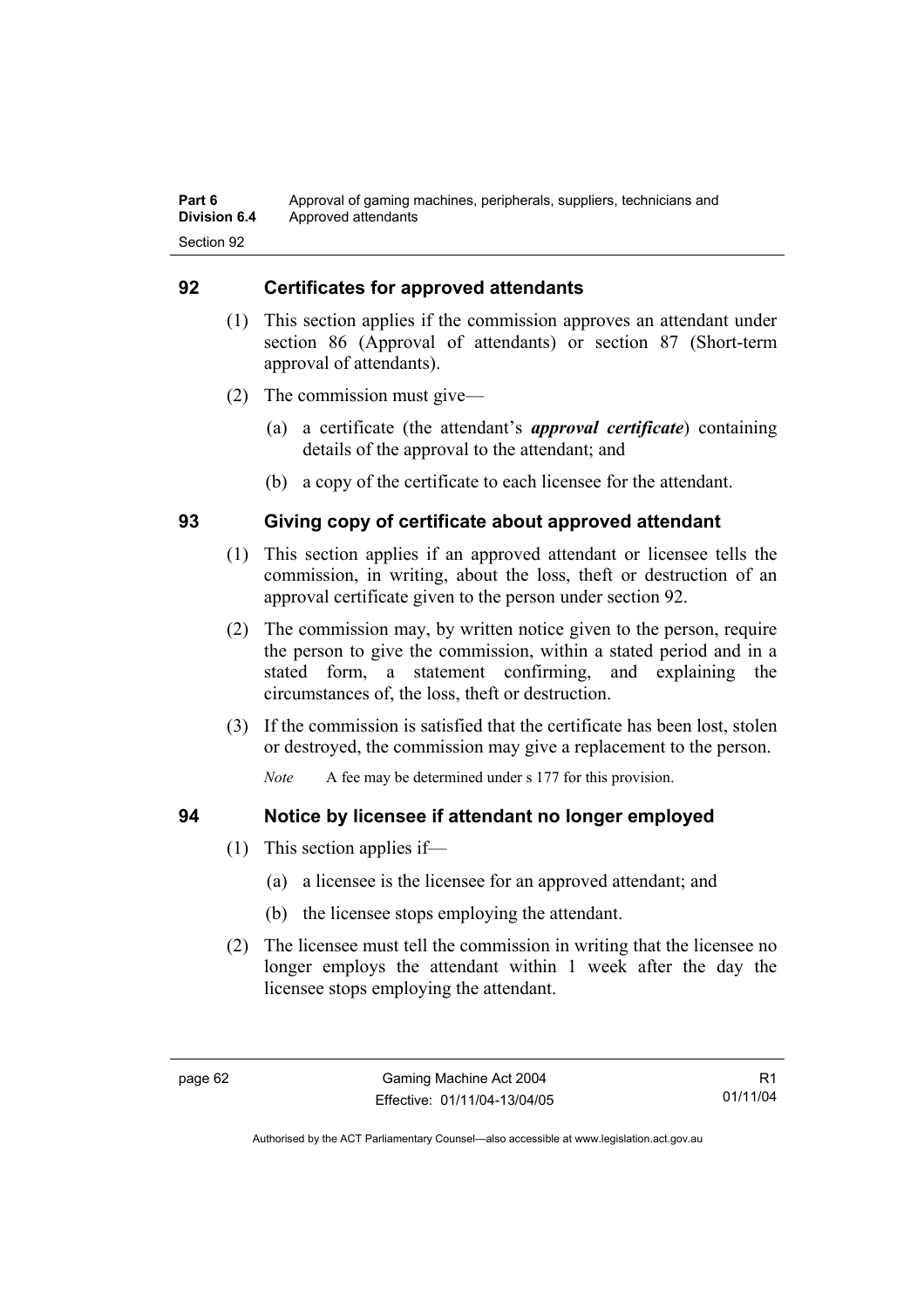## 92 Certificates for approved attendants

(1) This section applies if the commission approves an attendant under section 86 (Approval of attendants) or section 87 (Short-term approval of attendants).

(2) The commission must give—

(a) a certificate (the attendant's ***approval certificate***) containing details of the approval to the attendant; and

(b) a copy of the certificate to each licensee for the attendant.

## 93 Giving copy of certificate about approved attendant

(1) This section applies if an approved attendant or licensee tells the commission, in writing, about the loss, theft or destruction of an approval certificate given to the person under section 92.

(2) The commission may, by written notice given to the person, require the person to give the commission, within a stated period and in a stated form, a statement confirming, and explaining the circumstances of, the loss, theft or destruction.

(3) If the commission is satisfied that the certificate has been lost, stolen or destroyed, the commission may give a replacement to the person.

*Note* A fee may be determined under s 177 for this provision.

## 94 Notice by licensee if attendant no longer employed

(1) This section applies if—

(a) a licensee is the licensee for an approved attendant; and

(b) the licensee stops employing the attendant.

(2) The licensee must tell the commission in writing that the licensee no longer employs the attendant within 1 week after the day the licensee stops employing the attendant.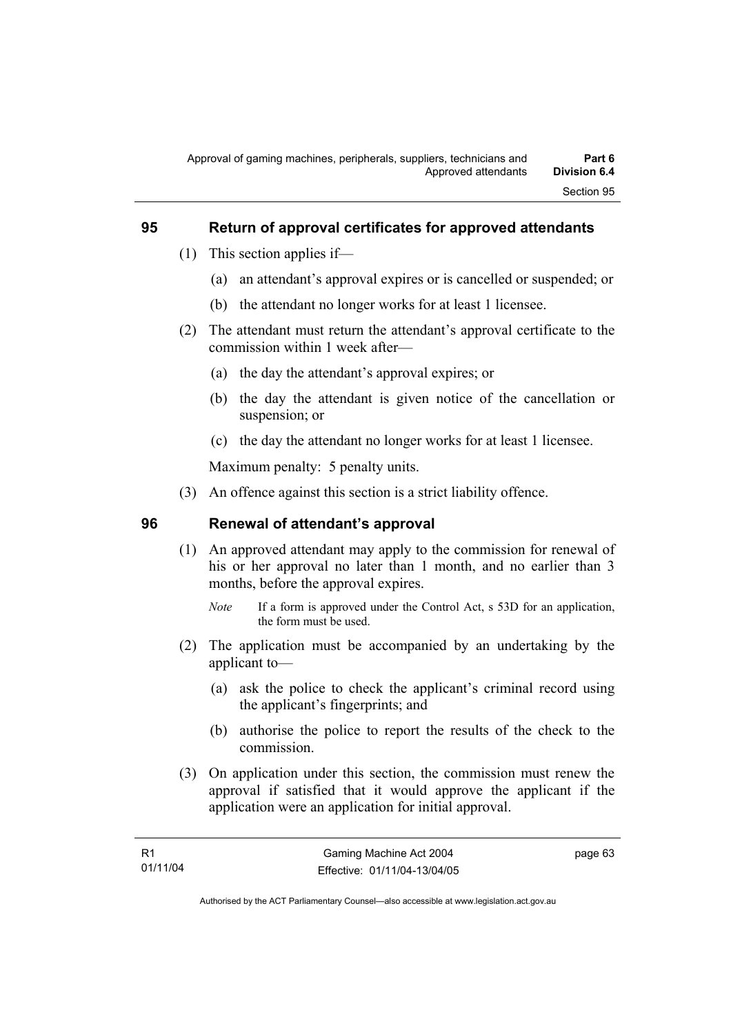## 95 Return of approval certificates for approved attendants

(1) This section applies if—

(a) an attendant's approval expires or is cancelled or suspended; or

(b) the attendant no longer works for at least 1 licensee.

(2) The attendant must return the attendant's approval certificate to the commission within 1 week after—

(a) the day the attendant's approval expires; or

(b) the day the attendant is given notice of the cancellation or suspension; or

(c) the day the attendant no longer works for at least 1 licensee.

Maximum penalty: 5 penalty units.

(3) An offence against this section is a strict liability offence.

## 96 Renewal of attendant's approval

(1) An approved attendant may apply to the commission for renewal of his or her approval no later than 1 month, and no earlier than 3 months, before the approval expires.

*Note* If a form is approved under the Control Act, s 53D for an application, the form must be used.

(2) The application must be accompanied by an undertaking by the applicant to—

(a) ask the police to check the applicant's criminal record using the applicant's fingerprints; and

(b) authorise the police to report the results of the check to the commission.

(3) On application under this section, the commission must renew the approval if satisfied that it would approve the applicant if the application were an application for initial approval.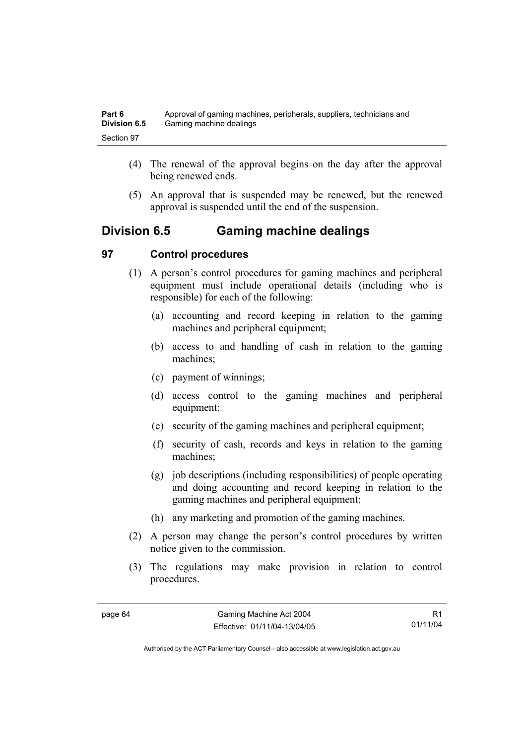(4) The renewal of the approval begins on the day after the approval being renewed ends.

(5) An approval that is suspended may be renewed, but the renewed approval is suspended until the end of the suspension.

## Division 6.5 Gaming machine dealings

### 97 Control procedures

(1) A person's control procedures for gaming machines and peripheral equipment must include operational details (including who is responsible) for each of the following:

(a) accounting and record keeping in relation to the gaming machines and peripheral equipment;

(b) access to and handling of cash in relation to the gaming machines;

(c) payment of winnings;

(d) access control to the gaming machines and peripheral equipment;

(e) security of the gaming machines and peripheral equipment;

(f) security of cash, records and keys in relation to the gaming machines;

(g) job descriptions (including responsibilities) of people operating and doing accounting and record keeping in relation to the gaming machines and peripheral equipment;

(h) any marketing and promotion of the gaming machines.

(2) A person may change the person's control procedures by written notice given to the commission.

(3) The regulations may make provision in relation to control procedures.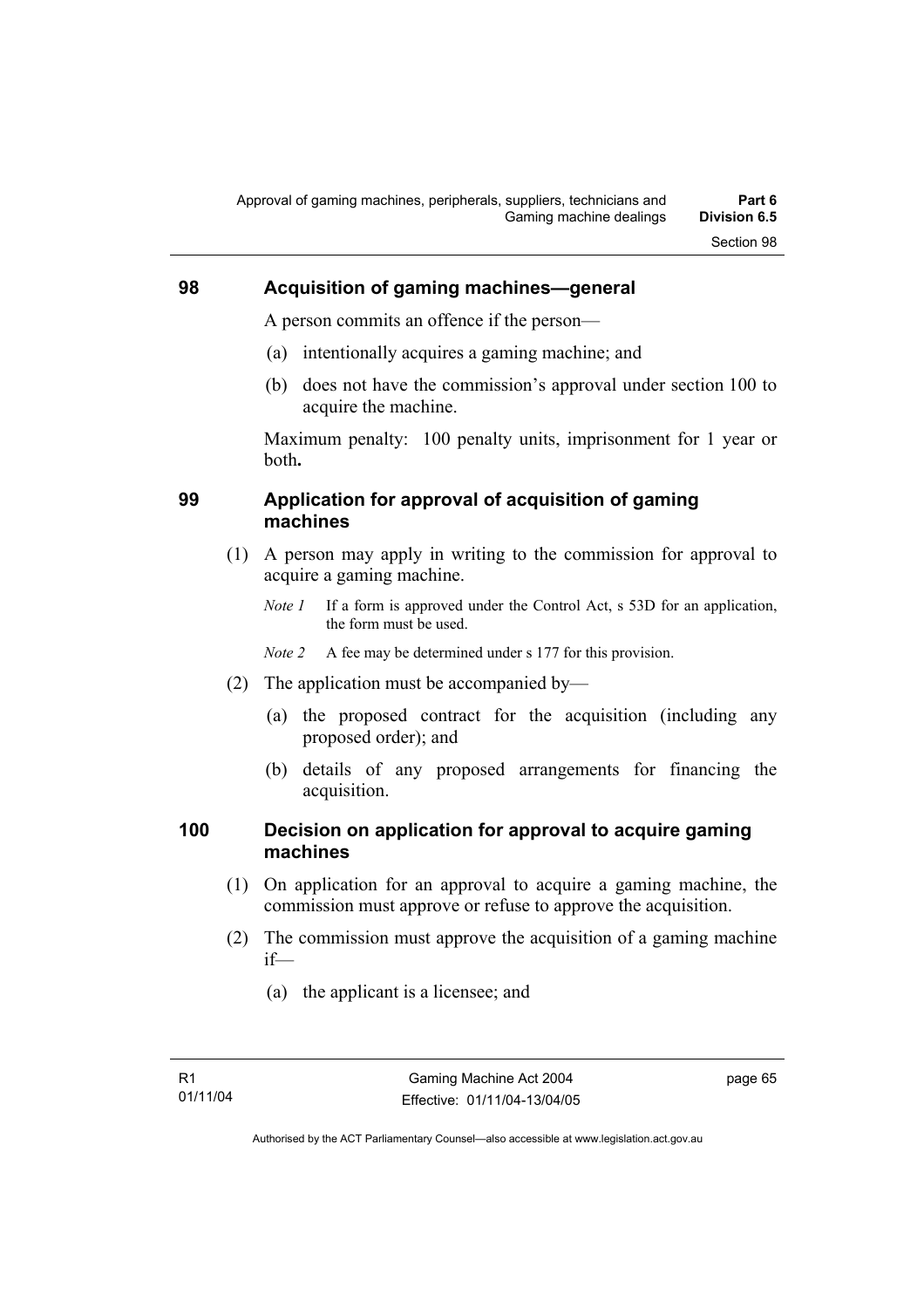## 98 Acquisition of gaming machines—general

A person commits an offence if the person—

(a) intentionally acquires a gaming machine; and

(b) does not have the commission's approval under section 100 to acquire the machine.

Maximum penalty: 100 penalty units, imprisonment for 1 year or both**.**

## 99 Application for approval of acquisition of gaming machines

(1) A person may apply in writing to the commission for approval to acquire a gaming machine.

*Note 1* If a form is approved under the Control Act, s 53D for an application, the form must be used.

*Note 2* A fee may be determined under s 177 for this provision.

(2) The application must be accompanied by—

(a) the proposed contract for the acquisition (including any proposed order); and

(b) details of any proposed arrangements for financing the acquisition.

## 100 Decision on application for approval to acquire gaming machines

(1) On application for an approval to acquire a gaming machine, the commission must approve or refuse to approve the acquisition.

(2) The commission must approve the acquisition of a gaming machine if—

(a) the applicant is a licensee; and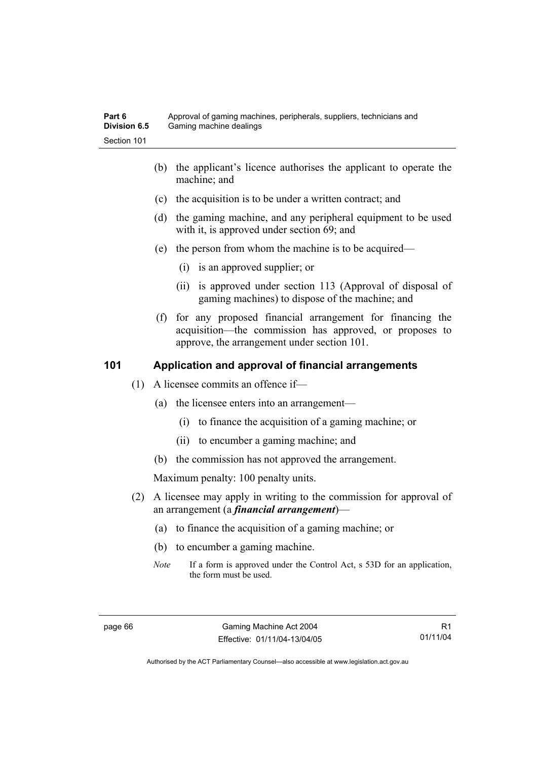(b) the applicant's licence authorises the applicant to operate the machine; and

(c) the acquisition is to be under a written contract; and

(d) the gaming machine, and any peripheral equipment to be used with it, is approved under section 69; and

(e) the person from whom the machine is to be acquired—

(i) is an approved supplier; or

(ii) is approved under section 113 (Approval of disposal of gaming machines) to dispose of the machine; and

(f) for any proposed financial arrangement for financing the acquisition—the commission has approved, or proposes to approve, the arrangement under section 101.

## 101 Application and approval of financial arrangements

(1) A licensee commits an offence if—

(a) the licensee enters into an arrangement—

(i) to finance the acquisition of a gaming machine; or

(ii) to encumber a gaming machine; and

(b) the commission has not approved the arrangement.

Maximum penalty: 100 penalty units.

(2) A licensee may apply in writing to the commission for approval of an arrangement (a ***financial arrangement***)—

(a) to finance the acquisition of a gaming machine; or

(b) to encumber a gaming machine.

*Note* If a form is approved under the Control Act, s 53D for an application, the form must be used.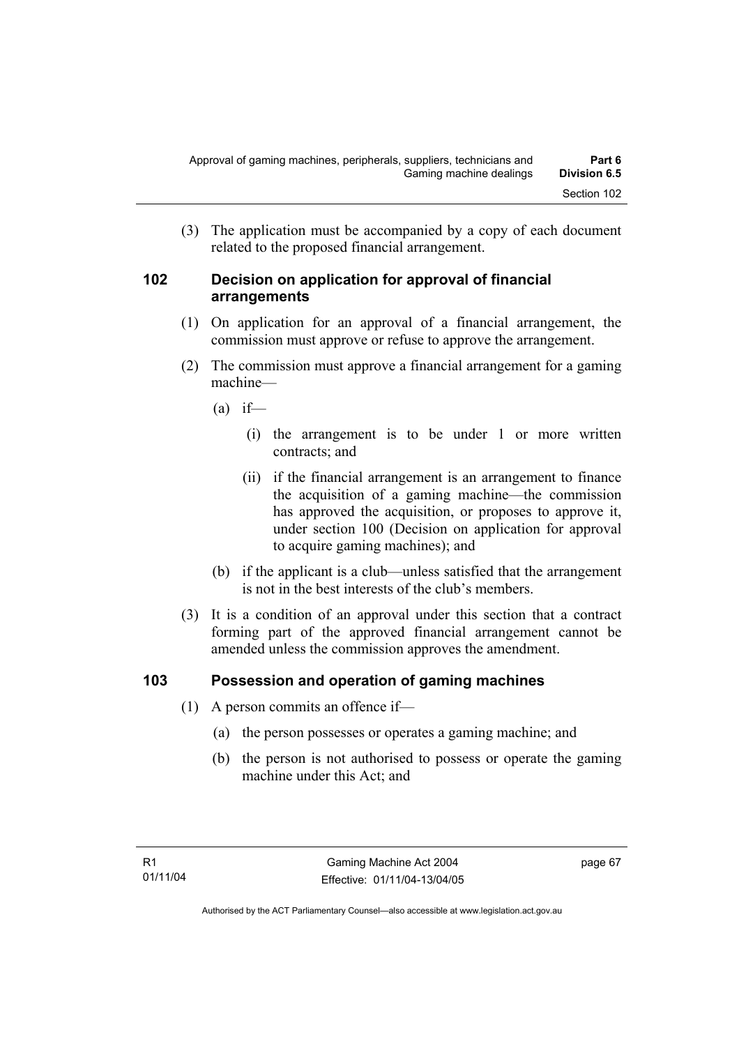(3) The application must be accompanied by a copy of each document related to the proposed financial arrangement.

## 102 Decision on application for approval of financial arrangements

(1) On application for an approval of a financial arrangement, the commission must approve or refuse to approve the arrangement.

(2) The commission must approve a financial arrangement for a gaming machine—

(a) if—

(i) the arrangement is to be under 1 or more written contracts; and

(ii) if the financial arrangement is an arrangement to finance the acquisition of a gaming machine—the commission has approved the acquisition, or proposes to approve it, under section 100 (Decision on application for approval to acquire gaming machines); and

(b) if the applicant is a club—unless satisfied that the arrangement is not in the best interests of the club's members.

(3) It is a condition of an approval under this section that a contract forming part of the approved financial arrangement cannot be amended unless the commission approves the amendment.

## 103 Possession and operation of gaming machines

(1) A person commits an offence if—

(a) the person possesses or operates a gaming machine; and

(b) the person is not authorised to possess or operate the gaming machine under this Act; and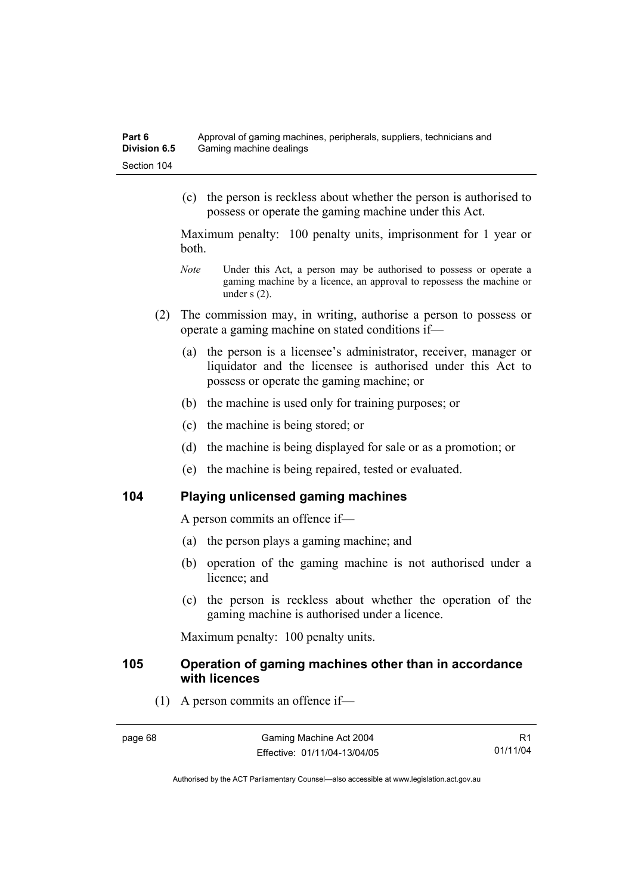(c) the person is reckless about whether the person is authorised to possess or operate the gaming machine under this Act.

Maximum penalty: 100 penalty units, imprisonment for 1 year or both.

*Note* Under this Act, a person may be authorised to possess or operate a gaming machine by a licence, an approval to repossess the machine or under s (2).

(2) The commission may, in writing, authorise a person to possess or operate a gaming machine on stated conditions if—

(a) the person is a licensee's administrator, receiver, manager or liquidator and the licensee is authorised under this Act to possess or operate the gaming machine; or

(b) the machine is used only for training purposes; or

(c) the machine is being stored; or

(d) the machine is being displayed for sale or as a promotion; or

(e) the machine is being repaired, tested or evaluated.

## 104 Playing unlicensed gaming machines

A person commits an offence if—

(a) the person plays a gaming machine; and

(b) operation of the gaming machine is not authorised under a licence; and

(c) the person is reckless about whether the operation of the gaming machine is authorised under a licence.

Maximum penalty: 100 penalty units.

## 105 Operation of gaming machines other than in accordance with licences

(1) A person commits an offence if—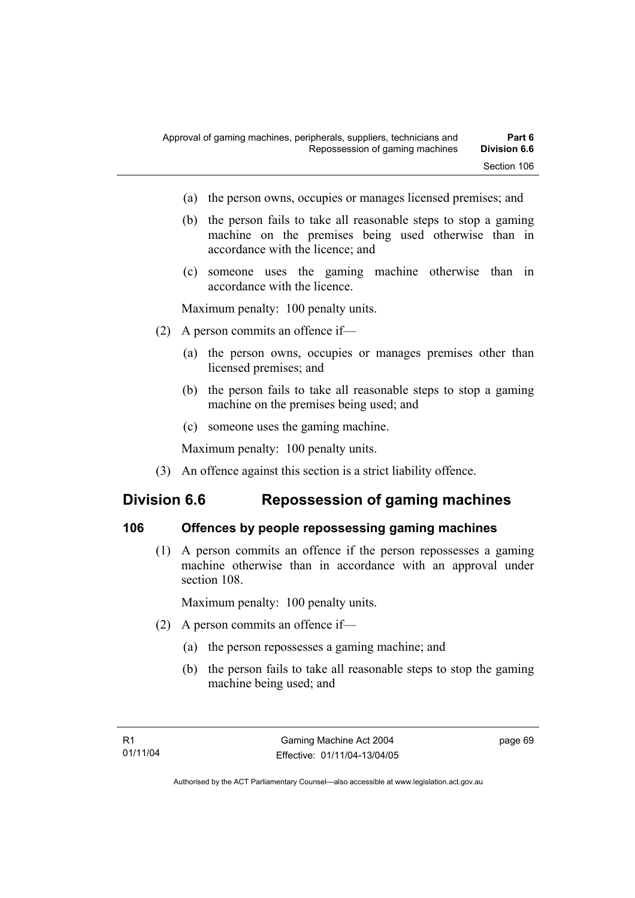(a) the person owns, occupies or manages licensed premises; and

(b) the person fails to take all reasonable steps to stop a gaming machine on the premises being used otherwise than in accordance with the licence; and

(c) someone uses the gaming machine otherwise than in accordance with the licence.

Maximum penalty: 100 penalty units.

(2) A person commits an offence if—

(a) the person owns, occupies or manages premises other than licensed premises; and

(b) the person fails to take all reasonable steps to stop a gaming machine on the premises being used; and

(c) someone uses the gaming machine.

Maximum penalty: 100 penalty units.

(3) An offence against this section is a strict liability offence.

## Division 6.6 Repossession of gaming machines

### 106 Offences by people repossessing gaming machines

(1) A person commits an offence if the person repossesses a gaming machine otherwise than in accordance with an approval under section 108.

Maximum penalty: 100 penalty units.

(2) A person commits an offence if—

(a) the person repossesses a gaming machine; and

(b) the person fails to take all reasonable steps to stop the gaming machine being used; and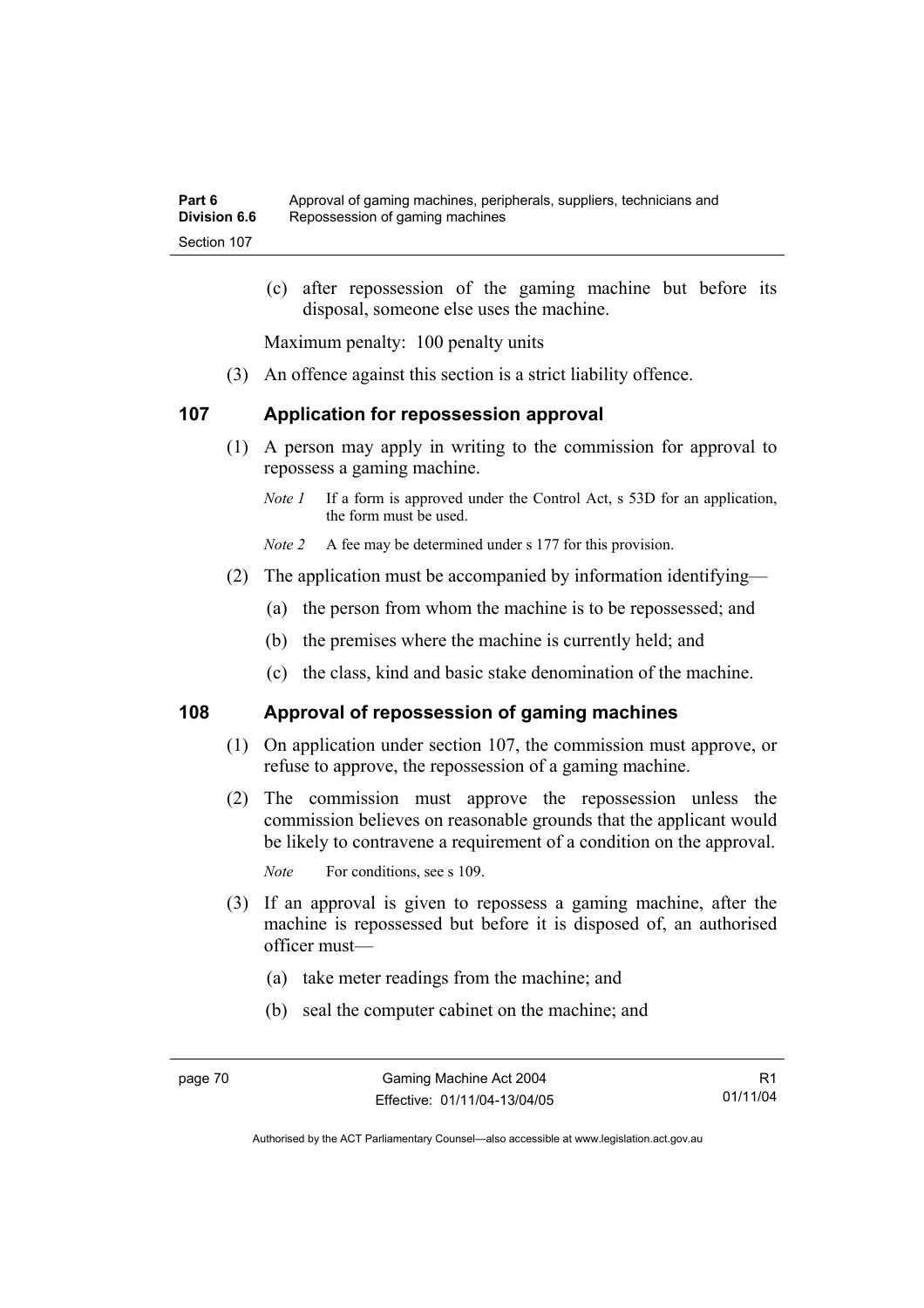(c) after repossession of the gaming machine but before its disposal, someone else uses the machine.

Maximum penalty: 100 penalty units

(3) An offence against this section is a strict liability offence.

## 107 Application for repossession approval

(1) A person may apply in writing to the commission for approval to repossess a gaming machine.

*Note 1* If a form is approved under the Control Act, s 53D for an application, the form must be used.

*Note 2* A fee may be determined under s 177 for this provision.

(2) The application must be accompanied by information identifying—

(a) the person from whom the machine is to be repossessed; and

(b) the premises where the machine is currently held; and

(c) the class, kind and basic stake denomination of the machine.

## 108 Approval of repossession of gaming machines

(1) On application under section 107, the commission must approve, or refuse to approve, the repossession of a gaming machine.

(2) The commission must approve the repossession unless the commission believes on reasonable grounds that the applicant would be likely to contravene a requirement of a condition on the approval.

*Note* For conditions, see s 109.

(3) If an approval is given to repossess a gaming machine, after the machine is repossessed but before it is disposed of, an authorised officer must—

(a) take meter readings from the machine; and

(b) seal the computer cabinet on the machine; and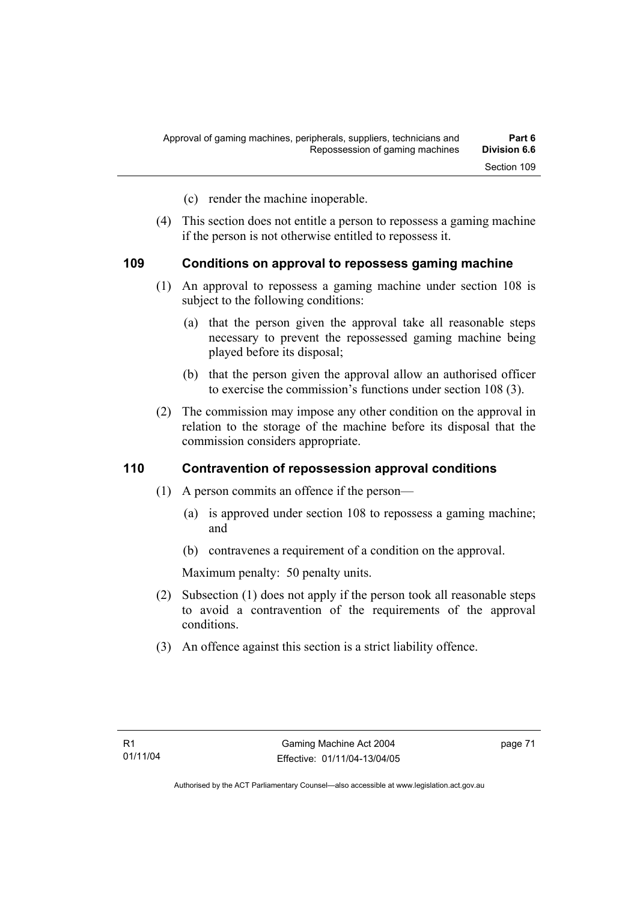(c) render the machine inoperable.

(4) This section does not entitle a person to repossess a gaming machine if the person is not otherwise entitled to repossess it.

### 109 Conditions on approval to repossess gaming machine

(1) An approval to repossess a gaming machine under section 108 is subject to the following conditions:

(a) that the person given the approval take all reasonable steps necessary to prevent the repossessed gaming machine being played before its disposal;

(b) that the person given the approval allow an authorised officer to exercise the commission's functions under section 108 (3).

(2) The commission may impose any other condition on the approval in relation to the storage of the machine before its disposal that the commission considers appropriate.

### 110 Contravention of repossession approval conditions

(1) A person commits an offence if the person—

(a) is approved under section 108 to repossess a gaming machine; and

(b) contravenes a requirement of a condition on the approval.

Maximum penalty: 50 penalty units.

(2) Subsection (1) does not apply if the person took all reasonable steps to avoid a contravention of the requirements of the approval conditions.

(3) An offence against this section is a strict liability offence.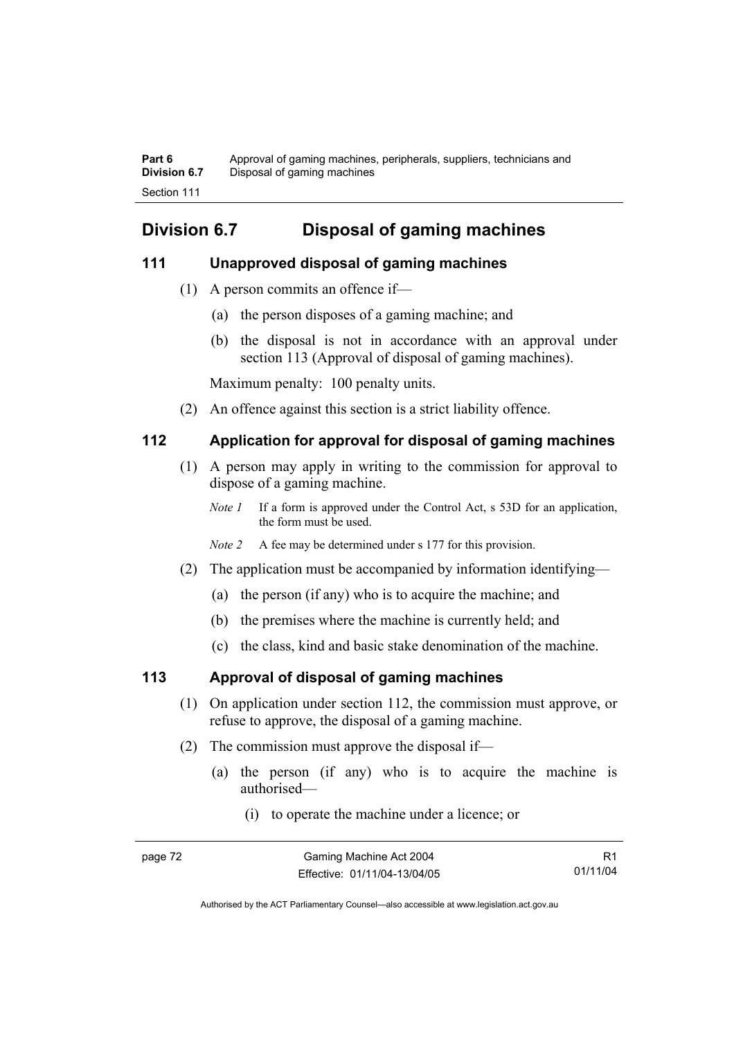## Division 6.7 Disposal of gaming machines

### 111 Unapproved disposal of gaming machines

(1) A person commits an offence if—

(a) the person disposes of a gaming machine; and

(b) the disposal is not in accordance with an approval under section 113 (Approval of disposal of gaming machines).

Maximum penalty: 100 penalty units.

(2) An offence against this section is a strict liability offence.

### 112 Application for approval for disposal of gaming machines

(1) A person may apply in writing to the commission for approval to dispose of a gaming machine.

*Note 1* If a form is approved under the Control Act, s 53D for an application, the form must be used.

*Note 2* A fee may be determined under s 177 for this provision.

(2) The application must be accompanied by information identifying—

(a) the person (if any) who is to acquire the machine; and

(b) the premises where the machine is currently held; and

(c) the class, kind and basic stake denomination of the machine.

### 113 Approval of disposal of gaming machines

(1) On application under section 112, the commission must approve, or refuse to approve, the disposal of a gaming machine.

(2) The commission must approve the disposal if—

(a) the person (if any) who is to acquire the machine is authorised—

(i) to operate the machine under a licence; or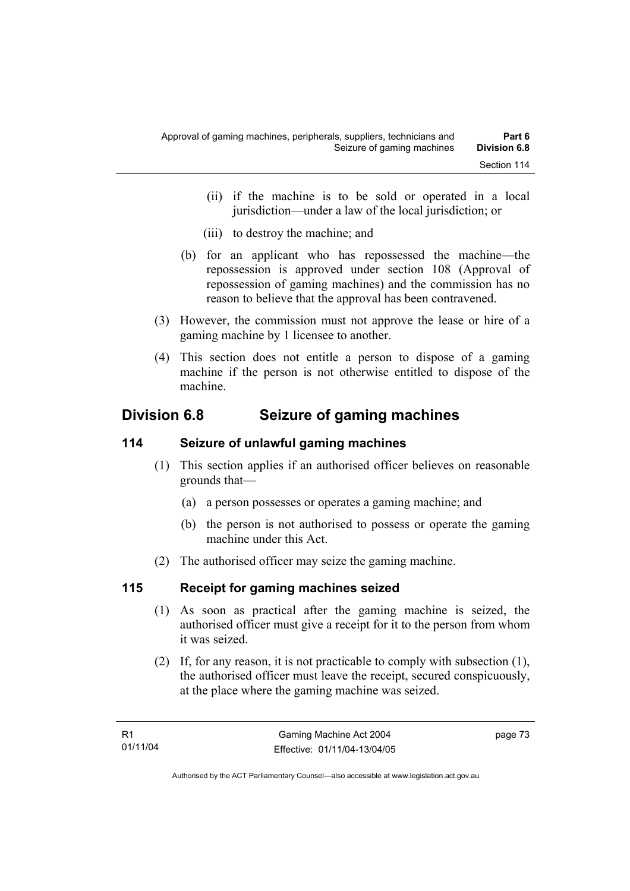(ii) if the machine is to be sold or operated in a local jurisdiction—under a law of the local jurisdiction; or

(iii) to destroy the machine; and

(b) for an applicant who has repossessed the machine—the repossession is approved under section 108 (Approval of repossession of gaming machines) and the commission has no reason to believe that the approval has been contravened.

(3) However, the commission must not approve the lease or hire of a gaming machine by 1 licensee to another.

(4) This section does not entitle a person to dispose of a gaming machine if the person is not otherwise entitled to dispose of the machine.

## Division 6.8 Seizure of gaming machines

### 114 Seizure of unlawful gaming machines

(1) This section applies if an authorised officer believes on reasonable grounds that—

(a) a person possesses or operates a gaming machine; and

(b) the person is not authorised to possess or operate the gaming machine under this Act.

(2) The authorised officer may seize the gaming machine.

### 115 Receipt for gaming machines seized

(1) As soon as practical after the gaming machine is seized, the authorised officer must give a receipt for it to the person from whom it was seized.

(2) If, for any reason, it is not practicable to comply with subsection (1), the authorised officer must leave the receipt, secured conspicuously, at the place where the gaming machine was seized.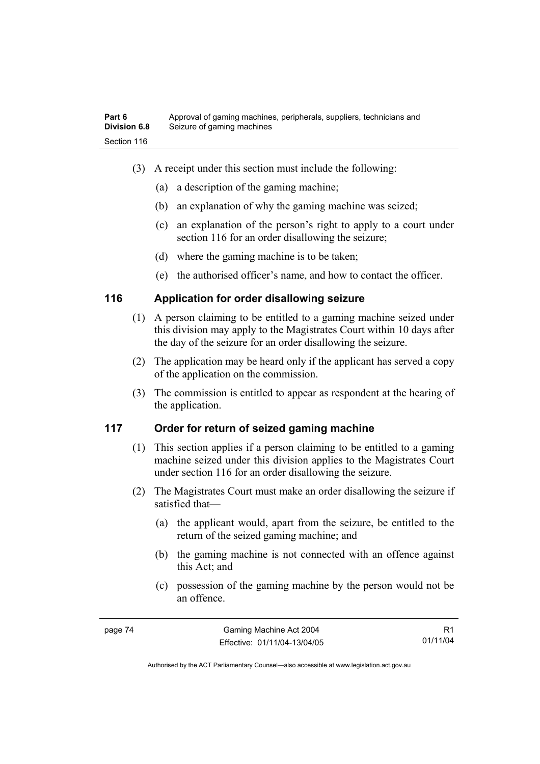(3) A receipt under this section must include the following:

(a) a description of the gaming machine;

(b) an explanation of why the gaming machine was seized;

(c) an explanation of the person's right to apply to a court under section 116 for an order disallowing the seizure;

(d) where the gaming machine is to be taken;

(e) the authorised officer's name, and how to contact the officer.

## 116 Application for order disallowing seizure

(1) A person claiming to be entitled to a gaming machine seized under this division may apply to the Magistrates Court within 10 days after the day of the seizure for an order disallowing the seizure.

(2) The application may be heard only if the applicant has served a copy of the application on the commission.

(3) The commission is entitled to appear as respondent at the hearing of the application.

## 117 Order for return of seized gaming machine

(1) This section applies if a person claiming to be entitled to a gaming machine seized under this division applies to the Magistrates Court under section 116 for an order disallowing the seizure.

(2) The Magistrates Court must make an order disallowing the seizure if satisfied that—

(a) the applicant would, apart from the seizure, be entitled to the return of the seized gaming machine; and

(b) the gaming machine is not connected with an offence against this Act; and

(c) possession of the gaming machine by the person would not be an offence.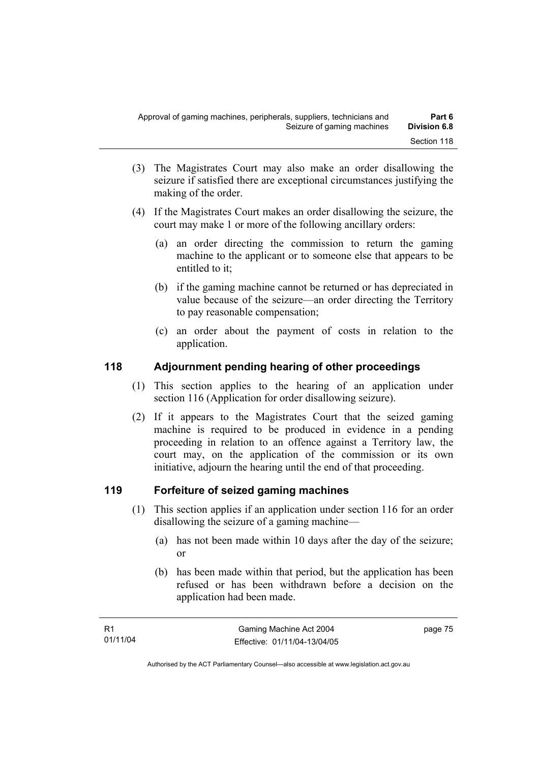(3) The Magistrates Court may also make an order disallowing the seizure if satisfied there are exceptional circumstances justifying the making of the order.

(4) If the Magistrates Court makes an order disallowing the seizure, the court may make 1 or more of the following ancillary orders:

(a) an order directing the commission to return the gaming machine to the applicant or to someone else that appears to be entitled to it;

(b) if the gaming machine cannot be returned or has depreciated in value because of the seizure—an order directing the Territory to pay reasonable compensation;

(c) an order about the payment of costs in relation to the application.

## 118 Adjournment pending hearing of other proceedings

(1) This section applies to the hearing of an application under section 116 (Application for order disallowing seizure).

(2) If it appears to the Magistrates Court that the seized gaming machine is required to be produced in evidence in a pending proceeding in relation to an offence against a Territory law, the court may, on the application of the commission or its own initiative, adjourn the hearing until the end of that proceeding.

## 119 Forfeiture of seized gaming machines

(1) This section applies if an application under section 116 for an order disallowing the seizure of a gaming machine—

(a) has not been made within 10 days after the day of the seizure; or

(b) has been made within that period, but the application has been refused or has been withdrawn before a decision on the application had been made.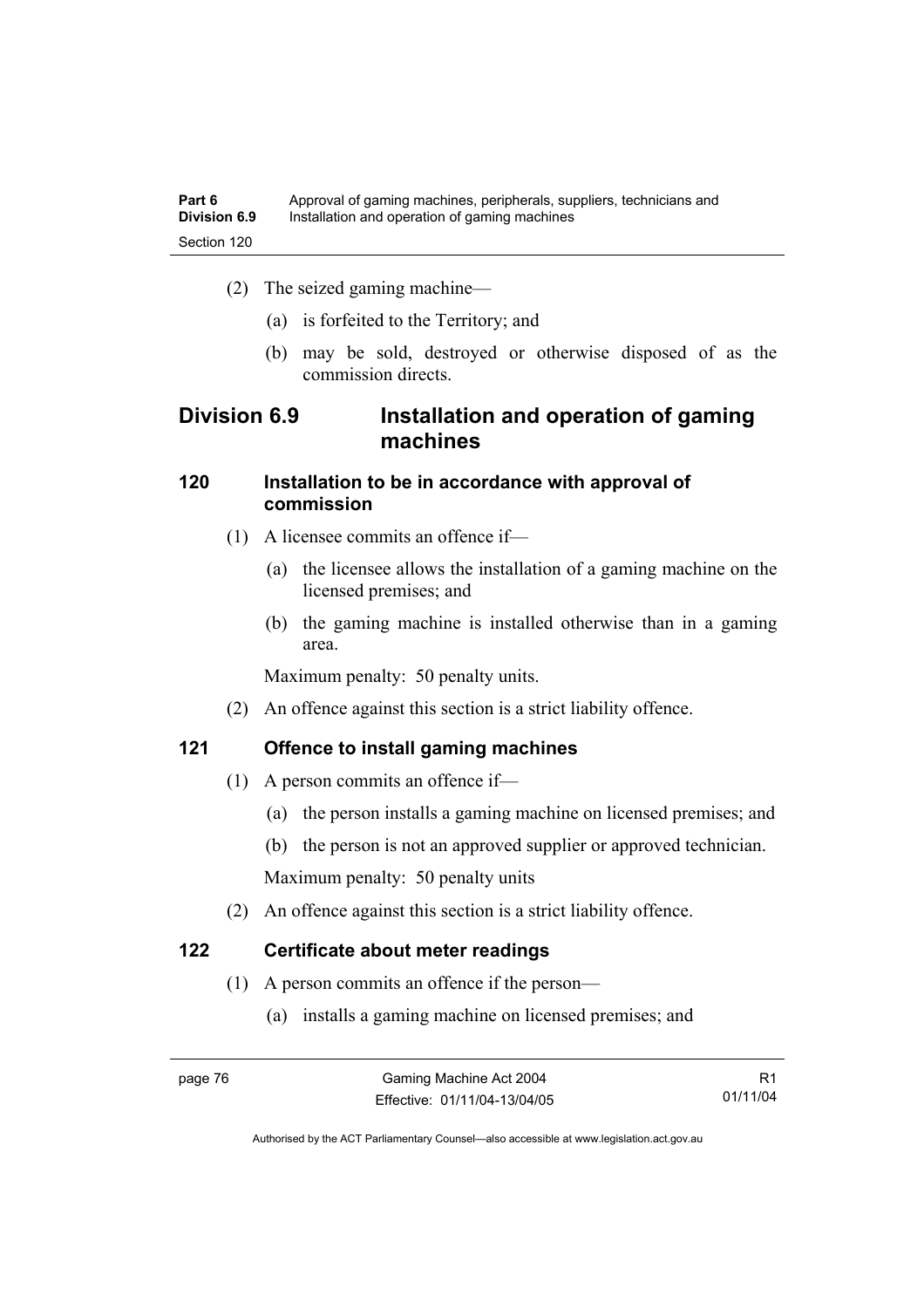(2) The seized gaming machine—

(a) is forfeited to the Territory; and

(b) may be sold, destroyed or otherwise disposed of as the commission directs.

## Division 6.9 Installation and operation of gaming machines

### 120 Installation to be in accordance with approval of commission

(1) A licensee commits an offence if—

(a) the licensee allows the installation of a gaming machine on the licensed premises; and

(b) the gaming machine is installed otherwise than in a gaming area.

Maximum penalty: 50 penalty units.

(2) An offence against this section is a strict liability offence.

### 121 Offence to install gaming machines

(1) A person commits an offence if—

(a) the person installs a gaming machine on licensed premises; and

(b) the person is not an approved supplier or approved technician.

Maximum penalty: 50 penalty units

(2) An offence against this section is a strict liability offence.

### 122 Certificate about meter readings

(1) A person commits an offence if the person—

(a) installs a gaming machine on licensed premises; and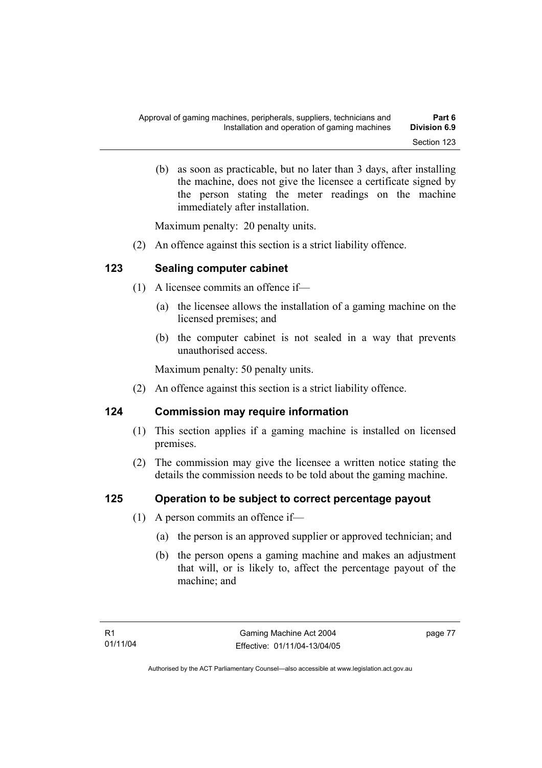(b) as soon as practicable, but no later than 3 days, after installing the machine, does not give the licensee a certificate signed by the person stating the meter readings on the machine immediately after installation.

Maximum penalty: 20 penalty units.

(2) An offence against this section is a strict liability offence.

### 123 Sealing computer cabinet

(1) A licensee commits an offence if—

(a) the licensee allows the installation of a gaming machine on the licensed premises; and

(b) the computer cabinet is not sealed in a way that prevents unauthorised access.

Maximum penalty: 50 penalty units.

(2) An offence against this section is a strict liability offence.

### 124 Commission may require information

(1) This section applies if a gaming machine is installed on licensed premises.

(2) The commission may give the licensee a written notice stating the details the commission needs to be told about the gaming machine.

### 125 Operation to be subject to correct percentage payout

(1) A person commits an offence if—

(a) the person is an approved supplier or approved technician; and

(b) the person opens a gaming machine and makes an adjustment that will, or is likely to, affect the percentage payout of the machine; and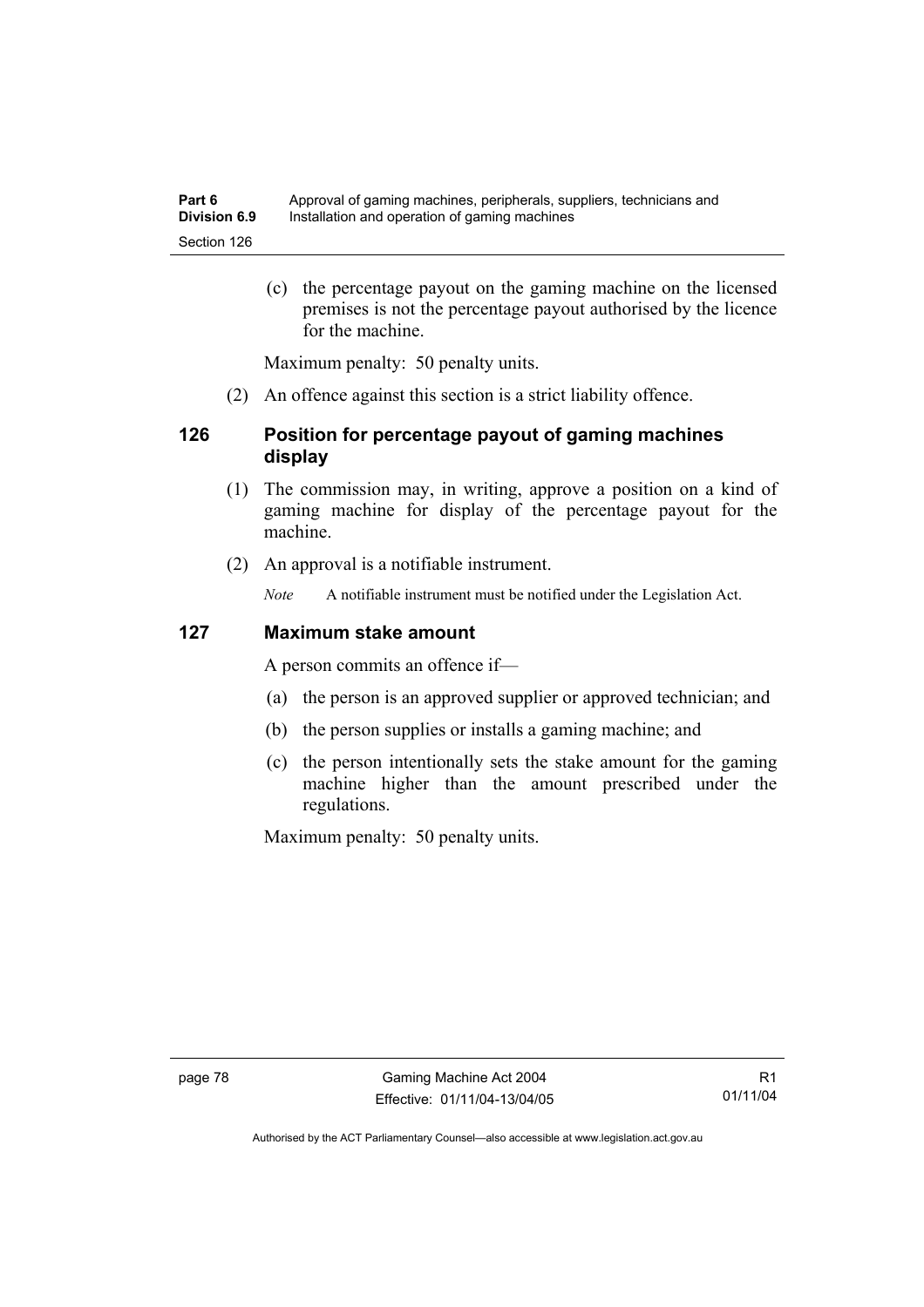(c) the percentage payout on the gaming machine on the licensed premises is not the percentage payout authorised by the licence for the machine.

Maximum penalty: 50 penalty units.

(2) An offence against this section is a strict liability offence.

### 126 Position for percentage payout of gaming machines display

(1) The commission may, in writing, approve a position on a kind of gaming machine for display of the percentage payout for the machine.

(2) An approval is a notifiable instrument.

*Note* A notifiable instrument must be notified under the Legislation Act.

### 127 Maximum stake amount

A person commits an offence if—

(a) the person is an approved supplier or approved technician; and

(b) the person supplies or installs a gaming machine; and

(c) the person intentionally sets the stake amount for the gaming machine higher than the amount prescribed under the regulations.

Maximum penalty: 50 penalty units.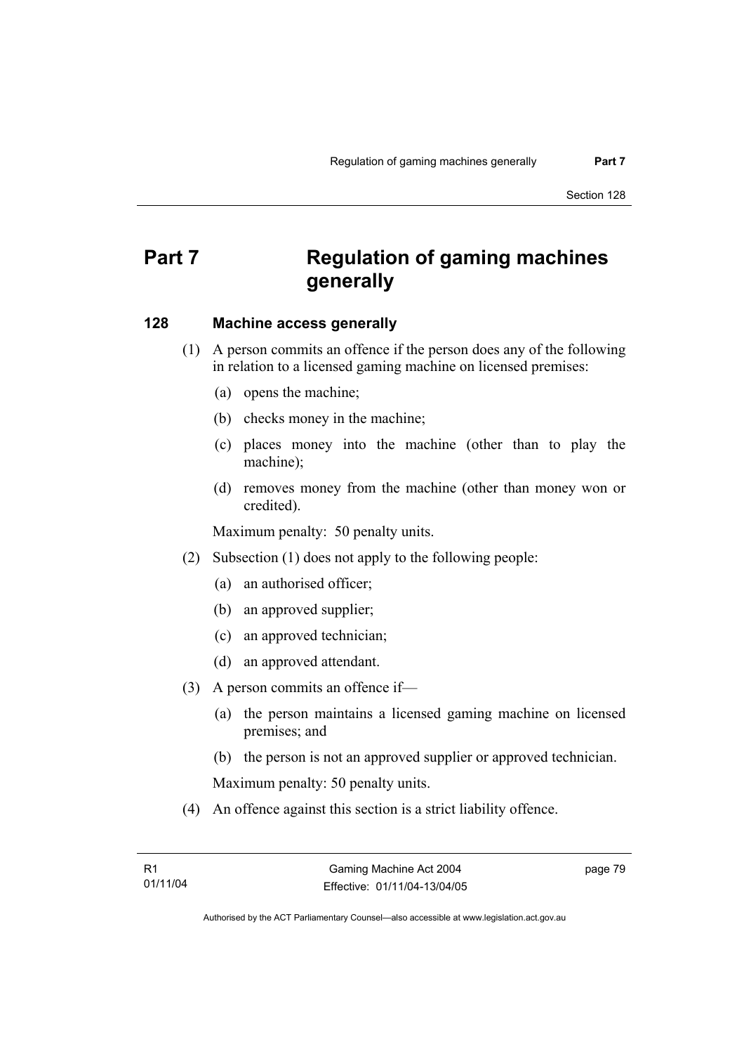# Part 7 Regulation of gaming machines generally

## 128 Machine access generally

(1) A person commits an offence if the person does any of the following in relation to a licensed gaming machine on licensed premises:

(a) opens the machine;

(b) checks money in the machine;

(c) places money into the machine (other than to play the machine);

(d) removes money from the machine (other than money won or credited).

Maximum penalty: 50 penalty units.

(2) Subsection (1) does not apply to the following people:

(a) an authorised officer;

(b) an approved supplier;

(c) an approved technician;

(d) an approved attendant.

(3) A person commits an offence if—

(a) the person maintains a licensed gaming machine on licensed premises; and

(b) the person is not an approved supplier or approved technician.

Maximum penalty: 50 penalty units.

(4) An offence against this section is a strict liability offence.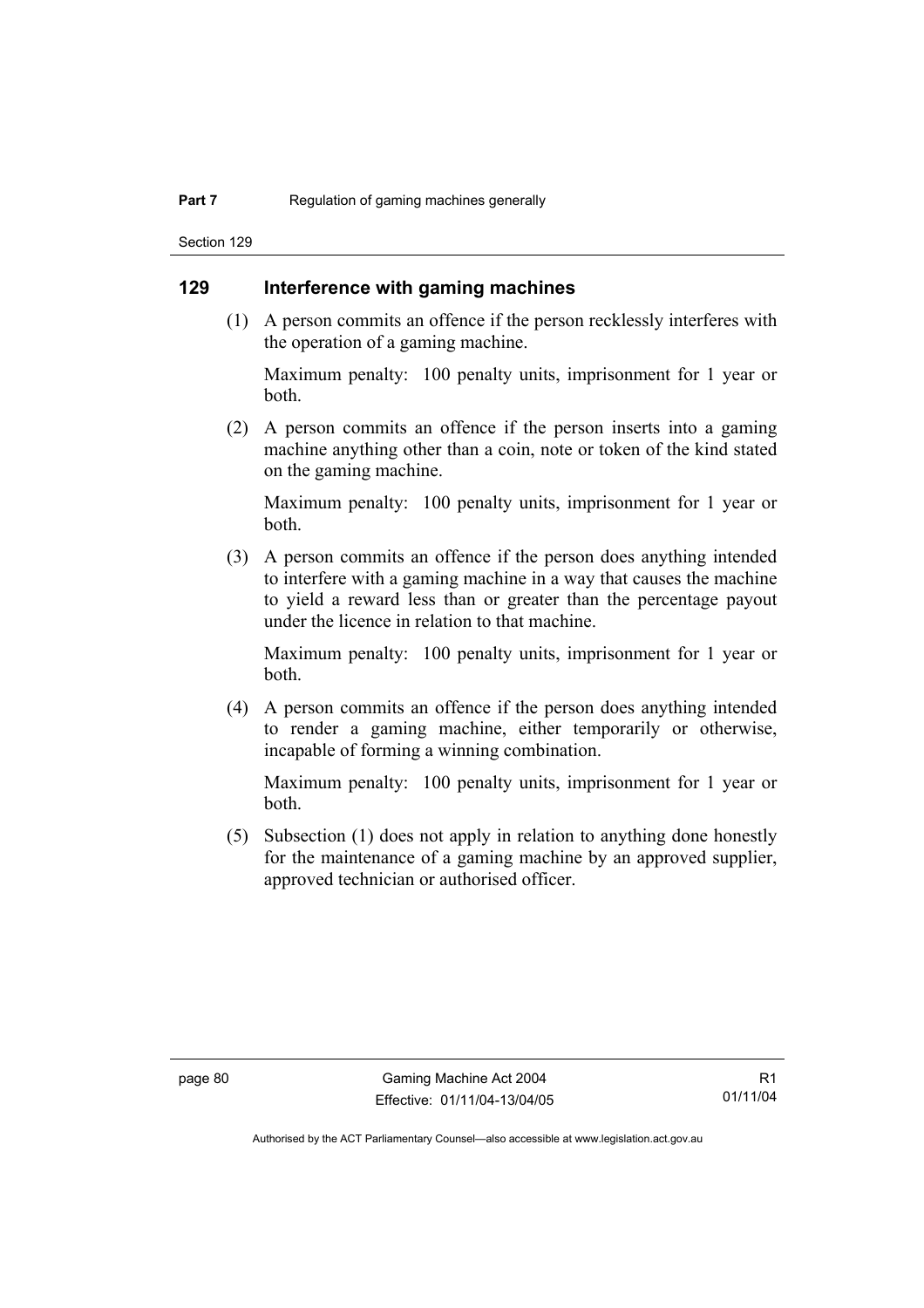## 129 Interference with gaming machines

(1) A person commits an offence if the person recklessly interferes with the operation of a gaming machine.

Maximum penalty: 100 penalty units, imprisonment for 1 year or both.

(2) A person commits an offence if the person inserts into a gaming machine anything other than a coin, note or token of the kind stated on the gaming machine.

Maximum penalty: 100 penalty units, imprisonment for 1 year or both.

(3) A person commits an offence if the person does anything intended to interfere with a gaming machine in a way that causes the machine to yield a reward less than or greater than the percentage payout under the licence in relation to that machine.

Maximum penalty: 100 penalty units, imprisonment for 1 year or both.

(4) A person commits an offence if the person does anything intended to render a gaming machine, either temporarily or otherwise, incapable of forming a winning combination.

Maximum penalty: 100 penalty units, imprisonment for 1 year or both.

(5) Subsection (1) does not apply in relation to anything done honestly for the maintenance of a gaming machine by an approved supplier, approved technician or authorised officer.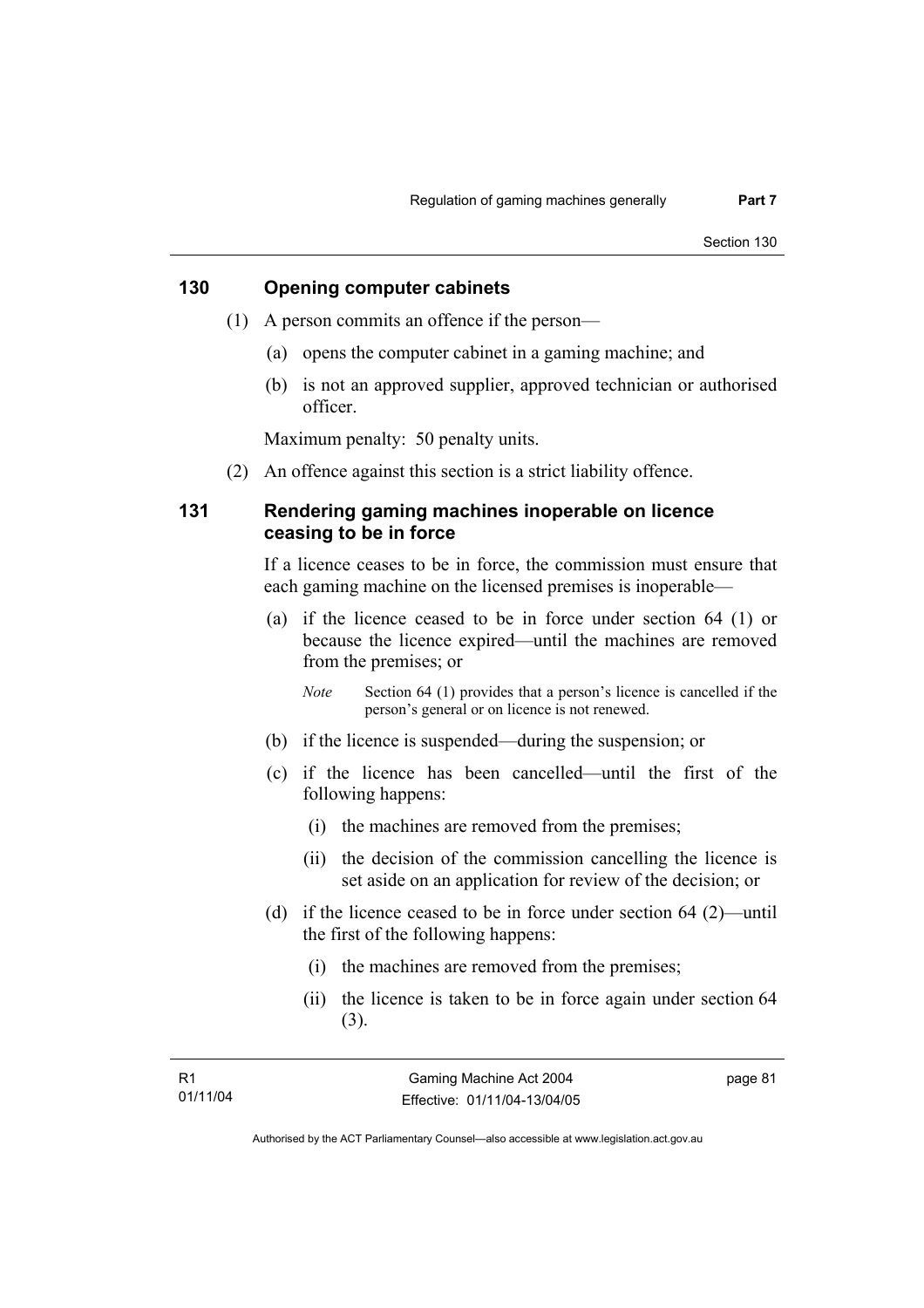## 130 Opening computer cabinets

(1) A person commits an offence if the person—

(a) opens the computer cabinet in a gaming machine; and

(b) is not an approved supplier, approved technician or authorised officer.

Maximum penalty: 50 penalty units.

(2) An offence against this section is a strict liability offence.

## 131 Rendering gaming machines inoperable on licence ceasing to be in force

If a licence ceases to be in force, the commission must ensure that each gaming machine on the licensed premises is inoperable—

(a) if the licence ceased to be in force under section 64 (1) or because the licence expired—until the machines are removed from the premises; or

*Note* Section 64 (1) provides that a person's licence is cancelled if the person's general or on licence is not renewed.

(b) if the licence is suspended—during the suspension; or

(c) if the licence has been cancelled—until the first of the following happens:

(i) the machines are removed from the premises;

(ii) the decision of the commission cancelling the licence is set aside on an application for review of the decision; or

(d) if the licence ceased to be in force under section 64 (2)—until the first of the following happens:

(i) the machines are removed from the premises;

(ii) the licence is taken to be in force again under section 64 (3).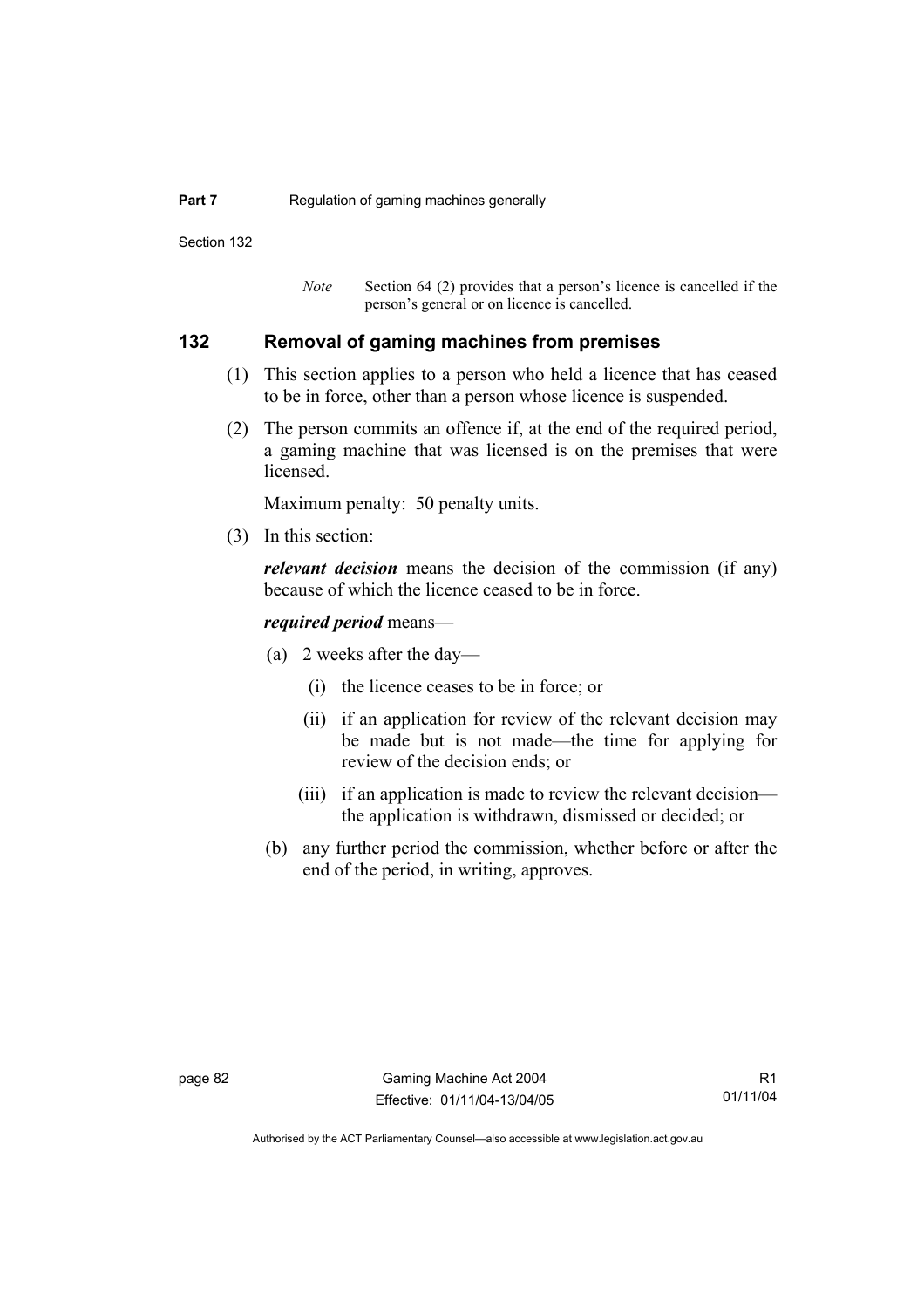*Note* Section 64 (2) provides that a person's licence is cancelled if the person's general or on licence is cancelled.

### 132 Removal of gaming machines from premises

(1) This section applies to a person who held a licence that has ceased to be in force, other than a person whose licence is suspended.

(2) The person commits an offence if, at the end of the required period, a gaming machine that was licensed is on the premises that were licensed.

Maximum penalty: 50 penalty units.

(3) In this section:

***relevant decision*** means the decision of the commission (if any) because of which the licence ceased to be in force.

***required period*** means—

(a) 2 weeks after the day—

(i) the licence ceases to be in force; or

(ii) if an application for review of the relevant decision may be made but is not made—the time for applying for review of the decision ends; or

(iii) if an application is made to review the relevant decision—the application is withdrawn, dismissed or decided; or

(b) any further period the commission, whether before or after the end of the period, in writing, approves.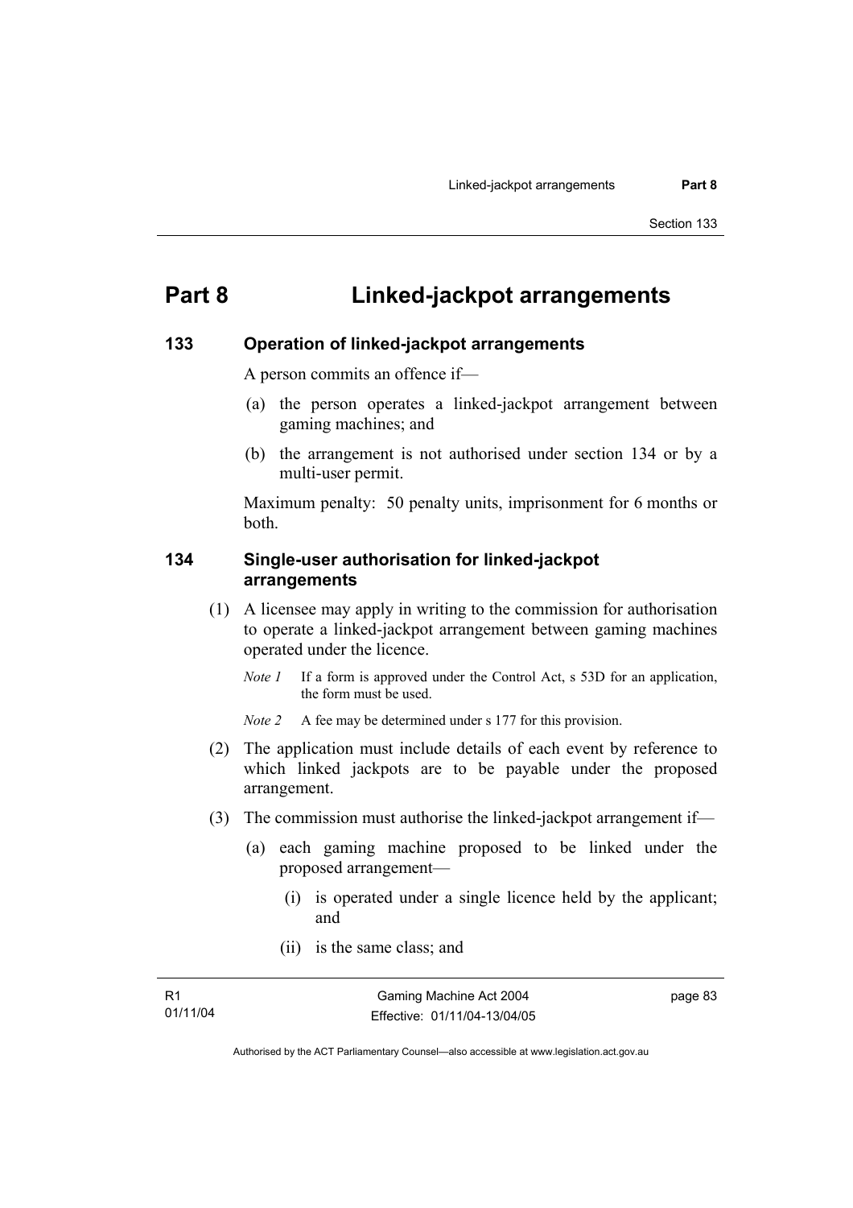# Part 8 Linked-jackpot arrangements

## 133 Operation of linked-jackpot arrangements

A person commits an offence if—

(a) the person operates a linked-jackpot arrangement between gaming machines; and

(b) the arrangement is not authorised under section 134 or by a multi-user permit.

Maximum penalty: 50 penalty units, imprisonment for 6 months or both.

## 134 Single-user authorisation for linked-jackpot arrangements

(1) A licensee may apply in writing to the commission for authorisation to operate a linked-jackpot arrangement between gaming machines operated under the licence.

*Note 1* If a form is approved under the Control Act, s 53D for an application, the form must be used.

*Note 2* A fee may be determined under s 177 for this provision.

(2) The application must include details of each event by reference to which linked jackpots are to be payable under the proposed arrangement.

(3) The commission must authorise the linked-jackpot arrangement if—

(a) each gaming machine proposed to be linked under the proposed arrangement—

(i) is operated under a single licence held by the applicant; and

(ii) is the same class; and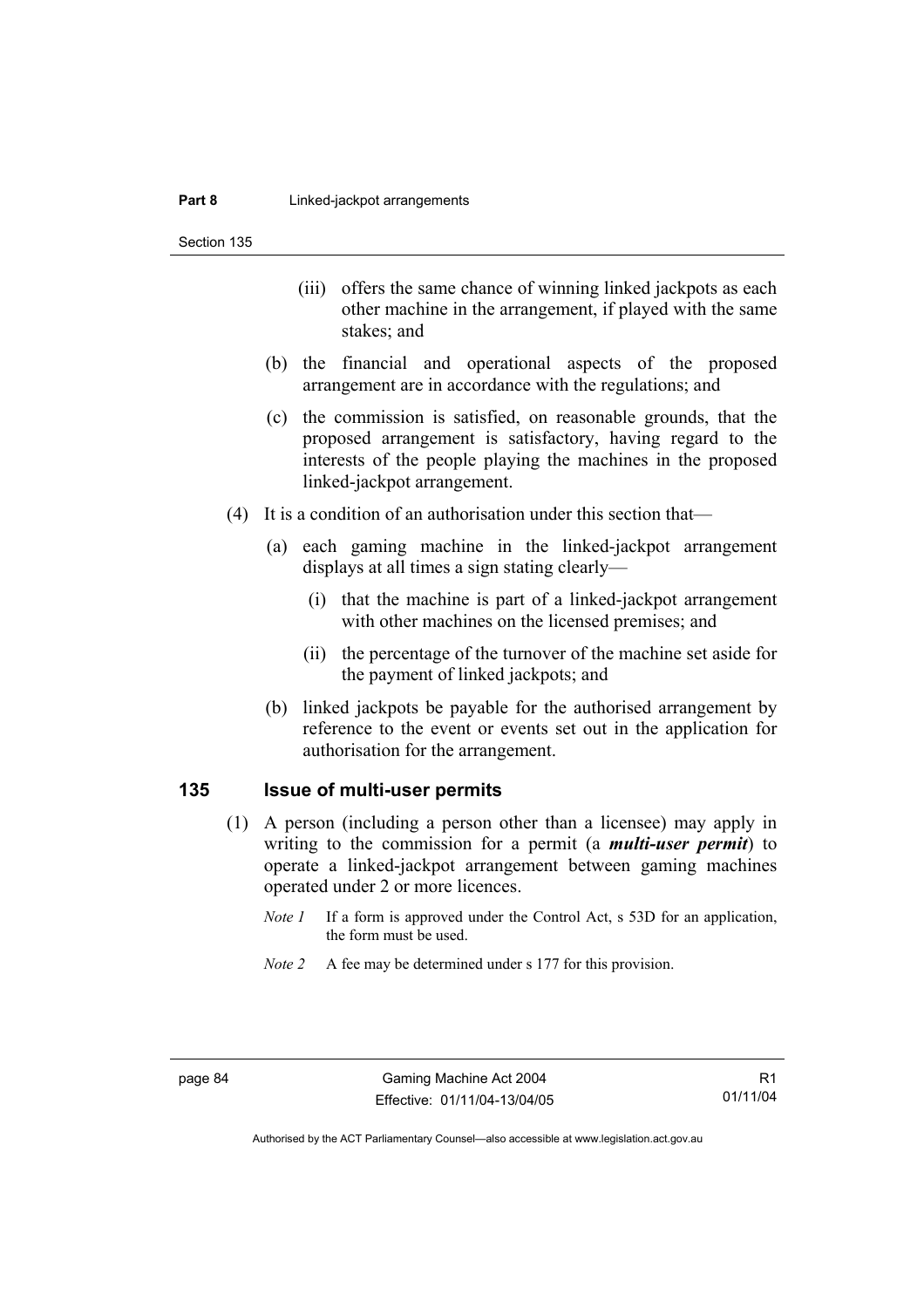(iii) offers the same chance of winning linked jackpots as each other machine in the arrangement, if played with the same stakes; and

(b) the financial and operational aspects of the proposed arrangement are in accordance with the regulations; and

(c) the commission is satisfied, on reasonable grounds, that the proposed arrangement is satisfactory, having regard to the interests of the people playing the machines in the proposed linked-jackpot arrangement.

(4) It is a condition of an authorisation under this section that—

(a) each gaming machine in the linked-jackpot arrangement displays at all times a sign stating clearly—

(i) that the machine is part of a linked-jackpot arrangement with other machines on the licensed premises; and

(ii) the percentage of the turnover of the machine set aside for the payment of linked jackpots; and

(b) linked jackpots be payable for the authorised arrangement by reference to the event or events set out in the application for authorisation for the arrangement.

## 135 Issue of multi-user permits

(1) A person (including a person other than a licensee) may apply in writing to the commission for a permit (a ***multi-user permit***) to operate a linked-jackpot arrangement between gaming machines operated under 2 or more licences.

*Note 1* If a form is approved under the Control Act, s 53D for an application, the form must be used.

*Note 2* A fee may be determined under s 177 for this provision.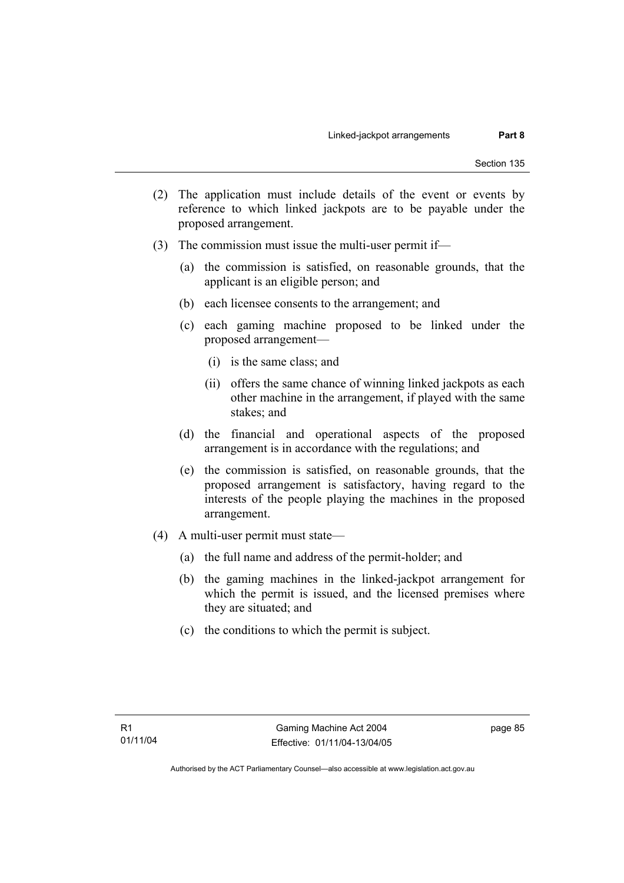(2) The application must include details of the event or events by reference to which linked jackpots are to be payable under the proposed arrangement.

(3) The commission must issue the multi-user permit if—

  (a) the commission is satisfied, on reasonable grounds, that the applicant is an eligible person; and

  (b) each licensee consents to the arrangement; and

  (c) each gaming machine proposed to be linked under the proposed arrangement—

    (i) is the same class; and

    (ii) offers the same chance of winning linked jackpots as each other machine in the arrangement, if played with the same stakes; and

  (d) the financial and operational aspects of the proposed arrangement is in accordance with the regulations; and

  (e) the commission is satisfied, on reasonable grounds, that the proposed arrangement is satisfactory, having regard to the interests of the people playing the machines in the proposed arrangement.

(4) A multi-user permit must state—

  (a) the full name and address of the permit-holder; and

  (b) the gaming machines in the linked-jackpot arrangement for which the permit is issued, and the licensed premises where they are situated; and

  (c) the conditions to which the permit is subject.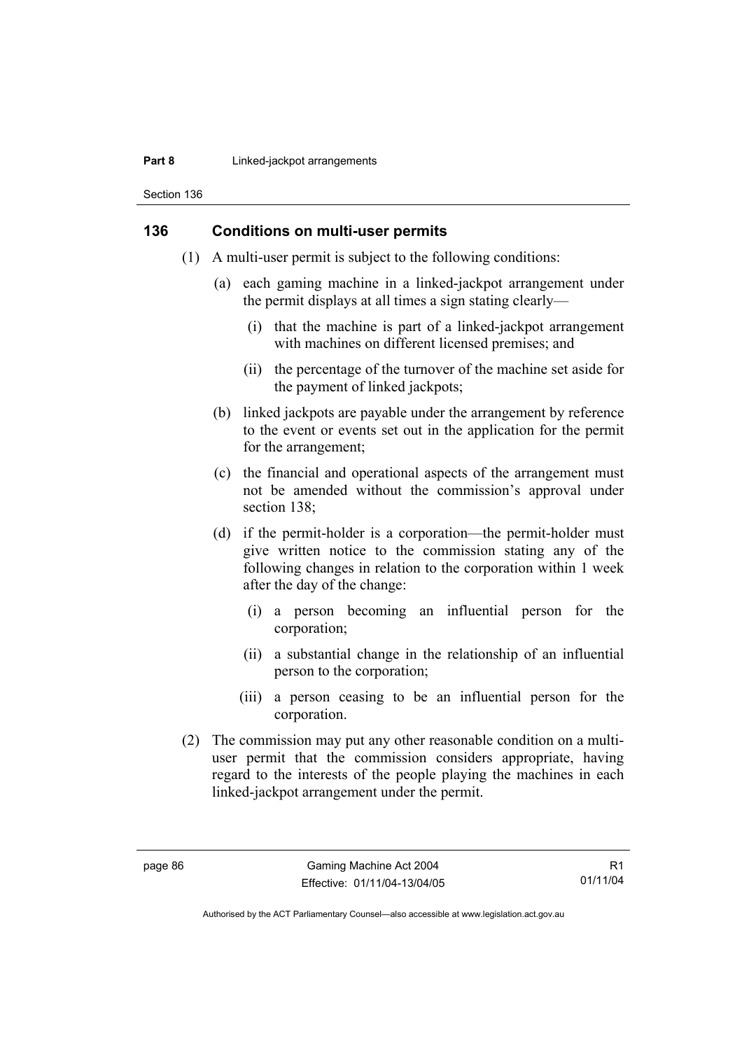## 136 Conditions on multi-user permits

(1) A multi-user permit is subject to the following conditions:

(a) each gaming machine in a linked-jackpot arrangement under the permit displays at all times a sign stating clearly—

(i) that the machine is part of a linked-jackpot arrangement with machines on different licensed premises; and

(ii) the percentage of the turnover of the machine set aside for the payment of linked jackpots;

(b) linked jackpots are payable under the arrangement by reference to the event or events set out in the application for the permit for the arrangement;

(c) the financial and operational aspects of the arrangement must not be amended without the commission's approval under section 138;

(d) if the permit-holder is a corporation—the permit-holder must give written notice to the commission stating any of the following changes in relation to the corporation within 1 week after the day of the change:

(i) a person becoming an influential person for the corporation;

(ii) a substantial change in the relationship of an influential person to the corporation;

(iii) a person ceasing to be an influential person for the corporation.

(2) The commission may put any other reasonable condition on a multi-user permit that the commission considers appropriate, having regard to the interests of the people playing the machines in each linked-jackpot arrangement under the permit.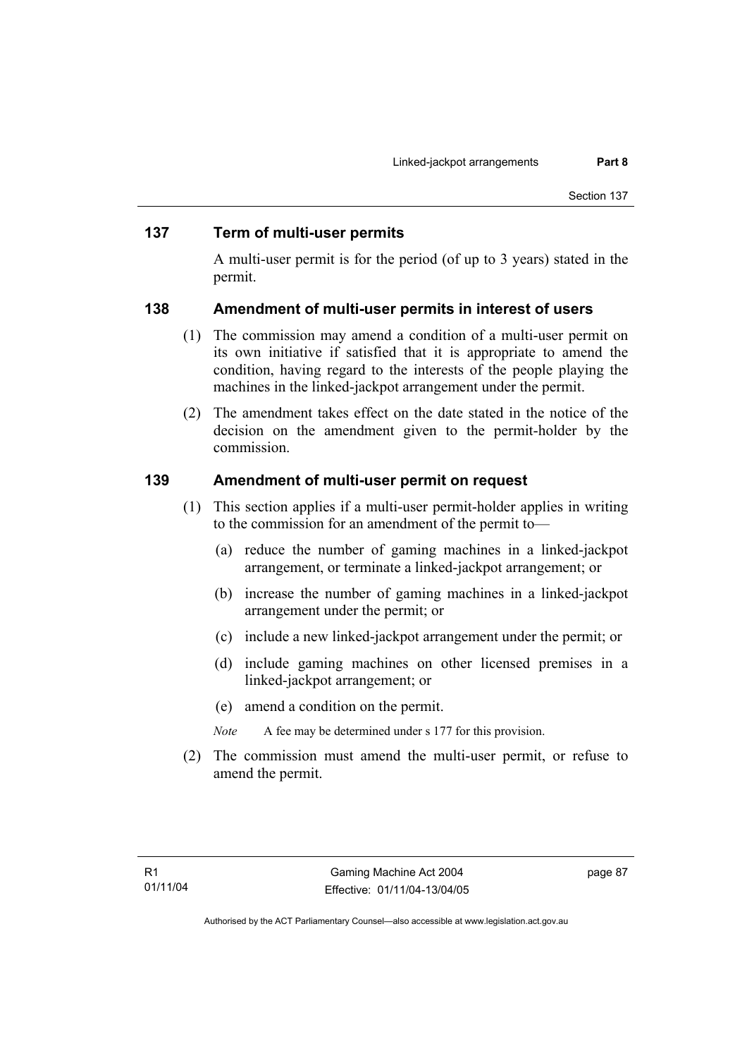## 137 Term of multi-user permits

A multi-user permit is for the period (of up to 3 years) stated in the permit.

## 138 Amendment of multi-user permits in interest of users

(1) The commission may amend a condition of a multi-user permit on its own initiative if satisfied that it is appropriate to amend the condition, having regard to the interests of the people playing the machines in the linked-jackpot arrangement under the permit.

(2) The amendment takes effect on the date stated in the notice of the decision on the amendment given to the permit-holder by the commission.

## 139 Amendment of multi-user permit on request

(1) This section applies if a multi-user permit-holder applies in writing to the commission for an amendment of the permit to—

(a) reduce the number of gaming machines in a linked-jackpot arrangement, or terminate a linked-jackpot arrangement; or

(b) increase the number of gaming machines in a linked-jackpot arrangement under the permit; or

(c) include a new linked-jackpot arrangement under the permit; or

(d) include gaming machines on other licensed premises in a linked-jackpot arrangement; or

(e) amend a condition on the permit.

*Note* A fee may be determined under s 177 for this provision.

(2) The commission must amend the multi-user permit, or refuse to amend the permit.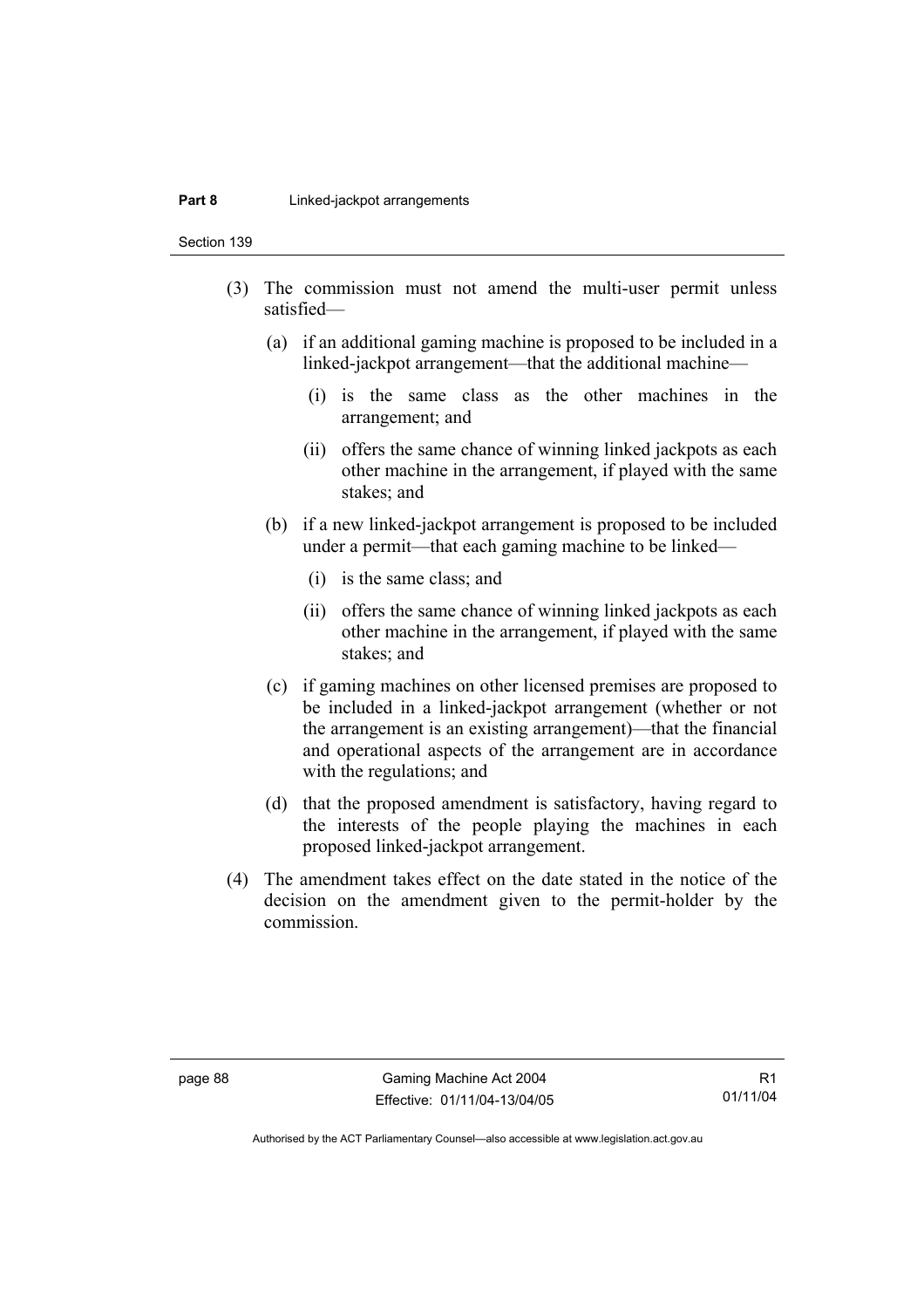(3) The commission must not amend the multi-user permit unless satisfied—

(a) if an additional gaming machine is proposed to be included in a linked-jackpot arrangement—that the additional machine—

(i) is the same class as the other machines in the arrangement; and

(ii) offers the same chance of winning linked jackpots as each other machine in the arrangement, if played with the same stakes; and

(b) if a new linked-jackpot arrangement is proposed to be included under a permit—that each gaming machine to be linked—

(i) is the same class; and

(ii) offers the same chance of winning linked jackpots as each other machine in the arrangement, if played with the same stakes; and

(c) if gaming machines on other licensed premises are proposed to be included in a linked-jackpot arrangement (whether or not the arrangement is an existing arrangement)—that the financial and operational aspects of the arrangement are in accordance with the regulations; and

(d) that the proposed amendment is satisfactory, having regard to the interests of the people playing the machines in each proposed linked-jackpot arrangement.

(4) The amendment takes effect on the date stated in the notice of the decision on the amendment given to the permit-holder by the commission.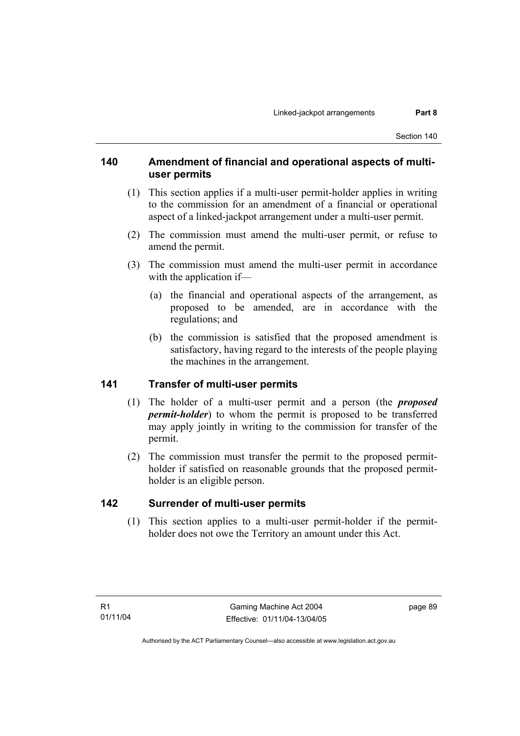### 140 Amendment of financial and operational aspects of multi-user permits

(1) This section applies if a multi-user permit-holder applies in writing to the commission for an amendment of a financial or operational aspect of a linked-jackpot arrangement under a multi-user permit.

(2) The commission must amend the multi-user permit, or refuse to amend the permit.

(3) The commission must amend the multi-user permit in accordance with the application if—

(a) the financial and operational aspects of the arrangement, as proposed to be amended, are in accordance with the regulations; and

(b) the commission is satisfied that the proposed amendment is satisfactory, having regard to the interests of the people playing the machines in the arrangement.

### 141 Transfer of multi-user permits

(1) The holder of a multi-user permit and a person (the ***proposed permit-holder***) to whom the permit is proposed to be transferred may apply jointly in writing to the commission for transfer of the permit.

(2) The commission must transfer the permit to the proposed permit-holder if satisfied on reasonable grounds that the proposed permit-holder is an eligible person.

### 142 Surrender of multi-user permits

(1) This section applies to a multi-user permit-holder if the permit-holder does not owe the Territory an amount under this Act.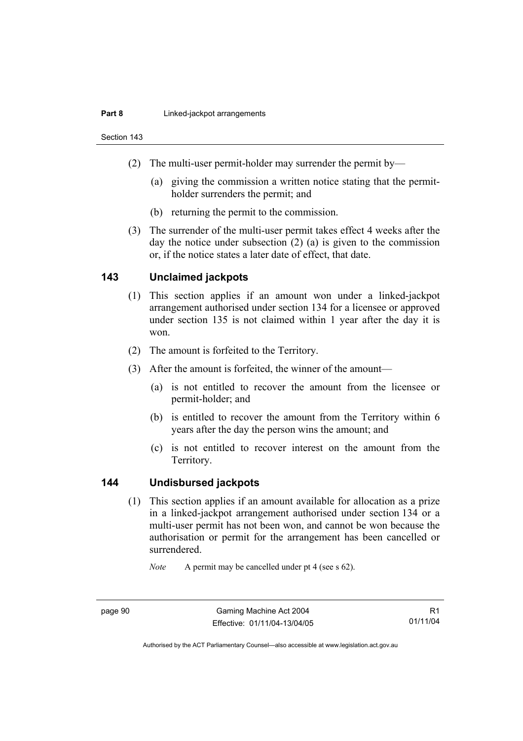(2) The multi-user permit-holder may surrender the permit by—

(a) giving the commission a written notice stating that the permit-holder surrenders the permit; and

(b) returning the permit to the commission.

(3) The surrender of the multi-user permit takes effect 4 weeks after the day the notice under subsection (2) (a) is given to the commission or, if the notice states a later date of effect, that date.

## 143 Unclaimed jackpots

(1) This section applies if an amount won under a linked-jackpot arrangement authorised under section 134 for a licensee or approved under section 135 is not claimed within 1 year after the day it is won.

(2) The amount is forfeited to the Territory.

(3) After the amount is forfeited, the winner of the amount—

(a) is not entitled to recover the amount from the licensee or permit-holder; and

(b) is entitled to recover the amount from the Territory within 6 years after the day the person wins the amount; and

(c) is not entitled to recover interest on the amount from the Territory.

## 144 Undisbursed jackpots

(1) This section applies if an amount available for allocation as a prize in a linked-jackpot arrangement authorised under section 134 or a multi-user permit has not been won, and cannot be won because the authorisation or permit for the arrangement has been cancelled or surrendered.

*Note* A permit may be cancelled under pt 4 (see s 62).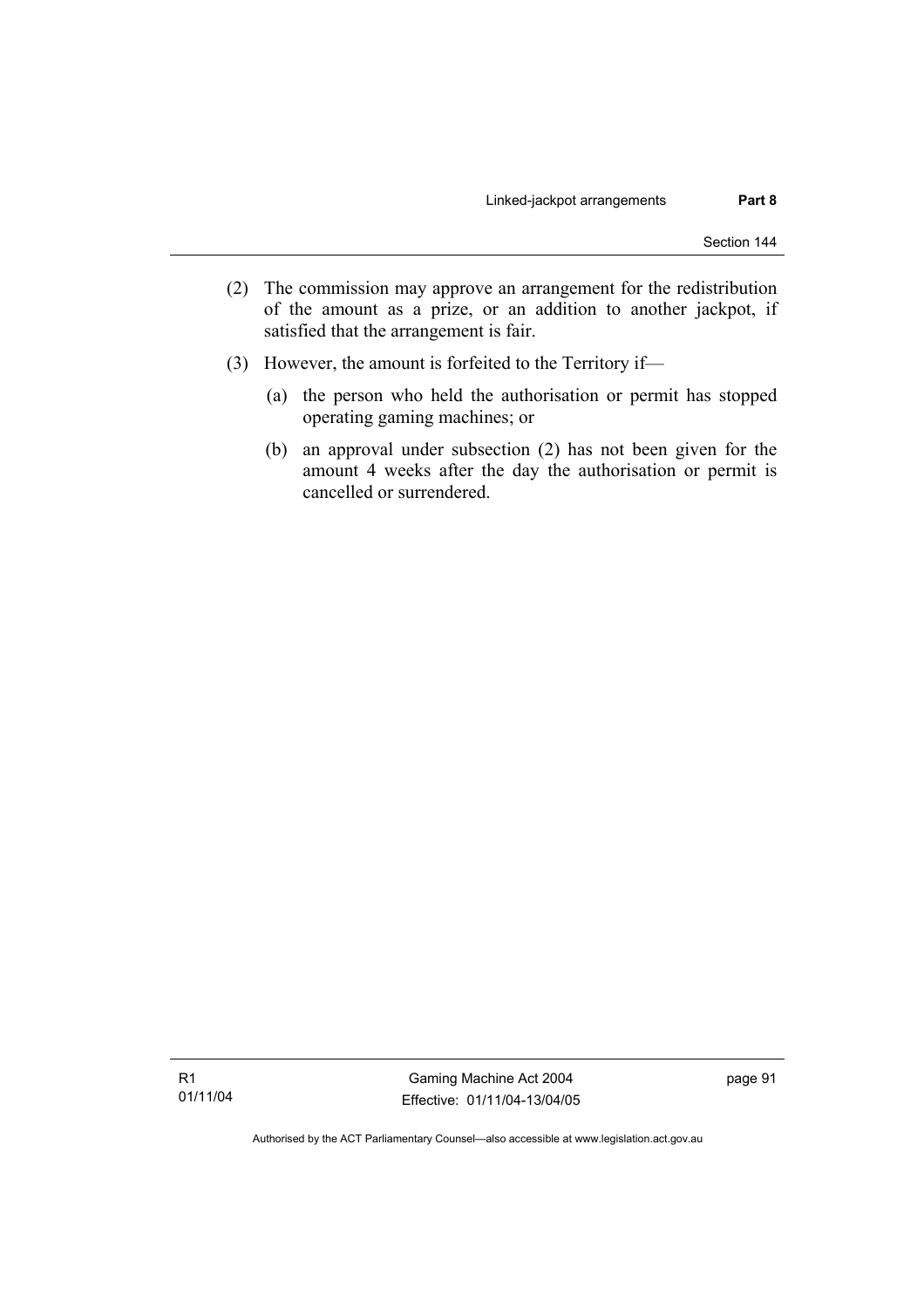(2) The commission may approve an arrangement for the redistribution of the amount as a prize, or an addition to another jackpot, if satisfied that the arrangement is fair.

(3) However, the amount is forfeited to the Territory if—

  (a) the person who held the authorisation or permit has stopped operating gaming machines; or

  (b) an approval under subsection (2) has not been given for the amount 4 weeks after the day the authorisation or permit is cancelled or surrendered.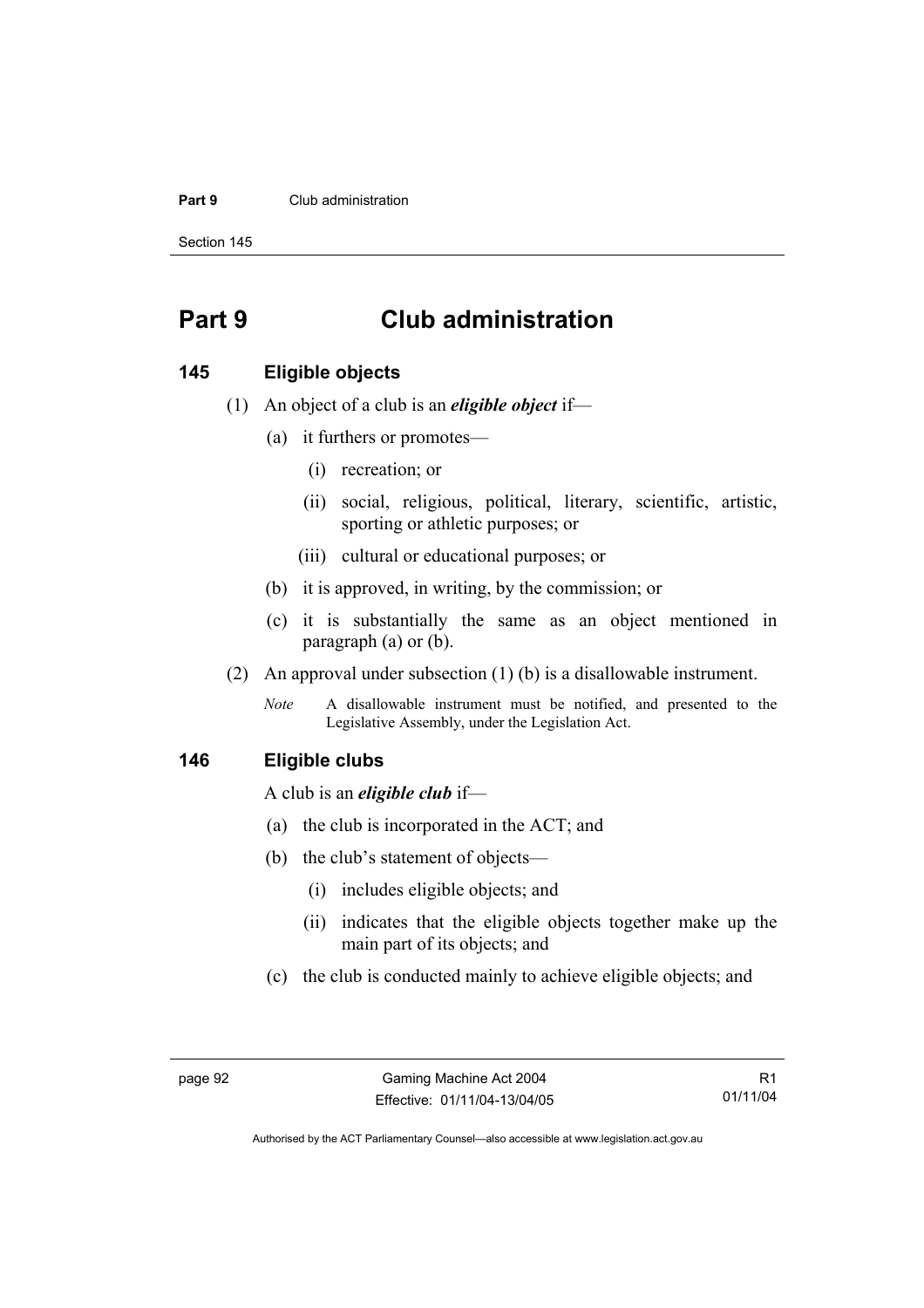# Part 9 Club administration

## 145 Eligible objects

(1) An object of a club is an ***eligible object*** if—

(a) it furthers or promotes—

(i) recreation; or

(ii) social, religious, political, literary, scientific, artistic, sporting or athletic purposes; or

(iii) cultural or educational purposes; or

(b) it is approved, in writing, by the commission; or

(c) it is substantially the same as an object mentioned in paragraph (a) or (b).

(2) An approval under subsection (1) (b) is a disallowable instrument.

*Note* A disallowable instrument must be notified, and presented to the Legislative Assembly, under the Legislation Act.

## 146 Eligible clubs

A club is an ***eligible club*** if—

(a) the club is incorporated in the ACT; and

(b) the club's statement of objects—

(i) includes eligible objects; and

(ii) indicates that the eligible objects together make up the main part of its objects; and

(c) the club is conducted mainly to achieve eligible objects; and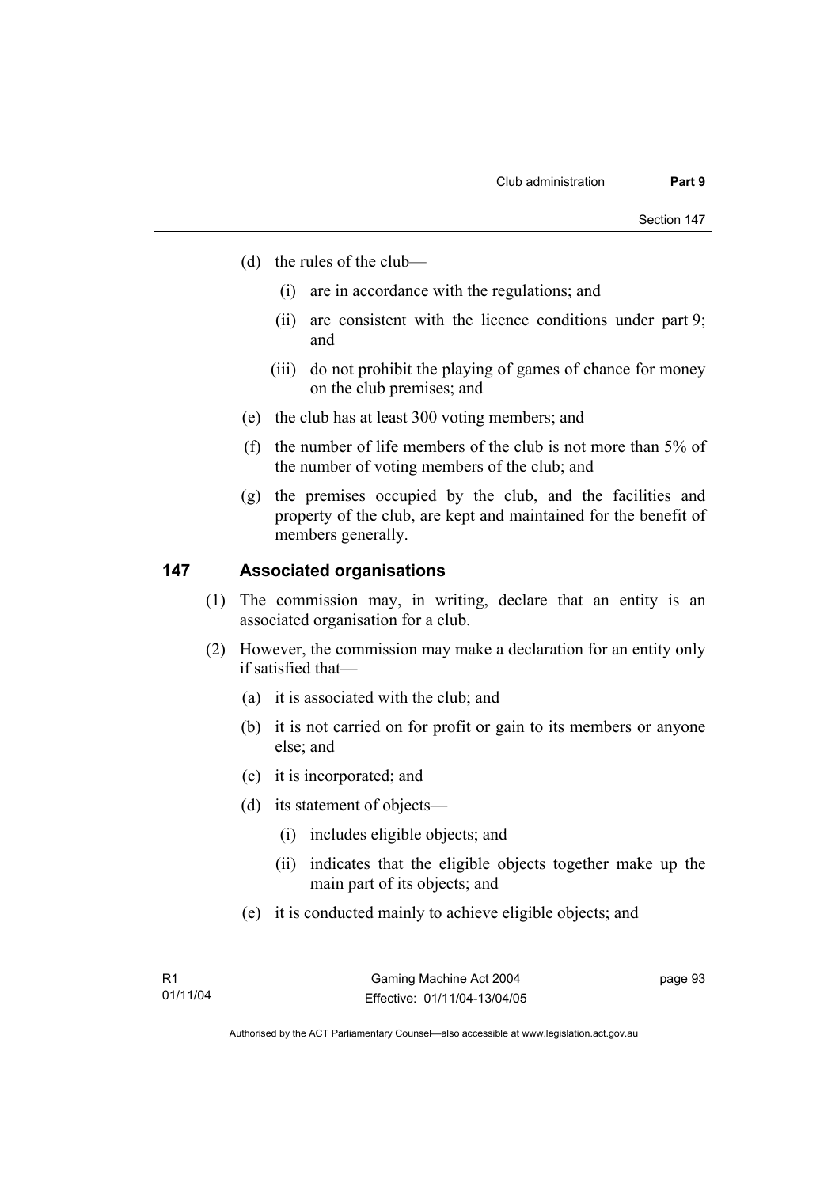(d) the rules of the club—

  (i) are in accordance with the regulations; and

  (ii) are consistent with the licence conditions under part 9; and

  (iii) do not prohibit the playing of games of chance for money on the club premises; and

(e) the club has at least 300 voting members; and

(f) the number of life members of the club is not more than 5% of the number of voting members of the club; and

(g) the premises occupied by the club, and the facilities and property of the club, are kept and maintained for the benefit of members generally.

## 147 Associated organisations

(1) The commission may, in writing, declare that an entity is an associated organisation for a club.

(2) However, the commission may make a declaration for an entity only if satisfied that—

  (a) it is associated with the club; and

  (b) it is not carried on for profit or gain to its members or anyone else; and

  (c) it is incorporated; and

  (d) its statement of objects—

    (i) includes eligible objects; and

    (ii) indicates that the eligible objects together make up the main part of its objects; and

  (e) it is conducted mainly to achieve eligible objects; and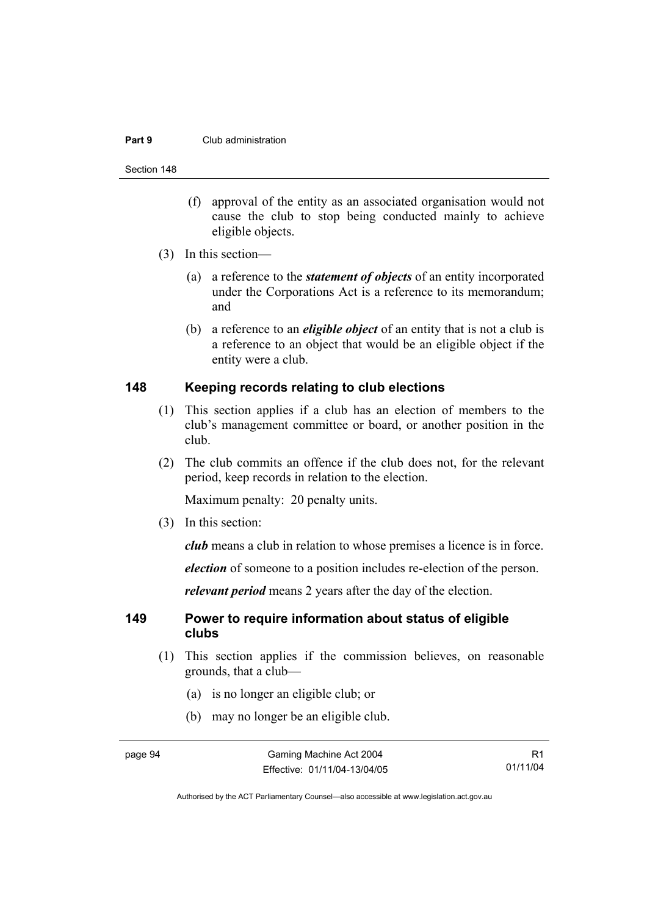(f) approval of the entity as an associated organisation would not cause the club to stop being conducted mainly to achieve eligible objects.

(3) In this section—

(a) a reference to the ***statement of objects*** of an entity incorporated under the Corporations Act is a reference to its memorandum; and

(b) a reference to an ***eligible object*** of an entity that is not a club is a reference to an object that would be an eligible object if the entity were a club.

## 148 Keeping records relating to club elections

(1) This section applies if a club has an election of members to the club's management committee or board, or another position in the club.

(2) The club commits an offence if the club does not, for the relevant period, keep records in relation to the election.

Maximum penalty: 20 penalty units.

(3) In this section:

***club*** means a club in relation to whose premises a licence is in force.

***election*** of someone to a position includes re-election of the person.

***relevant period*** means 2 years after the day of the election.

## 149 Power to require information about status of eligible clubs

(1) This section applies if the commission believes, on reasonable grounds, that a club—

(a) is no longer an eligible club; or

(b) may no longer be an eligible club.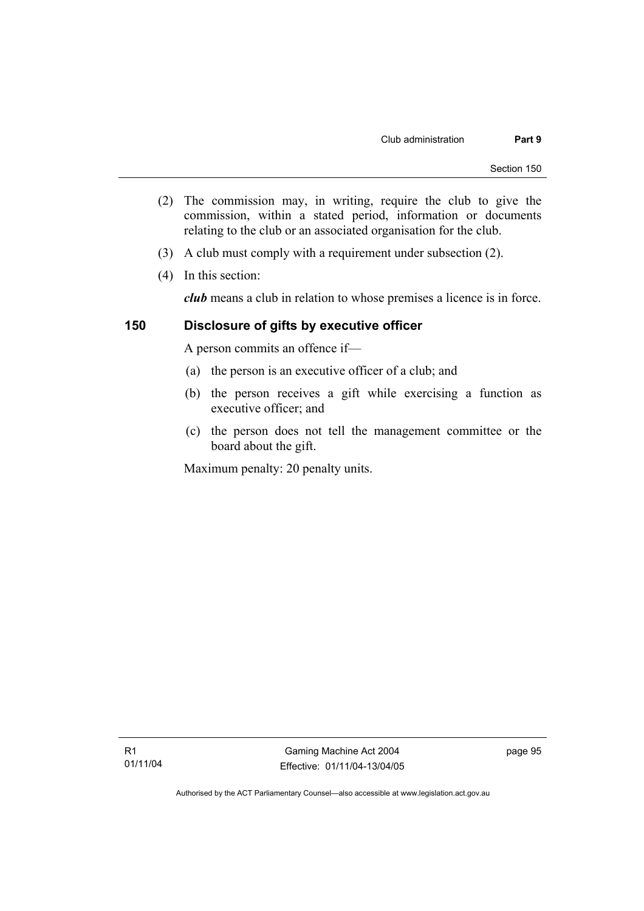(2) The commission may, in writing, require the club to give the commission, within a stated period, information or documents relating to the club or an associated organisation for the club.

(3) A club must comply with a requirement under subsection (2).

(4) In this section:

***club*** means a club in relation to whose premises a licence is in force.

## 150 Disclosure of gifts by executive officer

A person commits an offence if—

(a) the person is an executive officer of a club; and

(b) the person receives a gift while exercising a function as executive officer; and

(c) the person does not tell the management committee or the board about the gift.

Maximum penalty: 20 penalty units.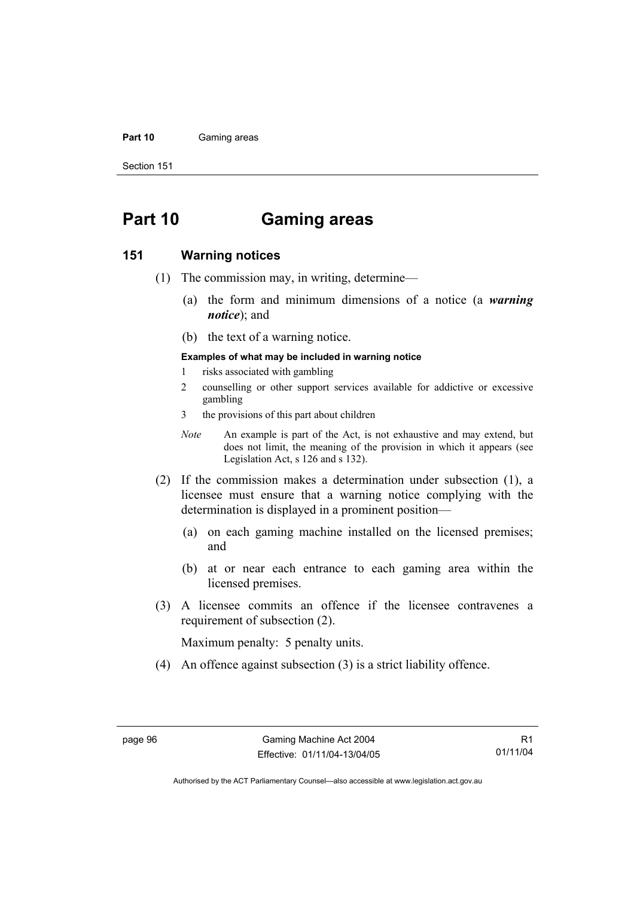# Part 10 Gaming areas

## 151 Warning notices

(1) The commission may, in writing, determine—

(a) the form and minimum dimensions of a notice (a ***warning notice***); and

(b) the text of a warning notice.

**Examples of what may be included in warning notice**

1 risks associated with gambling

2 counselling or other support services available for addictive or excessive gambling

3 the provisions of this part about children

*Note* An example is part of the Act, is not exhaustive and may extend, but does not limit, the meaning of the provision in which it appears (see Legislation Act, s 126 and s 132).

(2) If the commission makes a determination under subsection (1), a licensee must ensure that a warning notice complying with the determination is displayed in a prominent position—

(a) on each gaming machine installed on the licensed premises; and

(b) at or near each entrance to each gaming area within the licensed premises.

(3) A licensee commits an offence if the licensee contravenes a requirement of subsection (2).

Maximum penalty: 5 penalty units.

(4) An offence against subsection (3) is a strict liability offence.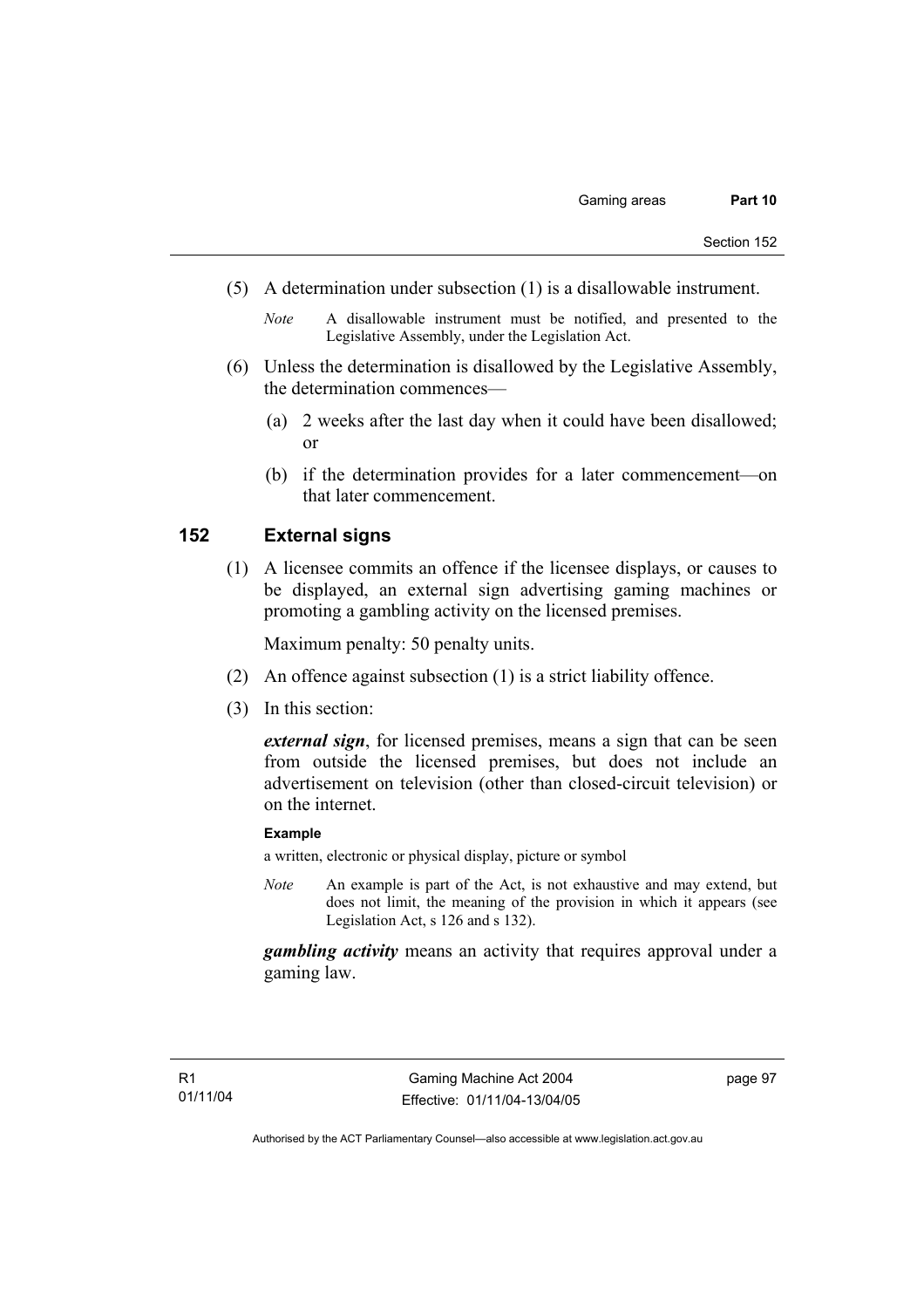(5) A determination under subsection (1) is a disallowable instrument.

*Note* A disallowable instrument must be notified, and presented to the Legislative Assembly, under the Legislation Act.

(6) Unless the determination is disallowed by the Legislative Assembly, the determination commences—

(a) 2 weeks after the last day when it could have been disallowed; or

(b) if the determination provides for a later commencement—on that later commencement.

## 152 External signs

(1) A licensee commits an offence if the licensee displays, or causes to be displayed, an external sign advertising gaming machines or promoting a gambling activity on the licensed premises.

Maximum penalty: 50 penalty units.

(2) An offence against subsection (1) is a strict liability offence.

(3) In this section:

***external sign***, for licensed premises, means a sign that can be seen from outside the licensed premises, but does not include an advertisement on television (other than closed-circuit television) or on the internet.

**Example**

a written, electronic or physical display, picture or symbol

*Note* An example is part of the Act, is not exhaustive and may extend, but does not limit, the meaning of the provision in which it appears (see Legislation Act, s 126 and s 132).

***gambling activity*** means an activity that requires approval under a gaming law.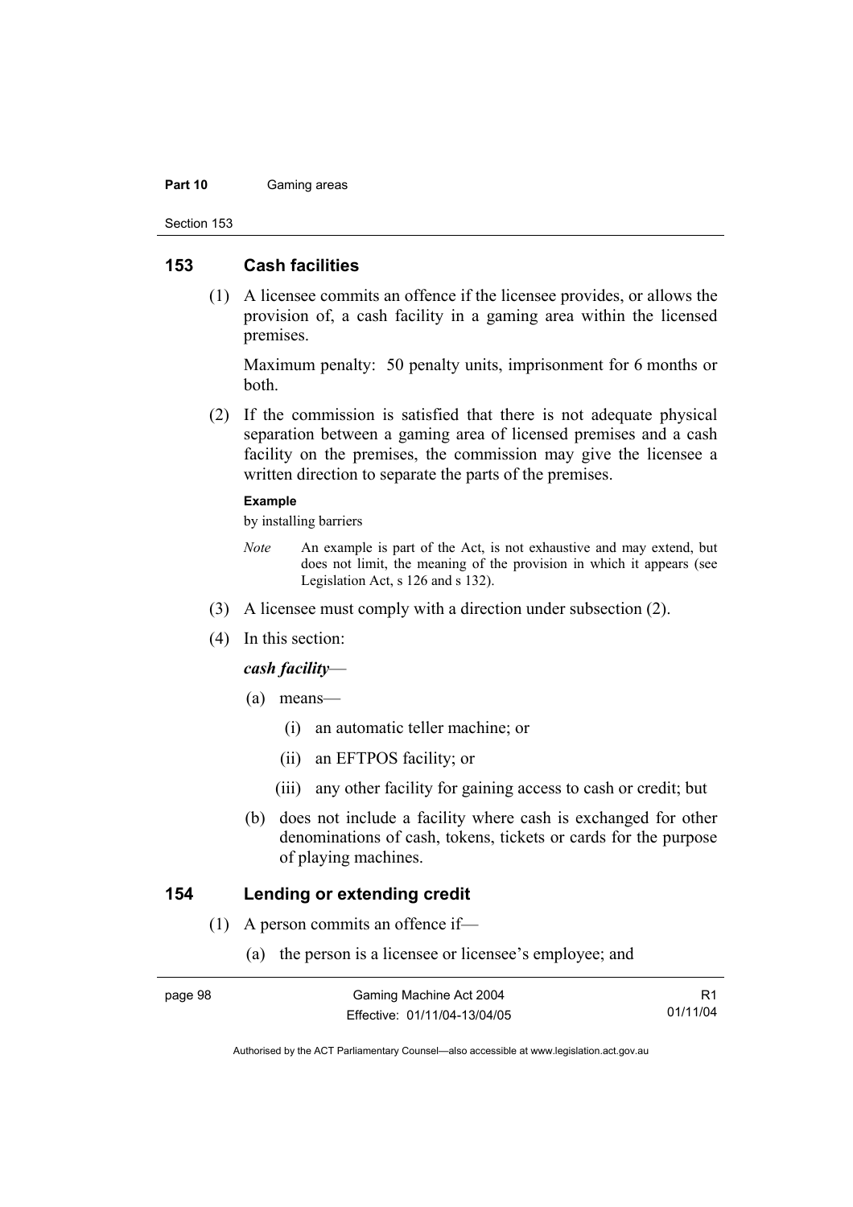## 153 Cash facilities

(1) A licensee commits an offence if the licensee provides, or allows the provision of, a cash facility in a gaming area within the licensed premises.

Maximum penalty: 50 penalty units, imprisonment for 6 months or both.

(2) If the commission is satisfied that there is not adequate physical separation between a gaming area of licensed premises and a cash facility on the premises, the commission may give the licensee a written direction to separate the parts of the premises.

**Example**

by installing barriers

*Note* An example is part of the Act, is not exhaustive and may extend, but does not limit, the meaning of the provision in which it appears (see Legislation Act, s 126 and s 132).

(3) A licensee must comply with a direction under subsection (2).

(4) In this section:

***cash facility***—

(a) means—

(i) an automatic teller machine; or

(ii) an EFTPOS facility; or

(iii) any other facility for gaining access to cash or credit; but

(b) does not include a facility where cash is exchanged for other denominations of cash, tokens, tickets or cards for the purpose of playing machines.

## 154 Lending or extending credit

(1) A person commits an offence if—

(a) the person is a licensee or licensee's employee; and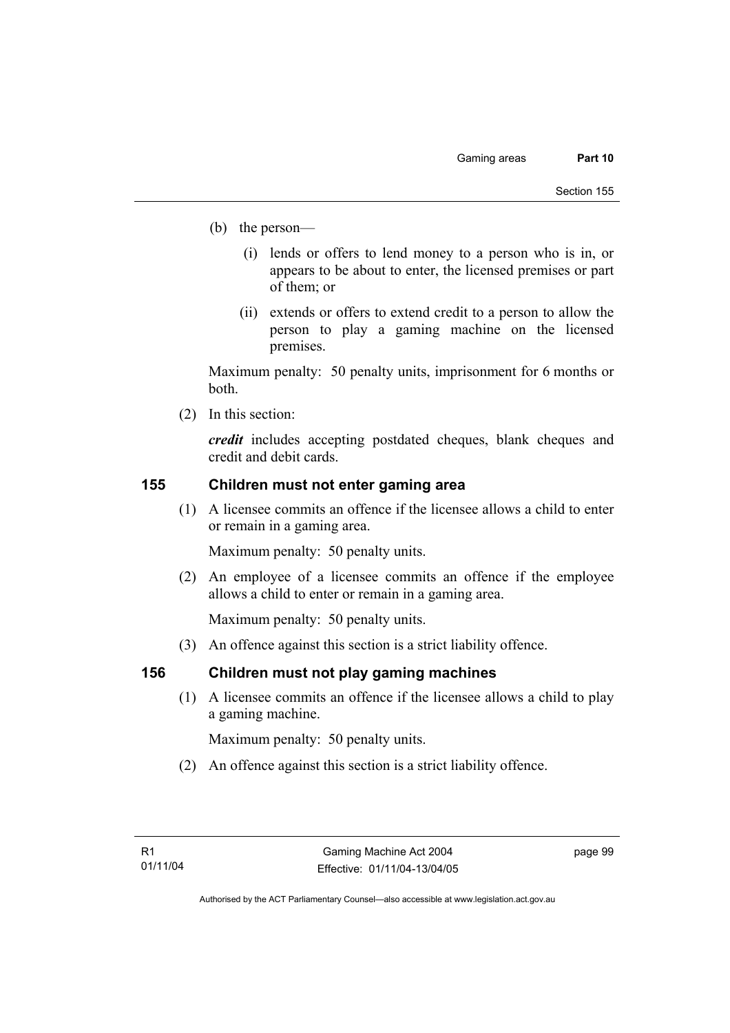(b) the person—

(i) lends or offers to lend money to a person who is in, or appears to be about to enter, the licensed premises or part of them; or

(ii) extends or offers to extend credit to a person to allow the person to play a gaming machine on the licensed premises.

Maximum penalty: 50 penalty units, imprisonment for 6 months or both.

(2) In this section:

***credit*** includes accepting postdated cheques, blank cheques and credit and debit cards.

## 155 Children must not enter gaming area

(1) A licensee commits an offence if the licensee allows a child to enter or remain in a gaming area.

Maximum penalty: 50 penalty units.

(2) An employee of a licensee commits an offence if the employee allows a child to enter or remain in a gaming area.

Maximum penalty: 50 penalty units.

(3) An offence against this section is a strict liability offence.

## 156 Children must not play gaming machines

(1) A licensee commits an offence if the licensee allows a child to play a gaming machine.

Maximum penalty: 50 penalty units.

(2) An offence against this section is a strict liability offence.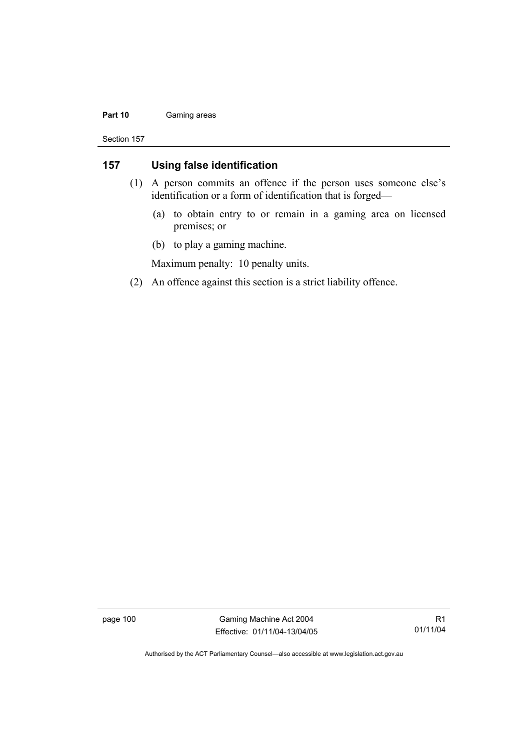## 157 Using false identification

(1) A person commits an offence if the person uses someone else's identification or a form of identification that is forged—

- (a) to obtain entry to or remain in a gaming area on licensed premises; or
- (b) to play a gaming machine.

Maximum penalty: 10 penalty units.

(2) An offence against this section is a strict liability offence.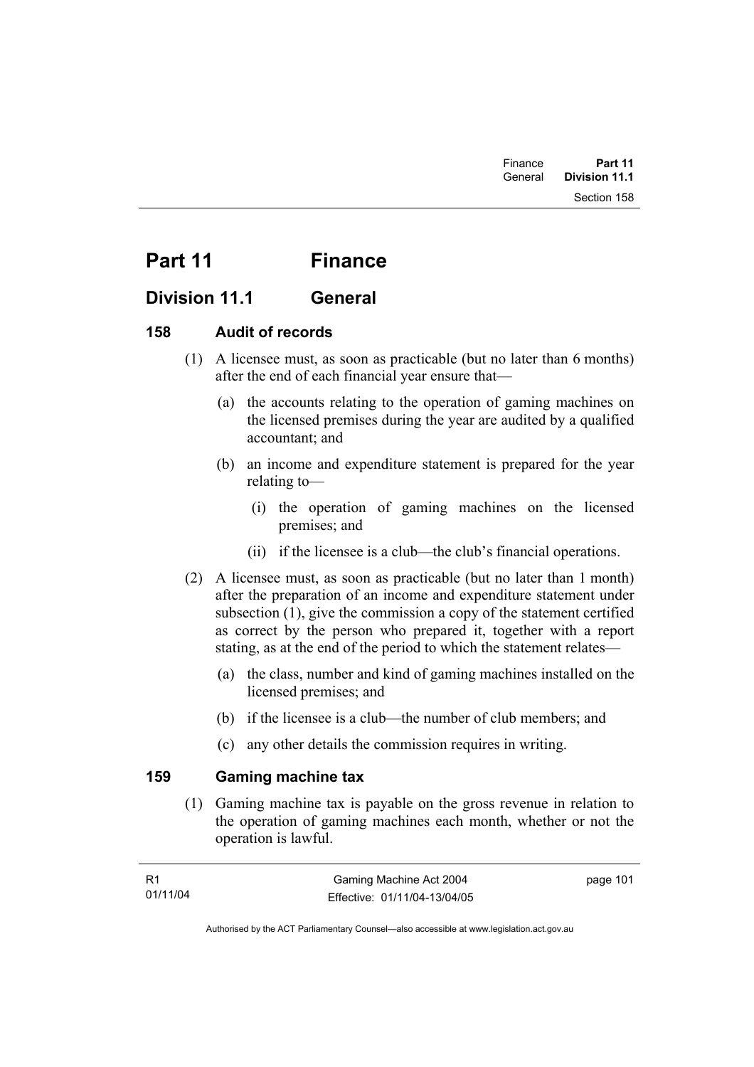# Part 11 Finance

## Division 11.1 General

### 158 Audit of records

(1) A licensee must, as soon as practicable (but no later than 6 months) after the end of each financial year ensure that—

- (a) the accounts relating to the operation of gaming machines on the licensed premises during the year are audited by a qualified accountant; and
- (b) an income and expenditure statement is prepared for the year relating to—
  - (i) the operation of gaming machines on the licensed premises; and
  - (ii) if the licensee is a club—the club's financial operations.

(2) A licensee must, as soon as practicable (but no later than 1 month) after the preparation of an income and expenditure statement under subsection (1), give the commission a copy of the statement certified as correct by the person who prepared it, together with a report stating, as at the end of the period to which the statement relates—

- (a) the class, number and kind of gaming machines installed on the licensed premises; and
- (b) if the licensee is a club—the number of club members; and
- (c) any other details the commission requires in writing.

### 159 Gaming machine tax

(1) Gaming machine tax is payable on the gross revenue in relation to the operation of gaming machines each month, whether or not the operation is lawful.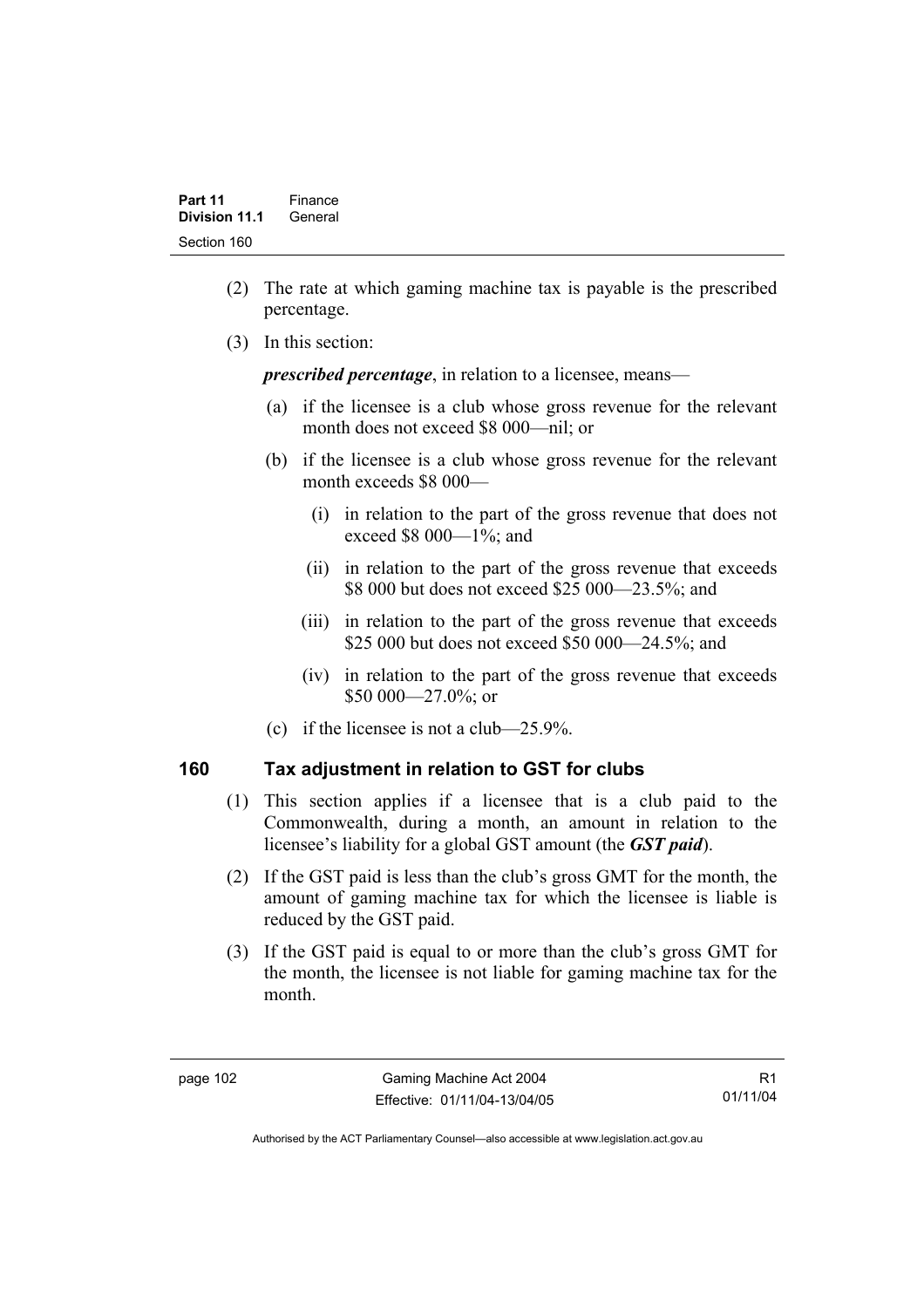(2) The rate at which gaming machine tax is payable is the prescribed percentage.

(3) In this section:

***prescribed percentage***, in relation to a licensee, means—

(a) if the licensee is a club whose gross revenue for the relevant month does not exceed $8 000—nil; or

(b) if the licensee is a club whose gross revenue for the relevant month exceeds $8 000—

(i) in relation to the part of the gross revenue that does not exceed $8 000—1%; and

(ii) in relation to the part of the gross revenue that exceeds $8 000 but does not exceed $25 000—23.5%; and

(iii) in relation to the part of the gross revenue that exceeds $25 000 but does not exceed $50 000—24.5%; and

(iv) in relation to the part of the gross revenue that exceeds $50 000—27.0%; or

(c) if the licensee is not a club—25.9%.

## 160 Tax adjustment in relation to GST for clubs

(1) This section applies if a licensee that is a club paid to the Commonwealth, during a month, an amount in relation to the licensee's liability for a global GST amount (the ***GST paid***).

(2) If the GST paid is less than the club's gross GMT for the month, the amount of gaming machine tax for which the licensee is liable is reduced by the GST paid.

(3) If the GST paid is equal to or more than the club's gross GMT for the month, the licensee is not liable for gaming machine tax for the month.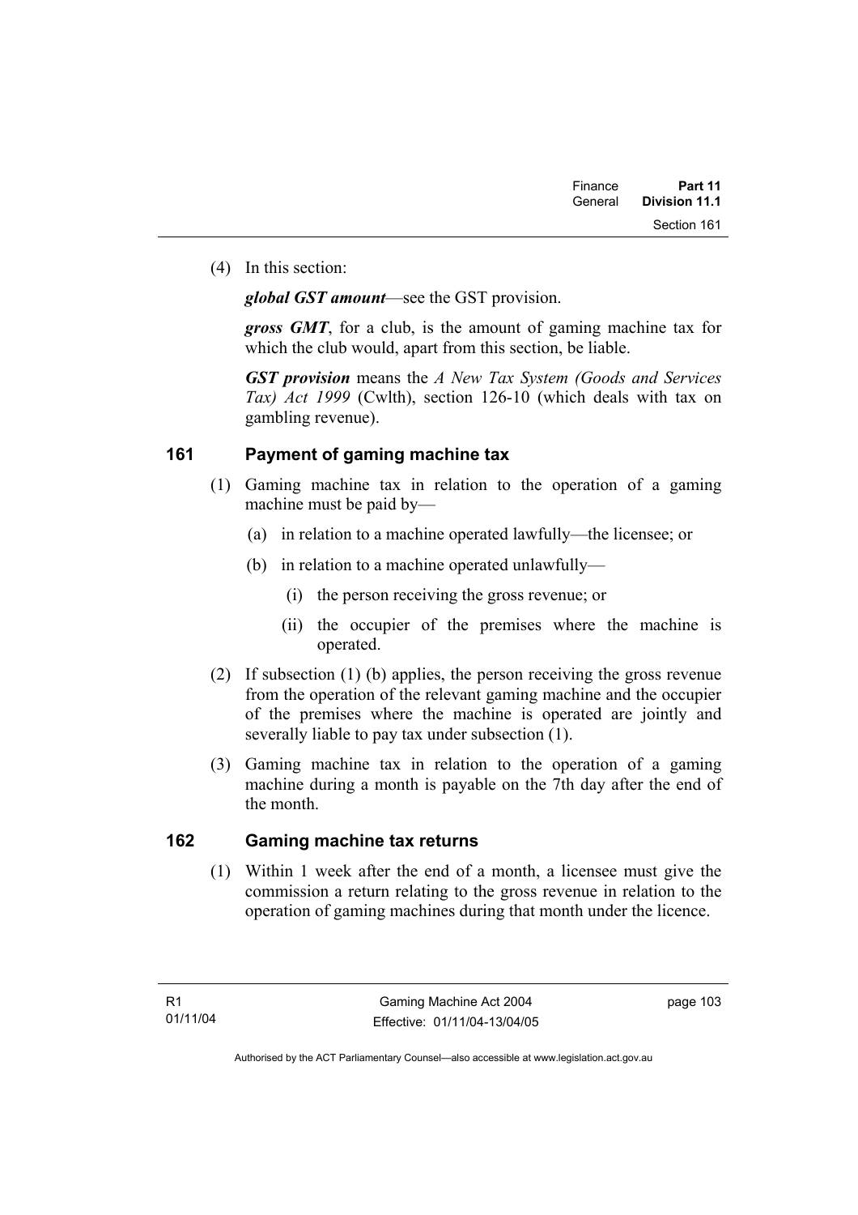(4) In this section:

***global GST amount***—see the GST provision.

***gross GMT***, for a club, is the amount of gaming machine tax for which the club would, apart from this section, be liable.

***GST provision*** means the *A New Tax System (Goods and Services Tax) Act 1999* (Cwlth), section 126-10 (which deals with tax on gambling revenue).

## 161 Payment of gaming machine tax

(1) Gaming machine tax in relation to the operation of a gaming machine must be paid by—

(a) in relation to a machine operated lawfully—the licensee; or

(b) in relation to a machine operated unlawfully—

(i) the person receiving the gross revenue; or

(ii) the occupier of the premises where the machine is operated.

(2) If subsection (1) (b) applies, the person receiving the gross revenue from the operation of the relevant gaming machine and the occupier of the premises where the machine is operated are jointly and severally liable to pay tax under subsection (1).

(3) Gaming machine tax in relation to the operation of a gaming machine during a month is payable on the 7th day after the end of the month.

## 162 Gaming machine tax returns

(1) Within 1 week after the end of a month, a licensee must give the commission a return relating to the gross revenue in relation to the operation of gaming machines during that month under the licence.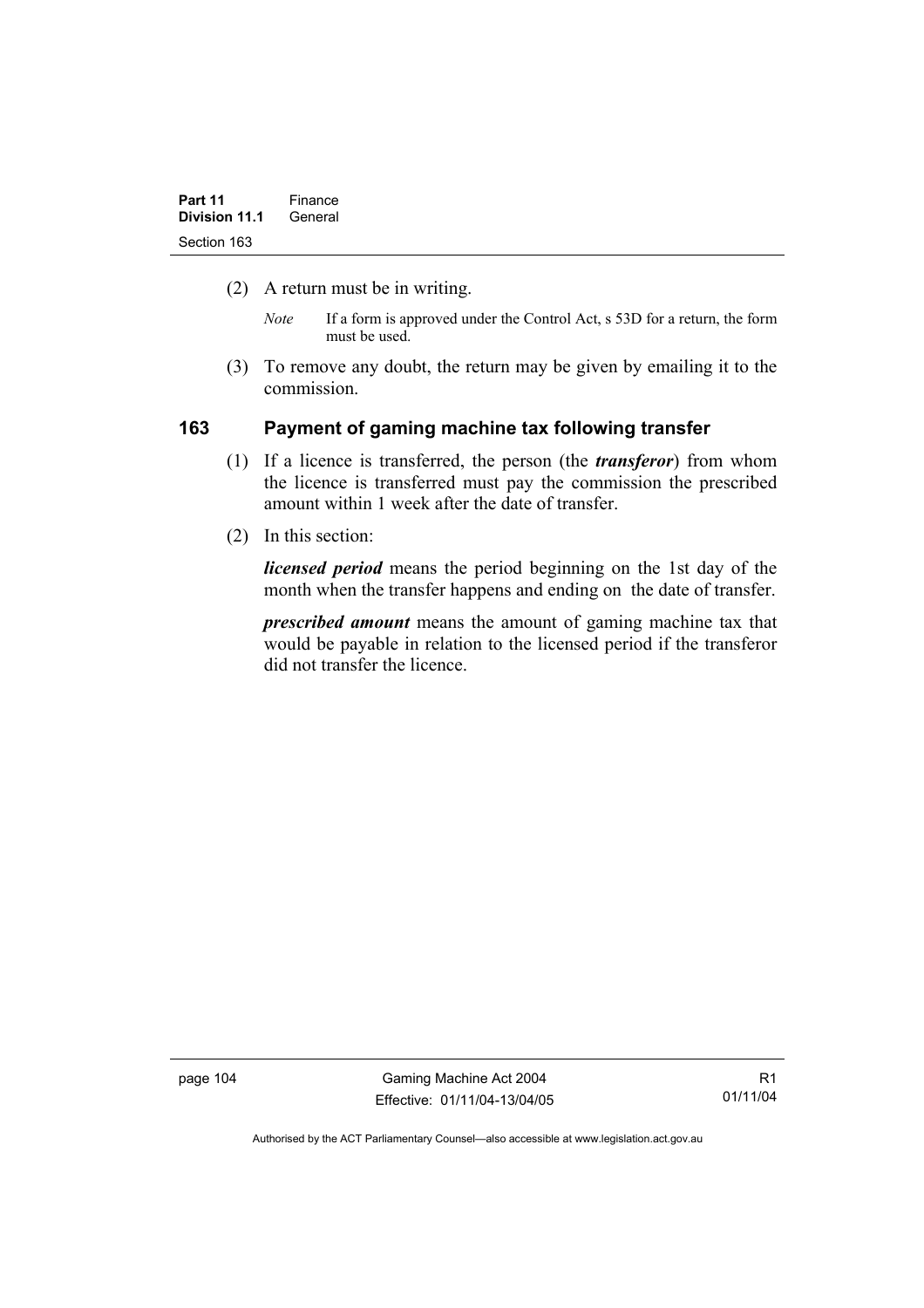(2) A return must be in writing.

*Note* If a form is approved under the Control Act, s 53D for a return, the form must be used.

(3) To remove any doubt, the return may be given by emailing it to the commission.

## 163 Payment of gaming machine tax following transfer

(1) If a licence is transferred, the person (the ***transferor***) from whom the licence is transferred must pay the commission the prescribed amount within 1 week after the date of transfer.

(2) In this section:

***licensed period*** means the period beginning on the 1st day of the month when the transfer happens and ending on the date of transfer.

***prescribed amount*** means the amount of gaming machine tax that would be payable in relation to the licensed period if the transferor did not transfer the licence.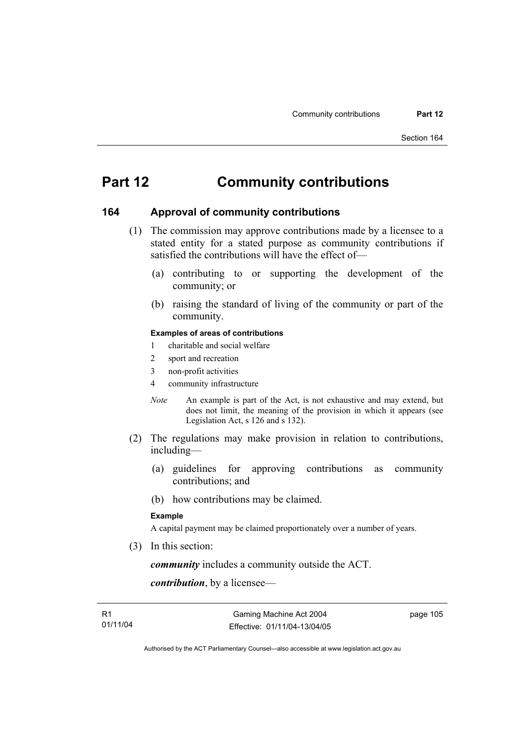# Part 12 Community contributions

## 164 Approval of community contributions

(1) The commission may approve contributions made by a licensee to a stated entity for a stated purpose as community contributions if satisfied the contributions will have the effect of—

(a) contributing to or supporting the development of the community; or

(b) raising the standard of living of the community or part of the community.

**Examples of areas of contributions**

1 charitable and social welfare

2 sport and recreation

3 non-profit activities

4 community infrastructure

*Note* An example is part of the Act, is not exhaustive and may extend, but does not limit, the meaning of the provision in which it appears (see Legislation Act, s 126 and s 132).

(2) The regulations may make provision in relation to contributions, including—

(a) guidelines for approving contributions as community contributions; and

(b) how contributions may be claimed.

**Example**

A capital payment may be claimed proportionately over a number of years.

(3) In this section:

***community*** includes a community outside the ACT.

***contribution***, by a licensee—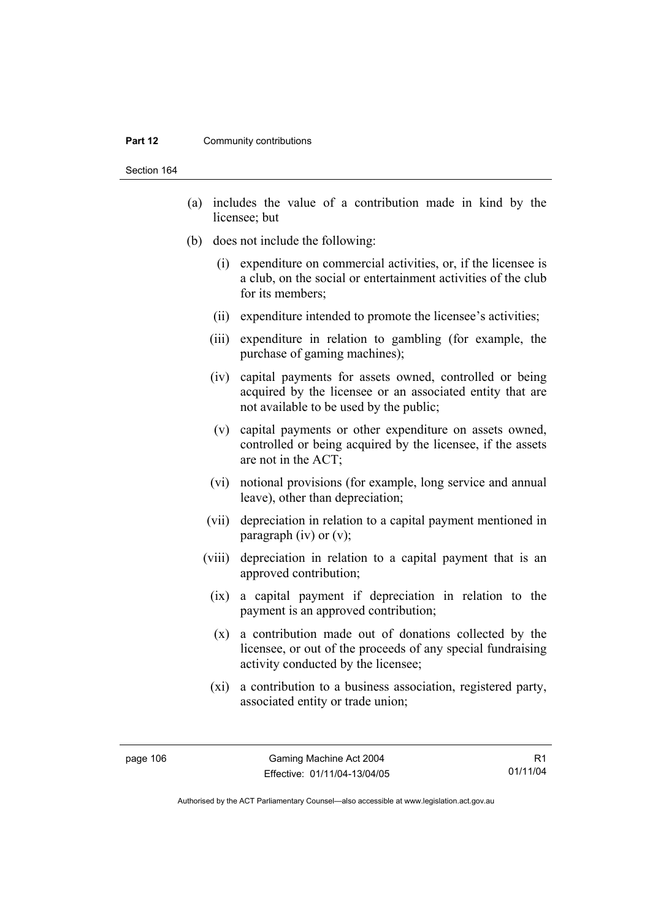(a) includes the value of a contribution made in kind by the licensee; but

(b) does not include the following:

(i) expenditure on commercial activities, or, if the licensee is a club, on the social or entertainment activities of the club for its members;

(ii) expenditure intended to promote the licensee's activities;

(iii) expenditure in relation to gambling (for example, the purchase of gaming machines);

(iv) capital payments for assets owned, controlled or being acquired by the licensee or an associated entity that are not available to be used by the public;

(v) capital payments or other expenditure on assets owned, controlled or being acquired by the licensee, if the assets are not in the ACT;

(vi) notional provisions (for example, long service and annual leave), other than depreciation;

(vii) depreciation in relation to a capital payment mentioned in paragraph (iv) or (v);

(viii) depreciation in relation to a capital payment that is an approved contribution;

(ix) a capital payment if depreciation in relation to the payment is an approved contribution;

(x) a contribution made out of donations collected by the licensee, or out of the proceeds of any special fundraising activity conducted by the licensee;

(xi) a contribution to a business association, registered party, associated entity or trade union;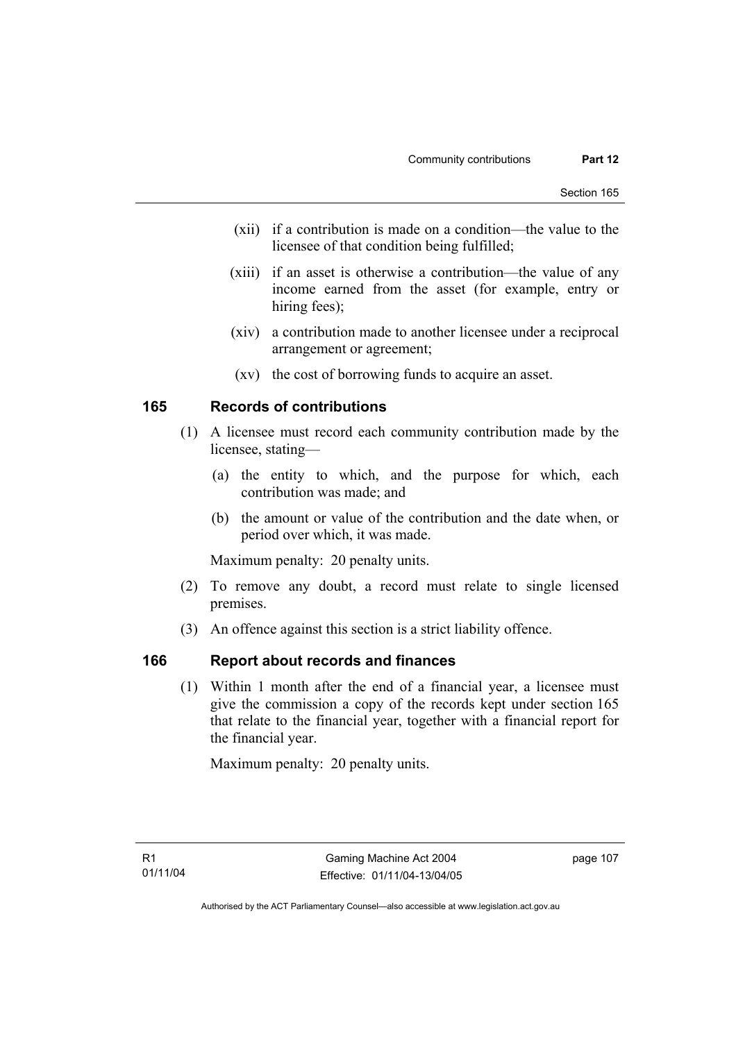(xii) if a contribution is made on a condition—the value to the licensee of that condition being fulfilled;

(xiii) if an asset is otherwise a contribution—the value of any income earned from the asset (for example, entry or hiring fees);

(xiv) a contribution made to another licensee under a reciprocal arrangement or agreement;

(xv) the cost of borrowing funds to acquire an asset.

## 165 Records of contributions

(1) A licensee must record each community contribution made by the licensee, stating—

(a) the entity to which, and the purpose for which, each contribution was made; and

(b) the amount or value of the contribution and the date when, or period over which, it was made.

Maximum penalty: 20 penalty units.

(2) To remove any doubt, a record must relate to single licensed premises.

(3) An offence against this section is a strict liability offence.

## 166 Report about records and finances

(1) Within 1 month after the end of a financial year, a licensee must give the commission a copy of the records kept under section 165 that relate to the financial year, together with a financial report for the financial year.

Maximum penalty: 20 penalty units.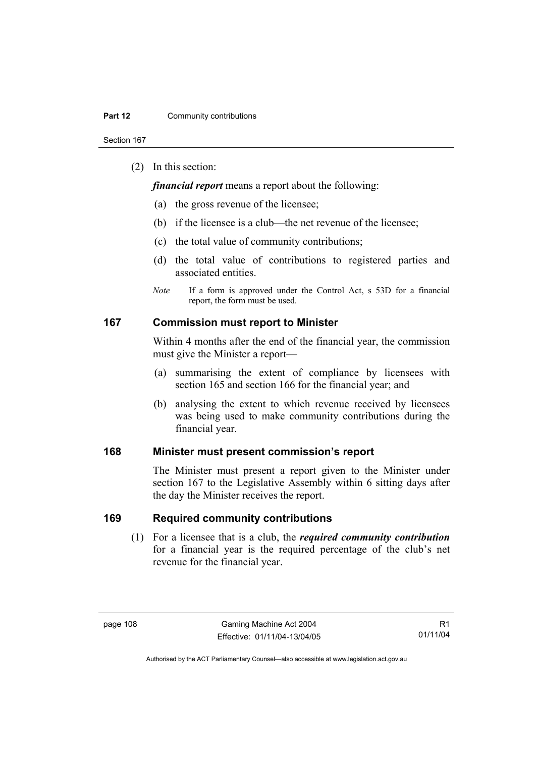(2) In this section:

***financial report*** means a report about the following:

(a) the gross revenue of the licensee;

(b) if the licensee is a club—the net revenue of the licensee;

(c) the total value of community contributions;

(d) the total value of contributions to registered parties and associated entities.

*Note* If a form is approved under the Control Act, s 53D for a financial report, the form must be used.

## 167 Commission must report to Minister

Within 4 months after the end of the financial year, the commission must give the Minister a report—

(a) summarising the extent of compliance by licensees with section 165 and section 166 for the financial year; and

(b) analysing the extent to which revenue received by licensees was being used to make community contributions during the financial year.

## 168 Minister must present commission's report

The Minister must present a report given to the Minister under section 167 to the Legislative Assembly within 6 sitting days after the day the Minister receives the report.

## 169 Required community contributions

(1) For a licensee that is a club, the ***required community contribution*** for a financial year is the required percentage of the club's net revenue for the financial year.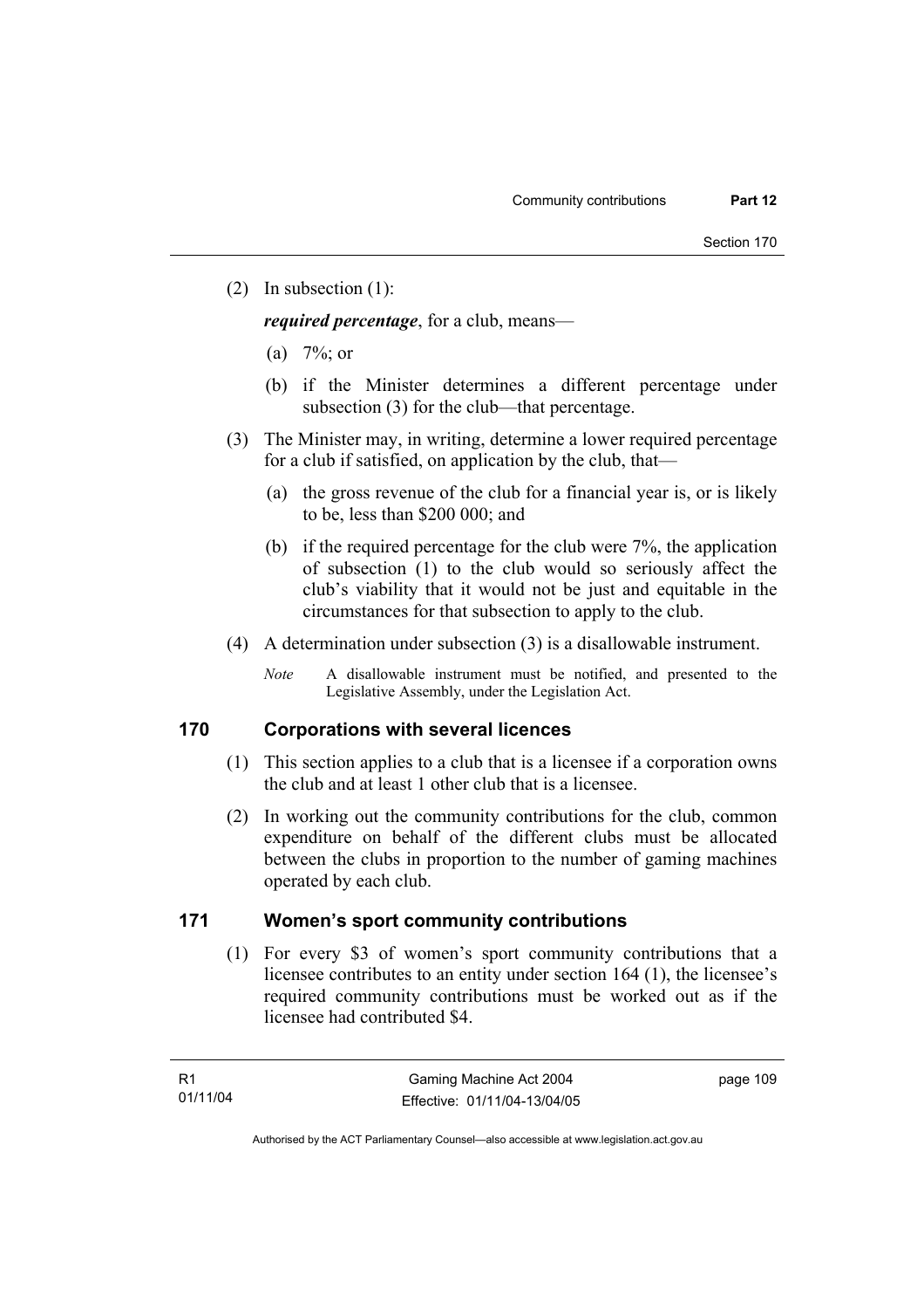(2) In subsection (1):

***required percentage***, for a club, means—

(a) 7%; or

(b) if the Minister determines a different percentage under subsection (3) for the club—that percentage.

(3) The Minister may, in writing, determine a lower required percentage for a club if satisfied, on application by the club, that—

(a) the gross revenue of the club for a financial year is, or is likely to be, less than $200 000; and

(b) if the required percentage for the club were 7%, the application of subsection (1) to the club would so seriously affect the club's viability that it would not be just and equitable in the circumstances for that subsection to apply to the club.

(4) A determination under subsection (3) is a disallowable instrument.

*Note* A disallowable instrument must be notified, and presented to the Legislative Assembly, under the Legislation Act.

## 170 Corporations with several licences

(1) This section applies to a club that is a licensee if a corporation owns the club and at least 1 other club that is a licensee.

(2) In working out the community contributions for the club, common expenditure on behalf of the different clubs must be allocated between the clubs in proportion to the number of gaming machines operated by each club.

## 171 Women's sport community contributions

(1) For every $3 of women's sport community contributions that a licensee contributes to an entity under section 164 (1), the licensee's required community contributions must be worked out as if the licensee had contributed $4.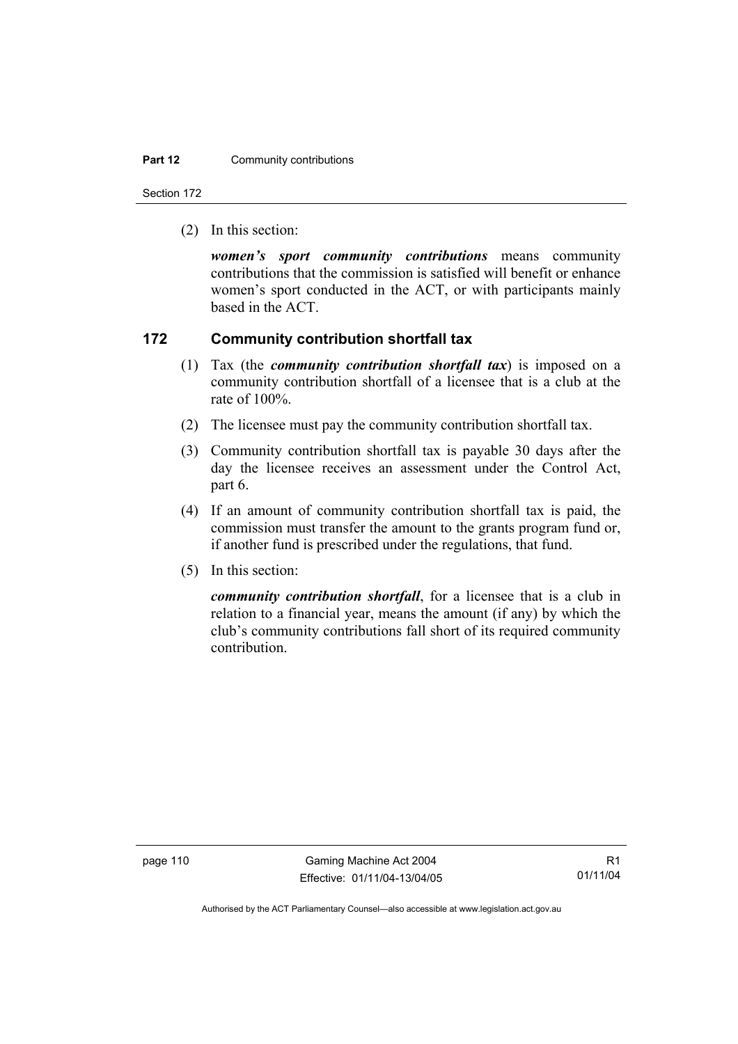(2) In this section:

***women's sport community contributions*** means community contributions that the commission is satisfied will benefit or enhance women's sport conducted in the ACT, or with participants mainly based in the ACT.

## 172 Community contribution shortfall tax

(1) Tax (the ***community contribution shortfall tax***) is imposed on a community contribution shortfall of a licensee that is a club at the rate of 100%.

(2) The licensee must pay the community contribution shortfall tax.

(3) Community contribution shortfall tax is payable 30 days after the day the licensee receives an assessment under the Control Act, part 6.

(4) If an amount of community contribution shortfall tax is paid, the commission must transfer the amount to the grants program fund or, if another fund is prescribed under the regulations, that fund.

(5) In this section:

***community contribution shortfall***, for a licensee that is a club in relation to a financial year, means the amount (if any) by which the club's community contributions fall short of its required community contribution.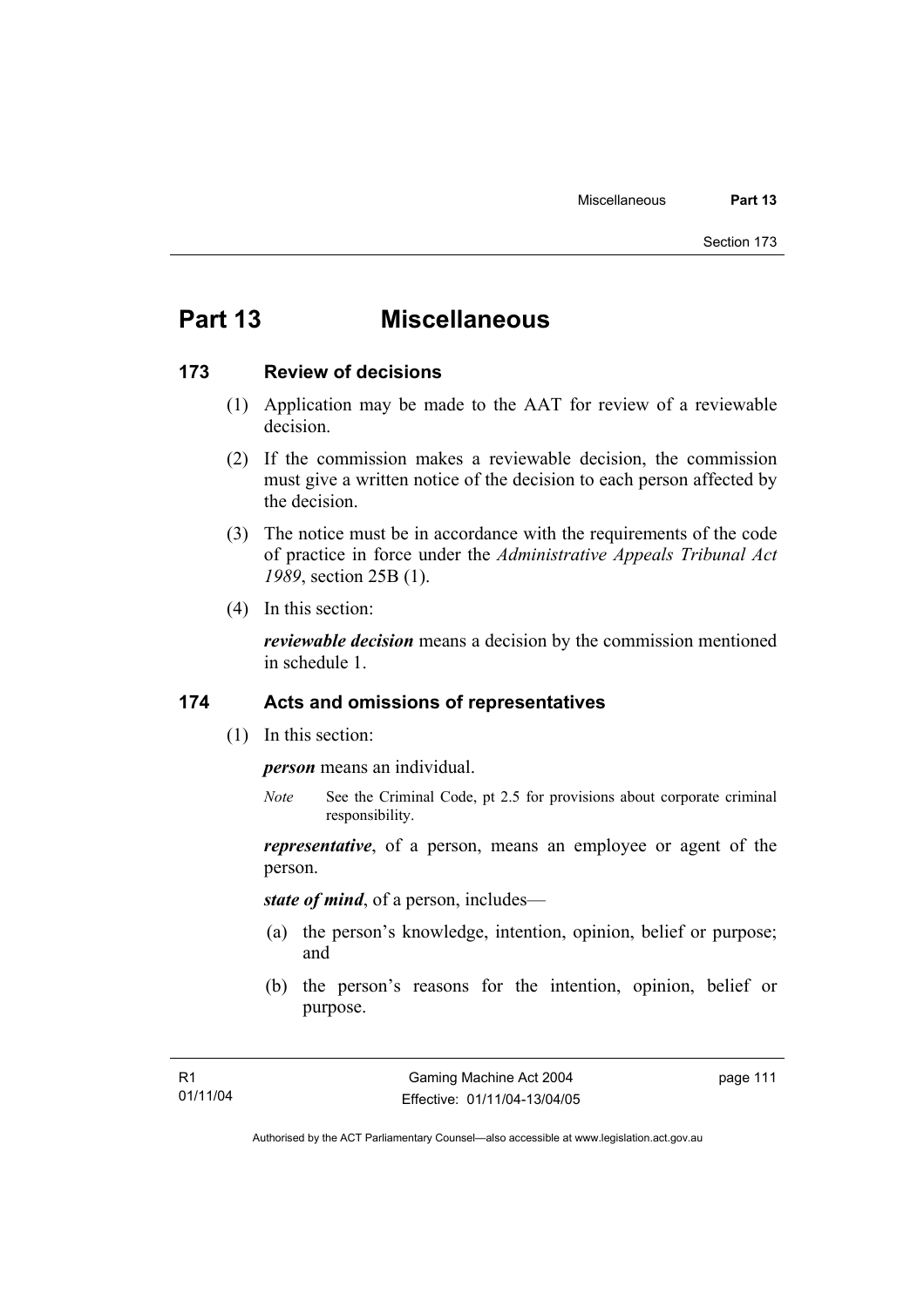# Part 13 Miscellaneous

## 173 Review of decisions

(1) Application may be made to the AAT for review of a reviewable decision.

(2) If the commission makes a reviewable decision, the commission must give a written notice of the decision to each person affected by the decision.

(3) The notice must be in accordance with the requirements of the code of practice in force under the *Administrative Appeals Tribunal Act 1989*, section 25B (1).

(4) In this section:

***reviewable decision*** means a decision by the commission mentioned in schedule 1.

## 174 Acts and omissions of representatives

(1) In this section:

***person*** means an individual.

*Note* See the Criminal Code, pt 2.5 for provisions about corporate criminal responsibility.

***representative***, of a person, means an employee or agent of the person.

***state of mind***, of a person, includes—

(a) the person's knowledge, intention, opinion, belief or purpose; and

(b) the person's reasons for the intention, opinion, belief or purpose.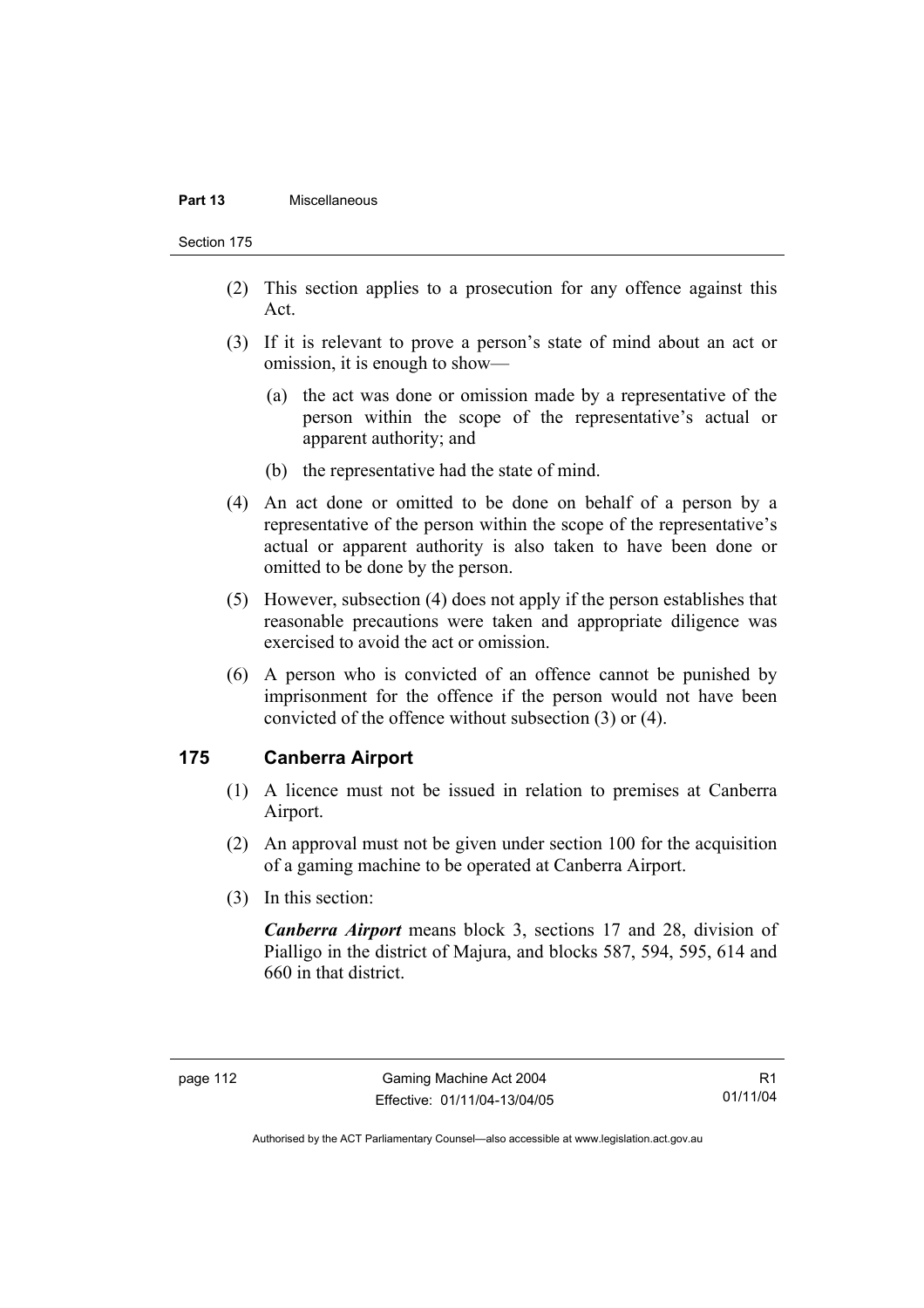(2) This section applies to a prosecution for any offence against this Act.

(3) If it is relevant to prove a person's state of mind about an act or omission, it is enough to show—

  (a) the act was done or omission made by a representative of the person within the scope of the representative's actual or apparent authority; and

  (b) the representative had the state of mind.

(4) An act done or omitted to be done on behalf of a person by a representative of the person within the scope of the representative's actual or apparent authority is also taken to have been done or omitted to be done by the person.

(5) However, subsection (4) does not apply if the person establishes that reasonable precautions were taken and appropriate diligence was exercised to avoid the act or omission.

(6) A person who is convicted of an offence cannot be punished by imprisonment for the offence if the person would not have been convicted of the offence without subsection (3) or (4).

## 175 Canberra Airport

(1) A licence must not be issued in relation to premises at Canberra Airport.

(2) An approval must not be given under section 100 for the acquisition of a gaming machine to be operated at Canberra Airport.

(3) In this section:

***Canberra Airport*** means block 3, sections 17 and 28, division of Pialligo in the district of Majura, and blocks 587, 594, 595, 614 and 660 in that district.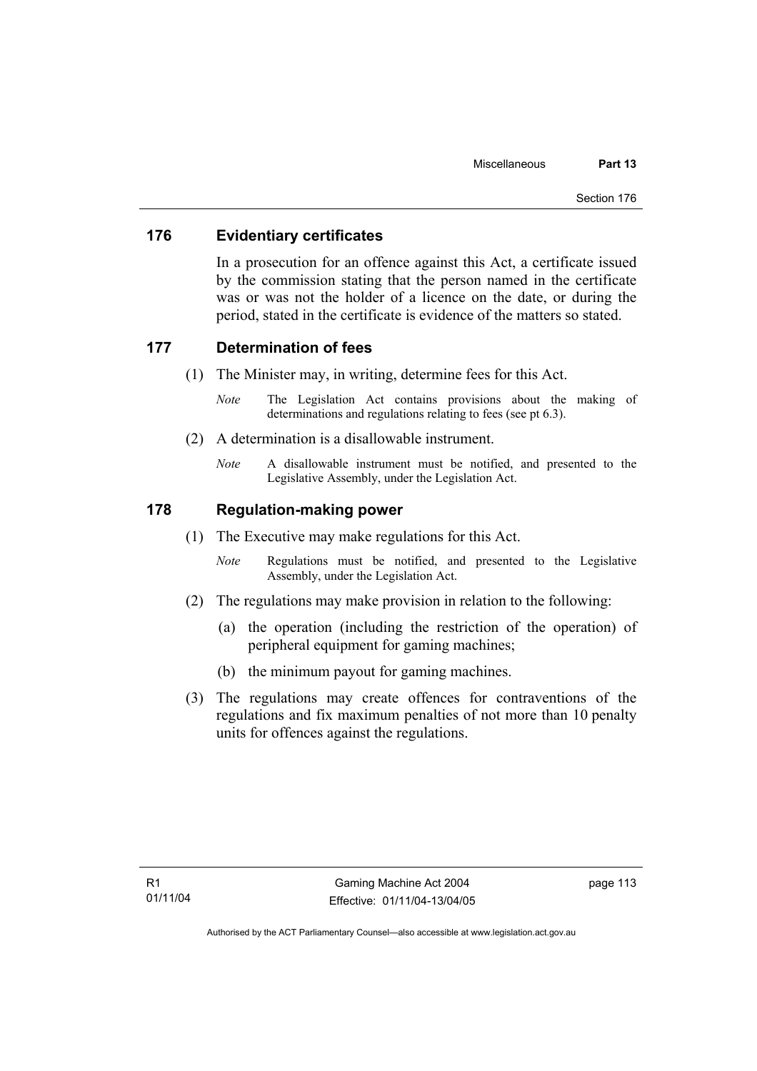## 176 Evidentiary certificates

In a prosecution for an offence against this Act, a certificate issued by the commission stating that the person named in the certificate was or was not the holder of a licence on the date, or during the period, stated in the certificate is evidence of the matters so stated.

## 177 Determination of fees

(1) The Minister may, in writing, determine fees for this Act.

*Note* The Legislation Act contains provisions about the making of determinations and regulations relating to fees (see pt 6.3).

(2) A determination is a disallowable instrument.

*Note* A disallowable instrument must be notified, and presented to the Legislative Assembly, under the Legislation Act.

## 178 Regulation-making power

(1) The Executive may make regulations for this Act.

*Note* Regulations must be notified, and presented to the Legislative Assembly, under the Legislation Act.

(2) The regulations may make provision in relation to the following:

(a) the operation (including the restriction of the operation) of peripheral equipment for gaming machines;

(b) the minimum payout for gaming machines.

(3) The regulations may create offences for contraventions of the regulations and fix maximum penalties of not more than 10 penalty units for offences against the regulations.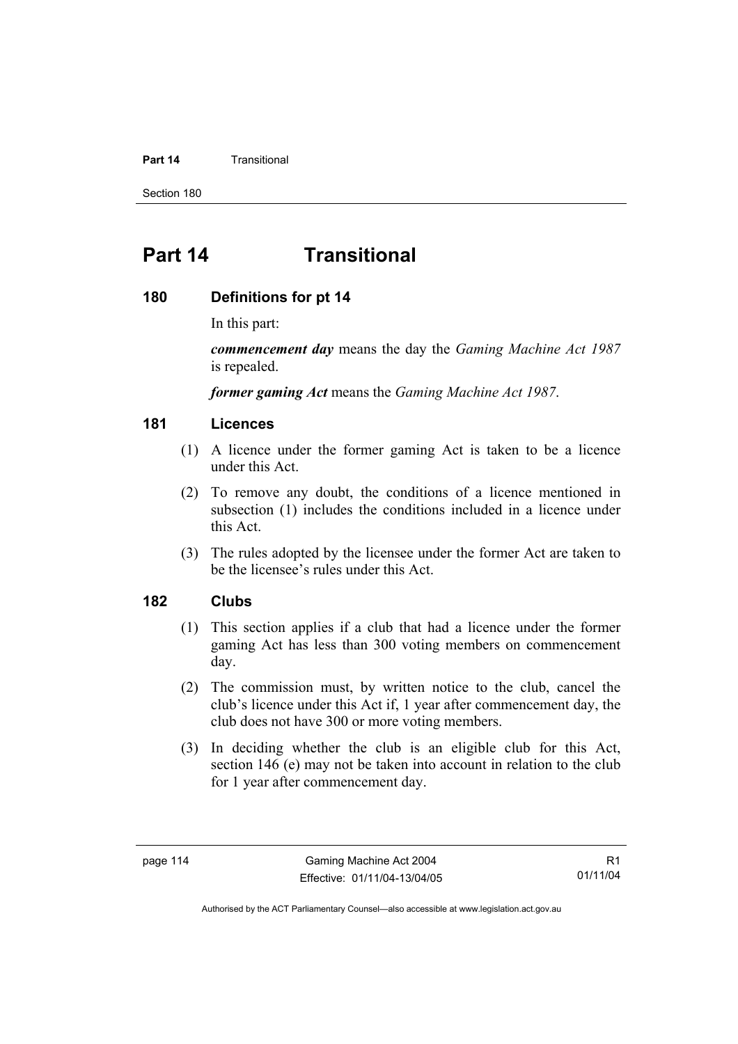# Part 14 Transitional

## 180 Definitions for pt 14

In this part:

***commencement day*** means the day the *Gaming Machine Act 1987* is repealed.

***former gaming Act*** means the *Gaming Machine Act 1987*.

## 181 Licences

(1) A licence under the former gaming Act is taken to be a licence under this Act.

(2) To remove any doubt, the conditions of a licence mentioned in subsection (1) includes the conditions included in a licence under this Act.

(3) The rules adopted by the licensee under the former Act are taken to be the licensee's rules under this Act.

## 182 Clubs

(1) This section applies if a club that had a licence under the former gaming Act has less than 300 voting members on commencement day.

(2) The commission must, by written notice to the club, cancel the club's licence under this Act if, 1 year after commencement day, the club does not have 300 or more voting members.

(3) In deciding whether the club is an eligible club for this Act, section 146 (e) may not be taken into account in relation to the club for 1 year after commencement day.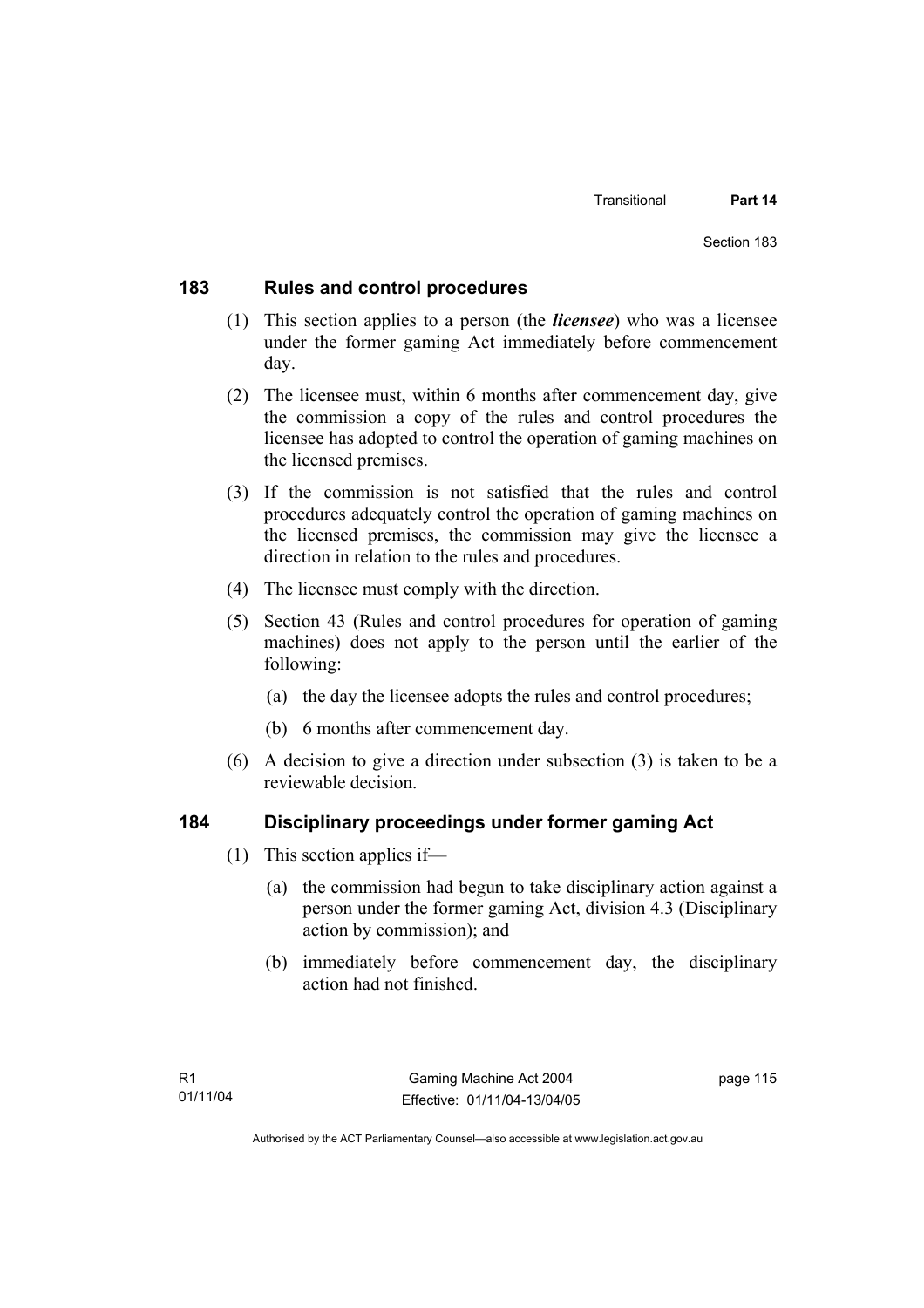## 183 Rules and control procedures

(1) This section applies to a person (the ***licensee***) who was a licensee under the former gaming Act immediately before commencement day.

(2) The licensee must, within 6 months after commencement day, give the commission a copy of the rules and control procedures the licensee has adopted to control the operation of gaming machines on the licensed premises.

(3) If the commission is not satisfied that the rules and control procedures adequately control the operation of gaming machines on the licensed premises, the commission may give the licensee a direction in relation to the rules and procedures.

(4) The licensee must comply with the direction.

(5) Section 43 (Rules and control procedures for operation of gaming machines) does not apply to the person until the earlier of the following:

- (a) the day the licensee adopts the rules and control procedures;
- (b) 6 months after commencement day.

(6) A decision to give a direction under subsection (3) is taken to be a reviewable decision.

## 184 Disciplinary proceedings under former gaming Act

(1) This section applies if—

- (a) the commission had begun to take disciplinary action against a person under the former gaming Act, division 4.3 (Disciplinary action by commission); and
- (b) immediately before commencement day, the disciplinary action had not finished.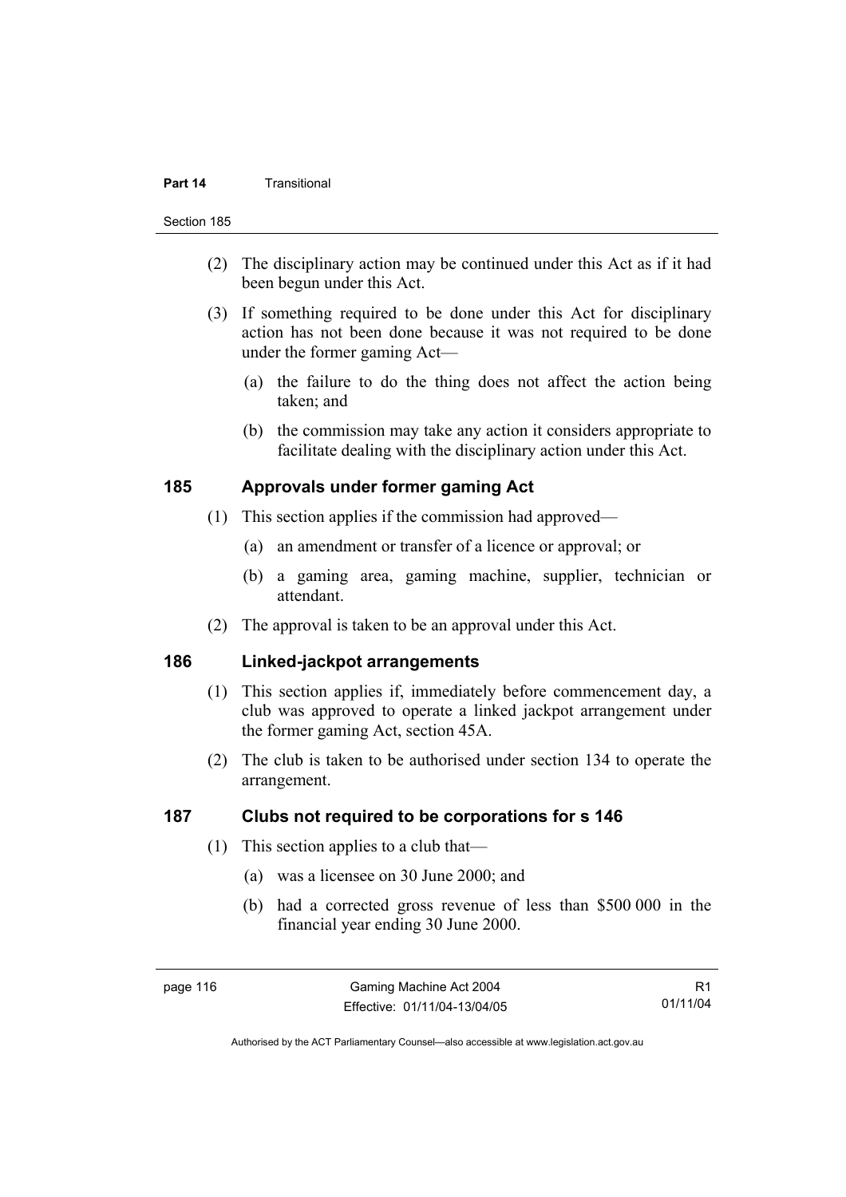(2) The disciplinary action may be continued under this Act as if it had been begun under this Act.

(3) If something required to be done under this Act for disciplinary action has not been done because it was not required to be done under the former gaming Act—

  (a) the failure to do the thing does not affect the action being taken; and

  (b) the commission may take any action it considers appropriate to facilitate dealing with the disciplinary action under this Act.

## 185 Approvals under former gaming Act

(1) This section applies if the commission had approved—

  (a) an amendment or transfer of a licence or approval; or

  (b) a gaming area, gaming machine, supplier, technician or attendant.

(2) The approval is taken to be an approval under this Act.

## 186 Linked-jackpot arrangements

(1) This section applies if, immediately before commencement day, a club was approved to operate a linked jackpot arrangement under the former gaming Act, section 45A.

(2) The club is taken to be authorised under section 134 to operate the arrangement.

## 187 Clubs not required to be corporations for s 146

(1) This section applies to a club that—

  (a) was a licensee on 30 June 2000; and

  (b) had a corrected gross revenue of less than \$500 000 in the financial year ending 30 June 2000.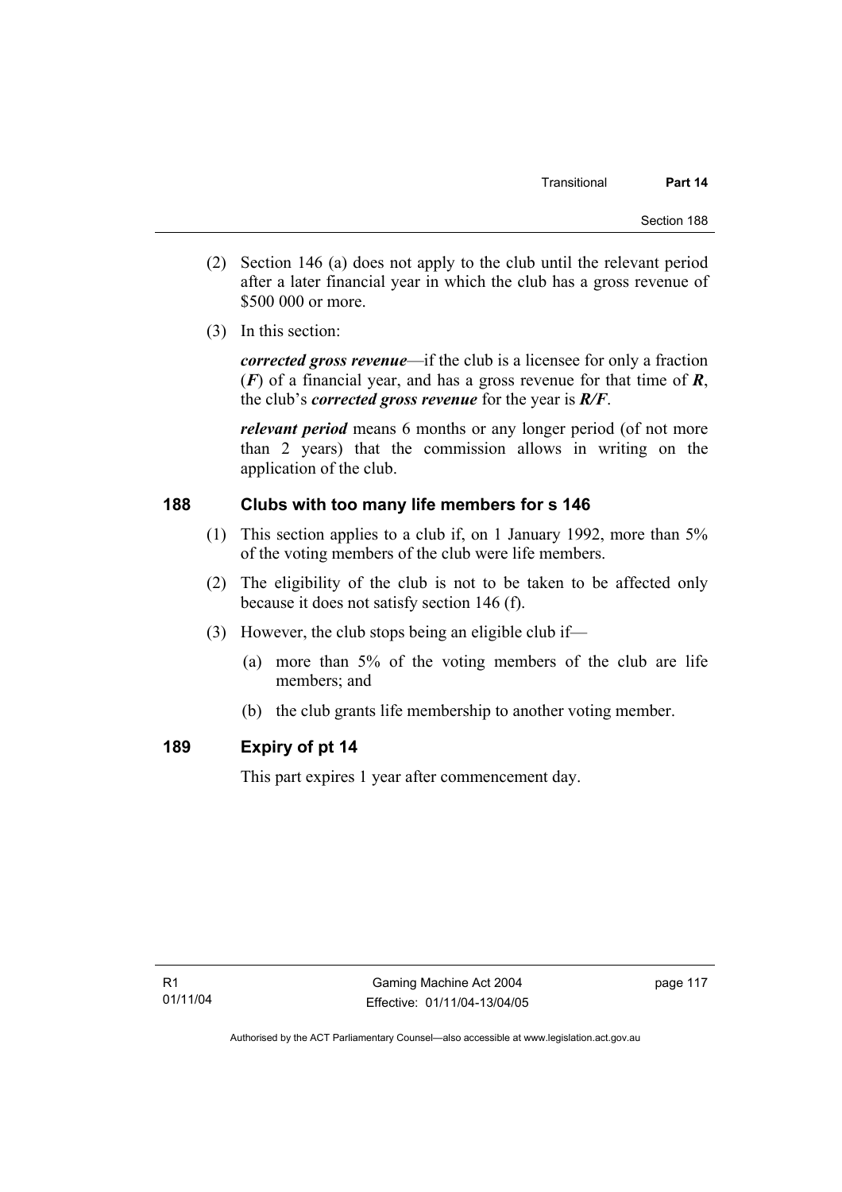(2) Section 146 (a) does not apply to the club until the relevant period after a later financial year in which the club has a gross revenue of \$500 000 or more.

(3) In this section:

***corrected gross revenue***—if the club is a licensee for only a fraction (***F***) of a financial year, and has a gross revenue for that time of ***R***, the club's ***corrected gross revenue*** for the year is ***R/F***.

***relevant period*** means 6 months or any longer period (of not more than 2 years) that the commission allows in writing on the application of the club.

## 188 Clubs with too many life members for s 146

(1) This section applies to a club if, on 1 January 1992, more than 5% of the voting members of the club were life members.

(2) The eligibility of the club is not to be taken to be affected only because it does not satisfy section 146 (f).

(3) However, the club stops being an eligible club if—

(a) more than 5% of the voting members of the club are life members; and

(b) the club grants life membership to another voting member.

## 189 Expiry of pt 14

This part expires 1 year after commencement day.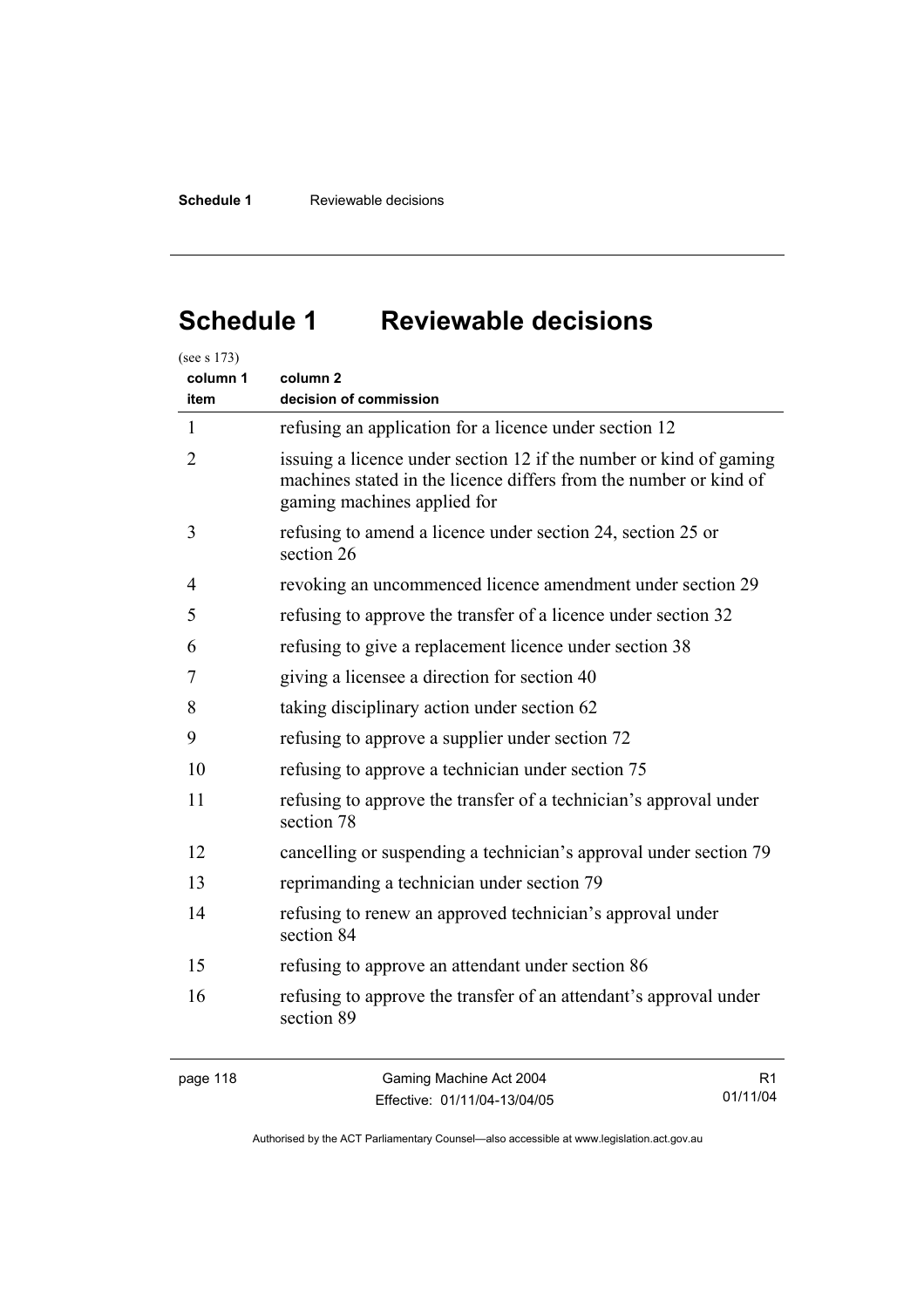# Schedule 1 Reviewable decisions

(see s 173)

| column 1 item | column 2 decision of commission |
|---|---|
| 1 | refusing an application for a licence under section 12 |
| 2 | issuing a licence under section 12 if the number or kind of gaming machines stated in the licence differs from the number or kind of gaming machines applied for |
| 3 | refusing to amend a licence under section 24, section 25 or section 26 |
| 4 | revoking an uncommenced licence amendment under section 29 |
| 5 | refusing to approve the transfer of a licence under section 32 |
| 6 | refusing to give a replacement licence under section 38 |
| 7 | giving a licensee a direction for section 40 |
| 8 | taking disciplinary action under section 62 |
| 9 | refusing to approve a supplier under section 72 |
| 10 | refusing to approve a technician under section 75 |
| 11 | refusing to approve the transfer of a technician's approval under section 78 |
| 12 | cancelling or suspending a technician's approval under section 79 |
| 13 | reprimanding a technician under section 79 |
| 14 | refusing to renew an approved technician's approval under section 84 |
| 15 | refusing to approve an attendant under section 86 |
| 16 | refusing to approve the transfer of an attendant's approval under section 89 |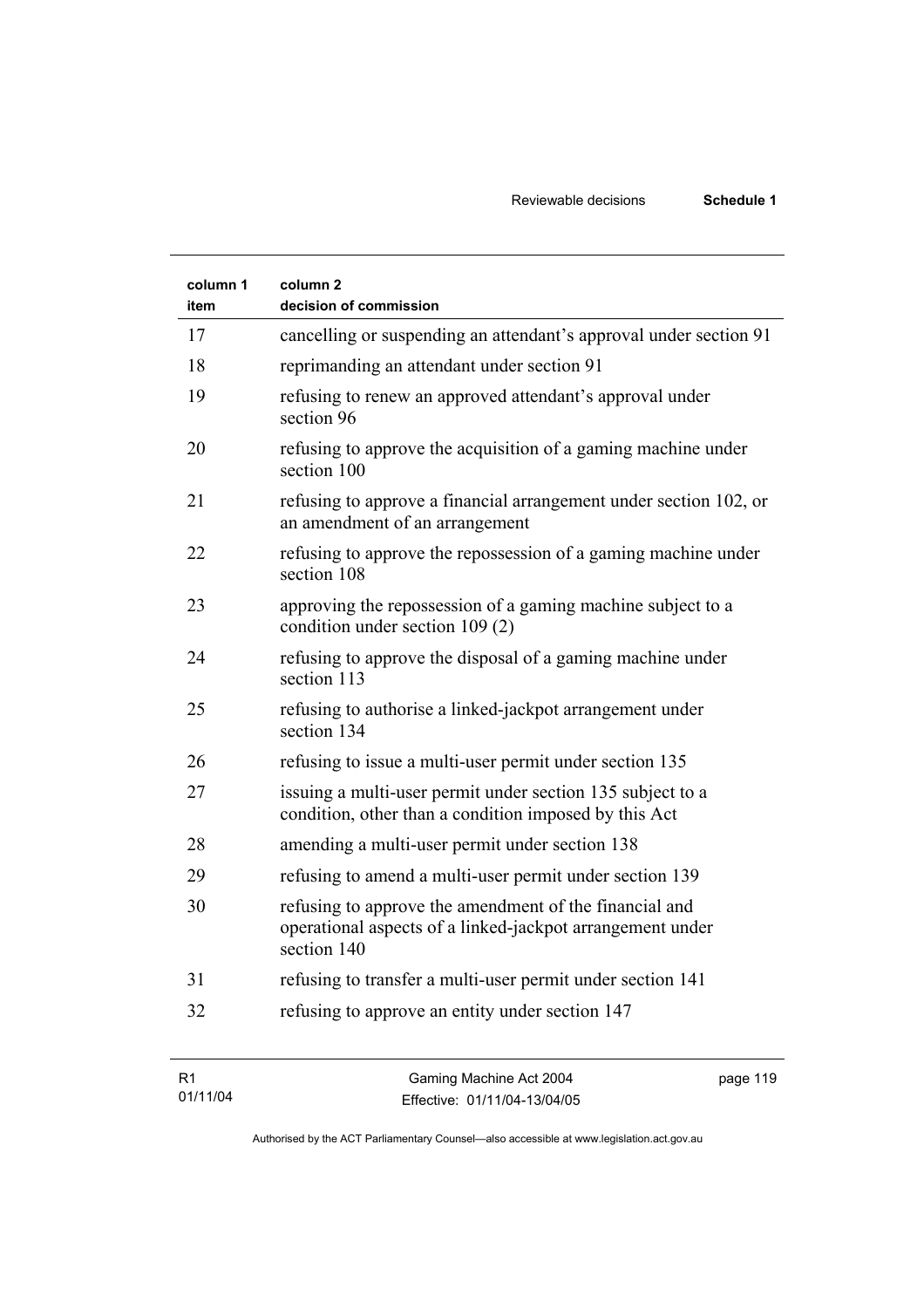| column 1 item | column 2 decision of commission |
|---|---|
| 17 | cancelling or suspending an attendant's approval under section 91 |
| 18 | reprimanding an attendant under section 91 |
| 19 | refusing to renew an approved attendant's approval under section 96 |
| 20 | refusing to approve the acquisition of a gaming machine under section 100 |
| 21 | refusing to approve a financial arrangement under section 102, or an amendment of an arrangement |
| 22 | refusing to approve the repossession of a gaming machine under section 108 |
| 23 | approving the repossession of a gaming machine subject to a condition under section 109 (2) |
| 24 | refusing to approve the disposal of a gaming machine under section 113 |
| 25 | refusing to authorise a linked-jackpot arrangement under section 134 |
| 26 | refusing to issue a multi-user permit under section 135 |
| 27 | issuing a multi-user permit under section 135 subject to a condition, other than a condition imposed by this Act |
| 28 | amending a multi-user permit under section 138 |
| 29 | refusing to amend a multi-user permit under section 139 |
| 30 | refusing to approve the amendment of the financial and operational aspects of a linked-jackpot arrangement under section 140 |
| 31 | refusing to transfer a multi-user permit under section 141 |
| 32 | refusing to approve an entity under section 147 |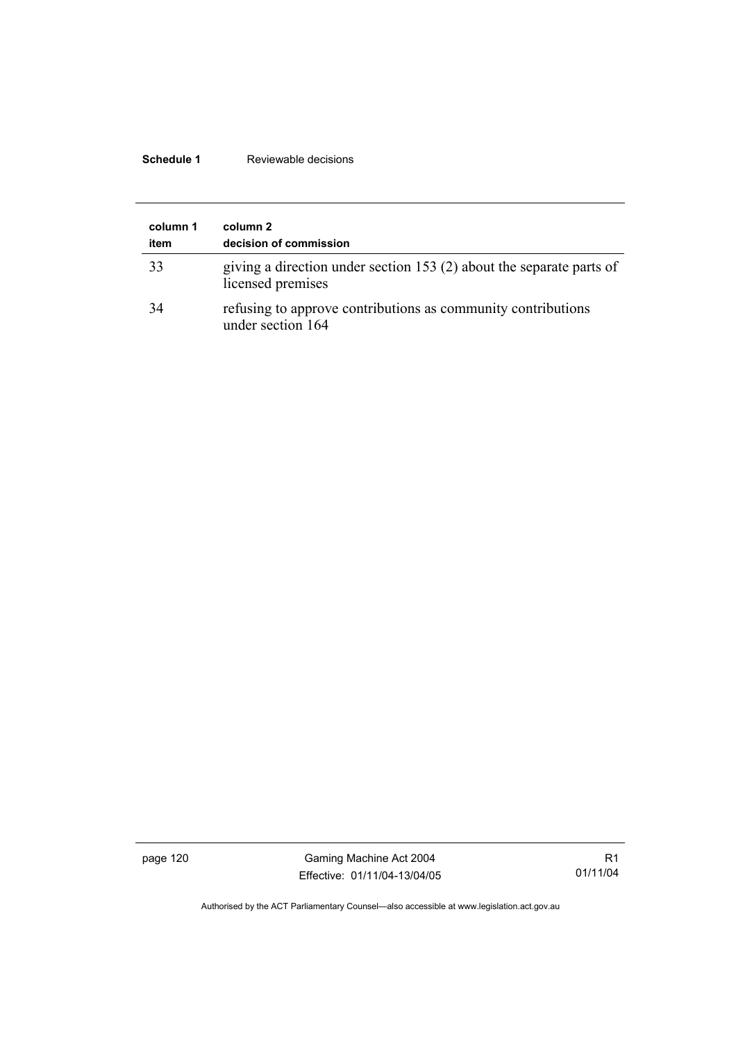| column 1 item | column 2 decision of commission |
|---|---|
| 33 | giving a direction under section 153 (2) about the separate parts of licensed premises |
| 34 | refusing to approve contributions as community contributions under section 164 |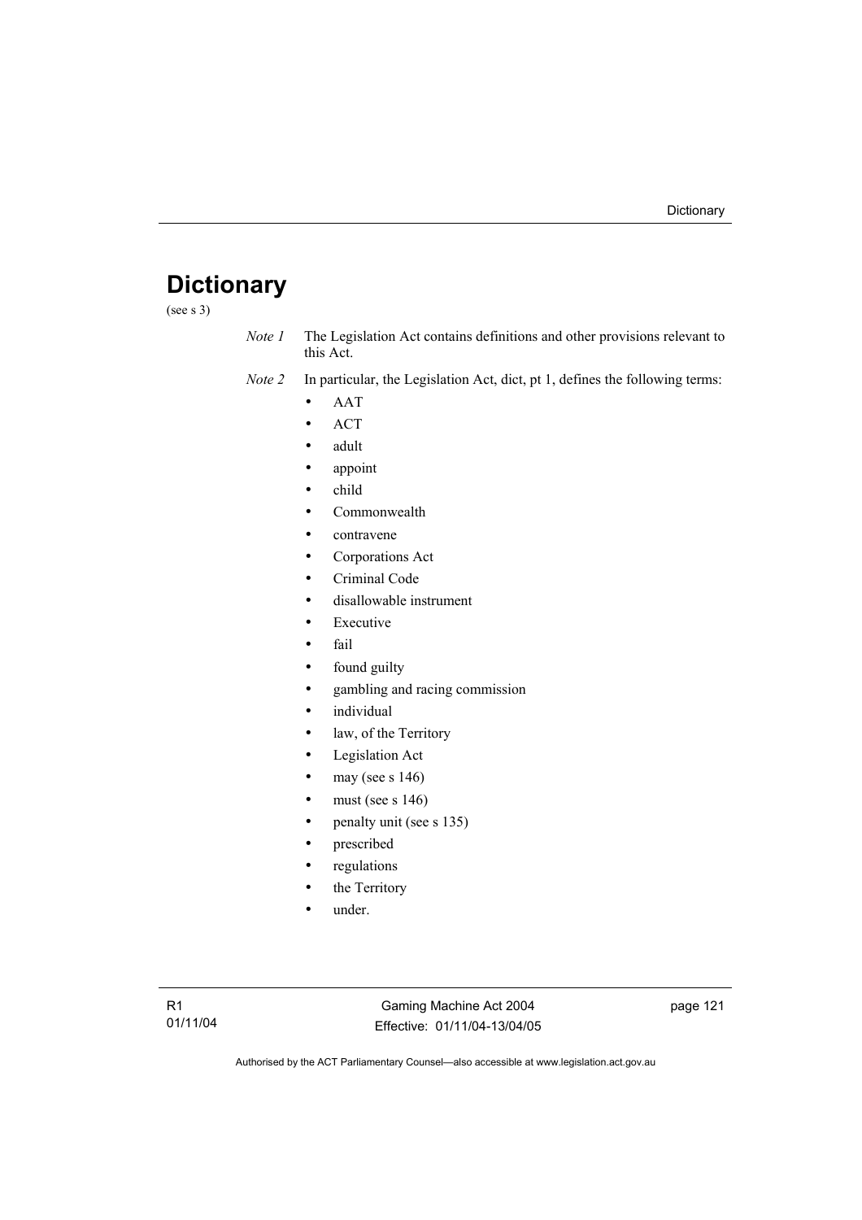# Dictionary

(see s 3)

*Note 1* The Legislation Act contains definitions and other provisions relevant to this Act.

*Note 2* In particular, the Legislation Act, dict, pt 1, defines the following terms:

- AAT
- ACT
- adult
- appoint
- child
- Commonwealth
- contravene
- Corporations Act
- Criminal Code
- disallowable instrument
- Executive
- fail
- found guilty
- gambling and racing commission
- individual
- law, of the Territory
- Legislation Act
- may (see s 146)
- must (see s 146)
- penalty unit (see s 135)
- prescribed
- regulations
- the Territory
- under.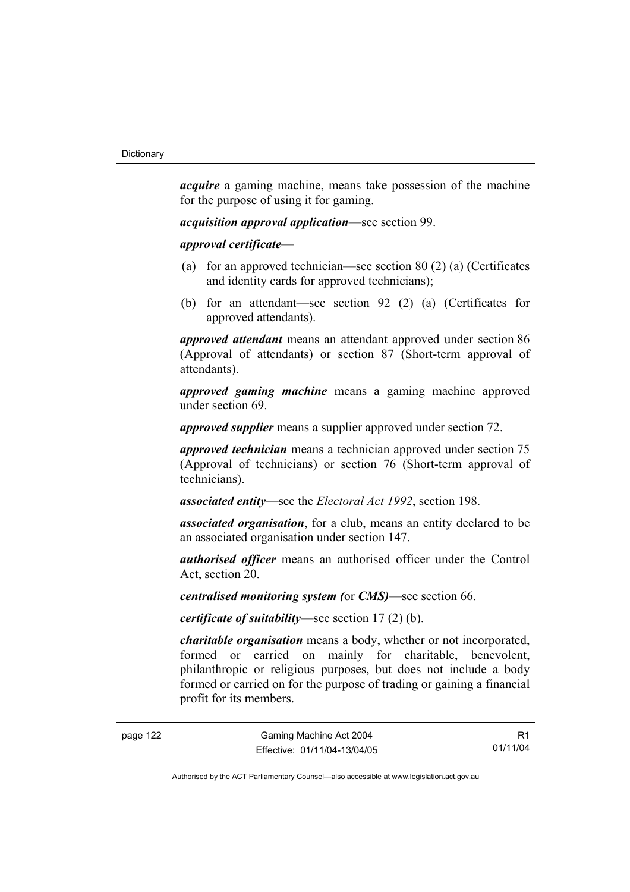***acquire*** a gaming machine, means take possession of the machine for the purpose of using it for gaming.

***acquisition approval application***—see section 99.

***approval certificate***—

(a) for an approved technician—see section 80 (2) (a) (Certificates and identity cards for approved technicians);

(b) for an attendant—see section 92 (2) (a) (Certificates for approved attendants).

***approved attendant*** means an attendant approved under section 86 (Approval of attendants) or section 87 (Short-term approval of attendants).

***approved gaming machine*** means a gaming machine approved under section 69.

***approved supplier*** means a supplier approved under section 72.

***approved technician*** means a technician approved under section 75 (Approval of technicians) or section 76 (Short-term approval of technicians).

***associated entity***—see the *Electoral Act 1992*, section 198.

***associated organisation***, for a club, means an entity declared to be an associated organisation under section 147.

***authorised officer*** means an authorised officer under the Control Act, section 20.

***centralised monitoring system (*****or *****CMS)***—see section 66.

***certificate of suitability***—see section 17 (2) (b).

***charitable organisation*** means a body, whether or not incorporated, formed or carried on mainly for charitable, benevolent, philanthropic or religious purposes, but does not include a body formed or carried on for the purpose of trading or gaining a financial profit for its members.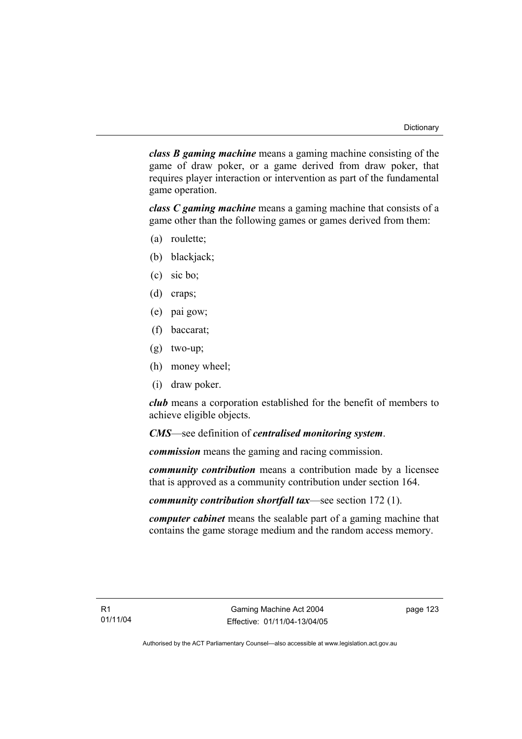***class B gaming machine*** means a gaming machine consisting of the game of draw poker, or a game derived from draw poker, that requires player interaction or intervention as part of the fundamental game operation.

***class C gaming machine*** means a gaming machine that consists of a game other than the following games or games derived from them:

(a) roulette;

(b) blackjack;

(c) sic bo;

(d) craps;

(e) pai gow;

(f) baccarat;

(g) two-up;

(h) money wheel;

(i) draw poker.

***club*** means a corporation established for the benefit of members to achieve eligible objects.

***CMS***—see definition of ***centralised monitoring system***.

***commission*** means the gaming and racing commission.

***community contribution*** means a contribution made by a licensee that is approved as a community contribution under section 164.

***community contribution shortfall tax***—see section 172 (1).

***computer cabinet*** means the sealable part of a gaming machine that contains the game storage medium and the random access memory.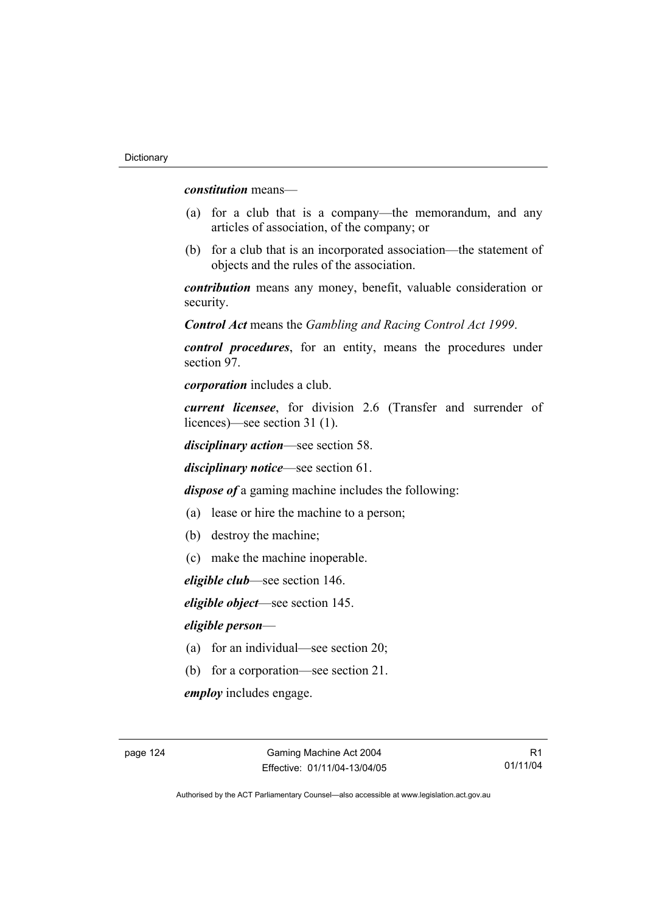***constitution*** means—

(a) for a club that is a company—the memorandum, and any articles of association, of the company; or

(b) for a club that is an incorporated association—the statement of objects and the rules of the association.

***contribution*** means any money, benefit, valuable consideration or security.

***Control Act*** means the *Gambling and Racing Control Act 1999*.

***control procedures***, for an entity, means the procedures under section 97.

***corporation*** includes a club.

***current licensee***, for division 2.6 (Transfer and surrender of licences)—see section 31 (1).

***disciplinary action***—see section 58.

***disciplinary notice***—see section 61.

***dispose of*** a gaming machine includes the following:

(a) lease or hire the machine to a person;

(b) destroy the machine;

(c) make the machine inoperable.

***eligible club***—see section 146.

***eligible object***—see section 145.

***eligible person***—

(a) for an individual—see section 20;

(b) for a corporation—see section 21.

***employ*** includes engage.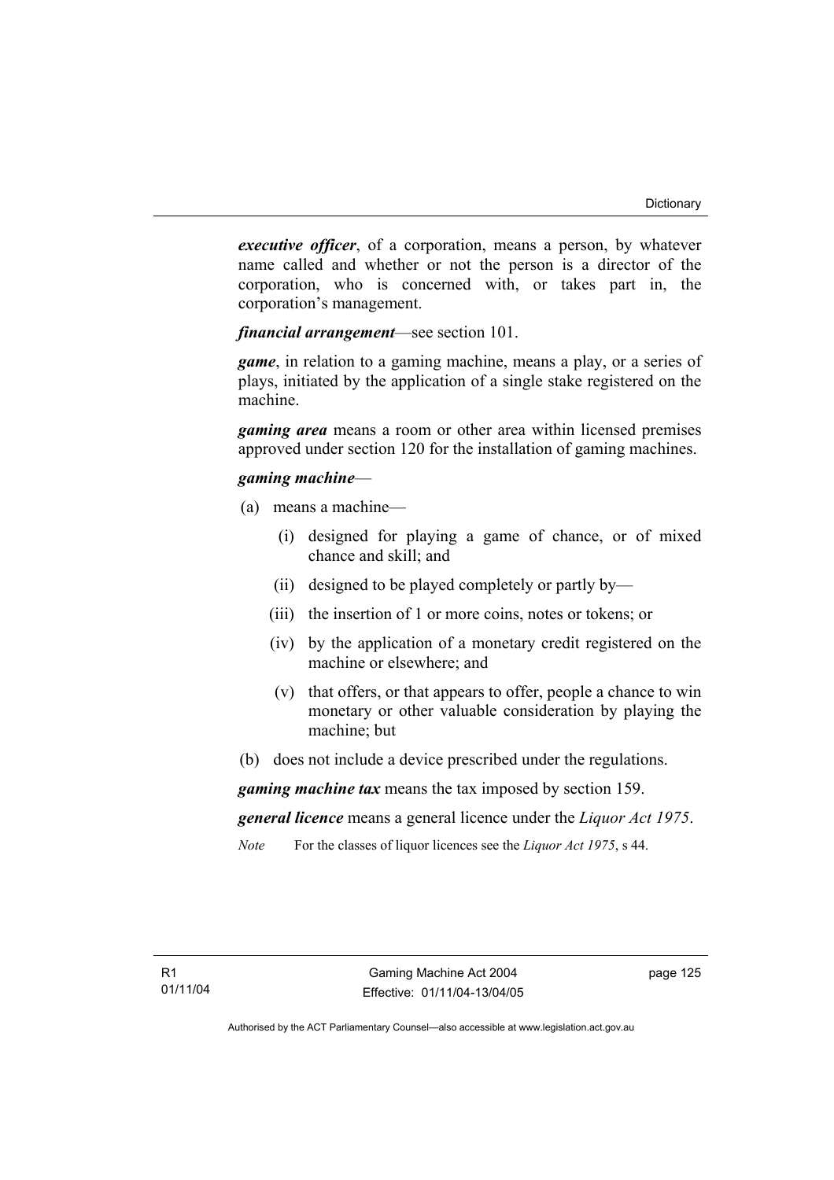***executive officer***, of a corporation, means a person, by whatever name called and whether or not the person is a director of the corporation, who is concerned with, or takes part in, the corporation's management.

***financial arrangement***—see section 101.

***game***, in relation to a gaming machine, means a play, or a series of plays, initiated by the application of a single stake registered on the machine.

***gaming area*** means a room or other area within licensed premises approved under section 120 for the installation of gaming machines.

***gaming machine***—

(a) means a machine—

  (i) designed for playing a game of chance, or of mixed chance and skill; and

  (ii) designed to be played completely or partly by—

  (iii) the insertion of 1 or more coins, notes or tokens; or

  (iv) by the application of a monetary credit registered on the machine or elsewhere; and

  (v) that offers, or that appears to offer, people a chance to win monetary or other valuable consideration by playing the machine; but

(b) does not include a device prescribed under the regulations.

***gaming machine tax*** means the tax imposed by section 159.

***general licence*** means a general licence under the *Liquor Act 1975*.

*Note* For the classes of liquor licences see the *Liquor Act 1975*, s 44.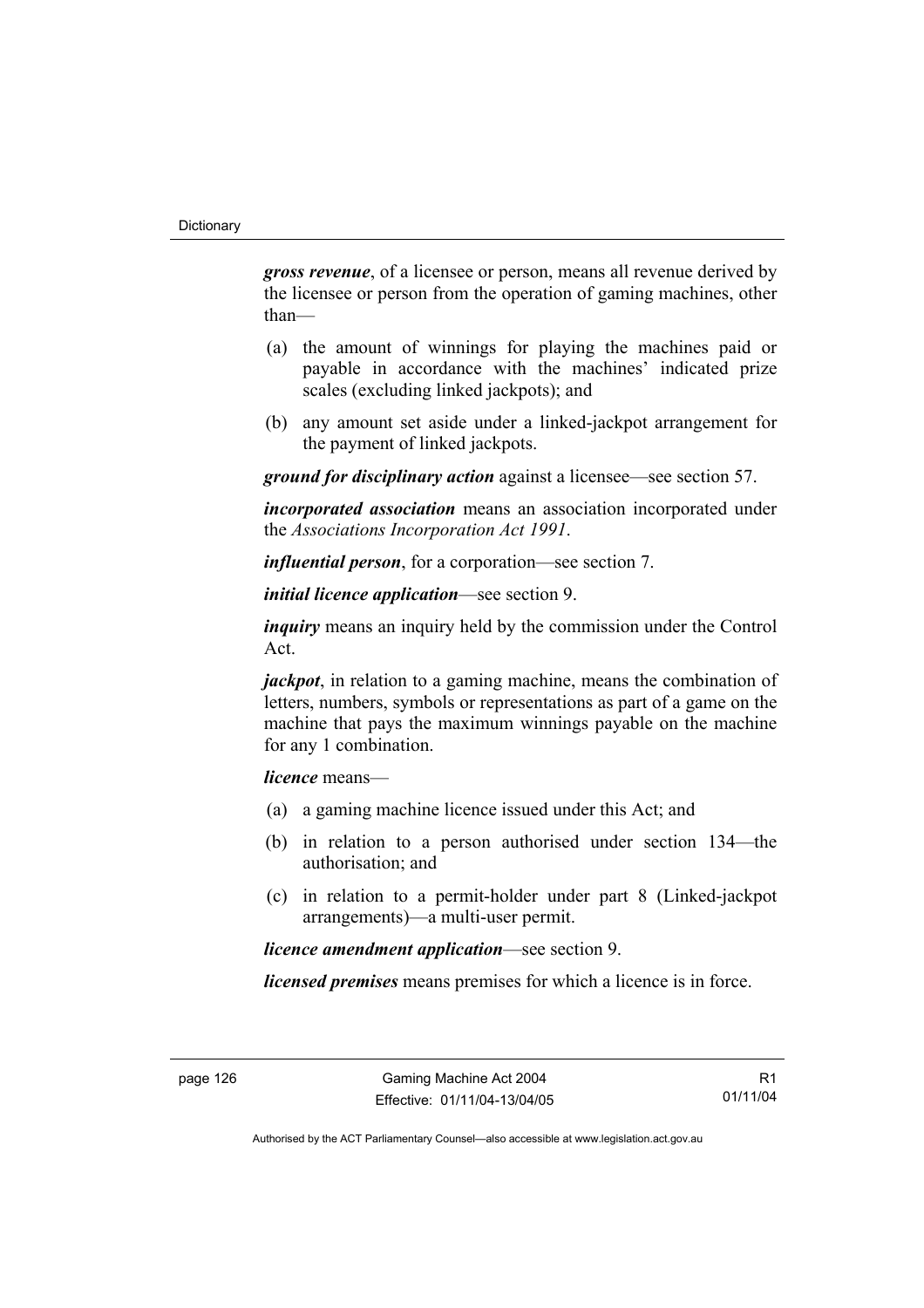***gross revenue***, of a licensee or person, means all revenue derived by the licensee or person from the operation of gaming machines, other than—

(a) the amount of winnings for playing the machines paid or payable in accordance with the machines' indicated prize scales (excluding linked jackpots); and

(b) any amount set aside under a linked-jackpot arrangement for the payment of linked jackpots.

***ground for disciplinary action*** against a licensee—see section 57.

***incorporated association*** means an association incorporated under the *Associations Incorporation Act 1991*.

***influential person***, for a corporation—see section 7.

***initial licence application***—see section 9.

***inquiry*** means an inquiry held by the commission under the Control Act.

***jackpot***, in relation to a gaming machine, means the combination of letters, numbers, symbols or representations as part of a game on the machine that pays the maximum winnings payable on the machine for any 1 combination.

***licence*** means—

(a) a gaming machine licence issued under this Act; and

(b) in relation to a person authorised under section 134—the authorisation; and

(c) in relation to a permit-holder under part 8 (Linked-jackpot arrangements)—a multi-user permit.

***licence amendment application***—see section 9.

***licensed premises*** means premises for which a licence is in force.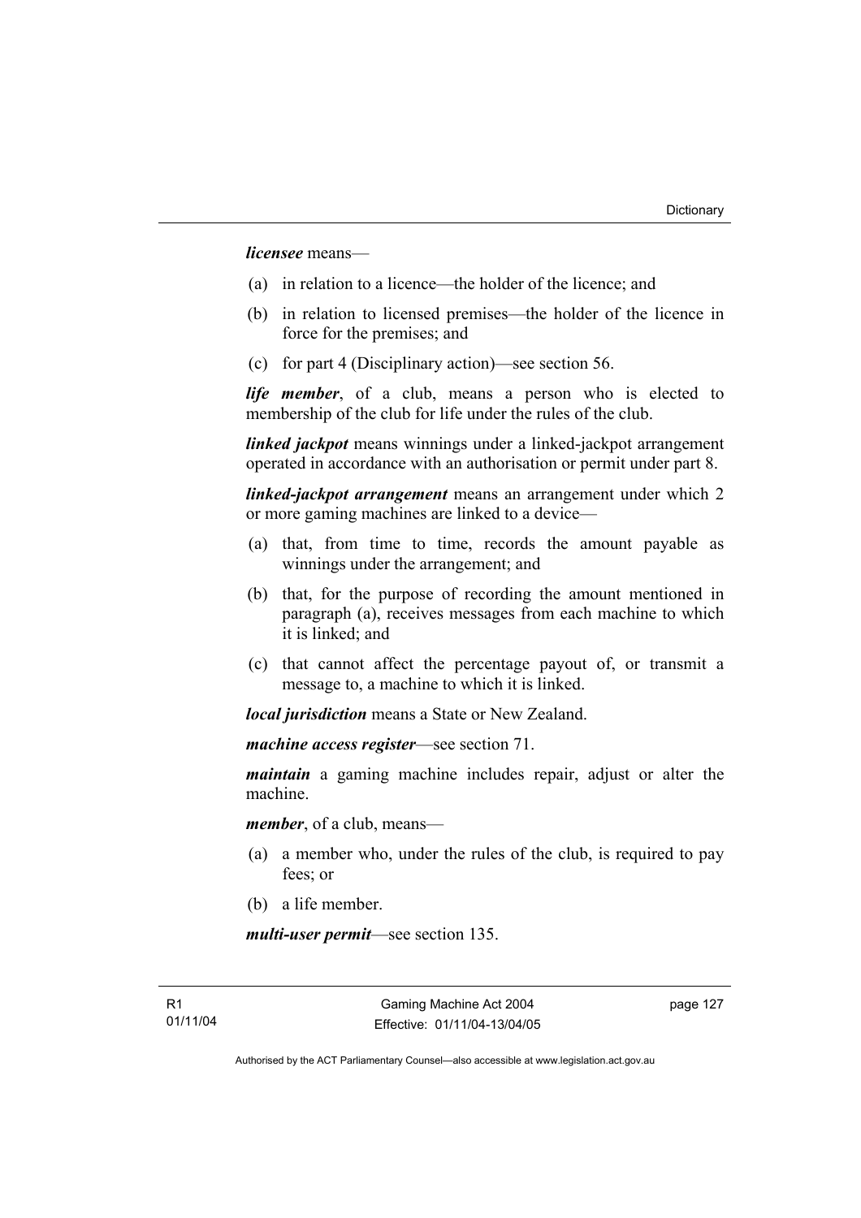***licensee*** means—

(a) in relation to a licence—the holder of the licence; and

(b) in relation to licensed premises—the holder of the licence in force for the premises; and

(c) for part 4 (Disciplinary action)—see section 56.

***life member***, of a club, means a person who is elected to membership of the club for life under the rules of the club.

***linked jackpot*** means winnings under a linked-jackpot arrangement operated in accordance with an authorisation or permit under part 8.

***linked-jackpot arrangement*** means an arrangement under which 2 or more gaming machines are linked to a device—

(a) that, from time to time, records the amount payable as winnings under the arrangement; and

(b) that, for the purpose of recording the amount mentioned in paragraph (a), receives messages from each machine to which it is linked; and

(c) that cannot affect the percentage payout of, or transmit a message to, a machine to which it is linked.

***local jurisdiction*** means a State or New Zealand.

***machine access register***—see section 71.

***maintain*** a gaming machine includes repair, adjust or alter the machine.

***member***, of a club, means—

(a) a member who, under the rules of the club, is required to pay fees; or

(b) a life member.

***multi-user permit***—see section 135.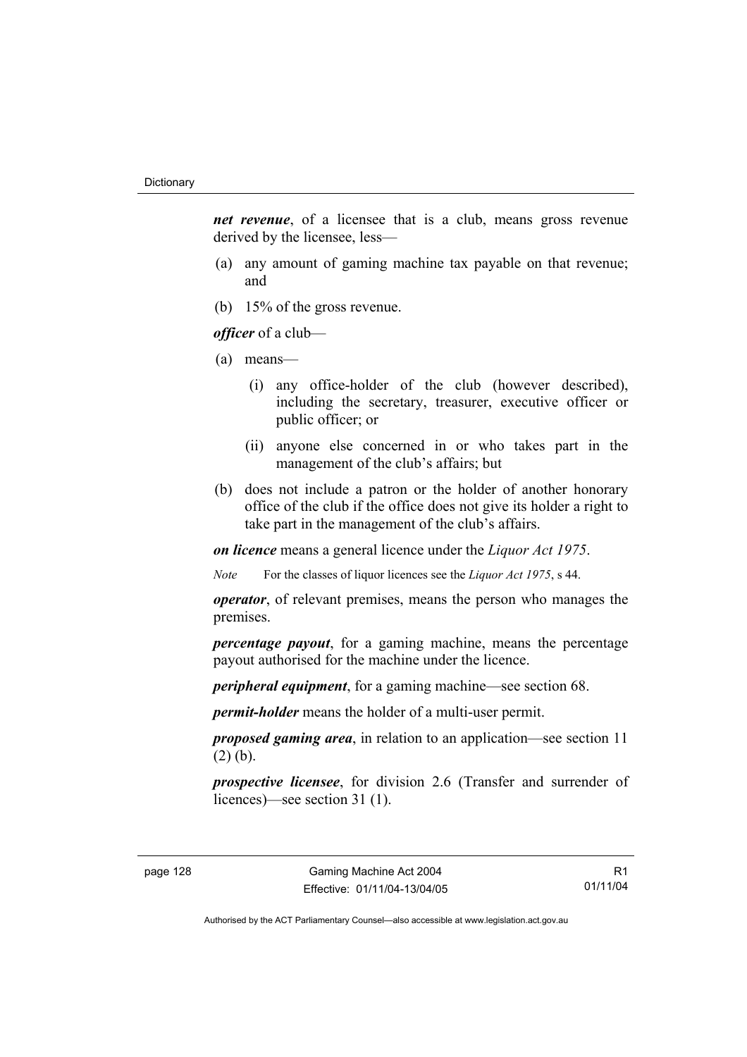***net revenue***, of a licensee that is a club, means gross revenue derived by the licensee, less—

(a) any amount of gaming machine tax payable on that revenue; and

(b) 15% of the gross revenue.

***officer*** of a club—

(a) means—

  (i) any office-holder of the club (however described), including the secretary, treasurer, executive officer or public officer; or

  (ii) anyone else concerned in or who takes part in the management of the club's affairs; but

(b) does not include a patron or the holder of another honorary office of the club if the office does not give its holder a right to take part in the management of the club's affairs.

***on licence*** means a general licence under the *Liquor Act 1975*.

*Note* For the classes of liquor licences see the *Liquor Act 1975*, s 44.

***operator***, of relevant premises, means the person who manages the premises.

***percentage payout***, for a gaming machine, means the percentage payout authorised for the machine under the licence.

***peripheral equipment***, for a gaming machine—see section 68.

***permit-holder*** means the holder of a multi-user permit.

***proposed gaming area***, in relation to an application—see section 11 (2) (b).

***prospective licensee***, for division 2.6 (Transfer and surrender of licences)—see section 31 (1).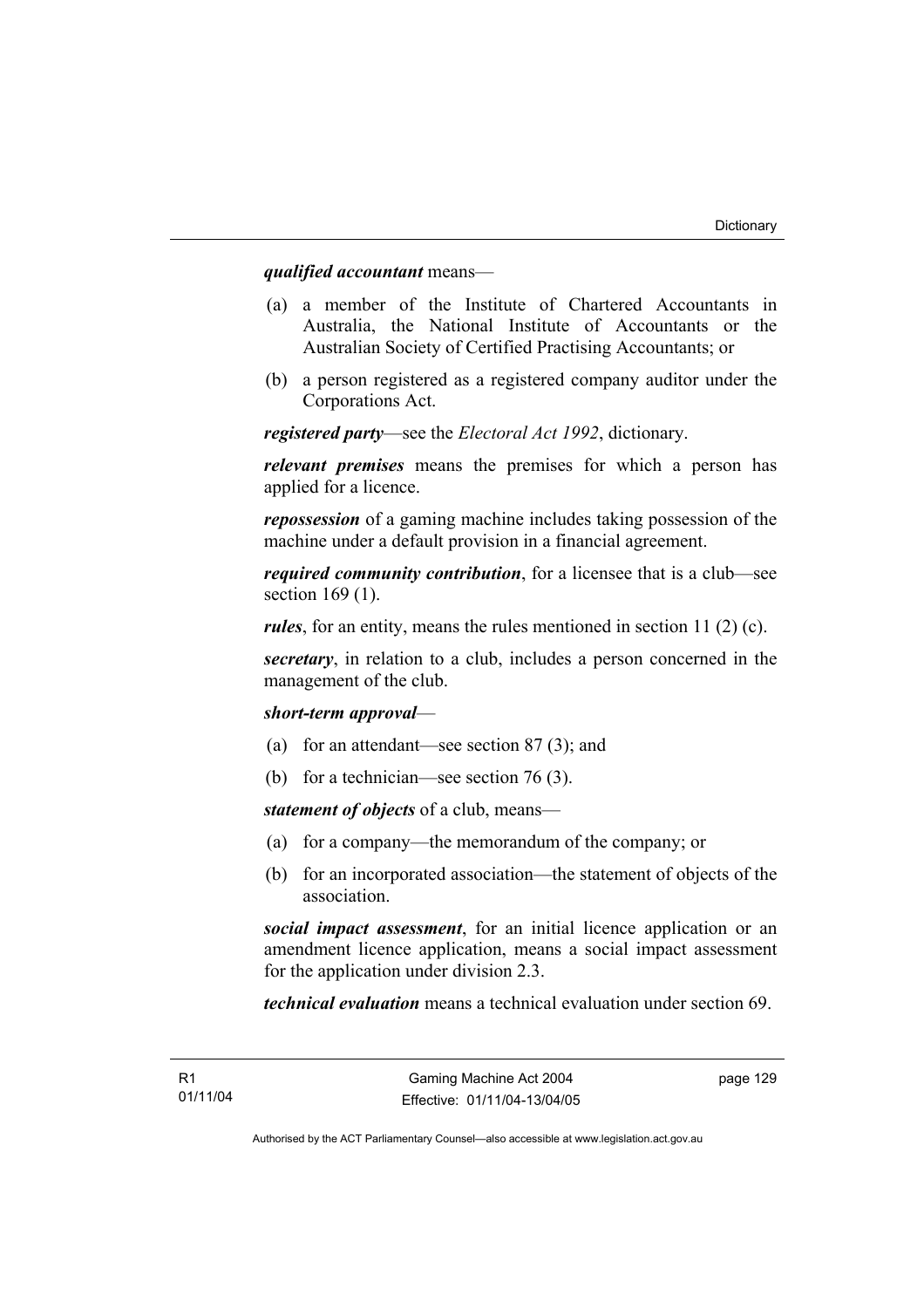***qualified accountant*** means—

(a) a member of the Institute of Chartered Accountants in Australia, the National Institute of Accountants or the Australian Society of Certified Practising Accountants; or

(b) a person registered as a registered company auditor under the Corporations Act.

***registered party***—see the *Electoral Act 1992*, dictionary.

***relevant premises*** means the premises for which a person has applied for a licence.

***repossession*** of a gaming machine includes taking possession of the machine under a default provision in a financial agreement.

***required community contribution***, for a licensee that is a club—see section 169 (1).

***rules***, for an entity, means the rules mentioned in section 11 (2) (c).

***secretary***, in relation to a club, includes a person concerned in the management of the club.

***short-term approval***—

(a) for an attendant—see section 87 (3); and

(b) for a technician—see section 76 (3).

***statement of objects*** of a club, means—

(a) for a company—the memorandum of the company; or

(b) for an incorporated association—the statement of objects of the association.

***social impact assessment***, for an initial licence application or an amendment licence application, means a social impact assessment for the application under division 2.3.

***technical evaluation*** means a technical evaluation under section 69.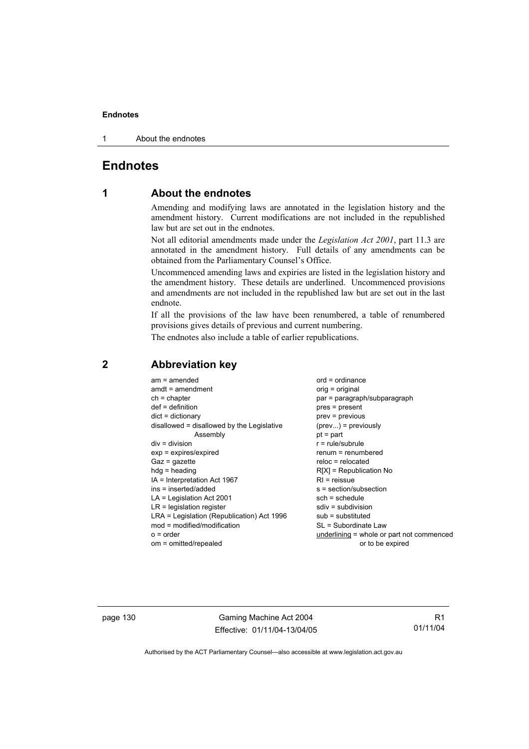# Endnotes

## 1 About the endnotes

Amending and modifying laws are annotated in the legislation history and the amendment history. Current modifications are not included in the republished law but are set out in the endnotes.

Not all editorial amendments made under the *Legislation Act 2001*, part 11.3 are annotated in the amendment history. Full details of any amendments can be obtained from the Parliamentary Counsel's Office.

Uncommenced amending laws and expiries are listed in the legislation history and the amendment history. These details are underlined. Uncommenced provisions and amendments are not included in the republished law but are set out in the last endnote.

If all the provisions of the law have been renumbered, a table of renumbered provisions gives details of previous and current numbering.

The endnotes also include a table of earlier republications.

## 2 Abbreviation key

am = amended
amdt = amendment
ch = chapter
def = definition
dict = dictionary
disallowed = disallowed by the Legislative Assembly
div = division
exp = expires/expired
Gaz = gazette
hdg = heading
IA = Interpretation Act 1967
ins = inserted/added
LA = Legislation Act 2001
LR = legislation register
LRA = Legislation (Republication) Act 1996
mod = modified/modification
o = order
om = omitted/repealed
ord = ordinance
orig = original
par = paragraph/subparagraph
pres = present
prev = previous
(prev...) = previously
pt = part
r = rule/subrule
renum = renumbered
reloc = relocated
R[X] = Republication No
RI = reissue
s = section/subsection
sch = schedule
sdiv = subdivision
sub = substituted
SL = Subordinate Law
underlining = whole or part not commenced or to be expired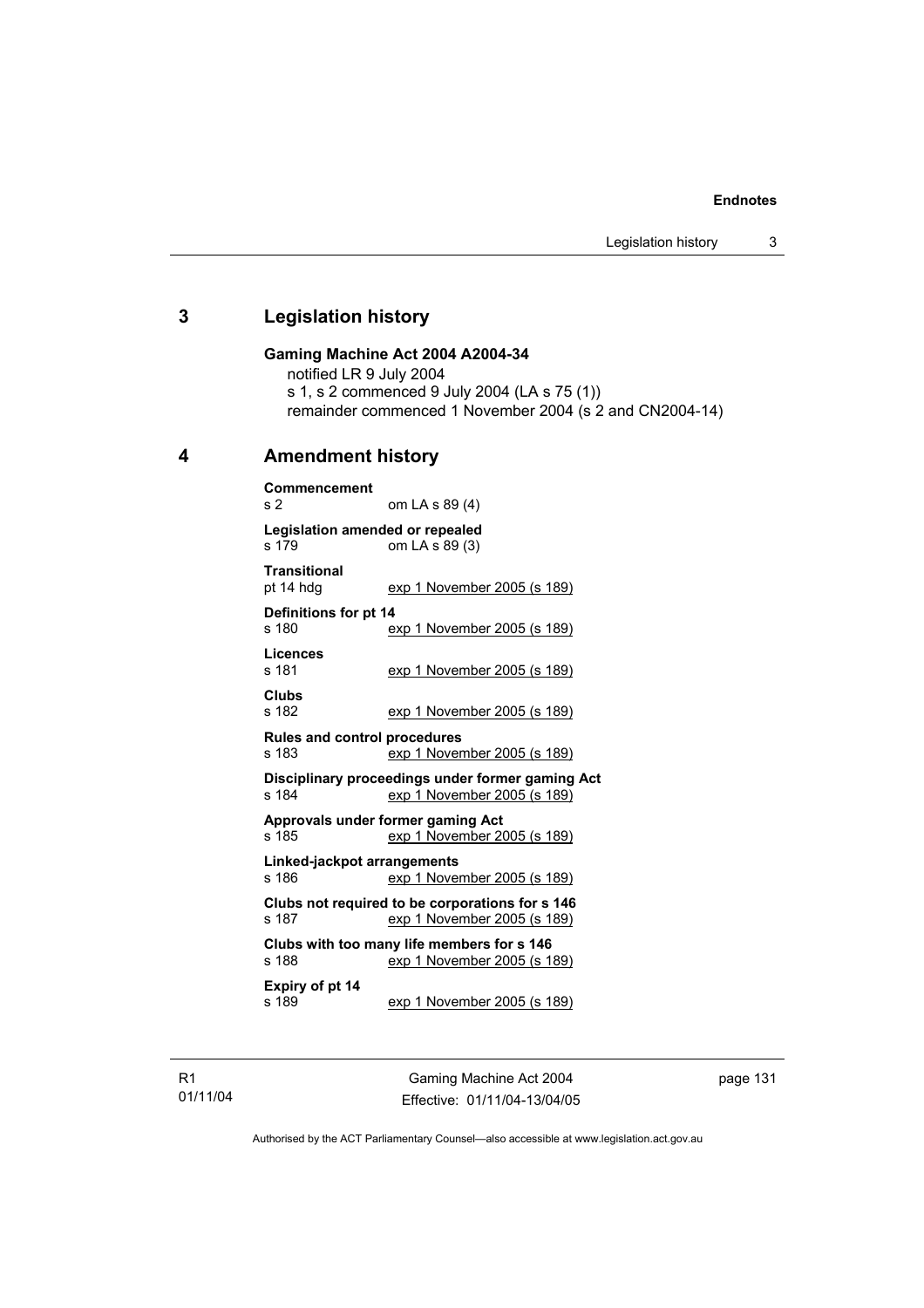## 3 Legislation history

**Gaming Machine Act 2004 A2004-34**

notified LR 9 July 2004

s 1, s 2 commenced 9 July 2004 (LA s 75 (1))

remainder commenced 1 November 2004 (s 2 and CN2004-14)

## 4 Amendment history

**Commencement**

s 2 om LA s 89 (4)

**Legislation amended or repealed**

s 179 om LA s 89 (3)

**Transitional**

pt 14 hdg exp 1 November 2005 (s 189)

**Definitions for pt 14**

s 180 exp 1 November 2005 (s 189)

**Licences**

s 181 exp 1 November 2005 (s 189)

**Clubs**

s 182 exp 1 November 2005 (s 189)

**Rules and control procedures**

s 183 exp 1 November 2005 (s 189)

**Disciplinary proceedings under former gaming Act**

s 184 exp 1 November 2005 (s 189)

**Approvals under former gaming Act**

s 185 exp 1 November 2005 (s 189)

**Linked-jackpot arrangements**

s 186 exp 1 November 2005 (s 189)

**Clubs not required to be corporations for s 146**

s 187 exp 1 November 2005 (s 189)

**Clubs with too many life members for s 146**

s 188 exp 1 November 2005 (s 189)

**Expiry of pt 14**

s 189 exp 1 November 2005 (s 189)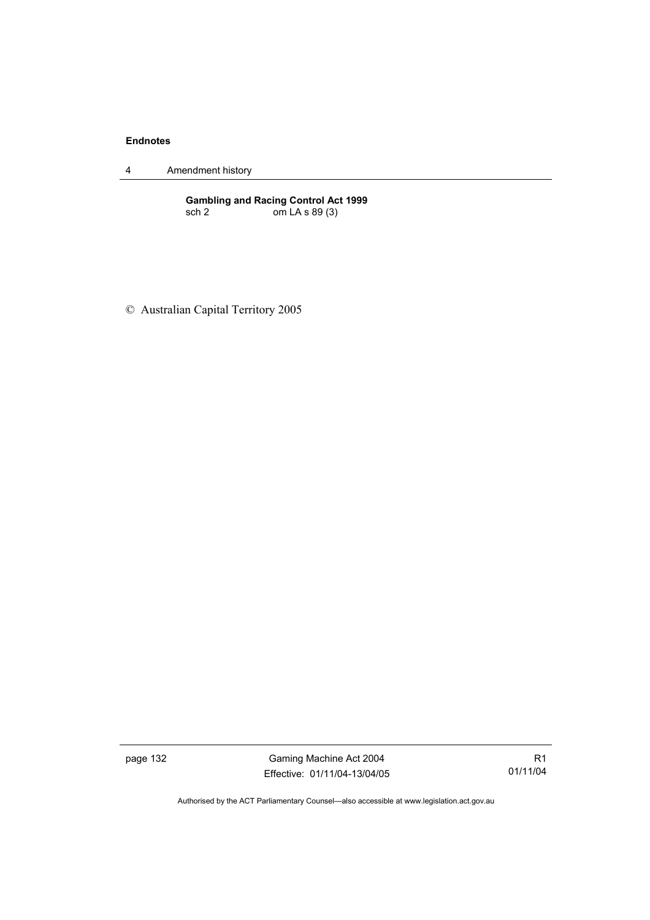**Gambling and Racing Control Act 1999**

sch 2 om LA s 89 (3)

© Australian Capital Territory 2005